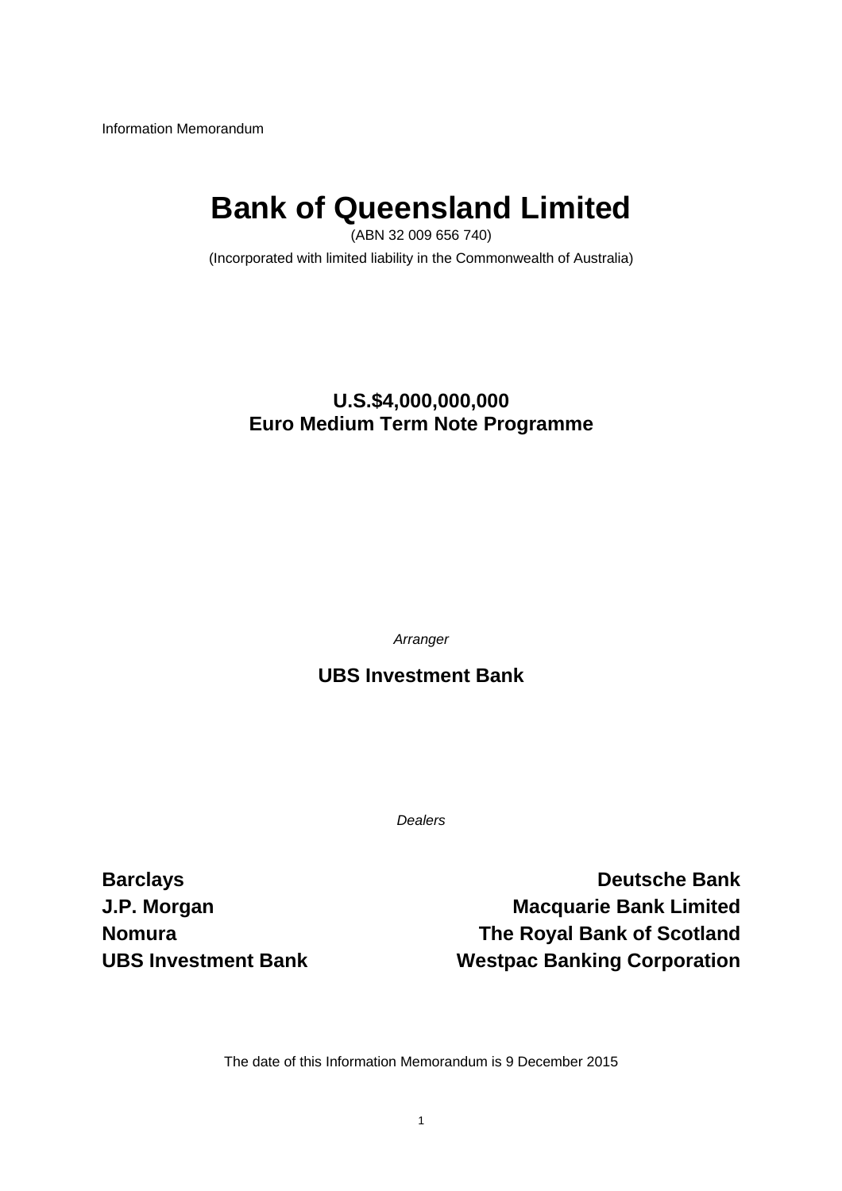Information Memorandum

# Bank of Queensland Limited

(ABN 32 009 656 740)

(Incorporated with limited liability in the Commonwealth of Australia)

## U.S.$4,000,000,000
## Euro Medium Term Note Programme

*Arranger*

**UBS Investment Bank**

*Dealers*

**Barclays**
**Deutsche Bank**
**J.P. Morgan**
**Macquarie Bank Limited**
**Nomura**
**The Royal Bank of Scotland**
**UBS Investment Bank**
**Westpac Banking Corporation**

The date of this Information Memorandum is 9 December 2015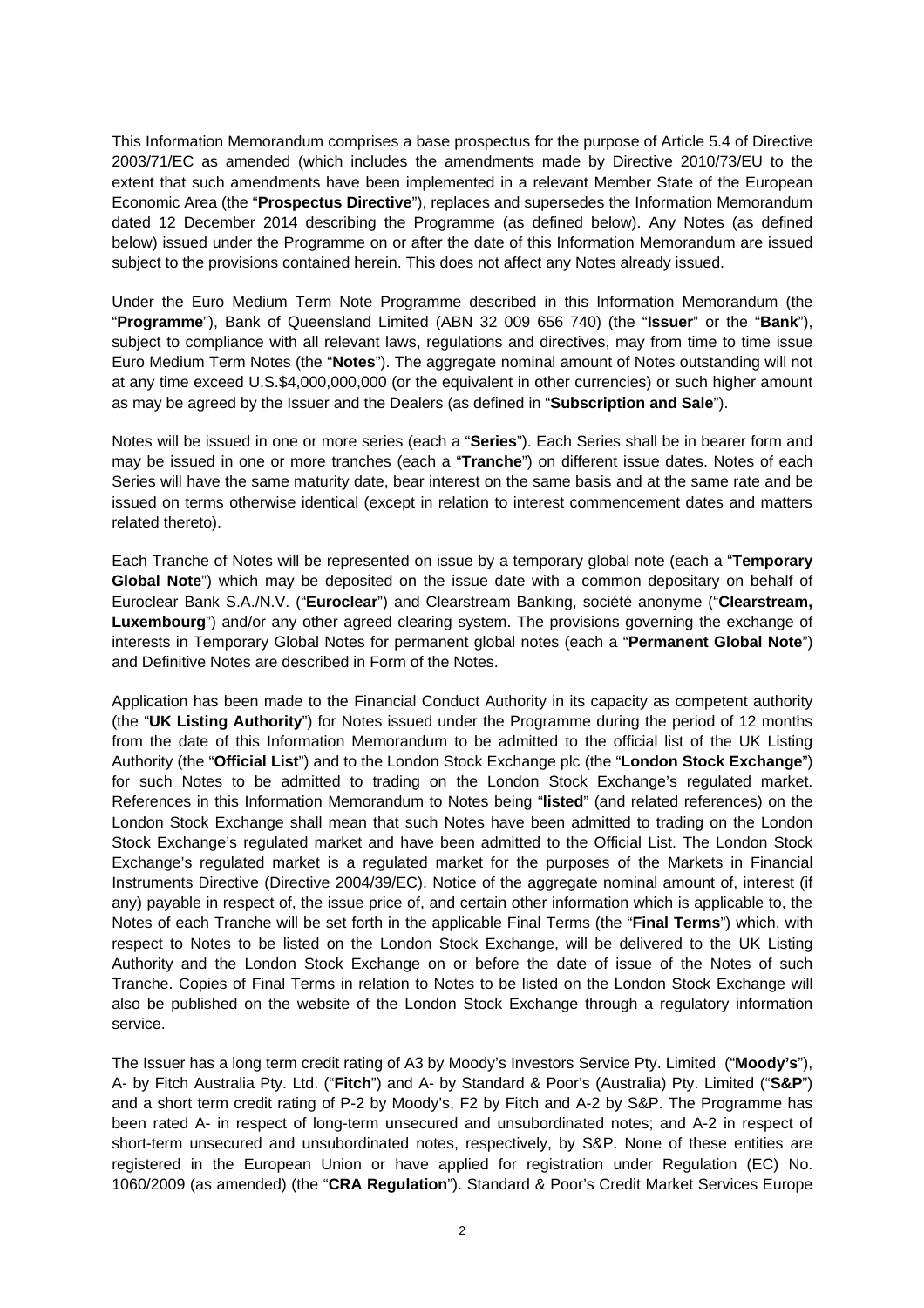This Information Memorandum comprises a base prospectus for the purpose of Article 5.4 of Directive 2003/71/EC as amended (which includes the amendments made by Directive 2010/73/EU to the extent that such amendments have been implemented in a relevant Member State of the European Economic Area (the "**Prospectus Directive**"), replaces and supersedes the Information Memorandum dated 12 December 2014 describing the Programme (as defined below). Any Notes (as defined below) issued under the Programme on or after the date of this Information Memorandum are issued subject to the provisions contained herein. This does not affect any Notes already issued.

Under the Euro Medium Term Note Programme described in this Information Memorandum (the "**Programme**"), Bank of Queensland Limited (ABN 32 009 656 740) (the "**Issuer**" or the "**Bank**"), subject to compliance with all relevant laws, regulations and directives, may from time to time issue Euro Medium Term Notes (the "**Notes**"). The aggregate nominal amount of Notes outstanding will not at any time exceed U.S.$4,000,000,000 (or the equivalent in other currencies) or such higher amount as may be agreed by the Issuer and the Dealers (as defined in "**Subscription and Sale**").

Notes will be issued in one or more series (each a "**Series**"). Each Series shall be in bearer form and may be issued in one or more tranches (each a "**Tranche**") on different issue dates. Notes of each Series will have the same maturity date, bear interest on the same basis and at the same rate and be issued on terms otherwise identical (except in relation to interest commencement dates and matters related thereto).

Each Tranche of Notes will be represented on issue by a temporary global note (each a "**Temporary Global Note**") which may be deposited on the issue date with a common depositary on behalf of Euroclear Bank S.A./N.V. ("**Euroclear**") and Clearstream Banking, société anonyme ("**Clearstream, Luxembourg**") and/or any other agreed clearing system. The provisions governing the exchange of interests in Temporary Global Notes for permanent global notes (each a "**Permanent Global Note**") and Definitive Notes are described in Form of the Notes.

Application has been made to the Financial Conduct Authority in its capacity as competent authority (the "**UK Listing Authority**") for Notes issued under the Programme during the period of 12 months from the date of this Information Memorandum to be admitted to the official list of the UK Listing Authority (the "**Official List**") and to the London Stock Exchange plc (the "**London Stock Exchange**") for such Notes to be admitted to trading on the London Stock Exchange's regulated market. References in this Information Memorandum to Notes being "**listed**" (and related references) on the London Stock Exchange shall mean that such Notes have been admitted to trading on the London Stock Exchange's regulated market and have been admitted to the Official List. The London Stock Exchange's regulated market is a regulated market for the purposes of the Markets in Financial Instruments Directive (Directive 2004/39/EC). Notice of the aggregate nominal amount of, interest (if any) payable in respect of, the issue price of, and certain other information which is applicable to, the Notes of each Tranche will be set forth in the applicable Final Terms (the "**Final Terms**") which, with respect to Notes to be listed on the London Stock Exchange, will be delivered to the UK Listing Authority and the London Stock Exchange on or before the date of issue of the Notes of such Tranche. Copies of Final Terms in relation to Notes to be listed on the London Stock Exchange will also be published on the website of the London Stock Exchange through a regulatory information service.

The Issuer has a long term credit rating of A3 by Moody's Investors Service Pty. Limited ("**Moody's**"), A- by Fitch Australia Pty. Ltd. ("**Fitch**") and A- by Standard & Poor's (Australia) Pty. Limited ("**S&P**") and a short term credit rating of P-2 by Moody's, F2 by Fitch and A-2 by S&P. The Programme has been rated A- in respect of long-term unsecured and unsubordinated notes; and A-2 in respect of short-term unsecured and unsubordinated notes, respectively, by S&P. None of these entities are registered in the European Union or have applied for registration under Regulation (EC) No. 1060/2009 (as amended) (the "**CRA Regulation**"). Standard & Poor's Credit Market Services Europe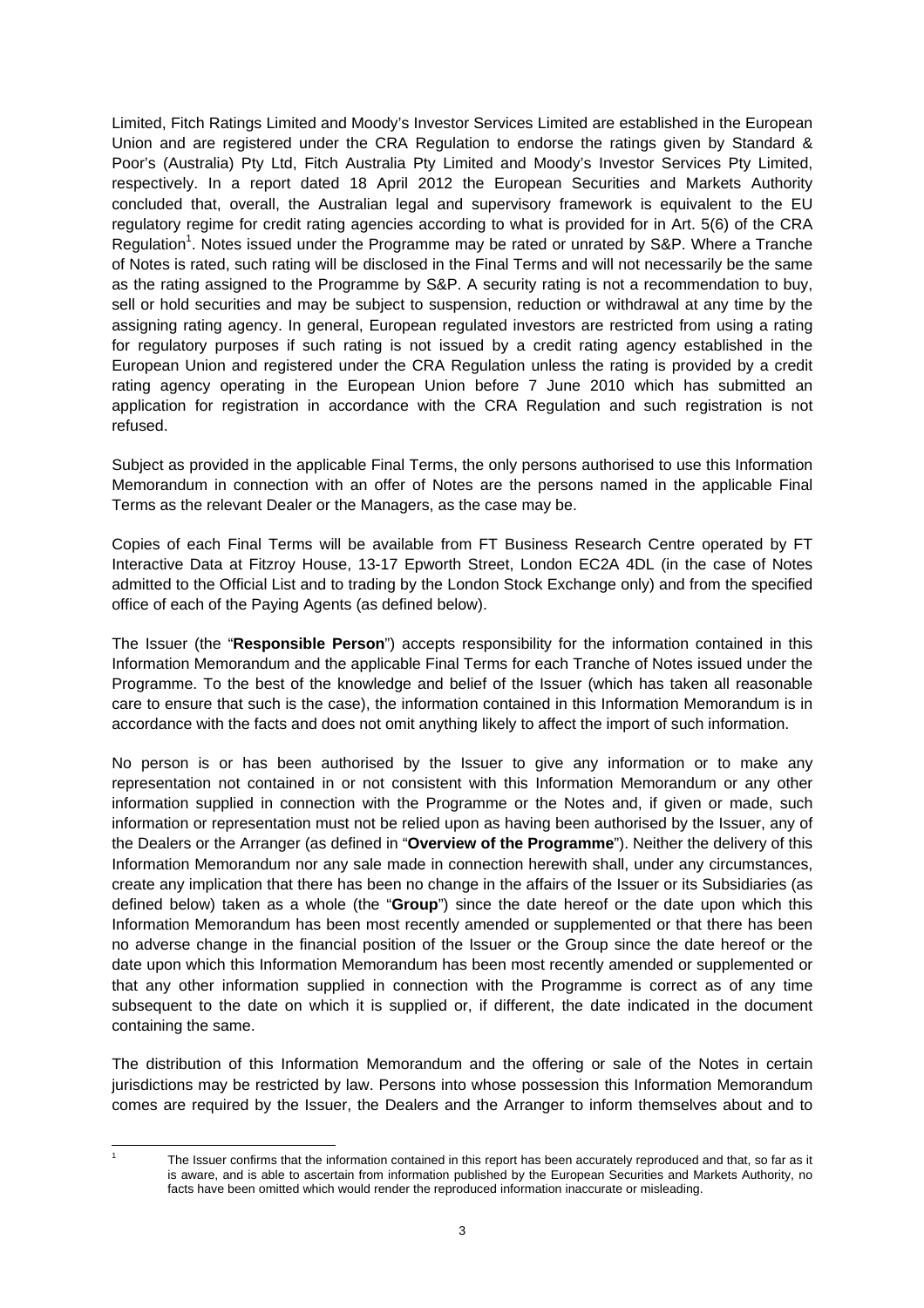Limited, Fitch Ratings Limited and Moody's Investor Services Limited are established in the European Union and are registered under the CRA Regulation to endorse the ratings given by Standard & Poor's (Australia) Pty Ltd, Fitch Australia Pty Limited and Moody's Investor Services Pty Limited, respectively. In a report dated 18 April 2012 the European Securities and Markets Authority concluded that, overall, the Australian legal and supervisory framework is equivalent to the EU regulatory regime for credit rating agencies according to what is provided for in Art. 5(6) of the CRA Regulation[1]. Notes issued under the Programme may be rated or unrated by S&P. Where a Tranche of Notes is rated, such rating will be disclosed in the Final Terms and will not necessarily be the same as the rating assigned to the Programme by S&P. A security rating is not a recommendation to buy, sell or hold securities and may be subject to suspension, reduction or withdrawal at any time by the assigning rating agency. In general, European regulated investors are restricted from using a rating for regulatory purposes if such rating is not issued by a credit rating agency established in the European Union and registered under the CRA Regulation unless the rating is provided by a credit rating agency operating in the European Union before 7 June 2010 which has submitted an application for registration in accordance with the CRA Regulation and such registration is not refused.

Subject as provided in the applicable Final Terms, the only persons authorised to use this Information Memorandum in connection with an offer of Notes are the persons named in the applicable Final Terms as the relevant Dealer or the Managers, as the case may be.

Copies of each Final Terms will be available from FT Business Research Centre operated by FT Interactive Data at Fitzroy House, 13-17 Epworth Street, London EC2A 4DL (in the case of Notes admitted to the Official List and to trading by the London Stock Exchange only) and from the specified office of each of the Paying Agents (as defined below).

The Issuer (the "**Responsible Person**") accepts responsibility for the information contained in this Information Memorandum and the applicable Final Terms for each Tranche of Notes issued under the Programme. To the best of the knowledge and belief of the Issuer (which has taken all reasonable care to ensure that such is the case), the information contained in this Information Memorandum is in accordance with the facts and does not omit anything likely to affect the import of such information.

No person is or has been authorised by the Issuer to give any information or to make any representation not contained in or not consistent with this Information Memorandum or any other information supplied in connection with the Programme or the Notes and, if given or made, such information or representation must not be relied upon as having been authorised by the Issuer, any of the Dealers or the Arranger (as defined in "**Overview of the Programme**"). Neither the delivery of this Information Memorandum nor any sale made in connection herewith shall, under any circumstances, create any implication that there has been no change in the affairs of the Issuer or its Subsidiaries (as defined below) taken as a whole (the "**Group**") since the date hereof or the date upon which this Information Memorandum has been most recently amended or supplemented or that there has been no adverse change in the financial position of the Issuer or the Group since the date hereof or the date upon which this Information Memorandum has been most recently amended or supplemented or that any other information supplied in connection with the Programme is correct as of any time subsequent to the date on which it is supplied or, if different, the date indicated in the document containing the same.

The distribution of this Information Memorandum and the offering or sale of the Notes in certain jurisdictions may be restricted by law. Persons into whose possession this Information Memorandum comes are required by the Issuer, the Dealers and the Arranger to inform themselves about and to

---

[1] The Issuer confirms that the information contained in this report has been accurately reproduced and that, so far as it is aware, and is able to ascertain from information published by the European Securities and Markets Authority, no facts have been omitted which would render the reproduced information inaccurate or misleading.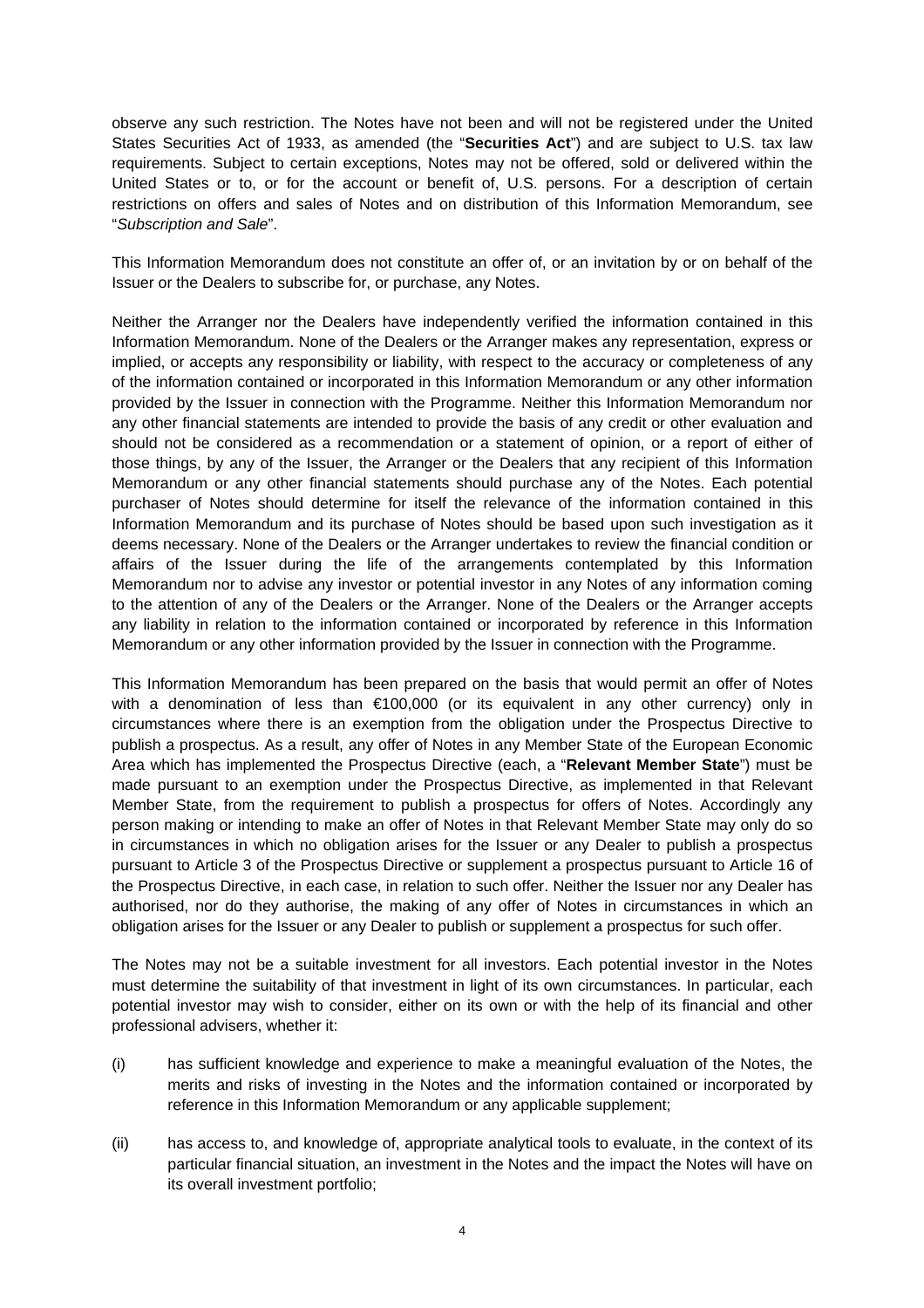observe any such restriction. The Notes have not been and will not be registered under the United States Securities Act of 1933, as amended (the "**Securities Act**") and are subject to U.S. tax law requirements. Subject to certain exceptions, Notes may not be offered, sold or delivered within the United States or to, or for the account or benefit of, U.S. persons. For a description of certain restrictions on offers and sales of Notes and on distribution of this Information Memorandum, see "*Subscription and Sale*".

This Information Memorandum does not constitute an offer of, or an invitation by or on behalf of the Issuer or the Dealers to subscribe for, or purchase, any Notes.

Neither the Arranger nor the Dealers have independently verified the information contained in this Information Memorandum. None of the Dealers or the Arranger makes any representation, express or implied, or accepts any responsibility or liability, with respect to the accuracy or completeness of any of the information contained or incorporated in this Information Memorandum or any other information provided by the Issuer in connection with the Programme. Neither this Information Memorandum nor any other financial statements are intended to provide the basis of any credit or other evaluation and should not be considered as a recommendation or a statement of opinion, or a report of either of those things, by any of the Issuer, the Arranger or the Dealers that any recipient of this Information Memorandum or any other financial statements should purchase any of the Notes. Each potential purchaser of Notes should determine for itself the relevance of the information contained in this Information Memorandum and its purchase of Notes should be based upon such investigation as it deems necessary. None of the Dealers or the Arranger undertakes to review the financial condition or affairs of the Issuer during the life of the arrangements contemplated by this Information Memorandum nor to advise any investor or potential investor in any Notes of any information coming to the attention of any of the Dealers or the Arranger. None of the Dealers or the Arranger accepts any liability in relation to the information contained or incorporated by reference in this Information Memorandum or any other information provided by the Issuer in connection with the Programme.

This Information Memorandum has been prepared on the basis that would permit an offer of Notes with a denomination of less than €100,000 (or its equivalent in any other currency) only in circumstances where there is an exemption from the obligation under the Prospectus Directive to publish a prospectus. As a result, any offer of Notes in any Member State of the European Economic Area which has implemented the Prospectus Directive (each, a "**Relevant Member State**") must be made pursuant to an exemption under the Prospectus Directive, as implemented in that Relevant Member State, from the requirement to publish a prospectus for offers of Notes. Accordingly any person making or intending to make an offer of Notes in that Relevant Member State may only do so in circumstances in which no obligation arises for the Issuer or any Dealer to publish a prospectus pursuant to Article 3 of the Prospectus Directive or supplement a prospectus pursuant to Article 16 of the Prospectus Directive, in each case, in relation to such offer. Neither the Issuer nor any Dealer has authorised, nor do they authorise, the making of any offer of Notes in circumstances in which an obligation arises for the Issuer or any Dealer to publish or supplement a prospectus for such offer.

The Notes may not be a suitable investment for all investors. Each potential investor in the Notes must determine the suitability of that investment in light of its own circumstances. In particular, each potential investor may wish to consider, either on its own or with the help of its financial and other professional advisers, whether it:

(i) has sufficient knowledge and experience to make a meaningful evaluation of the Notes, the merits and risks of investing in the Notes and the information contained or incorporated by reference in this Information Memorandum or any applicable supplement;

(ii) has access to, and knowledge of, appropriate analytical tools to evaluate, in the context of its particular financial situation, an investment in the Notes and the impact the Notes will have on its overall investment portfolio;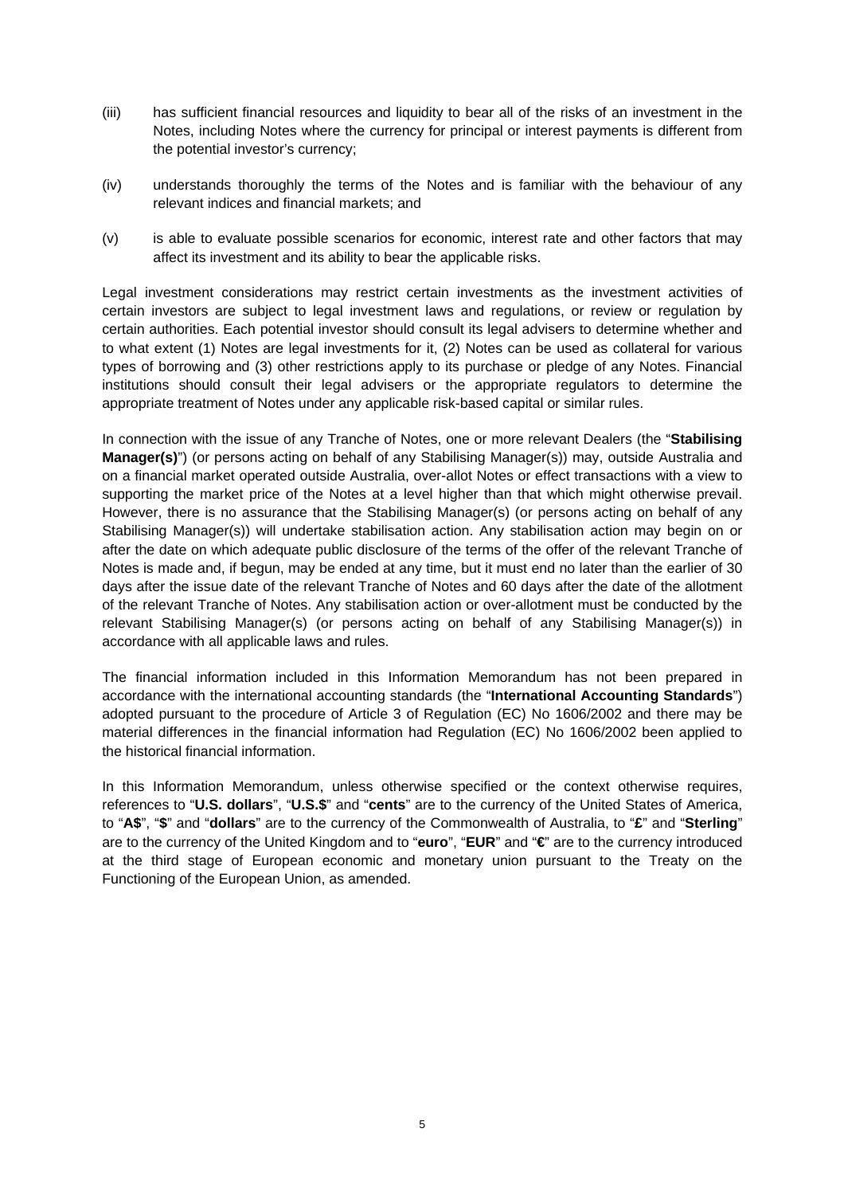(iii) has sufficient financial resources and liquidity to bear all of the risks of an investment in the Notes, including Notes where the currency for principal or interest payments is different from the potential investor's currency;

(iv) understands thoroughly the terms of the Notes and is familiar with the behaviour of any relevant indices and financial markets; and

(v) is able to evaluate possible scenarios for economic, interest rate and other factors that may affect its investment and its ability to bear the applicable risks.

Legal investment considerations may restrict certain investments as the investment activities of certain investors are subject to legal investment laws and regulations, or review or regulation by certain authorities. Each potential investor should consult its legal advisers to determine whether and to what extent (1) Notes are legal investments for it, (2) Notes can be used as collateral for various types of borrowing and (3) other restrictions apply to its purchase or pledge of any Notes. Financial institutions should consult their legal advisers or the appropriate regulators to determine the appropriate treatment of Notes under any applicable risk-based capital or similar rules.

In connection with the issue of any Tranche of Notes, one or more relevant Dealers (the "**Stabilising Manager(s)**") (or persons acting on behalf of any Stabilising Manager(s)) may, outside Australia and on a financial market operated outside Australia, over-allot Notes or effect transactions with a view to supporting the market price of the Notes at a level higher than that which might otherwise prevail. However, there is no assurance that the Stabilising Manager(s) (or persons acting on behalf of any Stabilising Manager(s)) will undertake stabilisation action. Any stabilisation action may begin on or after the date on which adequate public disclosure of the terms of the offer of the relevant Tranche of Notes is made and, if begun, may be ended at any time, but it must end no later than the earlier of 30 days after the issue date of the relevant Tranche of Notes and 60 days after the date of the allotment of the relevant Tranche of Notes. Any stabilisation action or over-allotment must be conducted by the relevant Stabilising Manager(s) (or persons acting on behalf of any Stabilising Manager(s)) in accordance with all applicable laws and rules.

The financial information included in this Information Memorandum has not been prepared in accordance with the international accounting standards (the "**International Accounting Standards**") adopted pursuant to the procedure of Article 3 of Regulation (EC) No 1606/2002 and there may be material differences in the financial information had Regulation (EC) No 1606/2002 been applied to the historical financial information.

In this Information Memorandum, unless otherwise specified or the context otherwise requires, references to "**U.S. dollars**", "**U.S.$**" and "**cents**" are to the currency of the United States of America, to "**A$**", "**$**" and "**dollars**" are to the currency of the Commonwealth of Australia, to "**£**" and "**Sterling**" are to the currency of the United Kingdom and to "**euro**", "**EUR**" and "**€**" are to the currency introduced at the third stage of European economic and monetary union pursuant to the Treaty on the Functioning of the European Union, as amended.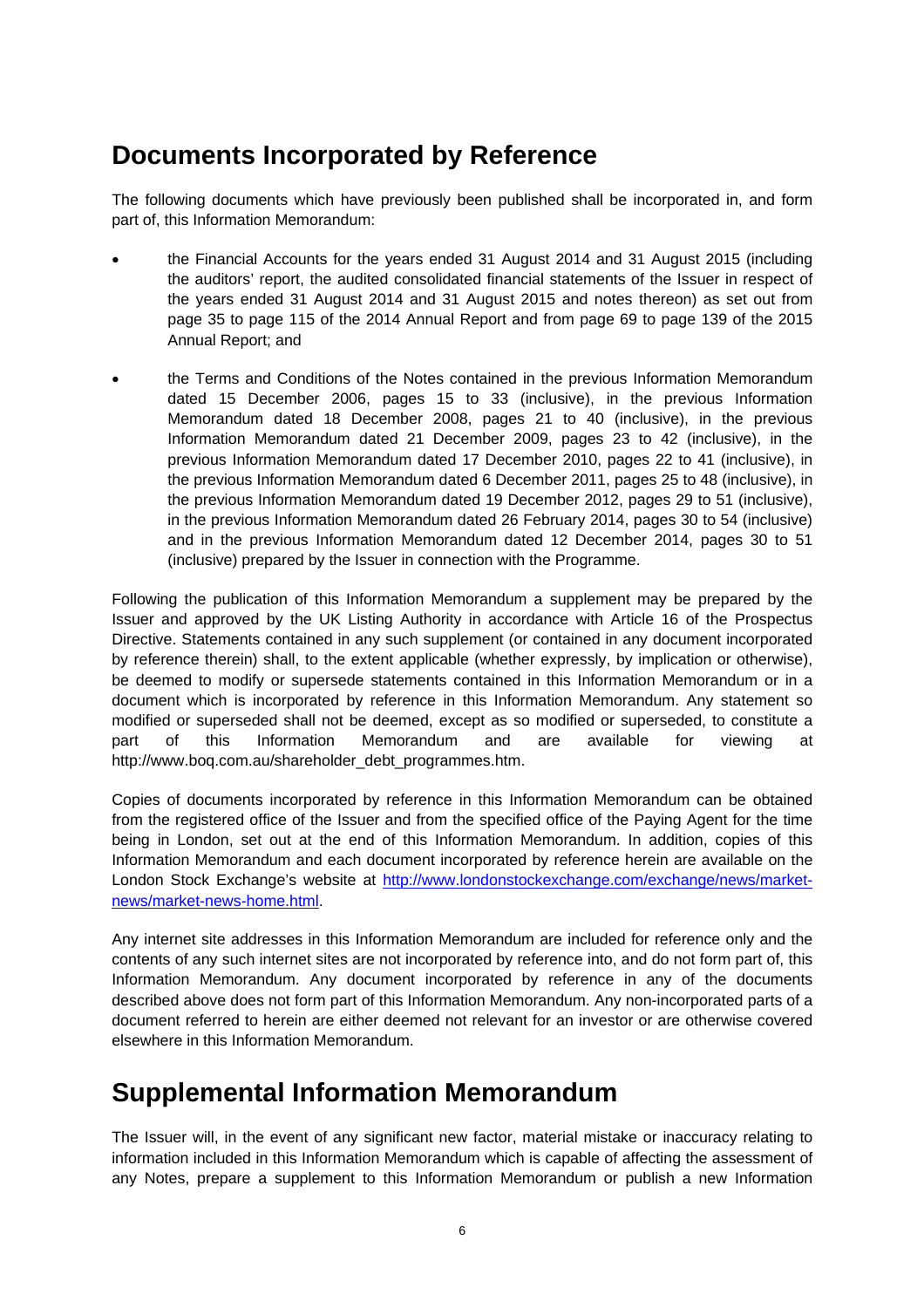## Documents Incorporated by Reference

The following documents which have previously been published shall be incorporated in, and form part of, this Information Memorandum:

- the Financial Accounts for the years ended 31 August 2014 and 31 August 2015 (including the auditors' report, the audited consolidated financial statements of the Issuer in respect of the years ended 31 August 2014 and 31 August 2015 and notes thereon) as set out from page 35 to page 115 of the 2014 Annual Report and from page 69 to page 139 of the 2015 Annual Report; and
- the Terms and Conditions of the Notes contained in the previous Information Memorandum dated 15 December 2006, pages 15 to 33 (inclusive), in the previous Information Memorandum dated 18 December 2008, pages 21 to 40 (inclusive), in the previous Information Memorandum dated 21 December 2009, pages 23 to 42 (inclusive), in the previous Information Memorandum dated 17 December 2010, pages 22 to 41 (inclusive), in the previous Information Memorandum dated 6 December 2011, pages 25 to 48 (inclusive), in the previous Information Memorandum dated 19 December 2012, pages 29 to 51 (inclusive), in the previous Information Memorandum dated 26 February 2014, pages 30 to 54 (inclusive) and in the previous Information Memorandum dated 12 December 2014, pages 30 to 51 (inclusive) prepared by the Issuer in connection with the Programme.

Following the publication of this Information Memorandum a supplement may be prepared by the Issuer and approved by the UK Listing Authority in accordance with Article 16 of the Prospectus Directive. Statements contained in any such supplement (or contained in any document incorporated by reference therein) shall, to the extent applicable (whether expressly, by implication or otherwise), be deemed to modify or supersede statements contained in this Information Memorandum or in a document which is incorporated by reference in this Information Memorandum. Any statement so modified or superseded shall not be deemed, except as so modified or superseded, to constitute a part of this Information Memorandum and are available for viewing at http://www.boq.com.au/shareholder_debt_programmes.htm.

Copies of documents incorporated by reference in this Information Memorandum can be obtained from the registered office of the Issuer and from the specified office of the Paying Agent for the time being in London, set out at the end of this Information Memorandum. In addition, copies of this Information Memorandum and each document incorporated by reference herein are available on the London Stock Exchange's website at http://www.londonstockexchange.com/exchange/news/market-news/market-news-home.html.

Any internet site addresses in this Information Memorandum are included for reference only and the contents of any such internet sites are not incorporated by reference into, and do not form part of, this Information Memorandum. Any document incorporated by reference in any of the documents described above does not form part of this Information Memorandum. Any non-incorporated parts of a document referred to herein are either deemed not relevant for an investor or are otherwise covered elsewhere in this Information Memorandum.

## Supplemental Information Memorandum

The Issuer will, in the event of any significant new factor, material mistake or inaccuracy relating to information included in this Information Memorandum which is capable of affecting the assessment of any Notes, prepare a supplement to this Information Memorandum or publish a new Information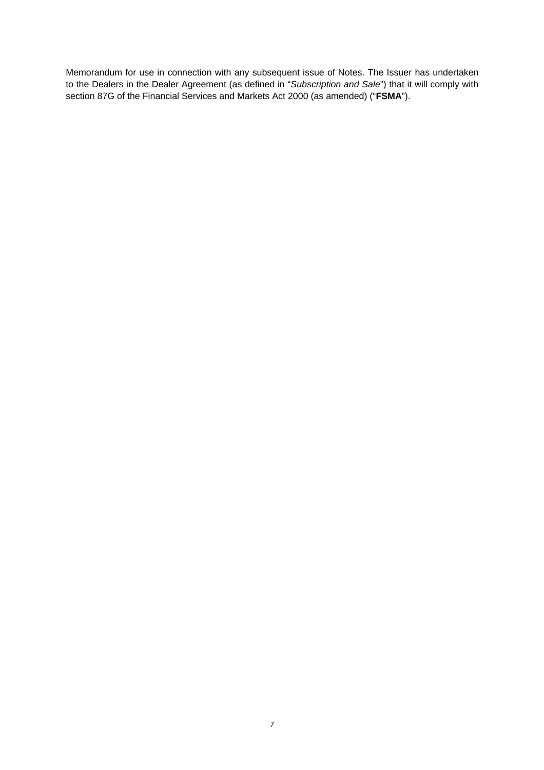Memorandum for use in connection with any subsequent issue of Notes. The Issuer has undertaken to the Dealers in the Dealer Agreement (as defined in "*Subscription and Sale*") that it will comply with section 87G of the Financial Services and Markets Act 2000 (as amended) ("**FSMA**").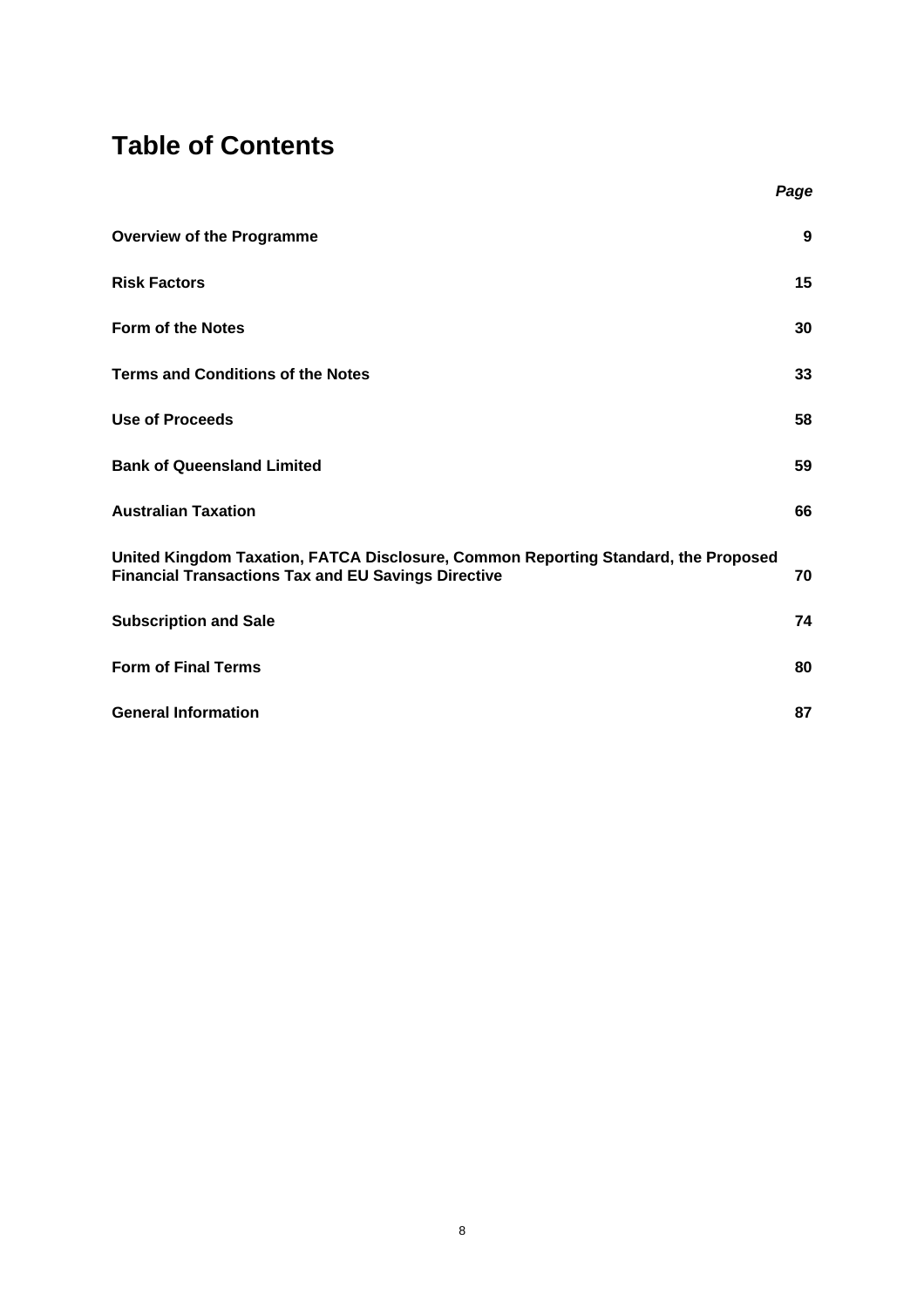# Table of Contents

| | *Page* |
|---|---|
| **Overview of the Programme** | **9** |
| **Risk Factors** | **15** |
| **Form of the Notes** | **30** |
| **Terms and Conditions of the Notes** | **33** |
| **Use of Proceeds** | **58** |
| **Bank of Queensland Limited** | **59** |
| **Australian Taxation** | **66** |
| **United Kingdom Taxation, FATCA Disclosure, Common Reporting Standard, the Proposed Financial Transactions Tax and EU Savings Directive** | **70** |
| **Subscription and Sale** | **74** |
| **Form of Final Terms** | **80** |
| **General Information** | **87** |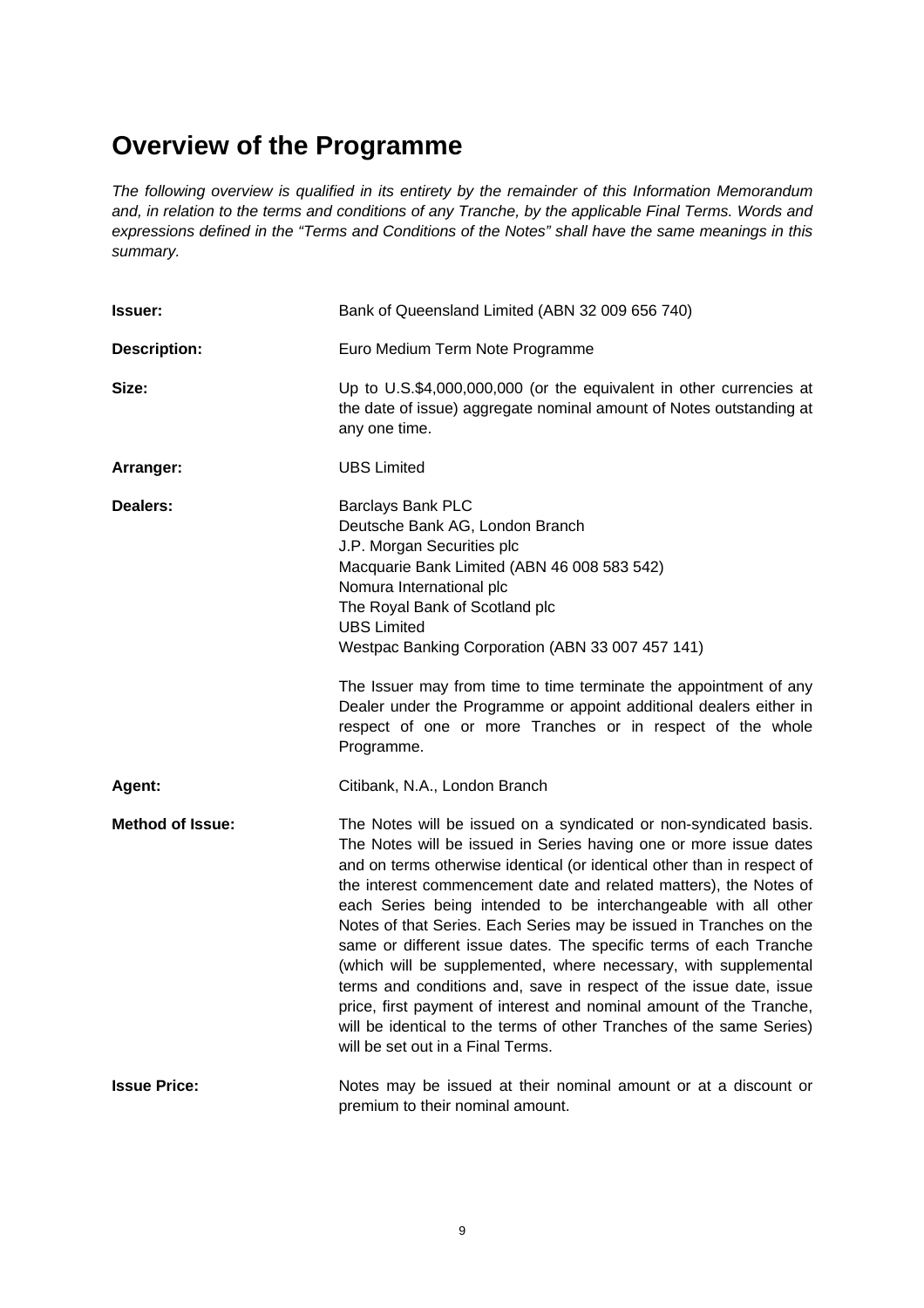# Overview of the Programme

*The following overview is qualified in its entirety by the remainder of this Information Memorandum and, in relation to the terms and conditions of any Tranche, by the applicable Final Terms. Words and expressions defined in the "Terms and Conditions of the Notes" shall have the same meanings in this summary.*

**Issuer:** Bank of Queensland Limited (ABN 32 009 656 740)

**Description:** Euro Medium Term Note Programme

**Size:** Up to U.S.$4,000,000,000 (or the equivalent in other currencies at the date of issue) aggregate nominal amount of Notes outstanding at any one time.

**Arranger:** UBS Limited

**Dealers:**
Barclays Bank PLC
Deutsche Bank AG, London Branch
J.P. Morgan Securities plc
Macquarie Bank Limited (ABN 46 008 583 542)
Nomura International plc
The Royal Bank of Scotland plc
UBS Limited
Westpac Banking Corporation (ABN 33 007 457 141)

The Issuer may from time to time terminate the appointment of any Dealer under the Programme or appoint additional dealers either in respect of one or more Tranches or in respect of the whole Programme.

**Agent:** Citibank, N.A., London Branch

**Method of Issue:** The Notes will be issued on a syndicated or non-syndicated basis. The Notes will be issued in Series having one or more issue dates and on terms otherwise identical (or identical other than in respect of the interest commencement date and related matters), the Notes of each Series being intended to be interchangeable with all other Notes of that Series. Each Series may be issued in Tranches on the same or different issue dates. The specific terms of each Tranche (which will be supplemented, where necessary, with supplemental terms and conditions and, save in respect of the issue date, issue price, first payment of interest and nominal amount of the Tranche, will be identical to the terms of other Tranches of the same Series) will be set out in a Final Terms.

**Issue Price:** Notes may be issued at their nominal amount or at a discount or premium to their nominal amount.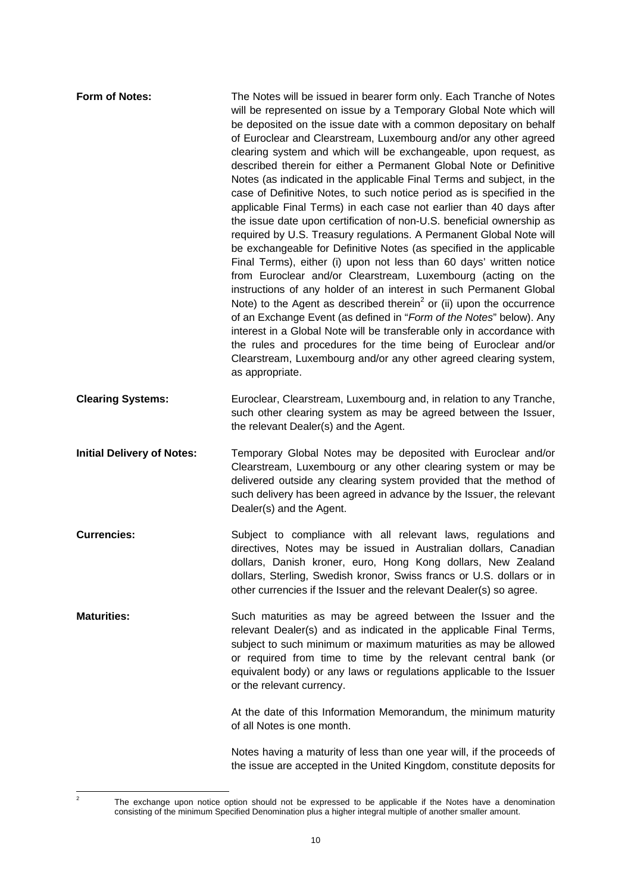**Form of Notes:** The Notes will be issued in bearer form only. Each Tranche of Notes will be represented on issue by a Temporary Global Note which will be deposited on the issue date with a common depositary on behalf of Euroclear and Clearstream, Luxembourg and/or any other agreed clearing system and which will be exchangeable, upon request, as described therein for either a Permanent Global Note or Definitive Notes (as indicated in the applicable Final Terms and subject, in the case of Definitive Notes, to such notice period as is specified in the applicable Final Terms) in each case not earlier than 40 days after the issue date upon certification of non-U.S. beneficial ownership as required by U.S. Treasury regulations. A Permanent Global Note will be exchangeable for Definitive Notes (as specified in the applicable Final Terms), either (i) upon not less than 60 days' written notice from Euroclear and/or Clearstream, Luxembourg (acting on the instructions of any holder of an interest in such Permanent Global Note) to the Agent as described therein[2] or (ii) upon the occurrence of an Exchange Event (as defined in "*Form of the Notes*" below). Any interest in a Global Note will be transferable only in accordance with the rules and procedures for the time being of Euroclear and/or Clearstream, Luxembourg and/or any other agreed clearing system, as appropriate.

**Clearing Systems:** Euroclear, Clearstream, Luxembourg and, in relation to any Tranche, such other clearing system as may be agreed between the Issuer, the relevant Dealer(s) and the Agent.

**Initial Delivery of Notes:** Temporary Global Notes may be deposited with Euroclear and/or Clearstream, Luxembourg or any other clearing system or may be delivered outside any clearing system provided that the method of such delivery has been agreed in advance by the Issuer, the relevant Dealer(s) and the Agent.

**Currencies:** Subject to compliance with all relevant laws, regulations and directives, Notes may be issued in Australian dollars, Canadian dollars, Danish kroner, euro, Hong Kong dollars, New Zealand dollars, Sterling, Swedish kronor, Swiss francs or U.S. dollars or in other currencies if the Issuer and the relevant Dealer(s) so agree.

**Maturities:** Such maturities as may be agreed between the Issuer and the relevant Dealer(s) and as indicated in the applicable Final Terms, subject to such minimum or maximum maturities as may be allowed or required from time to time by the relevant central bank (or equivalent body) or any laws or regulations applicable to the Issuer or the relevant currency.

At the date of this Information Memorandum, the minimum maturity of all Notes is one month.

Notes having a maturity of less than one year will, if the proceeds of the issue are accepted in the United Kingdom, constitute deposits for

---

[2] The exchange upon notice option should not be expressed to be applicable if the Notes have a denomination consisting of the minimum Specified Denomination plus a higher integral multiple of another smaller amount.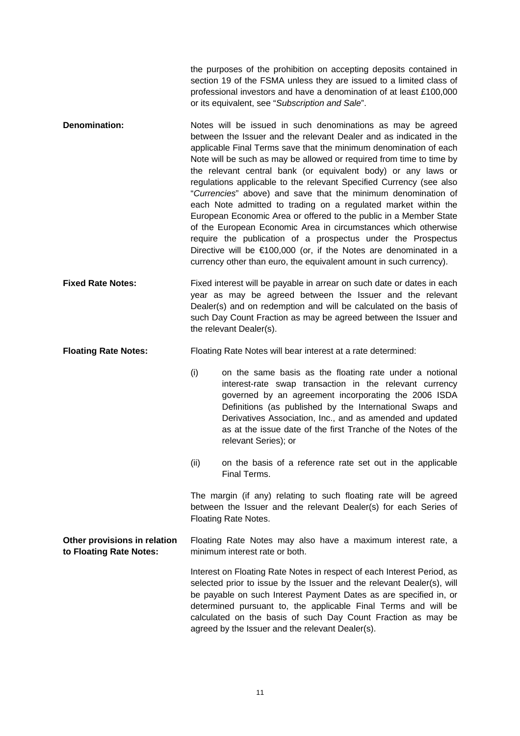the purposes of the prohibition on accepting deposits contained in section 19 of the FSMA unless they are issued to a limited class of professional investors and have a denomination of at least £100,000 or its equivalent, see "*Subscription and Sale*".

**Denomination:** Notes will be issued in such denominations as may be agreed between the Issuer and the relevant Dealer and as indicated in the applicable Final Terms save that the minimum denomination of each Note will be such as may be allowed or required from time to time by the relevant central bank (or equivalent body) or any laws or regulations applicable to the relevant Specified Currency (see also "*Currencies*" above) and save that the minimum denomination of each Note admitted to trading on a regulated market within the European Economic Area or offered to the public in a Member State of the European Economic Area in circumstances which otherwise require the publication of a prospectus under the Prospectus Directive will be €100,000 (or, if the Notes are denominated in a currency other than euro, the equivalent amount in such currency).

**Fixed Rate Notes:** Fixed interest will be payable in arrear on such date or dates in each year as may be agreed between the Issuer and the relevant Dealer(s) and on redemption and will be calculated on the basis of such Day Count Fraction as may be agreed between the Issuer and the relevant Dealer(s).

**Floating Rate Notes:** Floating Rate Notes will bear interest at a rate determined:

(i) on the same basis as the floating rate under a notional interest-rate swap transaction in the relevant currency governed by an agreement incorporating the 2006 ISDA Definitions (as published by the International Swaps and Derivatives Association, Inc., and as amended and updated as at the issue date of the first Tranche of the Notes of the relevant Series); or

(ii) on the basis of a reference rate set out in the applicable Final Terms.

The margin (if any) relating to such floating rate will be agreed between the Issuer and the relevant Dealer(s) for each Series of Floating Rate Notes.

**Other provisions in relation to Floating Rate Notes:** Floating Rate Notes may also have a maximum interest rate, a minimum interest rate or both.

Interest on Floating Rate Notes in respect of each Interest Period, as selected prior to issue by the Issuer and the relevant Dealer(s), will be payable on such Interest Payment Dates as are specified in, or determined pursuant to, the applicable Final Terms and will be calculated on the basis of such Day Count Fraction as may be agreed by the Issuer and the relevant Dealer(s).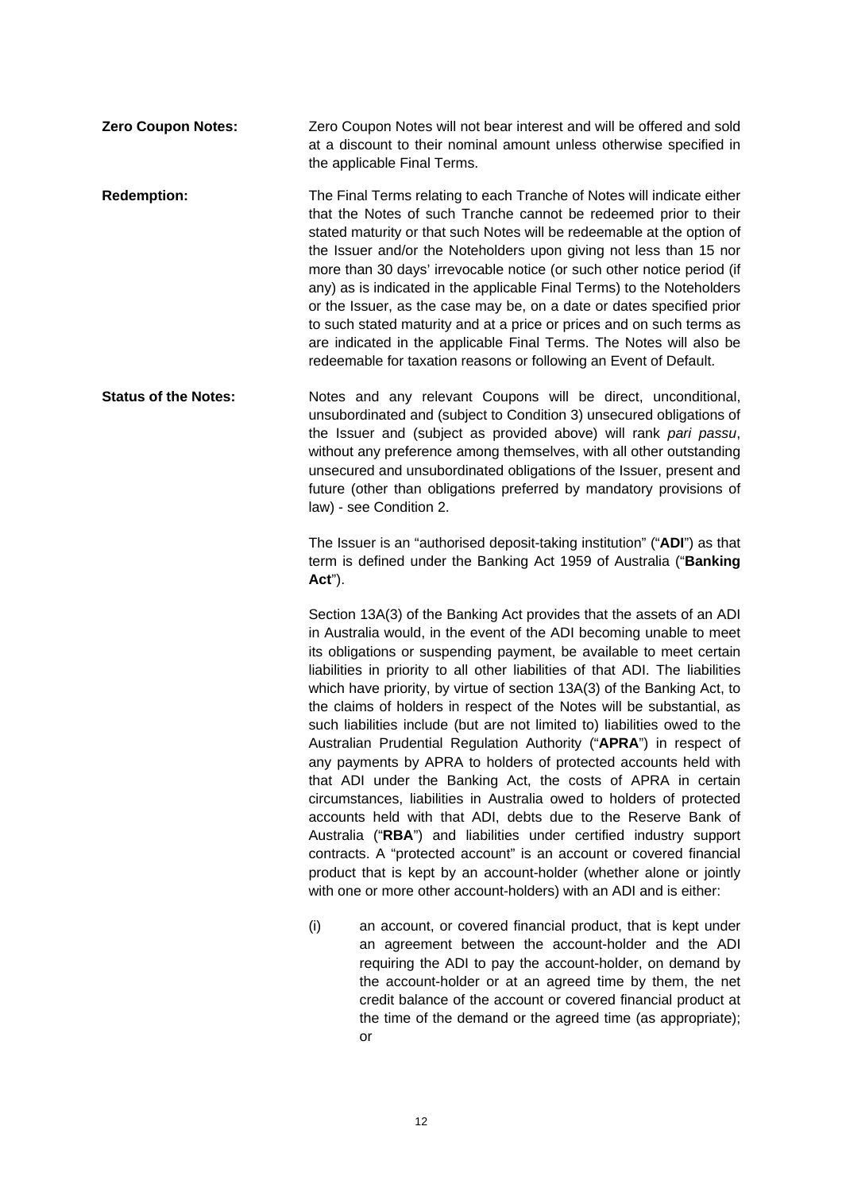**Zero Coupon Notes:** Zero Coupon Notes will not bear interest and will be offered and sold at a discount to their nominal amount unless otherwise specified in the applicable Final Terms.

**Redemption:** The Final Terms relating to each Tranche of Notes will indicate either that the Notes of such Tranche cannot be redeemed prior to their stated maturity or that such Notes will be redeemable at the option of the Issuer and/or the Noteholders upon giving not less than 15 nor more than 30 days' irrevocable notice (or such other notice period (if any) as is indicated in the applicable Final Terms) to the Noteholders or the Issuer, as the case may be, on a date or dates specified prior to such stated maturity and at a price or prices and on such terms as are indicated in the applicable Final Terms. The Notes will also be redeemable for taxation reasons or following an Event of Default.

**Status of the Notes:** Notes and any relevant Coupons will be direct, unconditional, unsubordinated and (subject to Condition 3) unsecured obligations of the Issuer and (subject as provided above) will rank *pari passu*, without any preference among themselves, with all other outstanding unsecured and unsubordinated obligations of the Issuer, present and future (other than obligations preferred by mandatory provisions of law) - see Condition 2.

The Issuer is an "authorised deposit-taking institution" ("**ADI**") as that term is defined under the Banking Act 1959 of Australia ("**Banking Act**").

Section 13A(3) of the Banking Act provides that the assets of an ADI in Australia would, in the event of the ADI becoming unable to meet its obligations or suspending payment, be available to meet certain liabilities in priority to all other liabilities of that ADI. The liabilities which have priority, by virtue of section 13A(3) of the Banking Act, to the claims of holders in respect of the Notes will be substantial, as such liabilities include (but are not limited to) liabilities owed to the Australian Prudential Regulation Authority ("**APRA**") in respect of any payments by APRA to holders of protected accounts held with that ADI under the Banking Act, the costs of APRA in certain circumstances, liabilities in Australia owed to holders of protected accounts held with that ADI, debts due to the Reserve Bank of Australia ("**RBA**") and liabilities under certified industry support contracts. A "protected account" is an account or covered financial product that is kept by an account-holder (whether alone or jointly with one or more other account-holders) with an ADI and is either:

(i) an account, or covered financial product, that is kept under an agreement between the account-holder and the ADI requiring the ADI to pay the account-holder, on demand by the account-holder or at an agreed time by them, the net credit balance of the account or covered financial product at the time of the demand or the agreed time (as appropriate); or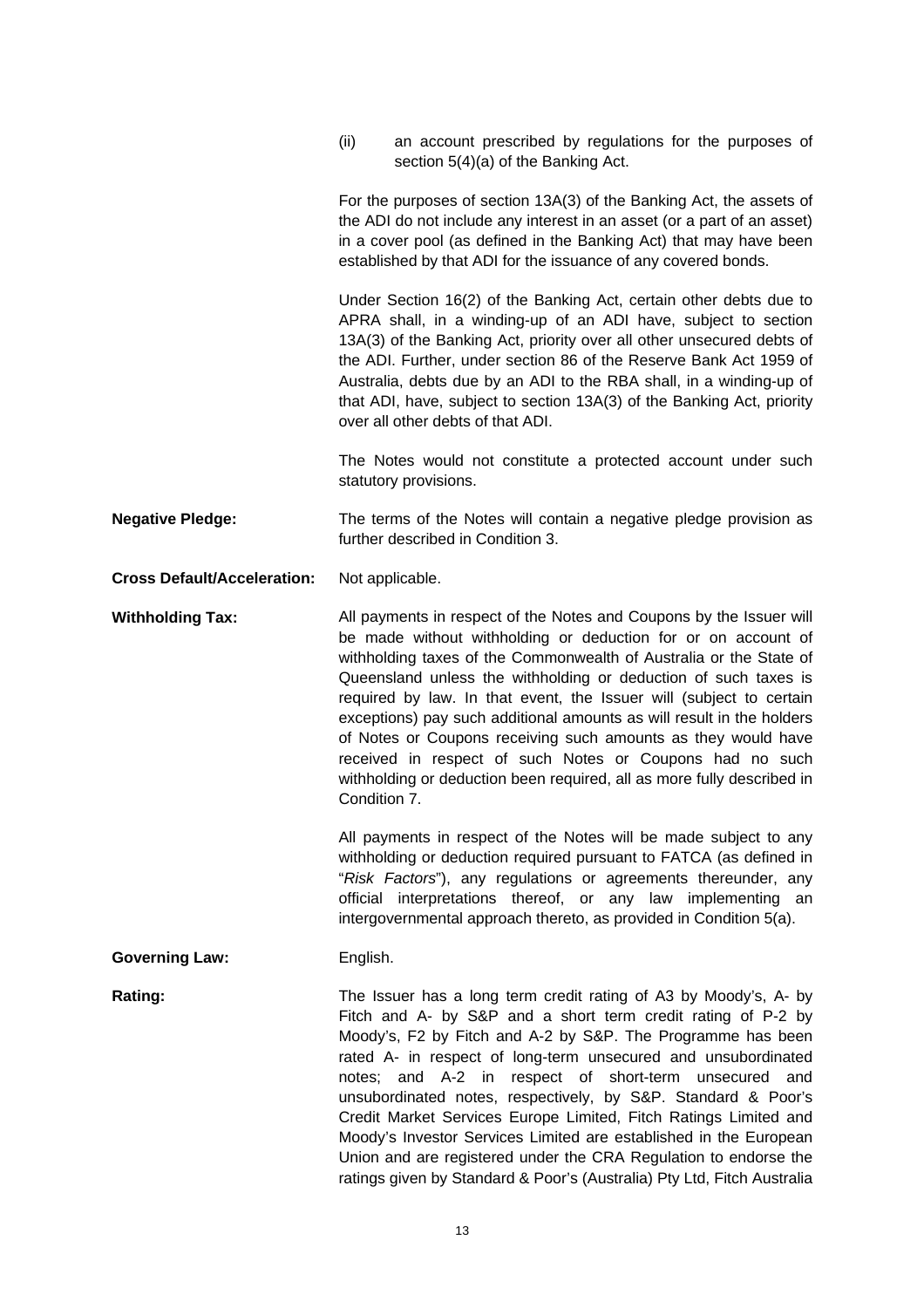(ii) an account prescribed by regulations for the purposes of section 5(4)(a) of the Banking Act.

For the purposes of section 13A(3) of the Banking Act, the assets of the ADI do not include any interest in an asset (or a part of an asset) in a cover pool (as defined in the Banking Act) that may have been established by that ADI for the issuance of any covered bonds.

Under Section 16(2) of the Banking Act, certain other debts due to APRA shall, in a winding-up of an ADI have, subject to section 13A(3) of the Banking Act, priority over all other unsecured debts of the ADI. Further, under section 86 of the Reserve Bank Act 1959 of Australia, debts due by an ADI to the RBA shall, in a winding-up of that ADI, have, subject to section 13A(3) of the Banking Act, priority over all other debts of that ADI.

The Notes would not constitute a protected account under such statutory provisions.

**Negative Pledge:** The terms of the Notes will contain a negative pledge provision as further described in Condition 3.

**Cross Default/Acceleration:** Not applicable.

**Withholding Tax:** All payments in respect of the Notes and Coupons by the Issuer will be made without withholding or deduction for or on account of withholding taxes of the Commonwealth of Australia or the State of Queensland unless the withholding or deduction of such taxes is required by law. In that event, the Issuer will (subject to certain exceptions) pay such additional amounts as will result in the holders of Notes or Coupons receiving such amounts as they would have received in respect of such Notes or Coupons had no such withholding or deduction been required, all as more fully described in Condition 7.

All payments in respect of the Notes will be made subject to any withholding or deduction required pursuant to FATCA (as defined in "*Risk Factors*"), any regulations or agreements thereunder, any official interpretations thereof, or any law implementing an intergovernmental approach thereto, as provided in Condition 5(a).

**Governing Law:** English.

**Rating:** The Issuer has a long term credit rating of A3 by Moody's, A- by Fitch and A- by S&P and a short term credit rating of P-2 by Moody's, F2 by Fitch and A-2 by S&P. The Programme has been rated A- in respect of long-term unsecured and unsubordinated notes; and A-2 in respect of short-term unsecured and unsubordinated notes, respectively, by S&P. Standard & Poor's Credit Market Services Europe Limited, Fitch Ratings Limited and Moody's Investor Services Limited are established in the European Union and are registered under the CRA Regulation to endorse the ratings given by Standard & Poor's (Australia) Pty Ltd, Fitch Australia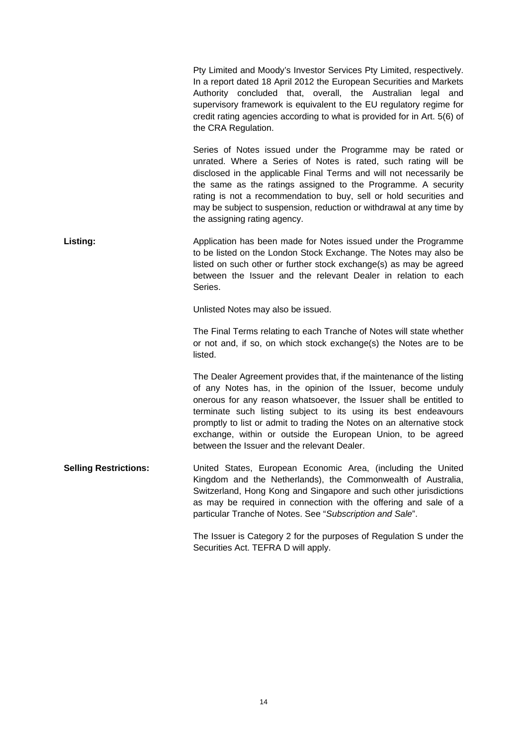Pty Limited and Moody's Investor Services Pty Limited, respectively. In a report dated 18 April 2012 the European Securities and Markets Authority concluded that, overall, the Australian legal and supervisory framework is equivalent to the EU regulatory regime for credit rating agencies according to what is provided for in Art. 5(6) of the CRA Regulation.

Series of Notes issued under the Programme may be rated or unrated. Where a Series of Notes is rated, such rating will be disclosed in the applicable Final Terms and will not necessarily be the same as the ratings assigned to the Programme. A security rating is not a recommendation to buy, sell or hold securities and may be subject to suspension, reduction or withdrawal at any time by the assigning rating agency.

**Listing:**

Application has been made for Notes issued under the Programme to be listed on the London Stock Exchange. The Notes may also be listed on such other or further stock exchange(s) as may be agreed between the Issuer and the relevant Dealer in relation to each Series.

Unlisted Notes may also be issued.

The Final Terms relating to each Tranche of Notes will state whether or not and, if so, on which stock exchange(s) the Notes are to be listed.

The Dealer Agreement provides that, if the maintenance of the listing of any Notes has, in the opinion of the Issuer, become unduly onerous for any reason whatsoever, the Issuer shall be entitled to terminate such listing subject to its using its best endeavours promptly to list or admit to trading the Notes on an alternative stock exchange, within or outside the European Union, to be agreed between the Issuer and the relevant Dealer.

**Selling Restrictions:**

United States, European Economic Area, (including the United Kingdom and the Netherlands), the Commonwealth of Australia, Switzerland, Hong Kong and Singapore and such other jurisdictions as may be required in connection with the offering and sale of a particular Tranche of Notes. See "*Subscription and Sale*".

The Issuer is Category 2 for the purposes of Regulation S under the Securities Act. TEFRA D will apply.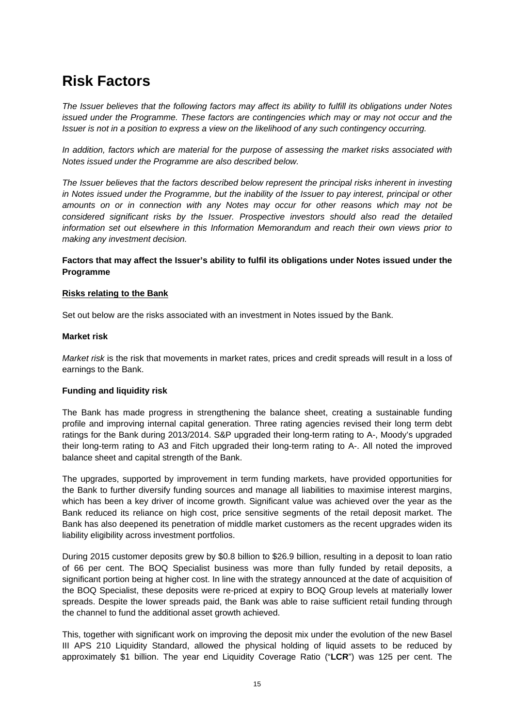# Risk Factors

*The Issuer believes that the following factors may affect its ability to fulfill its obligations under Notes issued under the Programme. These factors are contingencies which may or may not occur and the Issuer is not in a position to express a view on the likelihood of any such contingency occurring.*

*In addition, factors which are material for the purpose of assessing the market risks associated with Notes issued under the Programme are also described below.*

*The Issuer believes that the factors described below represent the principal risks inherent in investing in Notes issued under the Programme, but the inability of the Issuer to pay interest, principal or other amounts on or in connection with any Notes may occur for other reasons which may not be considered significant risks by the Issuer. Prospective investors should also read the detailed information set out elsewhere in this Information Memorandum and reach their own views prior to making any investment decision.*

**Factors that may affect the Issuer's ability to fulfil its obligations under Notes issued under the Programme**

**Risks relating to the Bank**

Set out below are the risks associated with an investment in Notes issued by the Bank.

**Market risk**

*Market risk* is the risk that movements in market rates, prices and credit spreads will result in a loss of earnings to the Bank.

**Funding and liquidity risk**

The Bank has made progress in strengthening the balance sheet, creating a sustainable funding profile and improving internal capital generation. Three rating agencies revised their long term debt ratings for the Bank during 2013/2014. S&P upgraded their long-term rating to A-, Moody's upgraded their long-term rating to A3 and Fitch upgraded their long-term rating to A-. All noted the improved balance sheet and capital strength of the Bank.

The upgrades, supported by improvement in term funding markets, have provided opportunities for the Bank to further diversify funding sources and manage all liabilities to maximise interest margins, which has been a key driver of income growth. Significant value was achieved over the year as the Bank reduced its reliance on high cost, price sensitive segments of the retail deposit market. The Bank has also deepened its penetration of middle market customers as the recent upgrades widen its liability eligibility across investment portfolios.

During 2015 customer deposits grew by \$0.8 billion to \$26.9 billion, resulting in a deposit to loan ratio of 66 per cent. The BOQ Specialist business was more than fully funded by retail deposits, a significant portion being at higher cost. In line with the strategy announced at the date of acquisition of the BOQ Specialist, these deposits were re-priced at expiry to BOQ Group levels at materially lower spreads. Despite the lower spreads paid, the Bank was able to raise sufficient retail funding through the channel to fund the additional asset growth achieved.

This, together with significant work on improving the deposit mix under the evolution of the new Basel III APS 210 Liquidity Standard, allowed the physical holding of liquid assets to be reduced by approximately \$1 billion. The year end Liquidity Coverage Ratio ("**LCR**") was 125 per cent. The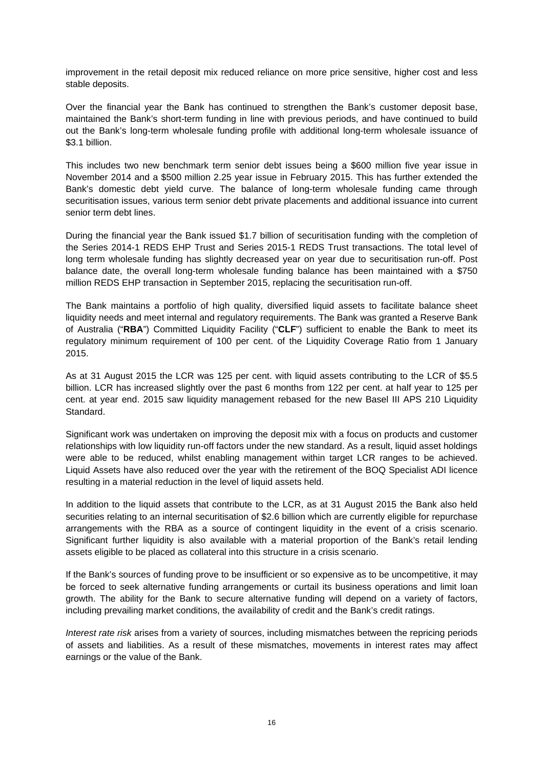improvement in the retail deposit mix reduced reliance on more price sensitive, higher cost and less stable deposits.

Over the financial year the Bank has continued to strengthen the Bank's customer deposit base, maintained the Bank's short-term funding in line with previous periods, and have continued to build out the Bank's long-term wholesale funding profile with additional long-term wholesale issuance of $3.1 billion.

This includes two new benchmark term senior debt issues being a $600 million five year issue in November 2014 and a $500 million 2.25 year issue in February 2015. This has further extended the Bank's domestic debt yield curve. The balance of long-term wholesale funding came through securitisation issues, various term senior debt private placements and additional issuance into current senior term debt lines.

During the financial year the Bank issued $1.7 billion of securitisation funding with the completion of the Series 2014-1 REDS EHP Trust and Series 2015-1 REDS Trust transactions. The total level of long term wholesale funding has slightly decreased year on year due to securitisation run-off. Post balance date, the overall long-term wholesale funding balance has been maintained with a $750 million REDS EHP transaction in September 2015, replacing the securitisation run-off.

The Bank maintains a portfolio of high quality, diversified liquid assets to facilitate balance sheet liquidity needs and meet internal and regulatory requirements. The Bank was granted a Reserve Bank of Australia ("**RBA**") Committed Liquidity Facility ("**CLF**") sufficient to enable the Bank to meet its regulatory minimum requirement of 100 per cent. of the Liquidity Coverage Ratio from 1 January 2015.

As at 31 August 2015 the LCR was 125 per cent. with liquid assets contributing to the LCR of $5.5 billion. LCR has increased slightly over the past 6 months from 122 per cent. at half year to 125 per cent. at year end. 2015 saw liquidity management rebased for the new Basel III APS 210 Liquidity Standard.

Significant work was undertaken on improving the deposit mix with a focus on products and customer relationships with low liquidity run-off factors under the new standard. As a result, liquid asset holdings were able to be reduced, whilst enabling management within target LCR ranges to be achieved. Liquid Assets have also reduced over the year with the retirement of the BOQ Specialist ADI licence resulting in a material reduction in the level of liquid assets held.

In addition to the liquid assets that contribute to the LCR, as at 31 August 2015 the Bank also held securities relating to an internal securitisation of $2.6 billion which are currently eligible for repurchase arrangements with the RBA as a source of contingent liquidity in the event of a crisis scenario. Significant further liquidity is also available with a material proportion of the Bank's retail lending assets eligible to be placed as collateral into this structure in a crisis scenario.

If the Bank's sources of funding prove to be insufficient or so expensive as to be uncompetitive, it may be forced to seek alternative funding arrangements or curtail its business operations and limit loan growth. The ability for the Bank to secure alternative funding will depend on a variety of factors, including prevailing market conditions, the availability of credit and the Bank's credit ratings.

*Interest rate risk* arises from a variety of sources, including mismatches between the repricing periods of assets and liabilities. As a result of these mismatches, movements in interest rates may affect earnings or the value of the Bank.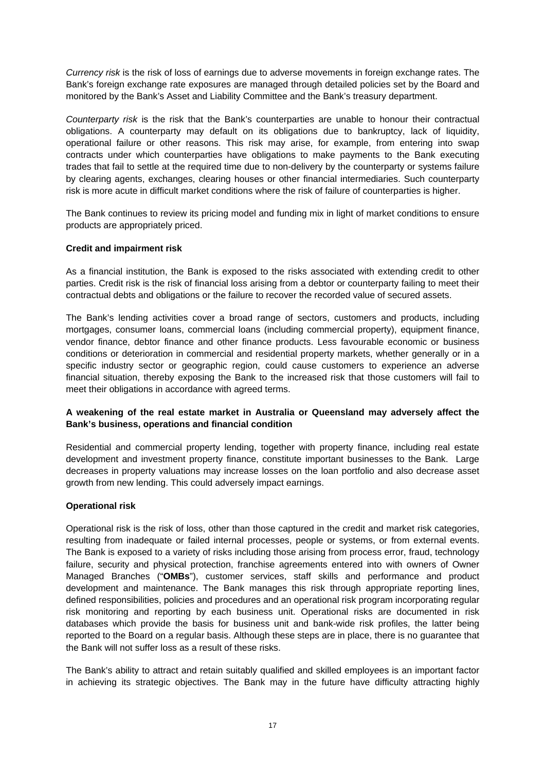*Currency risk* is the risk of loss of earnings due to adverse movements in foreign exchange rates. The Bank's foreign exchange rate exposures are managed through detailed policies set by the Board and monitored by the Bank's Asset and Liability Committee and the Bank's treasury department.

*Counterparty risk* is the risk that the Bank's counterparties are unable to honour their contractual obligations. A counterparty may default on its obligations due to bankruptcy, lack of liquidity, operational failure or other reasons. This risk may arise, for example, from entering into swap contracts under which counterparties have obligations to make payments to the Bank executing trades that fail to settle at the required time due to non-delivery by the counterparty or systems failure by clearing agents, exchanges, clearing houses or other financial intermediaries. Such counterparty risk is more acute in difficult market conditions where the risk of failure of counterparties is higher.

The Bank continues to review its pricing model and funding mix in light of market conditions to ensure products are appropriately priced.

**Credit and impairment risk**

As a financial institution, the Bank is exposed to the risks associated with extending credit to other parties. Credit risk is the risk of financial loss arising from a debtor or counterparty failing to meet their contractual debts and obligations or the failure to recover the recorded value of secured assets.

The Bank's lending activities cover a broad range of sectors, customers and products, including mortgages, consumer loans, commercial loans (including commercial property), equipment finance, vendor finance, debtor finance and other finance products. Less favourable economic or business conditions or deterioration in commercial and residential property markets, whether generally or in a specific industry sector or geographic region, could cause customers to experience an adverse financial situation, thereby exposing the Bank to the increased risk that those customers will fail to meet their obligations in accordance with agreed terms.

**A weakening of the real estate market in Australia or Queensland may adversely affect the Bank's business, operations and financial condition**

Residential and commercial property lending, together with property finance, including real estate development and investment property finance, constitute important businesses to the Bank. Large decreases in property valuations may increase losses on the loan portfolio and also decrease asset growth from new lending. This could adversely impact earnings.

**Operational risk**

Operational risk is the risk of loss, other than those captured in the credit and market risk categories, resulting from inadequate or failed internal processes, people or systems, or from external events. The Bank is exposed to a variety of risks including those arising from process error, fraud, technology failure, security and physical protection, franchise agreements entered into with owners of Owner Managed Branches ("**OMBs**"), customer services, staff skills and performance and product development and maintenance. The Bank manages this risk through appropriate reporting lines, defined responsibilities, policies and procedures and an operational risk program incorporating regular risk monitoring and reporting by each business unit. Operational risks are documented in risk databases which provide the basis for business unit and bank-wide risk profiles, the latter being reported to the Board on a regular basis. Although these steps are in place, there is no guarantee that the Bank will not suffer loss as a result of these risks.

The Bank's ability to attract and retain suitably qualified and skilled employees is an important factor in achieving its strategic objectives. The Bank may in the future have difficulty attracting highly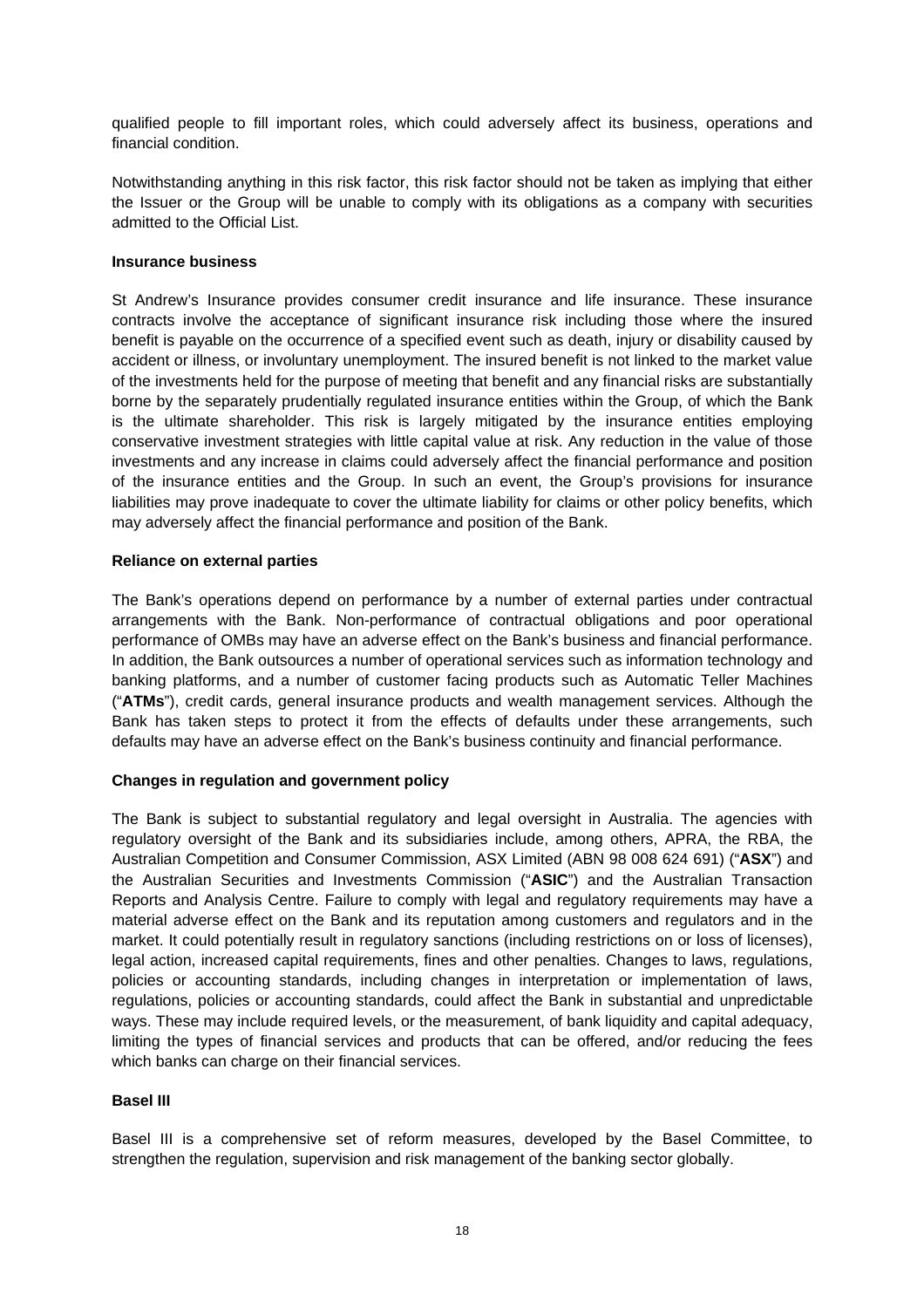qualified people to fill important roles, which could adversely affect its business, operations and financial condition.

Notwithstanding anything in this risk factor, this risk factor should not be taken as implying that either the Issuer or the Group will be unable to comply with its obligations as a company with securities admitted to the Official List.

**Insurance business**

St Andrew's Insurance provides consumer credit insurance and life insurance. These insurance contracts involve the acceptance of significant insurance risk including those where the insured benefit is payable on the occurrence of a specified event such as death, injury or disability caused by accident or illness, or involuntary unemployment. The insured benefit is not linked to the market value of the investments held for the purpose of meeting that benefit and any financial risks are substantially borne by the separately prudentially regulated insurance entities within the Group, of which the Bank is the ultimate shareholder. This risk is largely mitigated by the insurance entities employing conservative investment strategies with little capital value at risk. Any reduction in the value of those investments and any increase in claims could adversely affect the financial performance and position of the insurance entities and the Group. In such an event, the Group's provisions for insurance liabilities may prove inadequate to cover the ultimate liability for claims or other policy benefits, which may adversely affect the financial performance and position of the Bank.

**Reliance on external parties**

The Bank's operations depend on performance by a number of external parties under contractual arrangements with the Bank. Non-performance of contractual obligations and poor operational performance of OMBs may have an adverse effect on the Bank's business and financial performance. In addition, the Bank outsources a number of operational services such as information technology and banking platforms, and a number of customer facing products such as Automatic Teller Machines ("**ATMs**"), credit cards, general insurance products and wealth management services. Although the Bank has taken steps to protect it from the effects of defaults under these arrangements, such defaults may have an adverse effect on the Bank's business continuity and financial performance.

**Changes in regulation and government policy**

The Bank is subject to substantial regulatory and legal oversight in Australia. The agencies with regulatory oversight of the Bank and its subsidiaries include, among others, APRA, the RBA, the Australian Competition and Consumer Commission, ASX Limited (ABN 98 008 624 691) ("**ASX**") and the Australian Securities and Investments Commission ("**ASIC**") and the Australian Transaction Reports and Analysis Centre. Failure to comply with legal and regulatory requirements may have a material adverse effect on the Bank and its reputation among customers and regulators and in the market. It could potentially result in regulatory sanctions (including restrictions on or loss of licenses), legal action, increased capital requirements, fines and other penalties. Changes to laws, regulations, policies or accounting standards, including changes in interpretation or implementation of laws, regulations, policies or accounting standards, could affect the Bank in substantial and unpredictable ways. These may include required levels, or the measurement, of bank liquidity and capital adequacy, limiting the types of financial services and products that can be offered, and/or reducing the fees which banks can charge on their financial services.

**Basel III**

Basel III is a comprehensive set of reform measures, developed by the Basel Committee, to strengthen the regulation, supervision and risk management of the banking sector globally.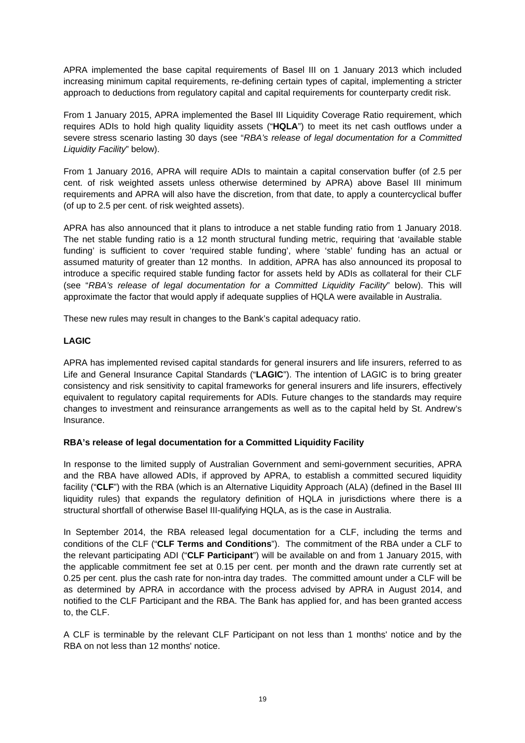APRA implemented the base capital requirements of Basel III on 1 January 2013 which included increasing minimum capital requirements, re-defining certain types of capital, implementing a stricter approach to deductions from regulatory capital and capital requirements for counterparty credit risk.

From 1 January 2015, APRA implemented the Basel III Liquidity Coverage Ratio requirement, which requires ADIs to hold high quality liquidity assets ("**HQLA**") to meet its net cash outflows under a severe stress scenario lasting 30 days (see "*RBA's release of legal documentation for a Committed Liquidity Facility*" below).

From 1 January 2016, APRA will require ADIs to maintain a capital conservation buffer (of 2.5 per cent. of risk weighted assets unless otherwise determined by APRA) above Basel III minimum requirements and APRA will also have the discretion, from that date, to apply a countercyclical buffer (of up to 2.5 per cent. of risk weighted assets).

APRA has also announced that it plans to introduce a net stable funding ratio from 1 January 2018. The net stable funding ratio is a 12 month structural funding metric, requiring that 'available stable funding' is sufficient to cover 'required stable funding', where 'stable' funding has an actual or assumed maturity of greater than 12 months. In addition, APRA has also announced its proposal to introduce a specific required stable funding factor for assets held by ADIs as collateral for their CLF (see "*RBA's release of legal documentation for a Committed Liquidity Facility*" below). This will approximate the factor that would apply if adequate supplies of HQLA were available in Australia.

These new rules may result in changes to the Bank's capital adequacy ratio.

**LAGIC**

APRA has implemented revised capital standards for general insurers and life insurers, referred to as Life and General Insurance Capital Standards ("**LAGIC**"). The intention of LAGIC is to bring greater consistency and risk sensitivity to capital frameworks for general insurers and life insurers, effectively equivalent to regulatory capital requirements for ADIs. Future changes to the standards may require changes to investment and reinsurance arrangements as well as to the capital held by St. Andrew's Insurance.

**RBA's release of legal documentation for a Committed Liquidity Facility**

In response to the limited supply of Australian Government and semi-government securities, APRA and the RBA have allowed ADIs, if approved by APRA, to establish a committed secured liquidity facility ("**CLF**") with the RBA (which is an Alternative Liquidity Approach (ALA) (defined in the Basel III liquidity rules) that expands the regulatory definition of HQLA in jurisdictions where there is a structural shortfall of otherwise Basel III-qualifying HQLA, as is the case in Australia.

In September 2014, the RBA released legal documentation for a CLF, including the terms and conditions of the CLF ("**CLF Terms and Conditions**"). The commitment of the RBA under a CLF to the relevant participating ADI ("**CLF Participant**") will be available on and from 1 January 2015, with the applicable commitment fee set at 0.15 per cent. per month and the drawn rate currently set at 0.25 per cent. plus the cash rate for non-intra day trades. The committed amount under a CLF will be as determined by APRA in accordance with the process advised by APRA in August 2014, and notified to the CLF Participant and the RBA. The Bank has applied for, and has been granted access to, the CLF.

A CLF is terminable by the relevant CLF Participant on not less than 1 months' notice and by the RBA on not less than 12 months' notice.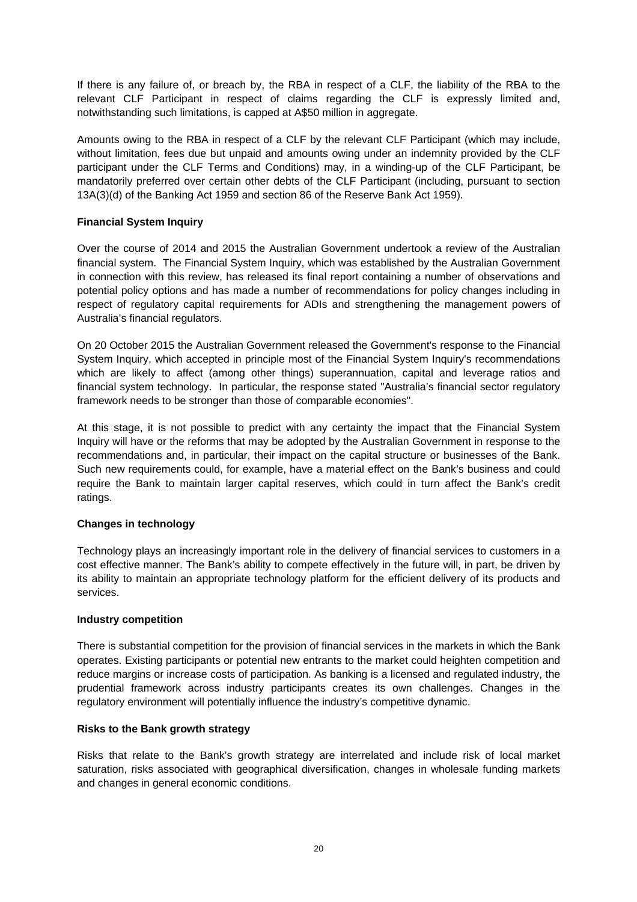If there is any failure of, or breach by, the RBA in respect of a CLF, the liability of the RBA to the relevant CLF Participant in respect of claims regarding the CLF is expressly limited and, notwithstanding such limitations, is capped at A$50 million in aggregate.

Amounts owing to the RBA in respect of a CLF by the relevant CLF Participant (which may include, without limitation, fees due but unpaid and amounts owing under an indemnity provided by the CLF participant under the CLF Terms and Conditions) may, in a winding-up of the CLF Participant, be mandatorily preferred over certain other debts of the CLF Participant (including, pursuant to section 13A(3)(d) of the Banking Act 1959 and section 86 of the Reserve Bank Act 1959).

**Financial System Inquiry**

Over the course of 2014 and 2015 the Australian Government undertook a review of the Australian financial system. The Financial System Inquiry, which was established by the Australian Government in connection with this review, has released its final report containing a number of observations and potential policy options and has made a number of recommendations for policy changes including in respect of regulatory capital requirements for ADIs and strengthening the management powers of Australia's financial regulators.

On 20 October 2015 the Australian Government released the Government's response to the Financial System Inquiry, which accepted in principle most of the Financial System Inquiry's recommendations which are likely to affect (among other things) superannuation, capital and leverage ratios and financial system technology. In particular, the response stated "Australia's financial sector regulatory framework needs to be stronger than those of comparable economies".

At this stage, it is not possible to predict with any certainty the impact that the Financial System Inquiry will have or the reforms that may be adopted by the Australian Government in response to the recommendations and, in particular, their impact on the capital structure or businesses of the Bank. Such new requirements could, for example, have a material effect on the Bank's business and could require the Bank to maintain larger capital reserves, which could in turn affect the Bank's credit ratings.

**Changes in technology**

Technology plays an increasingly important role in the delivery of financial services to customers in a cost effective manner. The Bank's ability to compete effectively in the future will, in part, be driven by its ability to maintain an appropriate technology platform for the efficient delivery of its products and services.

**Industry competition**

There is substantial competition for the provision of financial services in the markets in which the Bank operates. Existing participants or potential new entrants to the market could heighten competition and reduce margins or increase costs of participation. As banking is a licensed and regulated industry, the prudential framework across industry participants creates its own challenges. Changes in the regulatory environment will potentially influence the industry's competitive dynamic.

**Risks to the Bank growth strategy**

Risks that relate to the Bank's growth strategy are interrelated and include risk of local market saturation, risks associated with geographical diversification, changes in wholesale funding markets and changes in general economic conditions.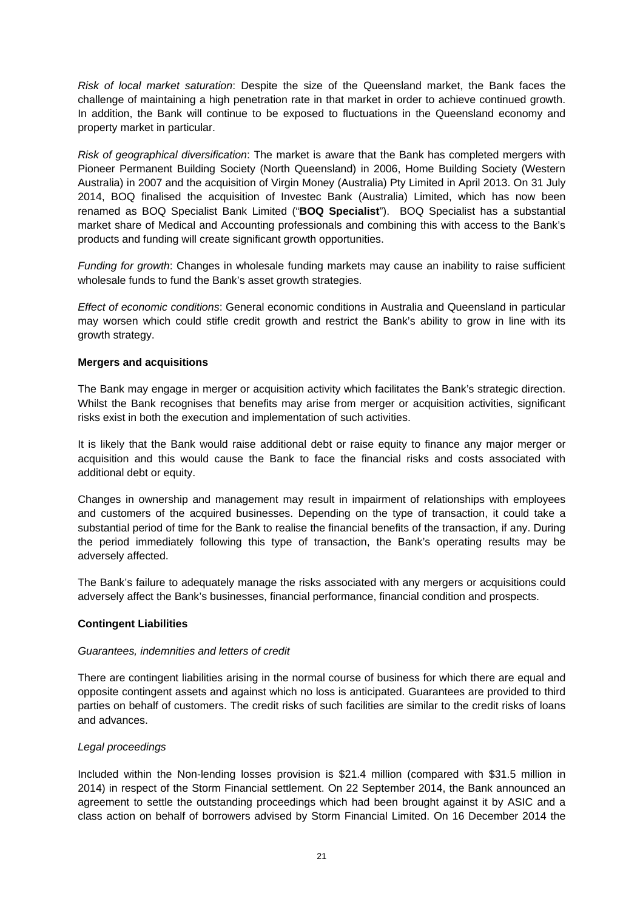*Risk of local market saturation*: Despite the size of the Queensland market, the Bank faces the challenge of maintaining a high penetration rate in that market in order to achieve continued growth. In addition, the Bank will continue to be exposed to fluctuations in the Queensland economy and property market in particular.

*Risk of geographical diversification*: The market is aware that the Bank has completed mergers with Pioneer Permanent Building Society (North Queensland) in 2006, Home Building Society (Western Australia) in 2007 and the acquisition of Virgin Money (Australia) Pty Limited in April 2013. On 31 July 2014, BOQ finalised the acquisition of Investec Bank (Australia) Limited, which has now been renamed as BOQ Specialist Bank Limited ("**BOQ Specialist**"). BOQ Specialist has a substantial market share of Medical and Accounting professionals and combining this with access to the Bank's products and funding will create significant growth opportunities.

*Funding for growth*: Changes in wholesale funding markets may cause an inability to raise sufficient wholesale funds to fund the Bank's asset growth strategies.

*Effect of economic conditions*: General economic conditions in Australia and Queensland in particular may worsen which could stifle credit growth and restrict the Bank's ability to grow in line with its growth strategy.

**Mergers and acquisitions**

The Bank may engage in merger or acquisition activity which facilitates the Bank's strategic direction. Whilst the Bank recognises that benefits may arise from merger or acquisition activities, significant risks exist in both the execution and implementation of such activities.

It is likely that the Bank would raise additional debt or raise equity to finance any major merger or acquisition and this would cause the Bank to face the financial risks and costs associated with additional debt or equity.

Changes in ownership and management may result in impairment of relationships with employees and customers of the acquired businesses. Depending on the type of transaction, it could take a substantial period of time for the Bank to realise the financial benefits of the transaction, if any. During the period immediately following this type of transaction, the Bank's operating results may be adversely affected.

The Bank's failure to adequately manage the risks associated with any mergers or acquisitions could adversely affect the Bank's businesses, financial performance, financial condition and prospects.

**Contingent Liabilities**

*Guarantees, indemnities and letters of credit*

There are contingent liabilities arising in the normal course of business for which there are equal and opposite contingent assets and against which no loss is anticipated. Guarantees are provided to third parties on behalf of customers. The credit risks of such facilities are similar to the credit risks of loans and advances.

*Legal proceedings*

Included within the Non-lending losses provision is $21.4 million (compared with $31.5 million in 2014) in respect of the Storm Financial settlement. On 22 September 2014, the Bank announced an agreement to settle the outstanding proceedings which had been brought against it by ASIC and a class action on behalf of borrowers advised by Storm Financial Limited. On 16 December 2014 the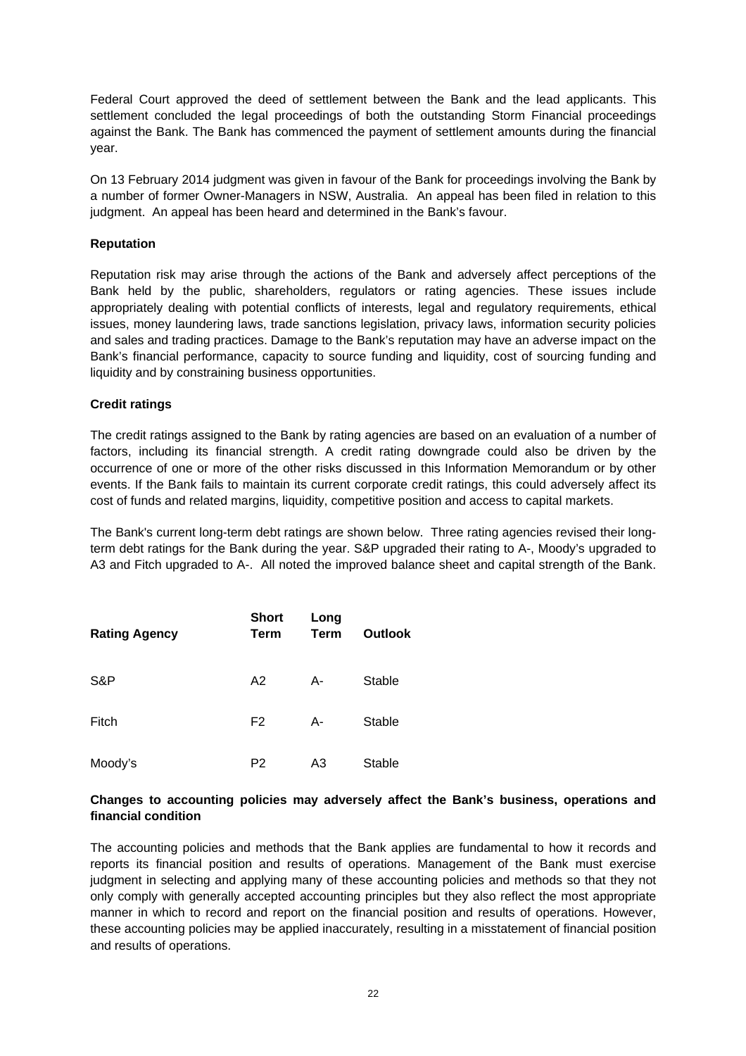Federal Court approved the deed of settlement between the Bank and the lead applicants. This settlement concluded the legal proceedings of both the outstanding Storm Financial proceedings against the Bank. The Bank has commenced the payment of settlement amounts during the financial year.

On 13 February 2014 judgment was given in favour of the Bank for proceedings involving the Bank by a number of former Owner-Managers in NSW, Australia. An appeal has been filed in relation to this judgment. An appeal has been heard and determined in the Bank's favour.

**Reputation**

Reputation risk may arise through the actions of the Bank and adversely affect perceptions of the Bank held by the public, shareholders, regulators or rating agencies. These issues include appropriately dealing with potential conflicts of interests, legal and regulatory requirements, ethical issues, money laundering laws, trade sanctions legislation, privacy laws, information security policies and sales and trading practices. Damage to the Bank's reputation may have an adverse impact on the Bank's financial performance, capacity to source funding and liquidity, cost of sourcing funding and liquidity and by constraining business opportunities.

**Credit ratings**

The credit ratings assigned to the Bank by rating agencies are based on an evaluation of a number of factors, including its financial strength. A credit rating downgrade could also be driven by the occurrence of one or more of the other risks discussed in this Information Memorandum or by other events. If the Bank fails to maintain its current corporate credit ratings, this could adversely affect its cost of funds and related margins, liquidity, competitive position and access to capital markets.

The Bank's current long-term debt ratings are shown below. Three rating agencies revised their long-term debt ratings for the Bank during the year. S&P upgraded their rating to A-, Moody's upgraded to A3 and Fitch upgraded to A-. All noted the improved balance sheet and capital strength of the Bank.

| Rating Agency | Short Term | Long Term | Outlook |
|---|---|---|---|
| S&P | A2 | A- | Stable |
| Fitch | F2 | A- | Stable |
| Moody's | P2 | A3 | Stable |

**Changes to accounting policies may adversely affect the Bank's business, operations and financial condition**

The accounting policies and methods that the Bank applies are fundamental to how it records and reports its financial position and results of operations. Management of the Bank must exercise judgment in selecting and applying many of these accounting policies and methods so that they not only comply with generally accepted accounting principles but they also reflect the most appropriate manner in which to record and report on the financial position and results of operations. However, these accounting policies may be applied inaccurately, resulting in a misstatement of financial position and results of operations.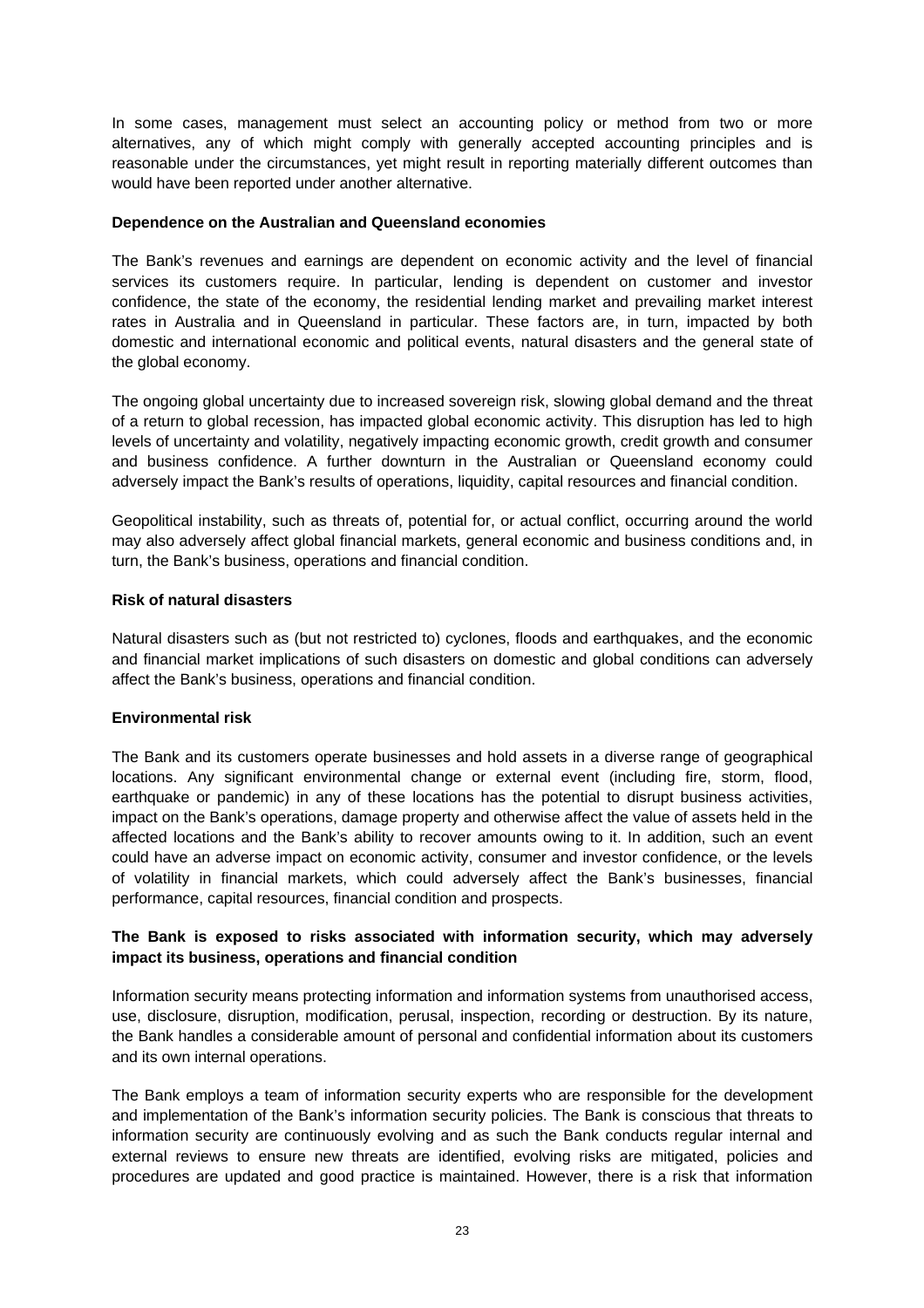In some cases, management must select an accounting policy or method from two or more alternatives, any of which might comply with generally accepted accounting principles and is reasonable under the circumstances, yet might result in reporting materially different outcomes than would have been reported under another alternative.

**Dependence on the Australian and Queensland economies**

The Bank's revenues and earnings are dependent on economic activity and the level of financial services its customers require. In particular, lending is dependent on customer and investor confidence, the state of the economy, the residential lending market and prevailing market interest rates in Australia and in Queensland in particular. These factors are, in turn, impacted by both domestic and international economic and political events, natural disasters and the general state of the global economy.

The ongoing global uncertainty due to increased sovereign risk, slowing global demand and the threat of a return to global recession, has impacted global economic activity. This disruption has led to high levels of uncertainty and volatility, negatively impacting economic growth, credit growth and consumer and business confidence. A further downturn in the Australian or Queensland economy could adversely impact the Bank's results of operations, liquidity, capital resources and financial condition.

Geopolitical instability, such as threats of, potential for, or actual conflict, occurring around the world may also adversely affect global financial markets, general economic and business conditions and, in turn, the Bank's business, operations and financial condition.

**Risk of natural disasters**

Natural disasters such as (but not restricted to) cyclones, floods and earthquakes, and the economic and financial market implications of such disasters on domestic and global conditions can adversely affect the Bank's business, operations and financial condition.

**Environmental risk**

The Bank and its customers operate businesses and hold assets in a diverse range of geographical locations. Any significant environmental change or external event (including fire, storm, flood, earthquake or pandemic) in any of these locations has the potential to disrupt business activities, impact on the Bank's operations, damage property and otherwise affect the value of assets held in the affected locations and the Bank's ability to recover amounts owing to it. In addition, such an event could have an adverse impact on economic activity, consumer and investor confidence, or the levels of volatility in financial markets, which could adversely affect the Bank's businesses, financial performance, capital resources, financial condition and prospects.

**The Bank is exposed to risks associated with information security, which may adversely impact its business, operations and financial condition**

Information security means protecting information and information systems from unauthorised access, use, disclosure, disruption, modification, perusal, inspection, recording or destruction. By its nature, the Bank handles a considerable amount of personal and confidential information about its customers and its own internal operations.

The Bank employs a team of information security experts who are responsible for the development and implementation of the Bank's information security policies. The Bank is conscious that threats to information security are continuously evolving and as such the Bank conducts regular internal and external reviews to ensure new threats are identified, evolving risks are mitigated, policies and procedures are updated and good practice is maintained. However, there is a risk that information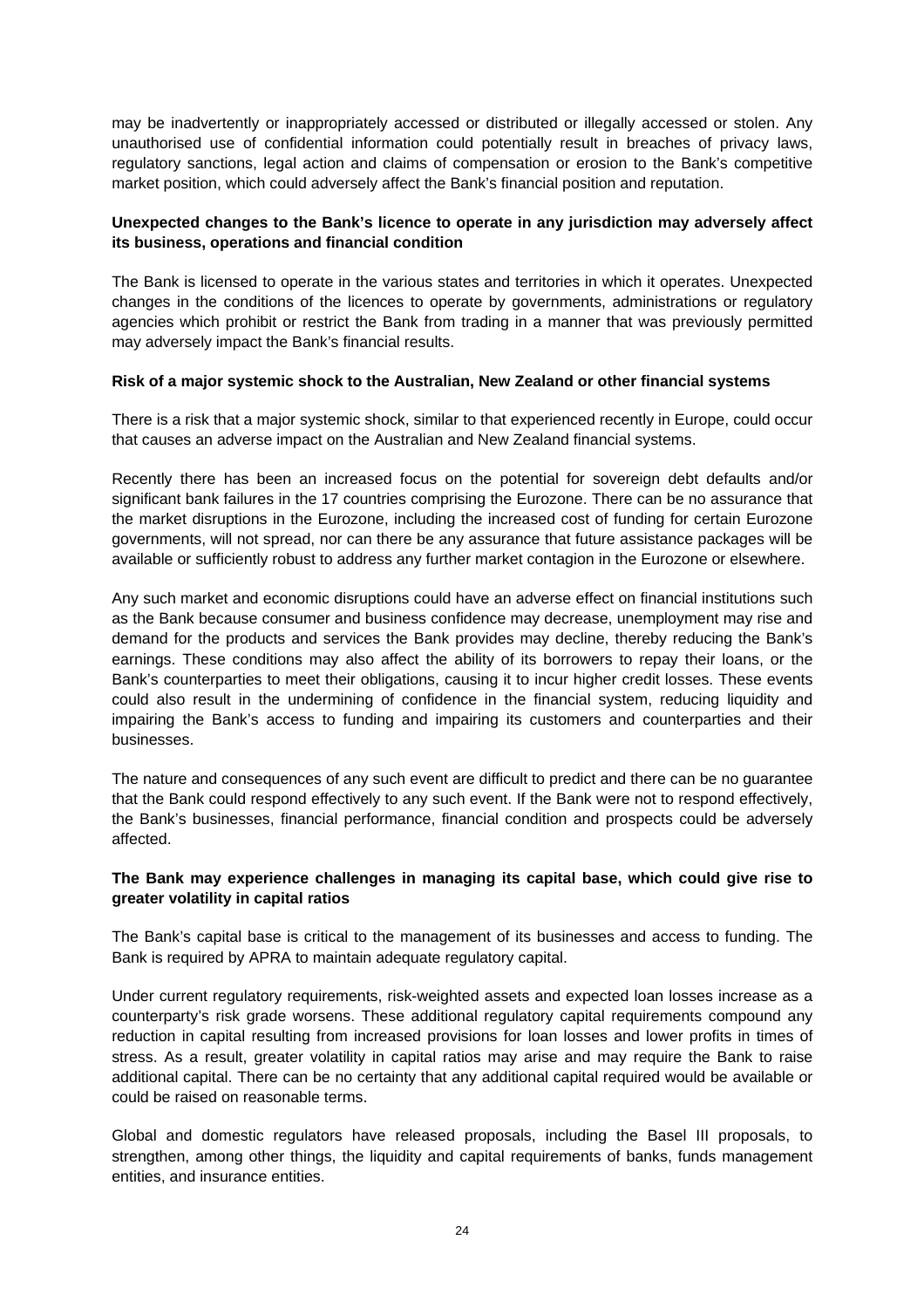may be inadvertently or inappropriately accessed or distributed or illegally accessed or stolen. Any unauthorised use of confidential information could potentially result in breaches of privacy laws, regulatory sanctions, legal action and claims of compensation or erosion to the Bank's competitive market position, which could adversely affect the Bank's financial position and reputation.

**Unexpected changes to the Bank's licence to operate in any jurisdiction may adversely affect its business, operations and financial condition**

The Bank is licensed to operate in the various states and territories in which it operates. Unexpected changes in the conditions of the licences to operate by governments, administrations or regulatory agencies which prohibit or restrict the Bank from trading in a manner that was previously permitted may adversely impact the Bank's financial results.

**Risk of a major systemic shock to the Australian, New Zealand or other financial systems**

There is a risk that a major systemic shock, similar to that experienced recently in Europe, could occur that causes an adverse impact on the Australian and New Zealand financial systems.

Recently there has been an increased focus on the potential for sovereign debt defaults and/or significant bank failures in the 17 countries comprising the Eurozone. There can be no assurance that the market disruptions in the Eurozone, including the increased cost of funding for certain Eurozone governments, will not spread, nor can there be any assurance that future assistance packages will be available or sufficiently robust to address any further market contagion in the Eurozone or elsewhere.

Any such market and economic disruptions could have an adverse effect on financial institutions such as the Bank because consumer and business confidence may decrease, unemployment may rise and demand for the products and services the Bank provides may decline, thereby reducing the Bank's earnings. These conditions may also affect the ability of its borrowers to repay their loans, or the Bank's counterparties to meet their obligations, causing it to incur higher credit losses. These events could also result in the undermining of confidence in the financial system, reducing liquidity and impairing the Bank's access to funding and impairing its customers and counterparties and their businesses.

The nature and consequences of any such event are difficult to predict and there can be no guarantee that the Bank could respond effectively to any such event. If the Bank were not to respond effectively, the Bank's businesses, financial performance, financial condition and prospects could be adversely affected.

**The Bank may experience challenges in managing its capital base, which could give rise to greater volatility in capital ratios**

The Bank's capital base is critical to the management of its businesses and access to funding. The Bank is required by APRA to maintain adequate regulatory capital.

Under current regulatory requirements, risk-weighted assets and expected loan losses increase as a counterparty's risk grade worsens. These additional regulatory capital requirements compound any reduction in capital resulting from increased provisions for loan losses and lower profits in times of stress. As a result, greater volatility in capital ratios may arise and may require the Bank to raise additional capital. There can be no certainty that any additional capital required would be available or could be raised on reasonable terms.

Global and domestic regulators have released proposals, including the Basel III proposals, to strengthen, among other things, the liquidity and capital requirements of banks, funds management entities, and insurance entities.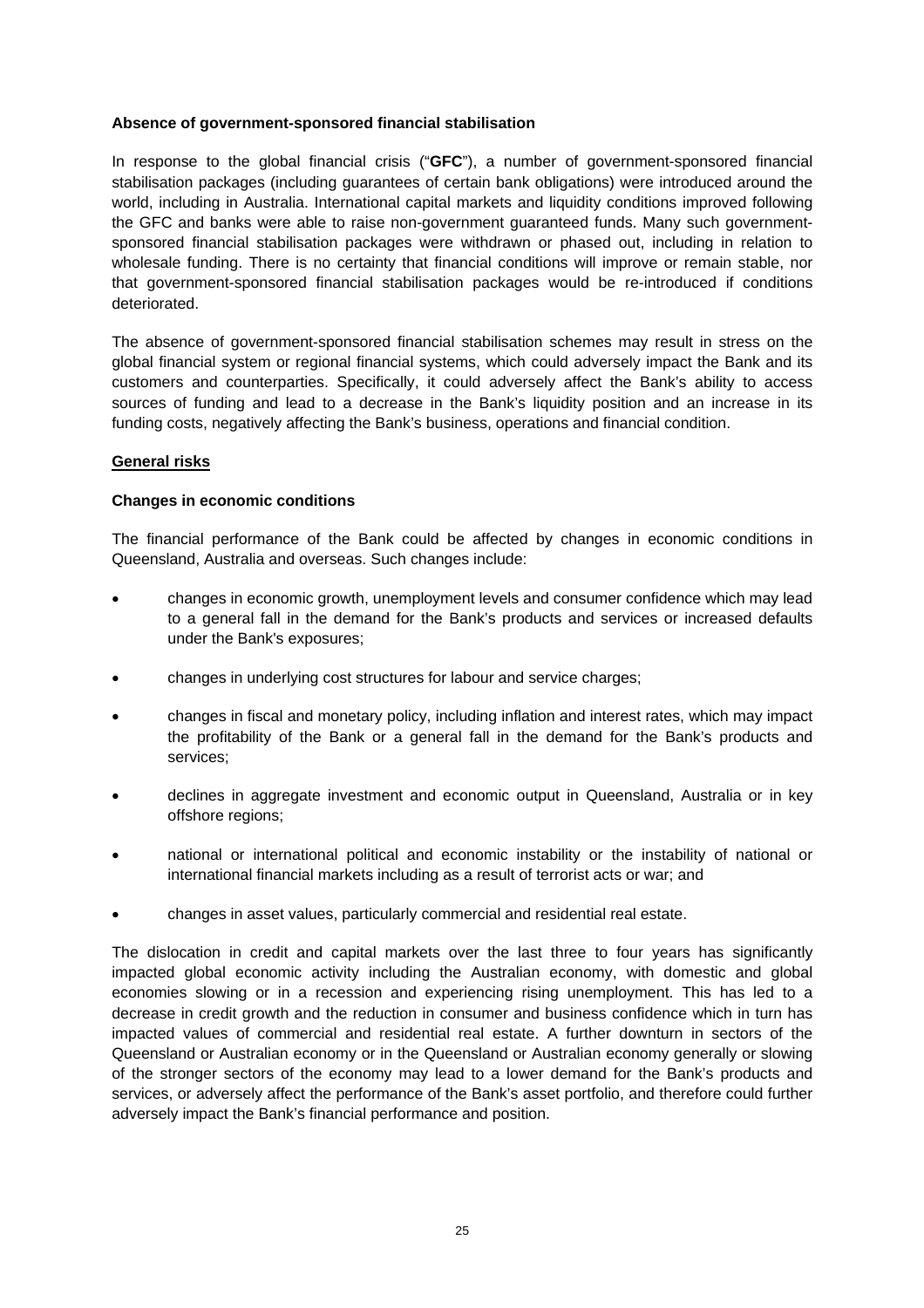**Absence of government-sponsored financial stabilisation**

In response to the global financial crisis ("**GFC**"), a number of government-sponsored financial stabilisation packages (including guarantees of certain bank obligations) were introduced around the world, including in Australia. International capital markets and liquidity conditions improved following the GFC and banks were able to raise non-government guaranteed funds. Many such government-sponsored financial stabilisation packages were withdrawn or phased out, including in relation to wholesale funding. There is no certainty that financial conditions will improve or remain stable, nor that government-sponsored financial stabilisation packages would be re-introduced if conditions deteriorated.

The absence of government-sponsored financial stabilisation schemes may result in stress on the global financial system or regional financial systems, which could adversely impact the Bank and its customers and counterparties. Specifically, it could adversely affect the Bank's ability to access sources of funding and lead to a decrease in the Bank's liquidity position and an increase in its funding costs, negatively affecting the Bank's business, operations and financial condition.

__General risks__

**Changes in economic conditions**

The financial performance of the Bank could be affected by changes in economic conditions in Queensland, Australia and overseas. Such changes include:

- changes in economic growth, unemployment levels and consumer confidence which may lead to a general fall in the demand for the Bank's products and services or increased defaults under the Bank's exposures;
- changes in underlying cost structures for labour and service charges;
- changes in fiscal and monetary policy, including inflation and interest rates, which may impact the profitability of the Bank or a general fall in the demand for the Bank's products and services;
- declines in aggregate investment and economic output in Queensland, Australia or in key offshore regions;
- national or international political and economic instability or the instability of national or international financial markets including as a result of terrorist acts or war; and
- changes in asset values, particularly commercial and residential real estate.

The dislocation in credit and capital markets over the last three to four years has significantly impacted global economic activity including the Australian economy, with domestic and global economies slowing or in a recession and experiencing rising unemployment. This has led to a decrease in credit growth and the reduction in consumer and business confidence which in turn has impacted values of commercial and residential real estate. A further downturn in sectors of the Queensland or Australian economy or in the Queensland or Australian economy generally or slowing of the stronger sectors of the economy may lead to a lower demand for the Bank's products and services, or adversely affect the performance of the Bank's asset portfolio, and therefore could further adversely impact the Bank's financial performance and position.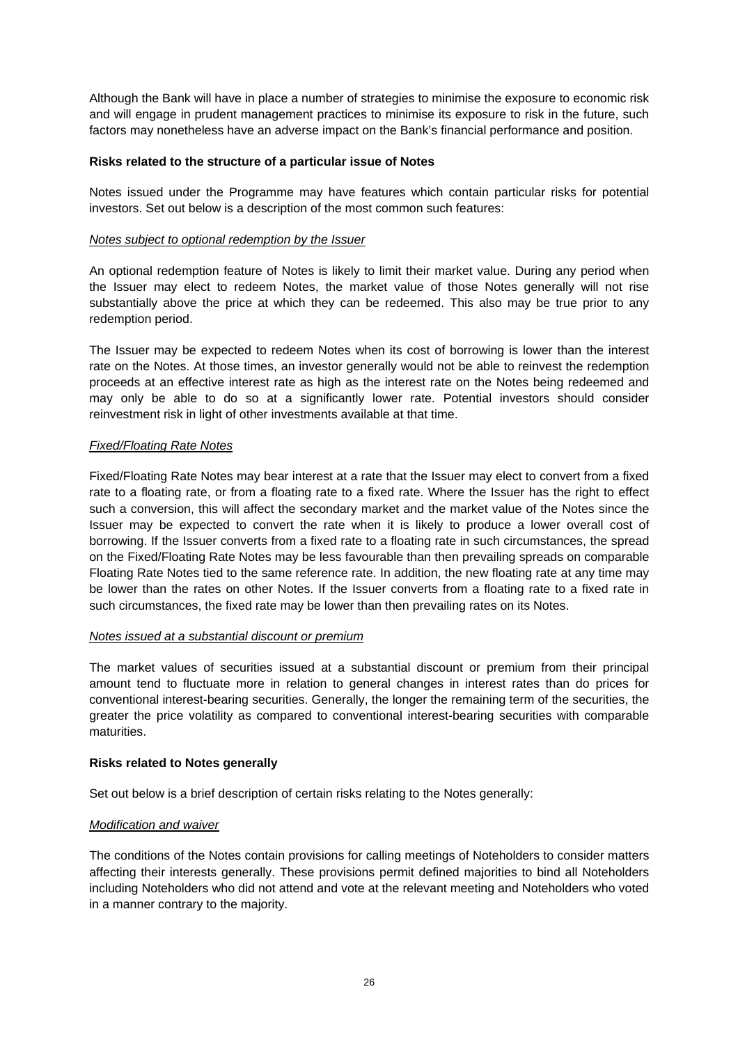Although the Bank will have in place a number of strategies to minimise the exposure to economic risk and will engage in prudent management practices to minimise its exposure to risk in the future, such factors may nonetheless have an adverse impact on the Bank's financial performance and position.

**Risks related to the structure of a particular issue of Notes**

Notes issued under the Programme may have features which contain particular risks for potential investors. Set out below is a description of the most common such features:

*Notes subject to optional redemption by the Issuer*

An optional redemption feature of Notes is likely to limit their market value. During any period when the Issuer may elect to redeem Notes, the market value of those Notes generally will not rise substantially above the price at which they can be redeemed. This also may be true prior to any redemption period.

The Issuer may be expected to redeem Notes when its cost of borrowing is lower than the interest rate on the Notes. At those times, an investor generally would not be able to reinvest the redemption proceeds at an effective interest rate as high as the interest rate on the Notes being redeemed and may only be able to do so at a significantly lower rate. Potential investors should consider reinvestment risk in light of other investments available at that time.

*Fixed/Floating Rate Notes*

Fixed/Floating Rate Notes may bear interest at a rate that the Issuer may elect to convert from a fixed rate to a floating rate, or from a floating rate to a fixed rate. Where the Issuer has the right to effect such a conversion, this will affect the secondary market and the market value of the Notes since the Issuer may be expected to convert the rate when it is likely to produce a lower overall cost of borrowing. If the Issuer converts from a fixed rate to a floating rate in such circumstances, the spread on the Fixed/Floating Rate Notes may be less favourable than then prevailing spreads on comparable Floating Rate Notes tied to the same reference rate. In addition, the new floating rate at any time may be lower than the rates on other Notes. If the Issuer converts from a floating rate to a fixed rate in such circumstances, the fixed rate may be lower than then prevailing rates on its Notes.

*Notes issued at a substantial discount or premium*

The market values of securities issued at a substantial discount or premium from their principal amount tend to fluctuate more in relation to general changes in interest rates than do prices for conventional interest-bearing securities. Generally, the longer the remaining term of the securities, the greater the price volatility as compared to conventional interest-bearing securities with comparable maturities.

**Risks related to Notes generally**

Set out below is a brief description of certain risks relating to the Notes generally:

*Modification and waiver*

The conditions of the Notes contain provisions for calling meetings of Noteholders to consider matters affecting their interests generally. These provisions permit defined majorities to bind all Noteholders including Noteholders who did not attend and vote at the relevant meeting and Noteholders who voted in a manner contrary to the majority.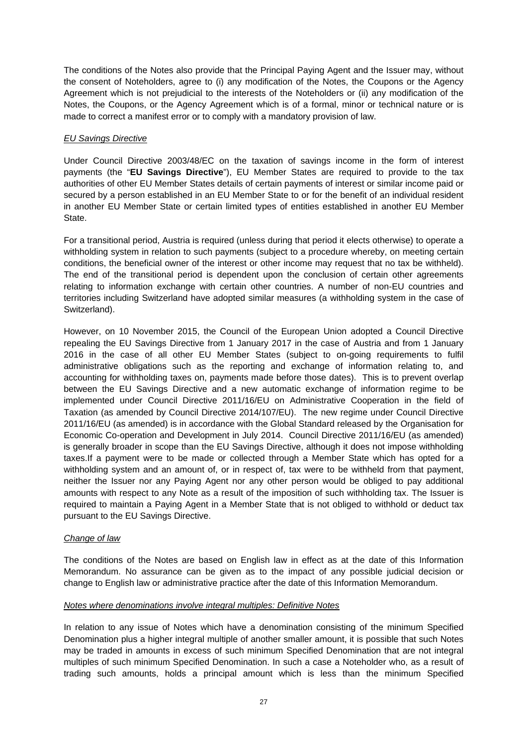The conditions of the Notes also provide that the Principal Paying Agent and the Issuer may, without the consent of Noteholders, agree to (i) any modification of the Notes, the Coupons or the Agency Agreement which is not prejudicial to the interests of the Noteholders or (ii) any modification of the Notes, the Coupons, or the Agency Agreement which is of a formal, minor or technical nature or is made to correct a manifest error or to comply with a mandatory provision of law.

*EU Savings Directive*

Under Council Directive 2003/48/EC on the taxation of savings income in the form of interest payments (the "**EU Savings Directive**"), EU Member States are required to provide to the tax authorities of other EU Member States details of certain payments of interest or similar income paid or secured by a person established in an EU Member State to or for the benefit of an individual resident in another EU Member State or certain limited types of entities established in another EU Member State.

For a transitional period, Austria is required (unless during that period it elects otherwise) to operate a withholding system in relation to such payments (subject to a procedure whereby, on meeting certain conditions, the beneficial owner of the interest or other income may request that no tax be withheld). The end of the transitional period is dependent upon the conclusion of certain other agreements relating to information exchange with certain other countries. A number of non-EU countries and territories including Switzerland have adopted similar measures (a withholding system in the case of Switzerland).

However, on 10 November 2015, the Council of the European Union adopted a Council Directive repealing the EU Savings Directive from 1 January 2017 in the case of Austria and from 1 January 2016 in the case of all other EU Member States (subject to on-going requirements to fulfil administrative obligations such as the reporting and exchange of information relating to, and accounting for withholding taxes on, payments made before those dates). This is to prevent overlap between the EU Savings Directive and a new automatic exchange of information regime to be implemented under Council Directive 2011/16/EU on Administrative Cooperation in the field of Taxation (as amended by Council Directive 2014/107/EU). The new regime under Council Directive 2011/16/EU (as amended) is in accordance with the Global Standard released by the Organisation for Economic Co-operation and Development in July 2014. Council Directive 2011/16/EU (as amended) is generally broader in scope than the EU Savings Directive, although it does not impose withholding taxes.If a payment were to be made or collected through a Member State which has opted for a withholding system and an amount of, or in respect of, tax were to be withheld from that payment, neither the Issuer nor any Paying Agent nor any other person would be obliged to pay additional amounts with respect to any Note as a result of the imposition of such withholding tax. The Issuer is required to maintain a Paying Agent in a Member State that is not obliged to withhold or deduct tax pursuant to the EU Savings Directive.

*Change of law*

The conditions of the Notes are based on English law in effect as at the date of this Information Memorandum. No assurance can be given as to the impact of any possible judicial decision or change to English law or administrative practice after the date of this Information Memorandum.

*Notes where denominations involve integral multiples: Definitive Notes*

In relation to any issue of Notes which have a denomination consisting of the minimum Specified Denomination plus a higher integral multiple of another smaller amount, it is possible that such Notes may be traded in amounts in excess of such minimum Specified Denomination that are not integral multiples of such minimum Specified Denomination. In such a case a Noteholder who, as a result of trading such amounts, holds a principal amount which is less than the minimum Specified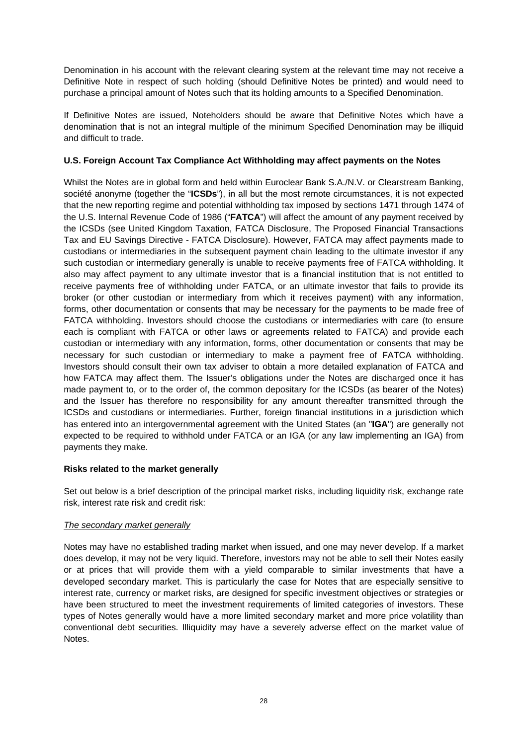Denomination in his account with the relevant clearing system at the relevant time may not receive a Definitive Note in respect of such holding (should Definitive Notes be printed) and would need to purchase a principal amount of Notes such that its holding amounts to a Specified Denomination.

If Definitive Notes are issued, Noteholders should be aware that Definitive Notes which have a denomination that is not an integral multiple of the minimum Specified Denomination may be illiquid and difficult to trade.

**U.S. Foreign Account Tax Compliance Act Withholding may affect payments on the Notes**

Whilst the Notes are in global form and held within Euroclear Bank S.A./N.V. or Clearstream Banking, société anonyme (together the "**ICSDs**"), in all but the most remote circumstances, it is not expected that the new reporting regime and potential withholding tax imposed by sections 1471 through 1474 of the U.S. Internal Revenue Code of 1986 ("**FATCA**") will affect the amount of any payment received by the ICSDs (see United Kingdom Taxation, FATCA Disclosure, The Proposed Financial Transactions Tax and EU Savings Directive - FATCA Disclosure). However, FATCA may affect payments made to custodians or intermediaries in the subsequent payment chain leading to the ultimate investor if any such custodian or intermediary generally is unable to receive payments free of FATCA withholding. It also may affect payment to any ultimate investor that is a financial institution that is not entitled to receive payments free of withholding under FATCA, or an ultimate investor that fails to provide its broker (or other custodian or intermediary from which it receives payment) with any information, forms, other documentation or consents that may be necessary for the payments to be made free of FATCA withholding. Investors should choose the custodians or intermediaries with care (to ensure each is compliant with FATCA or other laws or agreements related to FATCA) and provide each custodian or intermediary with any information, forms, other documentation or consents that may be necessary for such custodian or intermediary to make a payment free of FATCA withholding. Investors should consult their own tax adviser to obtain a more detailed explanation of FATCA and how FATCA may affect them. The Issuer's obligations under the Notes are discharged once it has made payment to, or to the order of, the common depositary for the ICSDs (as bearer of the Notes) and the Issuer has therefore no responsibility for any amount thereafter transmitted through the ICSDs and custodians or intermediaries. Further, foreign financial institutions in a jurisdiction which has entered into an intergovernmental agreement with the United States (an "**IGA**") are generally not expected to be required to withhold under FATCA or an IGA (or any law implementing an IGA) from payments they make.

**Risks related to the market generally**

Set out below is a brief description of the principal market risks, including liquidity risk, exchange rate risk, interest rate risk and credit risk:

*The secondary market generally*

Notes may have no established trading market when issued, and one may never develop. If a market does develop, it may not be very liquid. Therefore, investors may not be able to sell their Notes easily or at prices that will provide them with a yield comparable to similar investments that have a developed secondary market. This is particularly the case for Notes that are especially sensitive to interest rate, currency or market risks, are designed for specific investment objectives or strategies or have been structured to meet the investment requirements of limited categories of investors. These types of Notes generally would have a more limited secondary market and more price volatility than conventional debt securities. Illiquidity may have a severely adverse effect on the market value of Notes.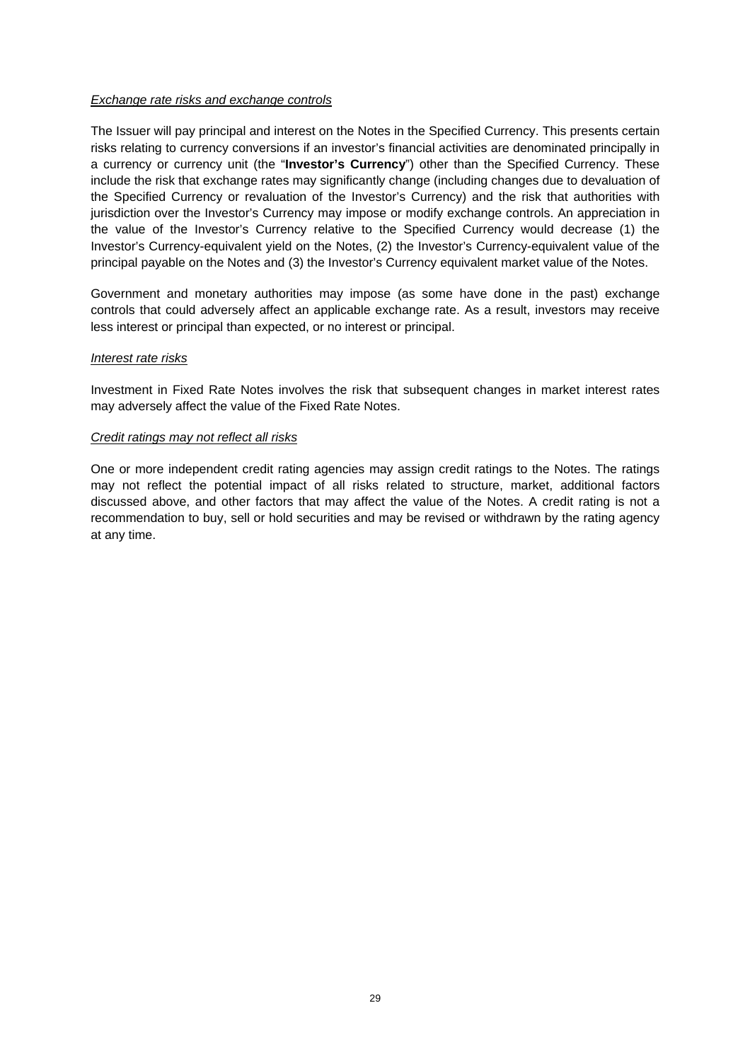*Exchange rate risks and exchange controls*

The Issuer will pay principal and interest on the Notes in the Specified Currency. This presents certain risks relating to currency conversions if an investor's financial activities are denominated principally in a currency or currency unit (the "**Investor's Currency**") other than the Specified Currency. These include the risk that exchange rates may significantly change (including changes due to devaluation of the Specified Currency or revaluation of the Investor's Currency) and the risk that authorities with jurisdiction over the Investor's Currency may impose or modify exchange controls. An appreciation in the value of the Investor's Currency relative to the Specified Currency would decrease (1) the Investor's Currency-equivalent yield on the Notes, (2) the Investor's Currency-equivalent value of the principal payable on the Notes and (3) the Investor's Currency equivalent market value of the Notes.

Government and monetary authorities may impose (as some have done in the past) exchange controls that could adversely affect an applicable exchange rate. As a result, investors may receive less interest or principal than expected, or no interest or principal.

*Interest rate risks*

Investment in Fixed Rate Notes involves the risk that subsequent changes in market interest rates may adversely affect the value of the Fixed Rate Notes.

*Credit ratings may not reflect all risks*

One or more independent credit rating agencies may assign credit ratings to the Notes. The ratings may not reflect the potential impact of all risks related to structure, market, additional factors discussed above, and other factors that may affect the value of the Notes. A credit rating is not a recommendation to buy, sell or hold securities and may be revised or withdrawn by the rating agency at any time.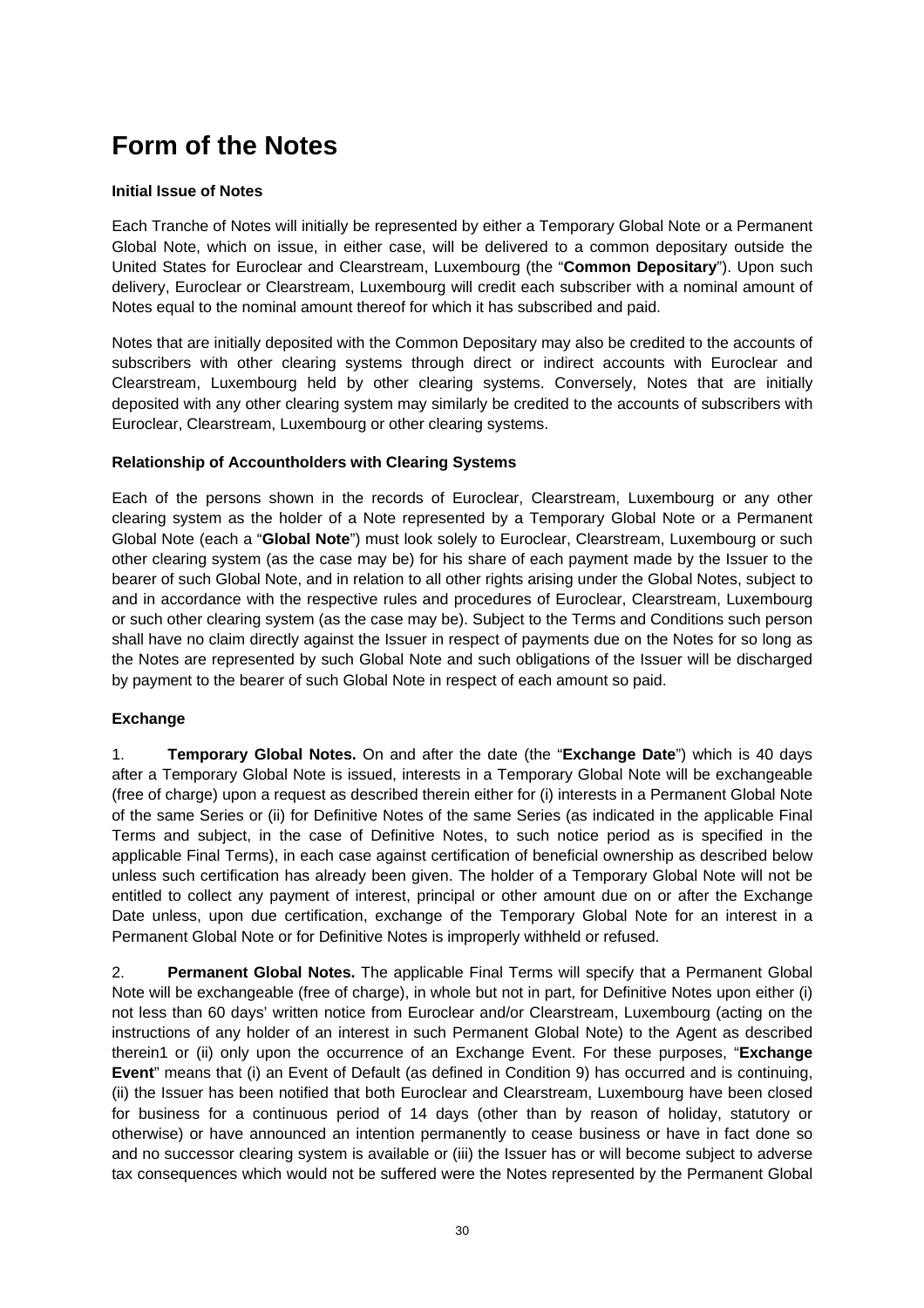# Form of the Notes

**Initial Issue of Notes**

Each Tranche of Notes will initially be represented by either a Temporary Global Note or a Permanent Global Note, which on issue, in either case, will be delivered to a common depositary outside the United States for Euroclear and Clearstream, Luxembourg (the "**Common Depositary**"). Upon such delivery, Euroclear or Clearstream, Luxembourg will credit each subscriber with a nominal amount of Notes equal to the nominal amount thereof for which it has subscribed and paid.

Notes that are initially deposited with the Common Depositary may also be credited to the accounts of subscribers with other clearing systems through direct or indirect accounts with Euroclear and Clearstream, Luxembourg held by other clearing systems. Conversely, Notes that are initially deposited with any other clearing system may similarly be credited to the accounts of subscribers with Euroclear, Clearstream, Luxembourg or other clearing systems.

**Relationship of Accountholders with Clearing Systems**

Each of the persons shown in the records of Euroclear, Clearstream, Luxembourg or any other clearing system as the holder of a Note represented by a Temporary Global Note or a Permanent Global Note (each a "**Global Note**") must look solely to Euroclear, Clearstream, Luxembourg or such other clearing system (as the case may be) for his share of each payment made by the Issuer to the bearer of such Global Note, and in relation to all other rights arising under the Global Notes, subject to and in accordance with the respective rules and procedures of Euroclear, Clearstream, Luxembourg or such other clearing system (as the case may be). Subject to the Terms and Conditions such person shall have no claim directly against the Issuer in respect of payments due on the Notes for so long as the Notes are represented by such Global Note and such obligations of the Issuer will be discharged by payment to the bearer of such Global Note in respect of each amount so paid.

**Exchange**

1. **Temporary Global Notes.** On and after the date (the "**Exchange Date**") which is 40 days after a Temporary Global Note is issued, interests in a Temporary Global Note will be exchangeable (free of charge) upon a request as described therein either for (i) interests in a Permanent Global Note of the same Series or (ii) for Definitive Notes of the same Series (as indicated in the applicable Final Terms and subject, in the case of Definitive Notes, to such notice period as is specified in the applicable Final Terms), in each case against certification of beneficial ownership as described below unless such certification has already been given. The holder of a Temporary Global Note will not be entitled to collect any payment of interest, principal or other amount due on or after the Exchange Date unless, upon due certification, exchange of the Temporary Global Note for an interest in a Permanent Global Note or for Definitive Notes is improperly withheld or refused.

2. **Permanent Global Notes.** The applicable Final Terms will specify that a Permanent Global Note will be exchangeable (free of charge), in whole but not in part, for Definitive Notes upon either (i) not less than 60 days' written notice from Euroclear and/or Clearstream, Luxembourg (acting on the instructions of any holder of an interest in such Permanent Global Note) to the Agent as described therein1 or (ii) only upon the occurrence of an Exchange Event. For these purposes, "**Exchange Event**" means that (i) an Event of Default (as defined in Condition 9) has occurred and is continuing, (ii) the Issuer has been notified that both Euroclear and Clearstream, Luxembourg have been closed for business for a continuous period of 14 days (other than by reason of holiday, statutory or otherwise) or have announced an intention permanently to cease business or have in fact done so and no successor clearing system is available or (iii) the Issuer has or will become subject to adverse tax consequences which would not be suffered were the Notes represented by the Permanent Global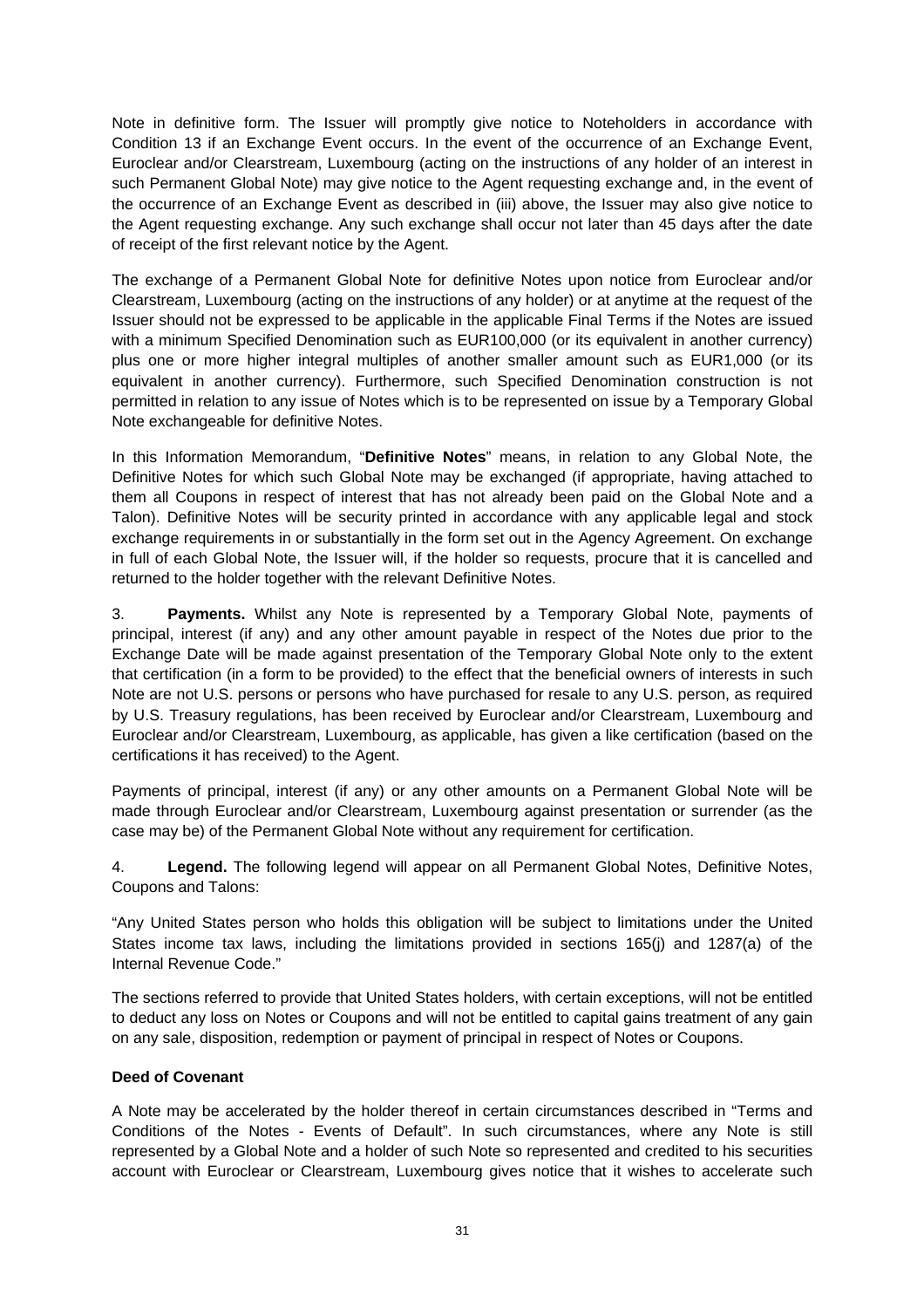Note in definitive form. The Issuer will promptly give notice to Noteholders in accordance with Condition 13 if an Exchange Event occurs. In the event of the occurrence of an Exchange Event, Euroclear and/or Clearstream, Luxembourg (acting on the instructions of any holder of an interest in such Permanent Global Note) may give notice to the Agent requesting exchange and, in the event of the occurrence of an Exchange Event as described in (iii) above, the Issuer may also give notice to the Agent requesting exchange. Any such exchange shall occur not later than 45 days after the date of receipt of the first relevant notice by the Agent.

The exchange of a Permanent Global Note for definitive Notes upon notice from Euroclear and/or Clearstream, Luxembourg (acting on the instructions of any holder) or at anytime at the request of the Issuer should not be expressed to be applicable in the applicable Final Terms if the Notes are issued with a minimum Specified Denomination such as EUR100,000 (or its equivalent in another currency) plus one or more higher integral multiples of another smaller amount such as EUR1,000 (or its equivalent in another currency). Furthermore, such Specified Denomination construction is not permitted in relation to any issue of Notes which is to be represented on issue by a Temporary Global Note exchangeable for definitive Notes.

In this Information Memorandum, "**Definitive Notes**" means, in relation to any Global Note, the Definitive Notes for which such Global Note may be exchanged (if appropriate, having attached to them all Coupons in respect of interest that has not already been paid on the Global Note and a Talon). Definitive Notes will be security printed in accordance with any applicable legal and stock exchange requirements in or substantially in the form set out in the Agency Agreement. On exchange in full of each Global Note, the Issuer will, if the holder so requests, procure that it is cancelled and returned to the holder together with the relevant Definitive Notes.

3. **Payments.** Whilst any Note is represented by a Temporary Global Note, payments of principal, interest (if any) and any other amount payable in respect of the Notes due prior to the Exchange Date will be made against presentation of the Temporary Global Note only to the extent that certification (in a form to be provided) to the effect that the beneficial owners of interests in such Note are not U.S. persons or persons who have purchased for resale to any U.S. person, as required by U.S. Treasury regulations, has been received by Euroclear and/or Clearstream, Luxembourg and Euroclear and/or Clearstream, Luxembourg, as applicable, has given a like certification (based on the certifications it has received) to the Agent.

Payments of principal, interest (if any) or any other amounts on a Permanent Global Note will be made through Euroclear and/or Clearstream, Luxembourg against presentation or surrender (as the case may be) of the Permanent Global Note without any requirement for certification.

4. **Legend.** The following legend will appear on all Permanent Global Notes, Definitive Notes, Coupons and Talons:

"Any United States person who holds this obligation will be subject to limitations under the United States income tax laws, including the limitations provided in sections 165(j) and 1287(a) of the Internal Revenue Code."

The sections referred to provide that United States holders, with certain exceptions, will not be entitled to deduct any loss on Notes or Coupons and will not be entitled to capital gains treatment of any gain on any sale, disposition, redemption or payment of principal in respect of Notes or Coupons.

**Deed of Covenant**

A Note may be accelerated by the holder thereof in certain circumstances described in "Terms and Conditions of the Notes - Events of Default". In such circumstances, where any Note is still represented by a Global Note and a holder of such Note so represented and credited to his securities account with Euroclear or Clearstream, Luxembourg gives notice that it wishes to accelerate such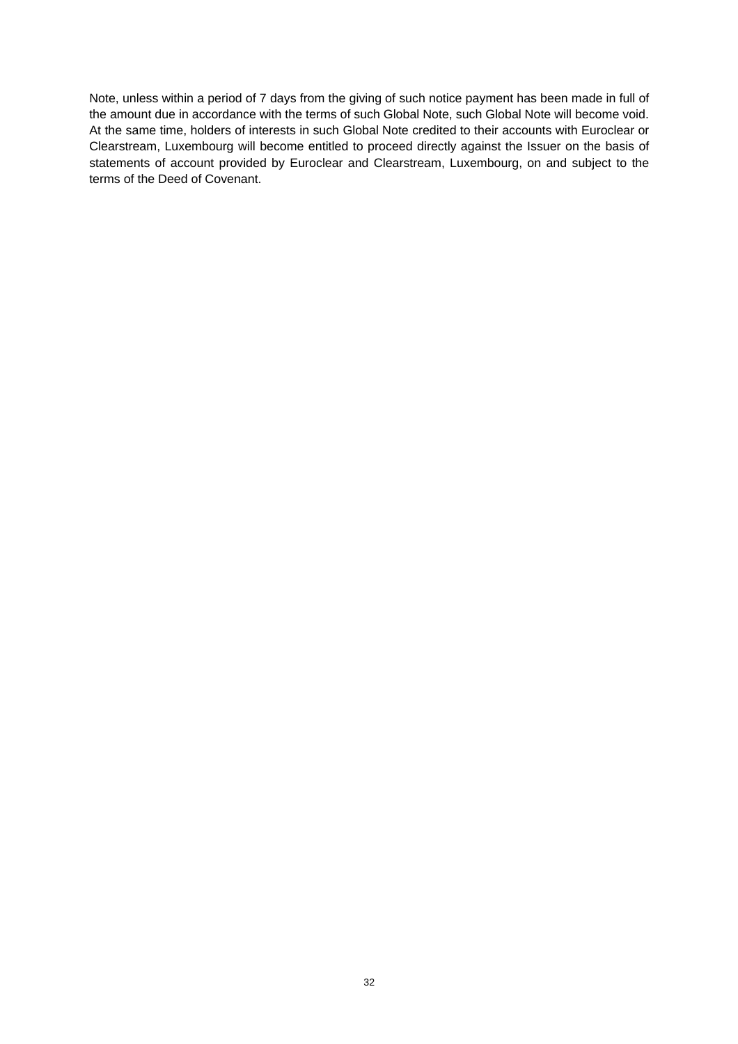Note, unless within a period of 7 days from the giving of such notice payment has been made in full of the amount due in accordance with the terms of such Global Note, such Global Note will become void. At the same time, holders of interests in such Global Note credited to their accounts with Euroclear or Clearstream, Luxembourg will become entitled to proceed directly against the Issuer on the basis of statements of account provided by Euroclear and Clearstream, Luxembourg, on and subject to the terms of the Deed of Covenant.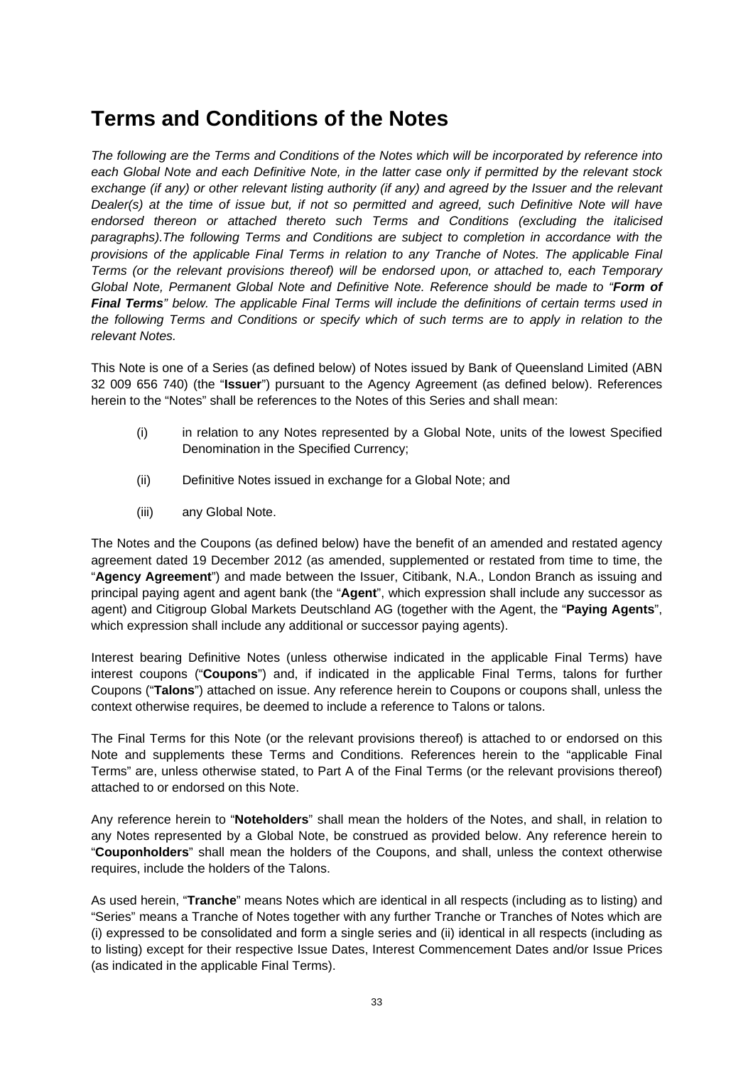# Terms and Conditions of the Notes

*The following are the Terms and Conditions of the Notes which will be incorporated by reference into each Global Note and each Definitive Note, in the latter case only if permitted by the relevant stock exchange (if any) or other relevant listing authority (if any) and agreed by the Issuer and the relevant Dealer(s) at the time of issue but, if not so permitted and agreed, such Definitive Note will have endorsed thereon or attached thereto such Terms and Conditions (excluding the italicised paragraphs).The following Terms and Conditions are subject to completion in accordance with the provisions of the applicable Final Terms in relation to any Tranche of Notes. The applicable Final Terms (or the relevant provisions thereof) will be endorsed upon, or attached to, each Temporary Global Note, Permanent Global Note and Definitive Note. Reference should be made to "**Form of Final Terms**" below. The applicable Final Terms will include the definitions of certain terms used in the following Terms and Conditions or specify which of such terms are to apply in relation to the relevant Notes.*

This Note is one of a Series (as defined below) of Notes issued by Bank of Queensland Limited (ABN 32 009 656 740) (the "**Issuer**") pursuant to the Agency Agreement (as defined below). References herein to the "Notes" shall be references to the Notes of this Series and shall mean:

(i) in relation to any Notes represented by a Global Note, units of the lowest Specified Denomination in the Specified Currency;

(ii) Definitive Notes issued in exchange for a Global Note; and

(iii) any Global Note.

The Notes and the Coupons (as defined below) have the benefit of an amended and restated agency agreement dated 19 December 2012 (as amended, supplemented or restated from time to time, the "**Agency Agreement**") and made between the Issuer, Citibank, N.A., London Branch as issuing and principal paying agent and agent bank (the "**Agent**", which expression shall include any successor as agent) and Citigroup Global Markets Deutschland AG (together with the Agent, the "**Paying Agents**", which expression shall include any additional or successor paying agents).

Interest bearing Definitive Notes (unless otherwise indicated in the applicable Final Terms) have interest coupons ("**Coupons**") and, if indicated in the applicable Final Terms, talons for further Coupons ("**Talons**") attached on issue. Any reference herein to Coupons or coupons shall, unless the context otherwise requires, be deemed to include a reference to Talons or talons.

The Final Terms for this Note (or the relevant provisions thereof) is attached to or endorsed on this Note and supplements these Terms and Conditions. References herein to the "applicable Final Terms" are, unless otherwise stated, to Part A of the Final Terms (or the relevant provisions thereof) attached to or endorsed on this Note.

Any reference herein to "**Noteholders**" shall mean the holders of the Notes, and shall, in relation to any Notes represented by a Global Note, be construed as provided below. Any reference herein to "**Couponholders**" shall mean the holders of the Coupons, and shall, unless the context otherwise requires, include the holders of the Talons.

As used herein, "**Tranche**" means Notes which are identical in all respects (including as to listing) and "Series" means a Tranche of Notes together with any further Tranche or Tranches of Notes which are (i) expressed to be consolidated and form a single series and (ii) identical in all respects (including as to listing) except for their respective Issue Dates, Interest Commencement Dates and/or Issue Prices (as indicated in the applicable Final Terms).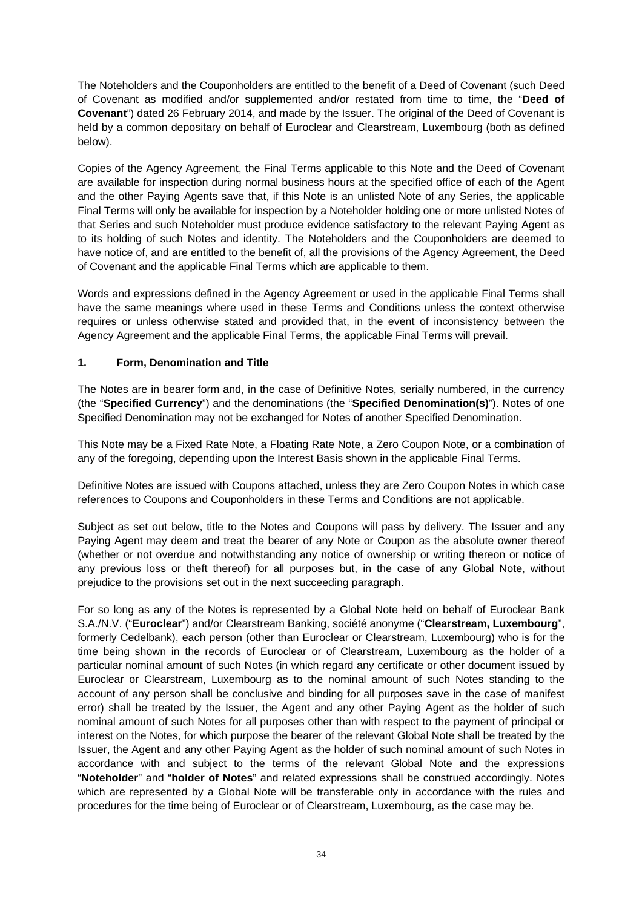The Noteholders and the Couponholders are entitled to the benefit of a Deed of Covenant (such Deed of Covenant as modified and/or supplemented and/or restated from time to time, the "**Deed of Covenant**") dated 26 February 2014, and made by the Issuer. The original of the Deed of Covenant is held by a common depositary on behalf of Euroclear and Clearstream, Luxembourg (both as defined below).

Copies of the Agency Agreement, the Final Terms applicable to this Note and the Deed of Covenant are available for inspection during normal business hours at the specified office of each of the Agent and the other Paying Agents save that, if this Note is an unlisted Note of any Series, the applicable Final Terms will only be available for inspection by a Noteholder holding one or more unlisted Notes of that Series and such Noteholder must produce evidence satisfactory to the relevant Paying Agent as to its holding of such Notes and identity. The Noteholders and the Couponholders are deemed to have notice of, and are entitled to the benefit of, all the provisions of the Agency Agreement, the Deed of Covenant and the applicable Final Terms which are applicable to them.

Words and expressions defined in the Agency Agreement or used in the applicable Final Terms shall have the same meanings where used in these Terms and Conditions unless the context otherwise requires or unless otherwise stated and provided that, in the event of inconsistency between the Agency Agreement and the applicable Final Terms, the applicable Final Terms will prevail.

## 1. Form, Denomination and Title

The Notes are in bearer form and, in the case of Definitive Notes, serially numbered, in the currency (the "**Specified Currency**") and the denominations (the "**Specified Denomination(s)**"). Notes of one Specified Denomination may not be exchanged for Notes of another Specified Denomination.

This Note may be a Fixed Rate Note, a Floating Rate Note, a Zero Coupon Note, or a combination of any of the foregoing, depending upon the Interest Basis shown in the applicable Final Terms.

Definitive Notes are issued with Coupons attached, unless they are Zero Coupon Notes in which case references to Coupons and Couponholders in these Terms and Conditions are not applicable.

Subject as set out below, title to the Notes and Coupons will pass by delivery. The Issuer and any Paying Agent may deem and treat the bearer of any Note or Coupon as the absolute owner thereof (whether or not overdue and notwithstanding any notice of ownership or writing thereon or notice of any previous loss or theft thereof) for all purposes but, in the case of any Global Note, without prejudice to the provisions set out in the next succeeding paragraph.

For so long as any of the Notes is represented by a Global Note held on behalf of Euroclear Bank S.A./N.V. ("**Euroclear**") and/or Clearstream Banking, société anonyme ("**Clearstream, Luxembourg**", formerly Cedelbank), each person (other than Euroclear or Clearstream, Luxembourg) who is for the time being shown in the records of Euroclear or of Clearstream, Luxembourg as the holder of a particular nominal amount of such Notes (in which regard any certificate or other document issued by Euroclear or Clearstream, Luxembourg as to the nominal amount of such Notes standing to the account of any person shall be conclusive and binding for all purposes save in the case of manifest error) shall be treated by the Issuer, the Agent and any other Paying Agent as the holder of such nominal amount of such Notes for all purposes other than with respect to the payment of principal or interest on the Notes, for which purpose the bearer of the relevant Global Note shall be treated by the Issuer, the Agent and any other Paying Agent as the holder of such nominal amount of such Notes in accordance with and subject to the terms of the relevant Global Note and the expressions "**Noteholder**" and "**holder of Notes**" and related expressions shall be construed accordingly. Notes which are represented by a Global Note will be transferable only in accordance with the rules and procedures for the time being of Euroclear or of Clearstream, Luxembourg, as the case may be.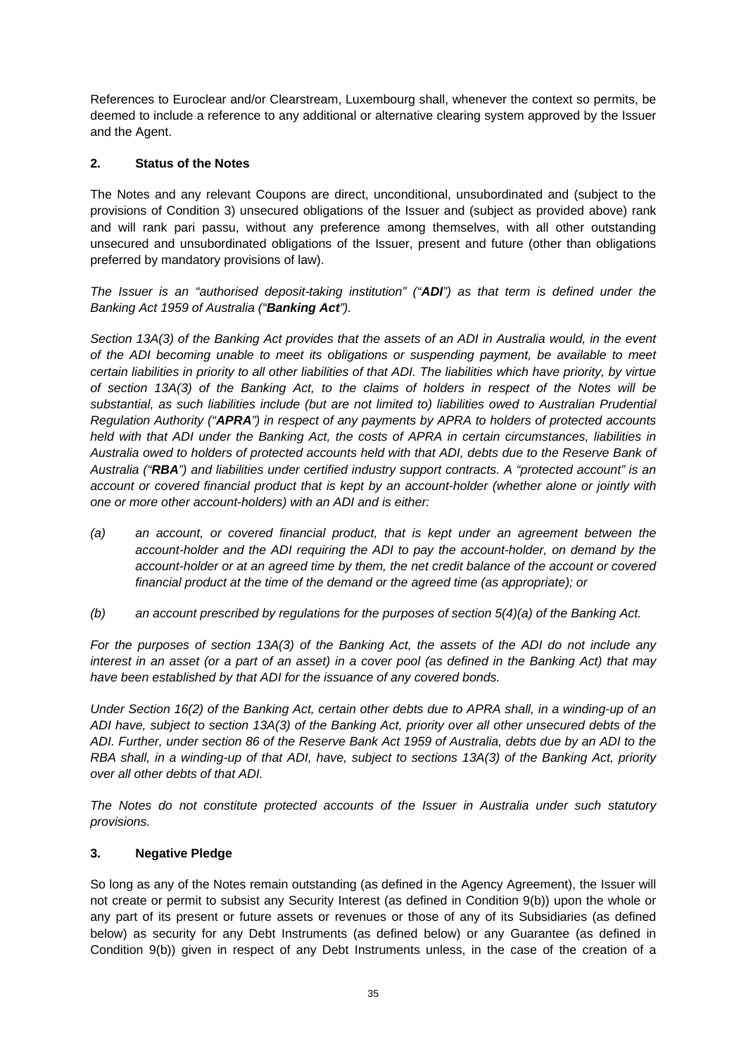References to Euroclear and/or Clearstream, Luxembourg shall, whenever the context so permits, be deemed to include a reference to any additional or alternative clearing system approved by the Issuer and the Agent.

## 2. Status of the Notes

The Notes and any relevant Coupons are direct, unconditional, unsubordinated and (subject to the provisions of Condition 3) unsecured obligations of the Issuer and (subject as provided above) rank and will rank pari passu, without any preference among themselves, with all other outstanding unsecured and unsubordinated obligations of the Issuer, present and future (other than obligations preferred by mandatory provisions of law).

*The Issuer is an "authorised deposit-taking institution" ("**ADI**") as that term is defined under the Banking Act 1959 of Australia ("**Banking Act**").*

*Section 13A(3) of the Banking Act provides that the assets of an ADI in Australia would, in the event of the ADI becoming unable to meet its obligations or suspending payment, be available to meet certain liabilities in priority to all other liabilities of that ADI. The liabilities which have priority, by virtue of section 13A(3) of the Banking Act, to the claims of holders in respect of the Notes will be substantial, as such liabilities include (but are not limited to) liabilities owed to Australian Prudential Regulation Authority ("**APRA**") in respect of any payments by APRA to holders of protected accounts held with that ADI under the Banking Act, the costs of APRA in certain circumstances, liabilities in Australia owed to holders of protected accounts held with that ADI, debts due to the Reserve Bank of Australia ("**RBA**") and liabilities under certified industry support contracts. A "protected account" is an account or covered financial product that is kept by an account-holder (whether alone or jointly with one or more other account-holders) with an ADI and is either:*

*(a) an account, or covered financial product, that is kept under an agreement between the account-holder and the ADI requiring the ADI to pay the account-holder, on demand by the account-holder or at an agreed time by them, the net credit balance of the account or covered financial product at the time of the demand or the agreed time (as appropriate); or*

*(b) an account prescribed by regulations for the purposes of section 5(4)(a) of the Banking Act.*

*For the purposes of section 13A(3) of the Banking Act, the assets of the ADI do not include any interest in an asset (or a part of an asset) in a cover pool (as defined in the Banking Act) that may have been established by that ADI for the issuance of any covered bonds.*

*Under Section 16(2) of the Banking Act, certain other debts due to APRA shall, in a winding-up of an ADI have, subject to section 13A(3) of the Banking Act, priority over all other unsecured debts of the ADI. Further, under section 86 of the Reserve Bank Act 1959 of Australia, debts due by an ADI to the RBA shall, in a winding-up of that ADI, have, subject to sections 13A(3) of the Banking Act, priority over all other debts of that ADI.*

*The Notes do not constitute protected accounts of the Issuer in Australia under such statutory provisions.*

## 3. Negative Pledge

So long as any of the Notes remain outstanding (as defined in the Agency Agreement), the Issuer will not create or permit to subsist any Security Interest (as defined in Condition 9(b)) upon the whole or any part of its present or future assets or revenues or those of any of its Subsidiaries (as defined below) as security for any Debt Instruments (as defined below) or any Guarantee (as defined in Condition 9(b)) given in respect of any Debt Instruments unless, in the case of the creation of a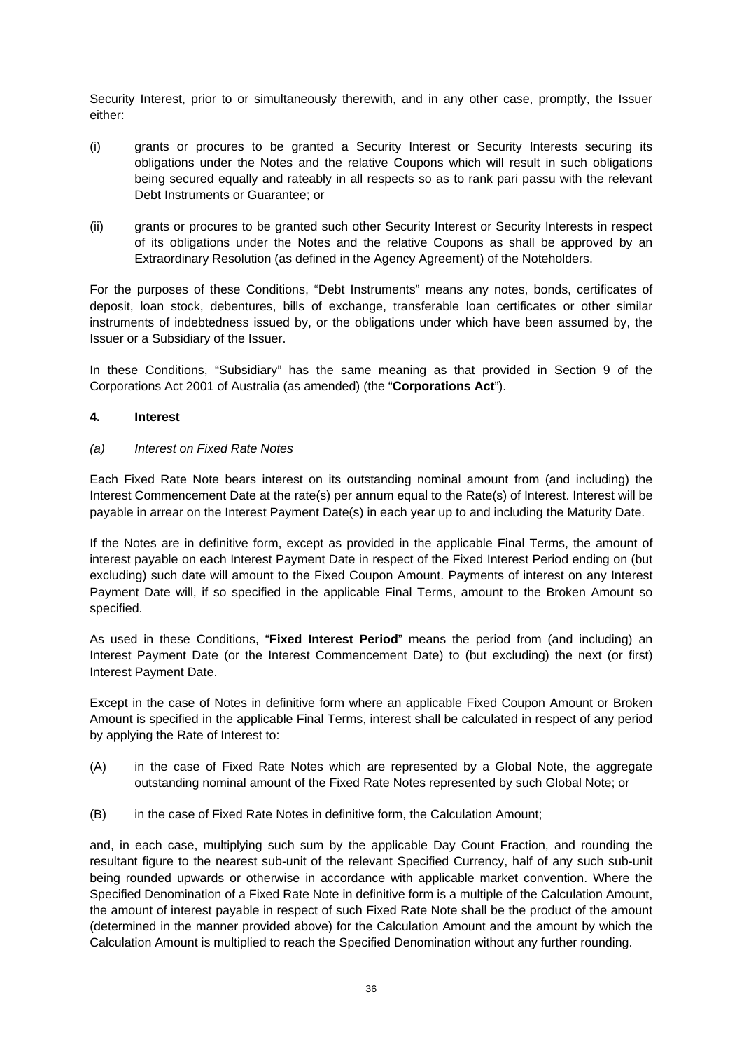Security Interest, prior to or simultaneously therewith, and in any other case, promptly, the Issuer either:

(i) grants or procures to be granted a Security Interest or Security Interests securing its obligations under the Notes and the relative Coupons which will result in such obligations being secured equally and rateably in all respects so as to rank pari passu with the relevant Debt Instruments or Guarantee; or

(ii) grants or procures to be granted such other Security Interest or Security Interests in respect of its obligations under the Notes and the relative Coupons as shall be approved by an Extraordinary Resolution (as defined in the Agency Agreement) of the Noteholders.

For the purposes of these Conditions, "Debt Instruments" means any notes, bonds, certificates of deposit, loan stock, debentures, bills of exchange, transferable loan certificates or other similar instruments of indebtedness issued by, or the obligations under which have been assumed by, the Issuer or a Subsidiary of the Issuer.

In these Conditions, "Subsidiary" has the same meaning as that provided in Section 9 of the Corporations Act 2001 of Australia (as amended) (the "**Corporations Act**").

## 4. Interest

*(a) Interest on Fixed Rate Notes*

Each Fixed Rate Note bears interest on its outstanding nominal amount from (and including) the Interest Commencement Date at the rate(s) per annum equal to the Rate(s) of Interest. Interest will be payable in arrear on the Interest Payment Date(s) in each year up to and including the Maturity Date.

If the Notes are in definitive form, except as provided in the applicable Final Terms, the amount of interest payable on each Interest Payment Date in respect of the Fixed Interest Period ending on (but excluding) such date will amount to the Fixed Coupon Amount. Payments of interest on any Interest Payment Date will, if so specified in the applicable Final Terms, amount to the Broken Amount so specified.

As used in these Conditions, "**Fixed Interest Period**" means the period from (and including) an Interest Payment Date (or the Interest Commencement Date) to (but excluding) the next (or first) Interest Payment Date.

Except in the case of Notes in definitive form where an applicable Fixed Coupon Amount or Broken Amount is specified in the applicable Final Terms, interest shall be calculated in respect of any period by applying the Rate of Interest to:

(A) in the case of Fixed Rate Notes which are represented by a Global Note, the aggregate outstanding nominal amount of the Fixed Rate Notes represented by such Global Note; or

(B) in the case of Fixed Rate Notes in definitive form, the Calculation Amount;

and, in each case, multiplying such sum by the applicable Day Count Fraction, and rounding the resultant figure to the nearest sub-unit of the relevant Specified Currency, half of any such sub-unit being rounded upwards or otherwise in accordance with applicable market convention. Where the Specified Denomination of a Fixed Rate Note in definitive form is a multiple of the Calculation Amount, the amount of interest payable in respect of such Fixed Rate Note shall be the product of the amount (determined in the manner provided above) for the Calculation Amount and the amount by which the Calculation Amount is multiplied to reach the Specified Denomination without any further rounding.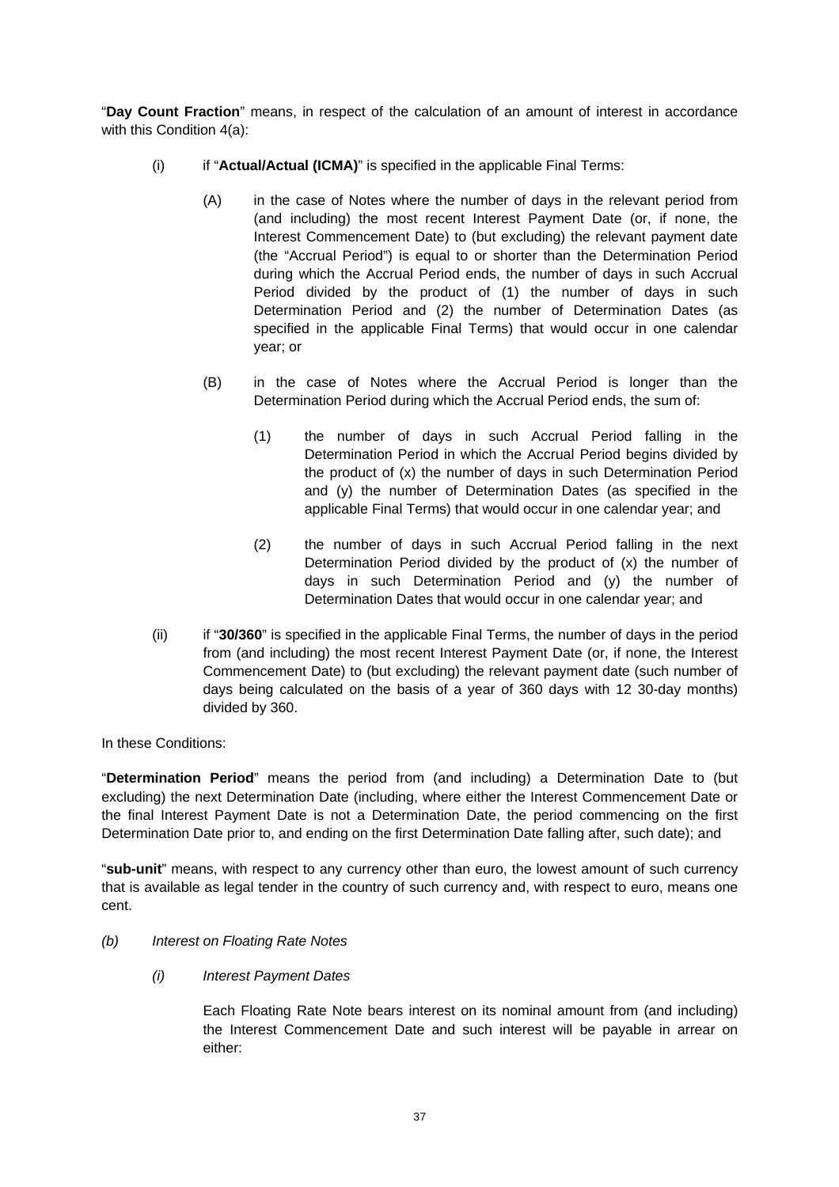"**Day Count Fraction**" means, in respect of the calculation of an amount of interest in accordance with this Condition 4(a):

(i) if "**Actual/Actual (ICMA)**" is specified in the applicable Final Terms:

(A) in the case of Notes where the number of days in the relevant period from (and including) the most recent Interest Payment Date (or, if none, the Interest Commencement Date) to (but excluding) the relevant payment date (the "Accrual Period") is equal to or shorter than the Determination Period during which the Accrual Period ends, the number of days in such Accrual Period divided by the product of (1) the number of days in such Determination Period and (2) the number of Determination Dates (as specified in the applicable Final Terms) that would occur in one calendar year; or

(B) in the case of Notes where the Accrual Period is longer than the Determination Period during which the Accrual Period ends, the sum of:

(1) the number of days in such Accrual Period falling in the Determination Period in which the Accrual Period begins divided by the product of (x) the number of days in such Determination Period and (y) the number of Determination Dates (as specified in the applicable Final Terms) that would occur in one calendar year; and

(2) the number of days in such Accrual Period falling in the next Determination Period divided by the product of (x) the number of days in such Determination Period and (y) the number of Determination Dates that would occur in one calendar year; and

(ii) if "**30/360**" is specified in the applicable Final Terms, the number of days in the period from (and including) the most recent Interest Payment Date (or, if none, the Interest Commencement Date) to (but excluding) the relevant payment date (such number of days being calculated on the basis of a year of 360 days with 12 30-day months) divided by 360.

In these Conditions:

"**Determination Period**" means the period from (and including) a Determination Date to (but excluding) the next Determination Date (including, where either the Interest Commencement Date or the final Interest Payment Date is not a Determination Date, the period commencing on the first Determination Date prior to, and ending on the first Determination Date falling after, such date); and

"**sub-unit**" means, with respect to any currency other than euro, the lowest amount of such currency that is available as legal tender in the country of such currency and, with respect to euro, means one cent.

*(b) Interest on Floating Rate Notes*

*(i) Interest Payment Dates*

Each Floating Rate Note bears interest on its nominal amount from (and including) the Interest Commencement Date and such interest will be payable in arrear on either: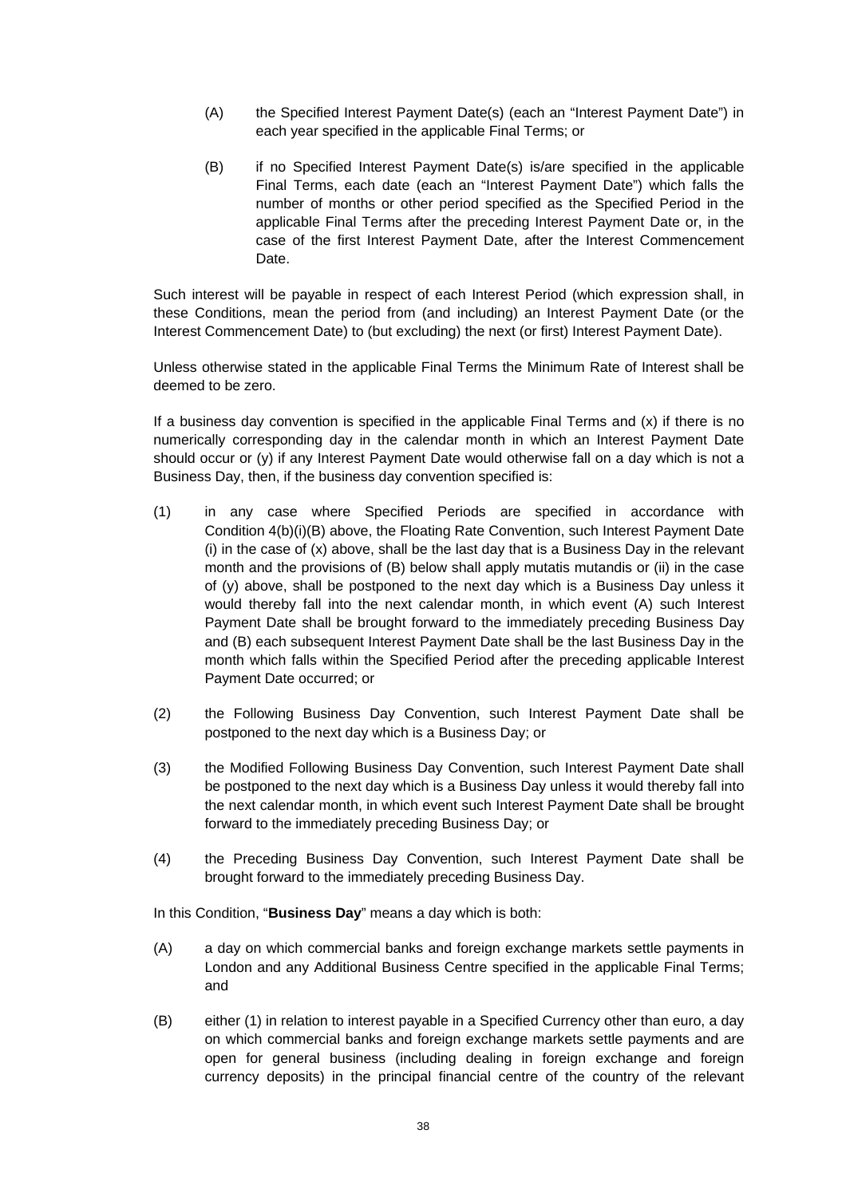(A) the Specified Interest Payment Date(s) (each an "Interest Payment Date") in each year specified in the applicable Final Terms; or

(B) if no Specified Interest Payment Date(s) is/are specified in the applicable Final Terms, each date (each an "Interest Payment Date") which falls the number of months or other period specified as the Specified Period in the applicable Final Terms after the preceding Interest Payment Date or, in the case of the first Interest Payment Date, after the Interest Commencement Date.

Such interest will be payable in respect of each Interest Period (which expression shall, in these Conditions, mean the period from (and including) an Interest Payment Date (or the Interest Commencement Date) to (but excluding) the next (or first) Interest Payment Date).

Unless otherwise stated in the applicable Final Terms the Minimum Rate of Interest shall be deemed to be zero.

If a business day convention is specified in the applicable Final Terms and (x) if there is no numerically corresponding day in the calendar month in which an Interest Payment Date should occur or (y) if any Interest Payment Date would otherwise fall on a day which is not a Business Day, then, if the business day convention specified is:

(1) in any case where Specified Periods are specified in accordance with Condition 4(b)(i)(B) above, the Floating Rate Convention, such Interest Payment Date (i) in the case of (x) above, shall be the last day that is a Business Day in the relevant month and the provisions of (B) below shall apply mutatis mutandis or (ii) in the case of (y) above, shall be postponed to the next day which is a Business Day unless it would thereby fall into the next calendar month, in which event (A) such Interest Payment Date shall be brought forward to the immediately preceding Business Day and (B) each subsequent Interest Payment Date shall be the last Business Day in the month which falls within the Specified Period after the preceding applicable Interest Payment Date occurred; or

(2) the Following Business Day Convention, such Interest Payment Date shall be postponed to the next day which is a Business Day; or

(3) the Modified Following Business Day Convention, such Interest Payment Date shall be postponed to the next day which is a Business Day unless it would thereby fall into the next calendar month, in which event such Interest Payment Date shall be brought forward to the immediately preceding Business Day; or

(4) the Preceding Business Day Convention, such Interest Payment Date shall be brought forward to the immediately preceding Business Day.

In this Condition, "**Business Day**" means a day which is both:

(A) a day on which commercial banks and foreign exchange markets settle payments in London and any Additional Business Centre specified in the applicable Final Terms; and

(B) either (1) in relation to interest payable in a Specified Currency other than euro, a day on which commercial banks and foreign exchange markets settle payments and are open for general business (including dealing in foreign exchange and foreign currency deposits) in the principal financial centre of the country of the relevant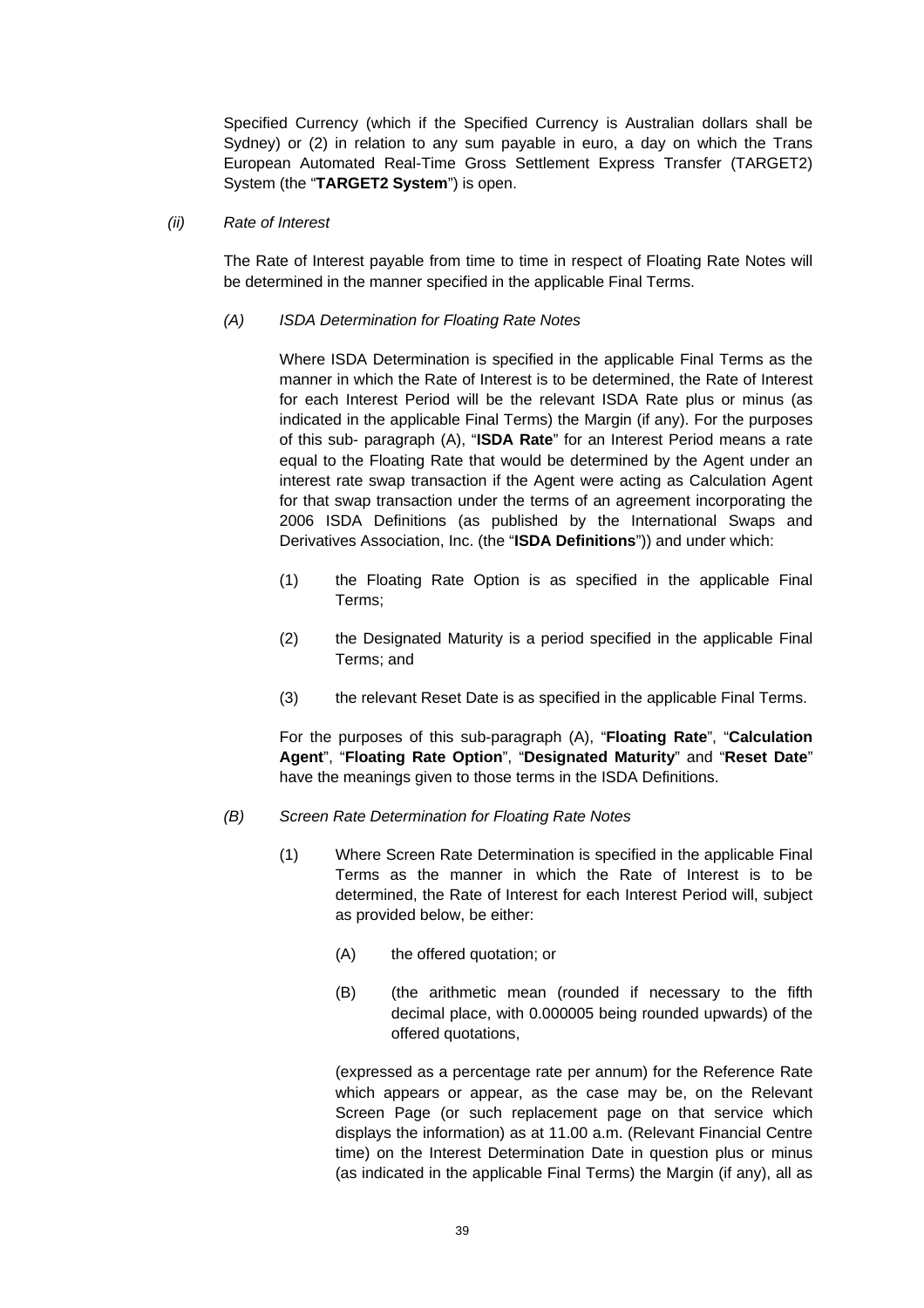Specified Currency (which if the Specified Currency is Australian dollars shall be Sydney) or (2) in relation to any sum payable in euro, a day on which the Trans European Automated Real-Time Gross Settlement Express Transfer (TARGET2) System (the "**TARGET2 System**") is open.

*(ii)* *Rate of Interest*

The Rate of Interest payable from time to time in respect of Floating Rate Notes will be determined in the manner specified in the applicable Final Terms.

*(A)* *ISDA Determination for Floating Rate Notes*

Where ISDA Determination is specified in the applicable Final Terms as the manner in which the Rate of Interest is to be determined, the Rate of Interest for each Interest Period will be the relevant ISDA Rate plus or minus (as indicated in the applicable Final Terms) the Margin (if any). For the purposes of this sub- paragraph (A), "**ISDA Rate**" for an Interest Period means a rate equal to the Floating Rate that would be determined by the Agent under an interest rate swap transaction if the Agent were acting as Calculation Agent for that swap transaction under the terms of an agreement incorporating the 2006 ISDA Definitions (as published by the International Swaps and Derivatives Association, Inc. (the "**ISDA Definitions**")) and under which:

(1) the Floating Rate Option is as specified in the applicable Final Terms;

(2) the Designated Maturity is a period specified in the applicable Final Terms; and

(3) the relevant Reset Date is as specified in the applicable Final Terms.

For the purposes of this sub-paragraph (A), "**Floating Rate**", "**Calculation Agent**", "**Floating Rate Option**", "**Designated Maturity**" and "**Reset Date**" have the meanings given to those terms in the ISDA Definitions.

*(B)* *Screen Rate Determination for Floating Rate Notes*

(1) Where Screen Rate Determination is specified in the applicable Final Terms as the manner in which the Rate of Interest is to be determined, the Rate of Interest for each Interest Period will, subject as provided below, be either:

(A) the offered quotation; or

(B) (the arithmetic mean (rounded if necessary to the fifth decimal place, with 0.000005 being rounded upwards) of the offered quotations,

(expressed as a percentage rate per annum) for the Reference Rate which appears or appear, as the case may be, on the Relevant Screen Page (or such replacement page on that service which displays the information) as at 11.00 a.m. (Relevant Financial Centre time) on the Interest Determination Date in question plus or minus (as indicated in the applicable Final Terms) the Margin (if any), all as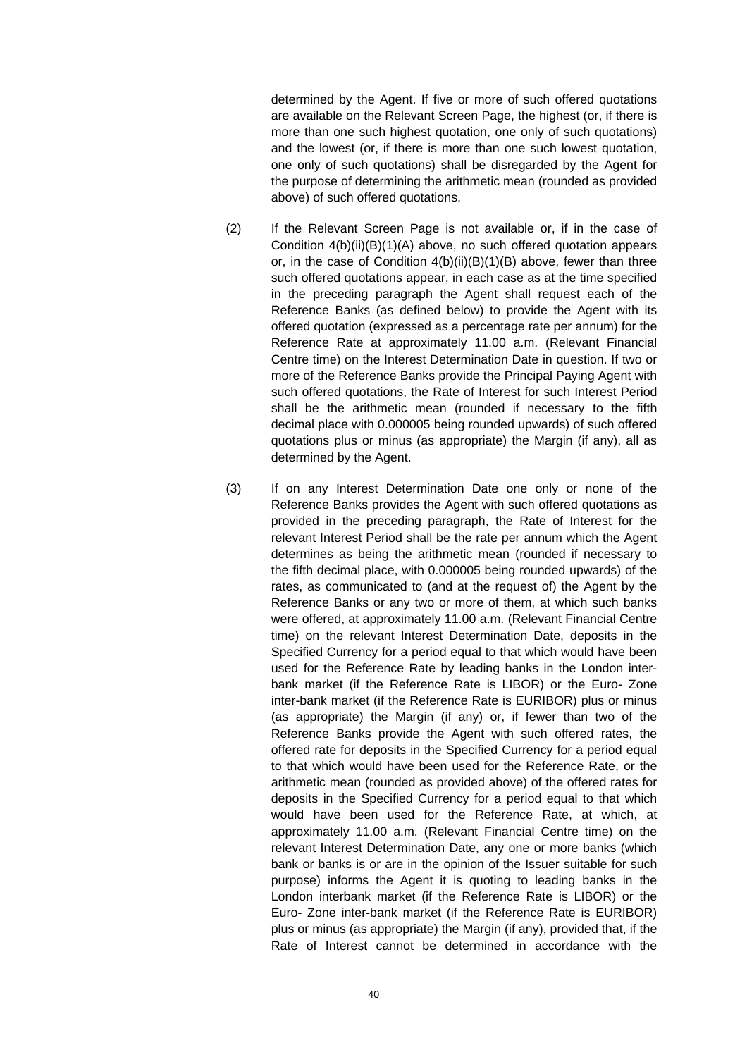determined by the Agent. If five or more of such offered quotations are available on the Relevant Screen Page, the highest (or, if there is more than one such highest quotation, one only of such quotations) and the lowest (or, if there is more than one such lowest quotation, one only of such quotations) shall be disregarded by the Agent for the purpose of determining the arithmetic mean (rounded as provided above) of such offered quotations.

(2) If the Relevant Screen Page is not available or, if in the case of Condition 4(b)(ii)(B)(1)(A) above, no such offered quotation appears or, in the case of Condition 4(b)(ii)(B)(1)(B) above, fewer than three such offered quotations appear, in each case as at the time specified in the preceding paragraph the Agent shall request each of the Reference Banks (as defined below) to provide the Agent with its offered quotation (expressed as a percentage rate per annum) for the Reference Rate at approximately 11.00 a.m. (Relevant Financial Centre time) on the Interest Determination Date in question. If two or more of the Reference Banks provide the Principal Paying Agent with such offered quotations, the Rate of Interest for such Interest Period shall be the arithmetic mean (rounded if necessary to the fifth decimal place with 0.000005 being rounded upwards) of such offered quotations plus or minus (as appropriate) the Margin (if any), all as determined by the Agent.

(3) If on any Interest Determination Date one only or none of the Reference Banks provides the Agent with such offered quotations as provided in the preceding paragraph, the Rate of Interest for the relevant Interest Period shall be the rate per annum which the Agent determines as being the arithmetic mean (rounded if necessary to the fifth decimal place, with 0.000005 being rounded upwards) of the rates, as communicated to (and at the request of) the Agent by the Reference Banks or any two or more of them, at which such banks were offered, at approximately 11.00 a.m. (Relevant Financial Centre time) on the relevant Interest Determination Date, deposits in the Specified Currency for a period equal to that which would have been used for the Reference Rate by leading banks in the London inter-bank market (if the Reference Rate is LIBOR) or the Euro- Zone inter-bank market (if the Reference Rate is EURIBOR) plus or minus (as appropriate) the Margin (if any) or, if fewer than two of the Reference Banks provide the Agent with such offered rates, the offered rate for deposits in the Specified Currency for a period equal to that which would have been used for the Reference Rate, or the arithmetic mean (rounded as provided above) of the offered rates for deposits in the Specified Currency for a period equal to that which would have been used for the Reference Rate, at which, at approximately 11.00 a.m. (Relevant Financial Centre time) on the relevant Interest Determination Date, any one or more banks (which bank or banks is or are in the opinion of the Issuer suitable for such purpose) informs the Agent it is quoting to leading banks in the London interbank market (if the Reference Rate is LIBOR) or the Euro- Zone inter-bank market (if the Reference Rate is EURIBOR) plus or minus (as appropriate) the Margin (if any), provided that, if the Rate of Interest cannot be determined in accordance with the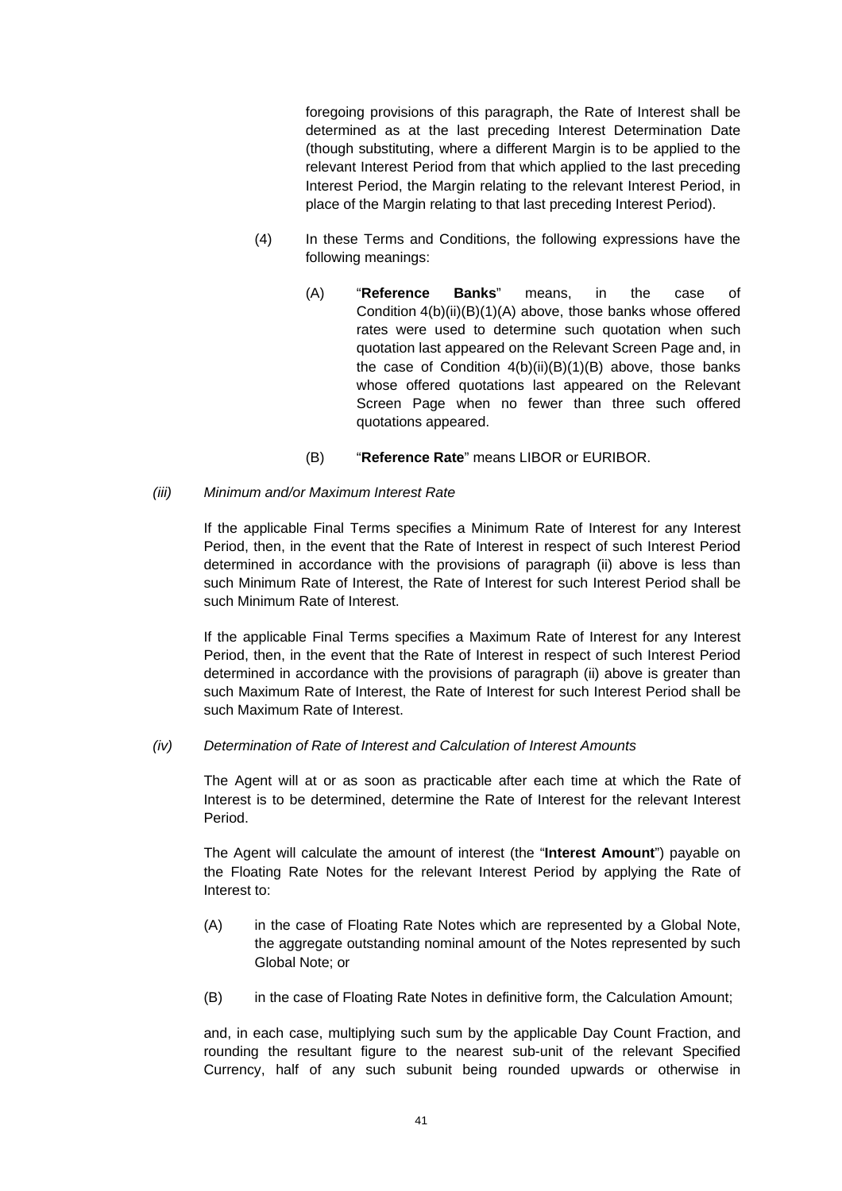foregoing provisions of this paragraph, the Rate of Interest shall be determined as at the last preceding Interest Determination Date (though substituting, where a different Margin is to be applied to the relevant Interest Period from that which applied to the last preceding Interest Period, the Margin relating to the relevant Interest Period, in place of the Margin relating to that last preceding Interest Period).

(4) In these Terms and Conditions, the following expressions have the following meanings:

(A) "**Reference Banks**" means, in the case of Condition 4(b)(ii)(B)(1)(A) above, those banks whose offered rates were used to determine such quotation when such quotation last appeared on the Relevant Screen Page and, in the case of Condition 4(b)(ii)(B)(1)(B) above, those banks whose offered quotations last appeared on the Relevant Screen Page when no fewer than three such offered quotations appeared.

(B) "**Reference Rate**" means LIBOR or EURIBOR.

*(iii) Minimum and/or Maximum Interest Rate*

If the applicable Final Terms specifies a Minimum Rate of Interest for any Interest Period, then, in the event that the Rate of Interest in respect of such Interest Period determined in accordance with the provisions of paragraph (ii) above is less than such Minimum Rate of Interest, the Rate of Interest for such Interest Period shall be such Minimum Rate of Interest.

If the applicable Final Terms specifies a Maximum Rate of Interest for any Interest Period, then, in the event that the Rate of Interest in respect of such Interest Period determined in accordance with the provisions of paragraph (ii) above is greater than such Maximum Rate of Interest, the Rate of Interest for such Interest Period shall be such Maximum Rate of Interest.

*(iv) Determination of Rate of Interest and Calculation of Interest Amounts*

The Agent will at or as soon as practicable after each time at which the Rate of Interest is to be determined, determine the Rate of Interest for the relevant Interest Period.

The Agent will calculate the amount of interest (the "**Interest Amount**") payable on the Floating Rate Notes for the relevant Interest Period by applying the Rate of Interest to:

(A) in the case of Floating Rate Notes which are represented by a Global Note, the aggregate outstanding nominal amount of the Notes represented by such Global Note; or

(B) in the case of Floating Rate Notes in definitive form, the Calculation Amount;

and, in each case, multiplying such sum by the applicable Day Count Fraction, and rounding the resultant figure to the nearest sub-unit of the relevant Specified Currency, half of any such subunit being rounded upwards or otherwise in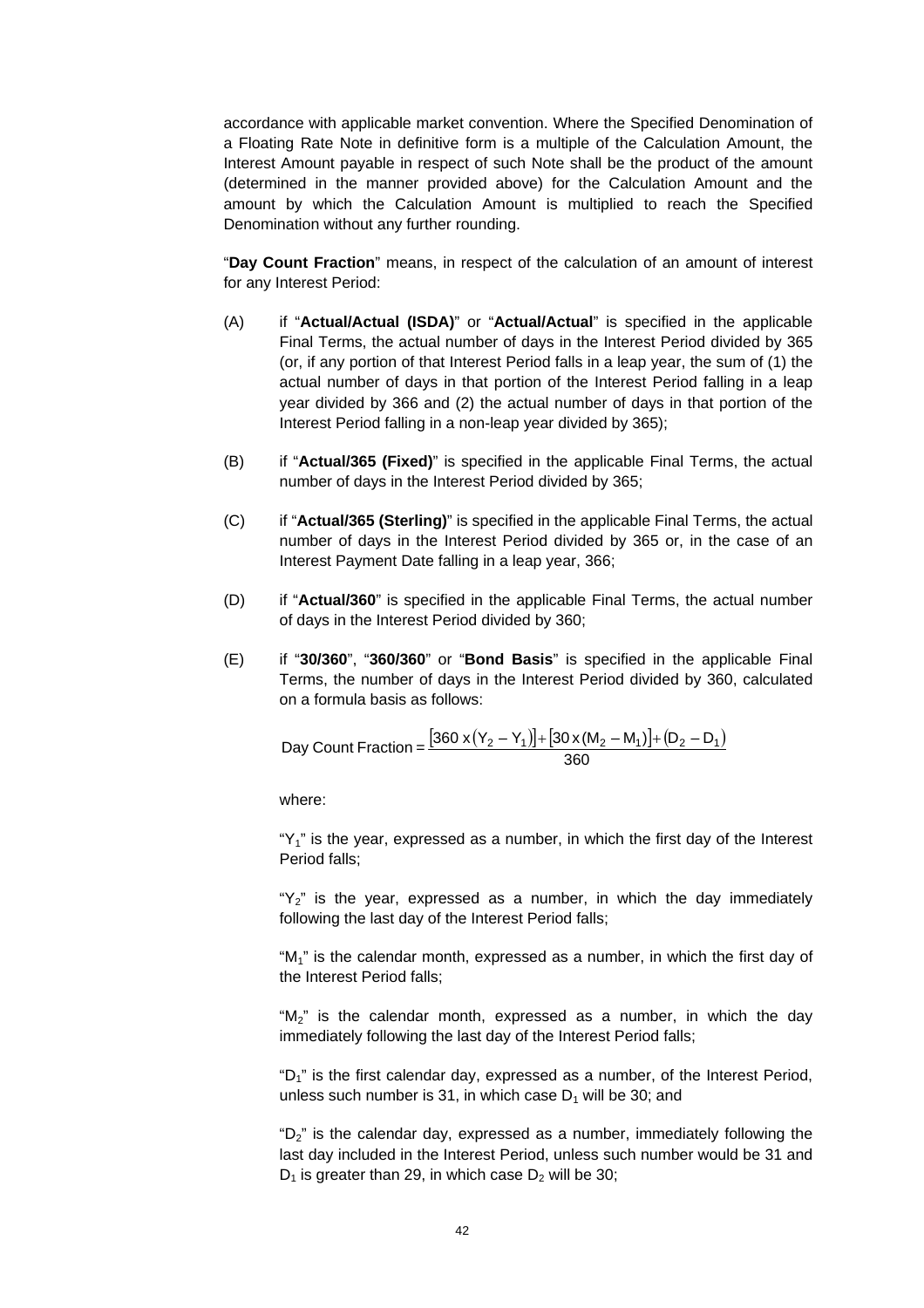accordance with applicable market convention. Where the Specified Denomination of a Floating Rate Note in definitive form is a multiple of the Calculation Amount, the Interest Amount payable in respect of such Note shall be the product of the amount (determined in the manner provided above) for the Calculation Amount and the amount by which the Calculation Amount is multiplied to reach the Specified Denomination without any further rounding.

"**Day Count Fraction**" means, in respect of the calculation of an amount of interest for any Interest Period:

(A) if "**Actual/Actual (ISDA)**" or "**Actual/Actual**" is specified in the applicable Final Terms, the actual number of days in the Interest Period divided by 365 (or, if any portion of that Interest Period falls in a leap year, the sum of (1) the actual number of days in that portion of the Interest Period falling in a leap year divided by 366 and (2) the actual number of days in that portion of the Interest Period falling in a non-leap year divided by 365);

(B) if "**Actual/365 (Fixed)**" is specified in the applicable Final Terms, the actual number of days in the Interest Period divided by 365;

(C) if "**Actual/365 (Sterling)**" is specified in the applicable Final Terms, the actual number of days in the Interest Period divided by 365 or, in the case of an Interest Payment Date falling in a leap year, 366;

(D) if "**Actual/360**" is specified in the applicable Final Terms, the actual number of days in the Interest Period divided by 360;

(E) if "**30/360**", "**360/360**" or "**Bond Basis**" is specified in the applicable Final Terms, the number of days in the Interest Period divided by 360, calculated on a formula basis as follows:

$$\text{Day Count Fraction} = \frac{[360 \times (Y_2 - Y_1)] + [30 \times (M_2 - M_1)] + (D_2 - D_1)}{360}$$

where:

"$Y_1$" is the year, expressed as a number, in which the first day of the Interest Period falls;

"$Y_2$" is the year, expressed as a number, in which the day immediately following the last day of the Interest Period falls;

"$M_1$" is the calendar month, expressed as a number, in which the first day of the Interest Period falls;

"$M_2$" is the calendar month, expressed as a number, in which the day immediately following the last day of the Interest Period falls;

"$D_1$" is the first calendar day, expressed as a number, of the Interest Period, unless such number is 31, in which case $D_1$ will be 30; and

"$D_2$" is the calendar day, expressed as a number, immediately following the last day included in the Interest Period, unless such number would be 31 and $D_1$ is greater than 29, in which case $D_2$ will be 30;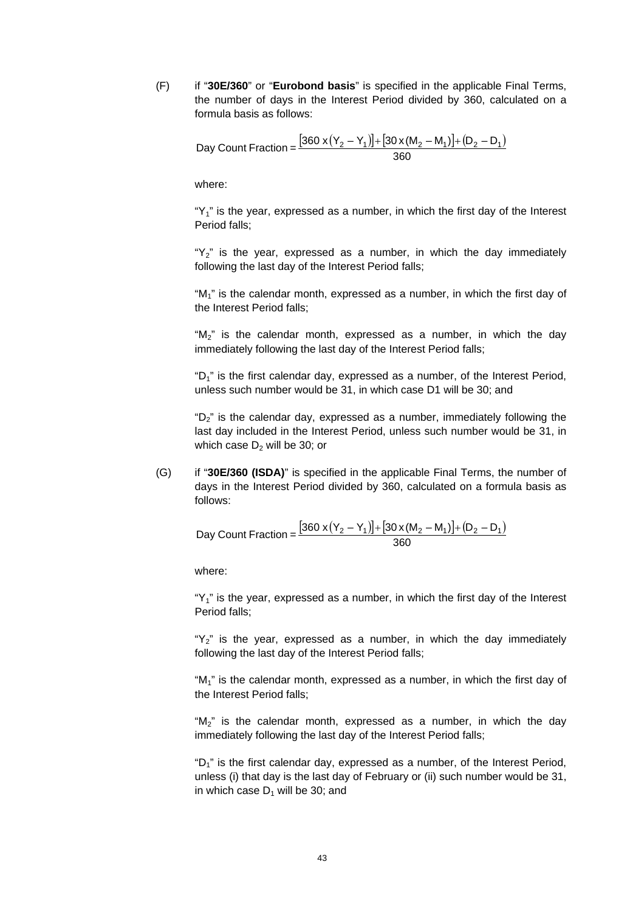(F) if "**30E/360**" or "**Eurobond basis**" is specified in the applicable Final Terms, the number of days in the Interest Period divided by 360, calculated on a formula basis as follows:

$$\text{Day Count Fraction} = \frac{[360 \times (Y_2 - Y_1)] + [30 \times (M_2 - M_1)] + (D_2 - D_1)}{360}$$

where:

"$Y_1$" is the year, expressed as a number, in which the first day of the Interest Period falls;

"$Y_2$" is the year, expressed as a number, in which the day immediately following the last day of the Interest Period falls;

"$M_1$" is the calendar month, expressed as a number, in which the first day of the Interest Period falls;

"$M_2$" is the calendar month, expressed as a number, in which the day immediately following the last day of the Interest Period falls;

"$D_1$" is the first calendar day, expressed as a number, of the Interest Period, unless such number would be 31, in which case D1 will be 30; and

"$D_2$" is the calendar day, expressed as a number, immediately following the last day included in the Interest Period, unless such number would be 31, in which case $D_2$ will be 30; or

(G) if "**30E/360 (ISDA)**" is specified in the applicable Final Terms, the number of days in the Interest Period divided by 360, calculated on a formula basis as follows:

$$\text{Day Count Fraction} = \frac{[360 \times (Y_2 - Y_1)] + [30 \times (M_2 - M_1)] + (D_2 - D_1)}{360}$$

where:

"$Y_1$" is the year, expressed as a number, in which the first day of the Interest Period falls;

"$Y_2$" is the year, expressed as a number, in which the day immediately following the last day of the Interest Period falls;

"$M_1$" is the calendar month, expressed as a number, in which the first day of the Interest Period falls;

"$M_2$" is the calendar month, expressed as a number, in which the day immediately following the last day of the Interest Period falls;

"$D_1$" is the first calendar day, expressed as a number, of the Interest Period, unless (i) that day is the last day of February or (ii) such number would be 31, in which case $D_1$ will be 30; and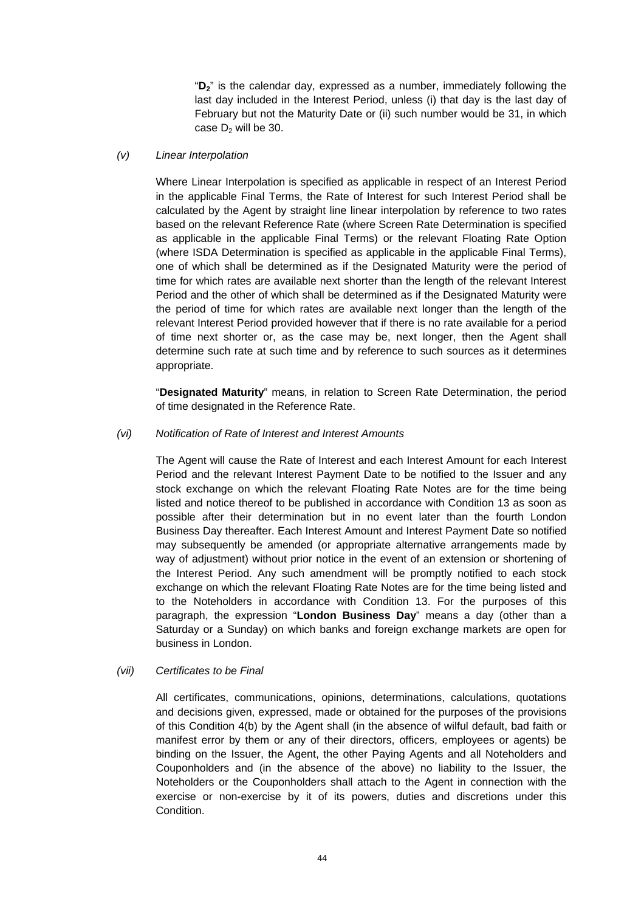"$\mathbf{D_2}$" is the calendar day, expressed as a number, immediately following the last day included in the Interest Period, unless (i) that day is the last day of February but not the Maturity Date or (ii) such number would be 31, in which case $D_2$ will be 30.

*(v) Linear Interpolation*

Where Linear Interpolation is specified as applicable in respect of an Interest Period in the applicable Final Terms, the Rate of Interest for such Interest Period shall be calculated by the Agent by straight line linear interpolation by reference to two rates based on the relevant Reference Rate (where Screen Rate Determination is specified as applicable in the applicable Final Terms) or the relevant Floating Rate Option (where ISDA Determination is specified as applicable in the applicable Final Terms), one of which shall be determined as if the Designated Maturity were the period of time for which rates are available next shorter than the length of the relevant Interest Period and the other of which shall be determined as if the Designated Maturity were the period of time for which rates are available next longer than the length of the relevant Interest Period provided however that if there is no rate available for a period of time next shorter or, as the case may be, next longer, then the Agent shall determine such rate at such time and by reference to such sources as it determines appropriate.

"**Designated Maturity**" means, in relation to Screen Rate Determination, the period of time designated in the Reference Rate.

*(vi) Notification of Rate of Interest and Interest Amounts*

The Agent will cause the Rate of Interest and each Interest Amount for each Interest Period and the relevant Interest Payment Date to be notified to the Issuer and any stock exchange on which the relevant Floating Rate Notes are for the time being listed and notice thereof to be published in accordance with Condition 13 as soon as possible after their determination but in no event later than the fourth London Business Day thereafter. Each Interest Amount and Interest Payment Date so notified may subsequently be amended (or appropriate alternative arrangements made by way of adjustment) without prior notice in the event of an extension or shortening of the Interest Period. Any such amendment will be promptly notified to each stock exchange on which the relevant Floating Rate Notes are for the time being listed and to the Noteholders in accordance with Condition 13. For the purposes of this paragraph, the expression "**London Business Day**" means a day (other than a Saturday or a Sunday) on which banks and foreign exchange markets are open for business in London.

*(vii) Certificates to be Final*

All certificates, communications, opinions, determinations, calculations, quotations and decisions given, expressed, made or obtained for the purposes of the provisions of this Condition 4(b) by the Agent shall (in the absence of wilful default, bad faith or manifest error by them or any of their directors, officers, employees or agents) be binding on the Issuer, the Agent, the other Paying Agents and all Noteholders and Couponholders and (in the absence of the above) no liability to the Issuer, the Noteholders or the Couponholders shall attach to the Agent in connection with the exercise or non-exercise by it of its powers, duties and discretions under this Condition.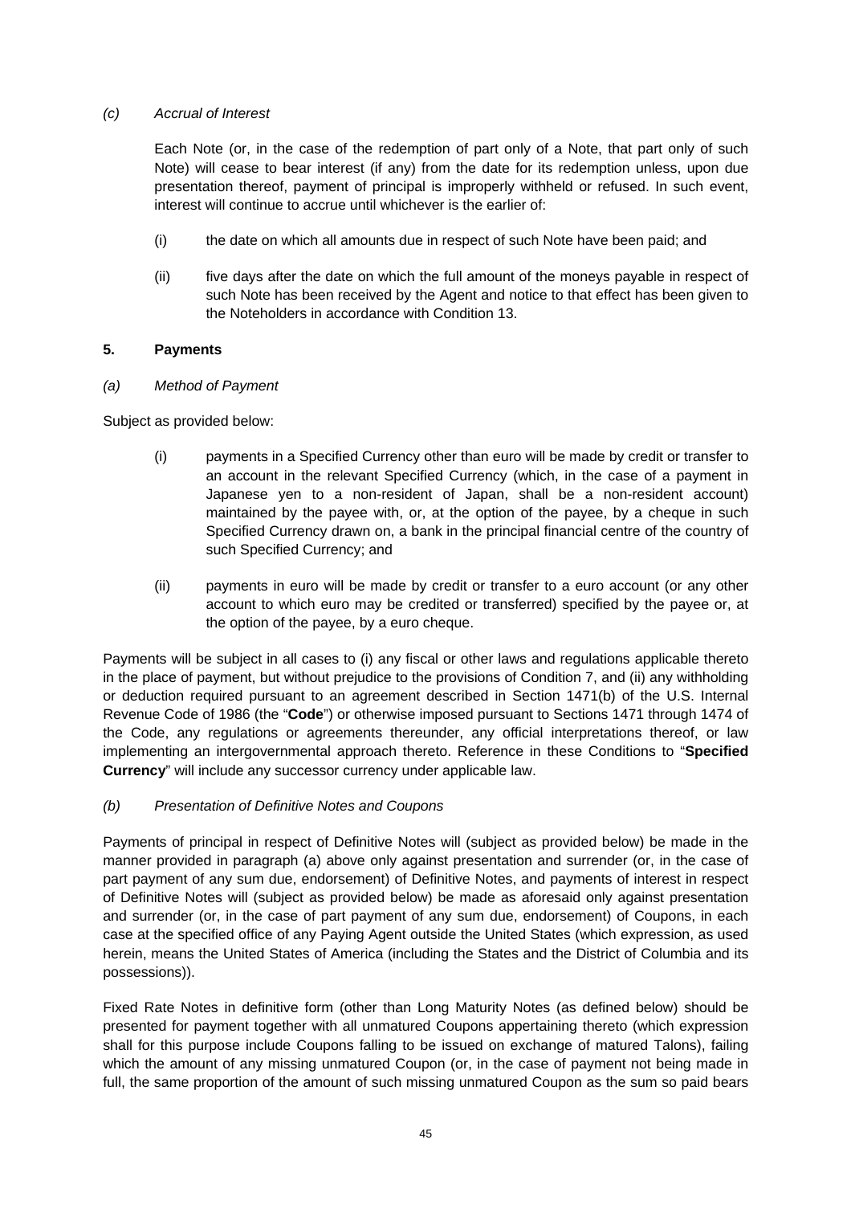*(c) Accrual of Interest*

Each Note (or, in the case of the redemption of part only of a Note, that part only of such Note) will cease to bear interest (if any) from the date for its redemption unless, upon due presentation thereof, payment of principal is improperly withheld or refused. In such event, interest will continue to accrue until whichever is the earlier of:

(i) the date on which all amounts due in respect of such Note have been paid; and

(ii) five days after the date on which the full amount of the moneys payable in respect of such Note has been received by the Agent and notice to that effect has been given to the Noteholders in accordance with Condition 13.

## 5. Payments

*(a) Method of Payment*

Subject as provided below:

(i) payments in a Specified Currency other than euro will be made by credit or transfer to an account in the relevant Specified Currency (which, in the case of a payment in Japanese yen to a non-resident of Japan, shall be a non-resident account) maintained by the payee with, or, at the option of the payee, by a cheque in such Specified Currency drawn on, a bank in the principal financial centre of the country of such Specified Currency; and

(ii) payments in euro will be made by credit or transfer to a euro account (or any other account to which euro may be credited or transferred) specified by the payee or, at the option of the payee, by a euro cheque.

Payments will be subject in all cases to (i) any fiscal or other laws and regulations applicable thereto in the place of payment, but without prejudice to the provisions of Condition 7, and (ii) any withholding or deduction required pursuant to an agreement described in Section 1471(b) of the U.S. Internal Revenue Code of 1986 (the "**Code**") or otherwise imposed pursuant to Sections 1471 through 1474 of the Code, any regulations or agreements thereunder, any official interpretations thereof, or law implementing an intergovernmental approach thereto. Reference in these Conditions to "**Specified Currency**" will include any successor currency under applicable law.

*(b) Presentation of Definitive Notes and Coupons*

Payments of principal in respect of Definitive Notes will (subject as provided below) be made in the manner provided in paragraph (a) above only against presentation and surrender (or, in the case of part payment of any sum due, endorsement) of Definitive Notes, and payments of interest in respect of Definitive Notes will (subject as provided below) be made as aforesaid only against presentation and surrender (or, in the case of part payment of any sum due, endorsement) of Coupons, in each case at the specified office of any Paying Agent outside the United States (which expression, as used herein, means the United States of America (including the States and the District of Columbia and its possessions)).

Fixed Rate Notes in definitive form (other than Long Maturity Notes (as defined below) should be presented for payment together with all unmatured Coupons appertaining thereto (which expression shall for this purpose include Coupons falling to be issued on exchange of matured Talons), failing which the amount of any missing unmatured Coupon (or, in the case of payment not being made in full, the same proportion of the amount of such missing unmatured Coupon as the sum so paid bears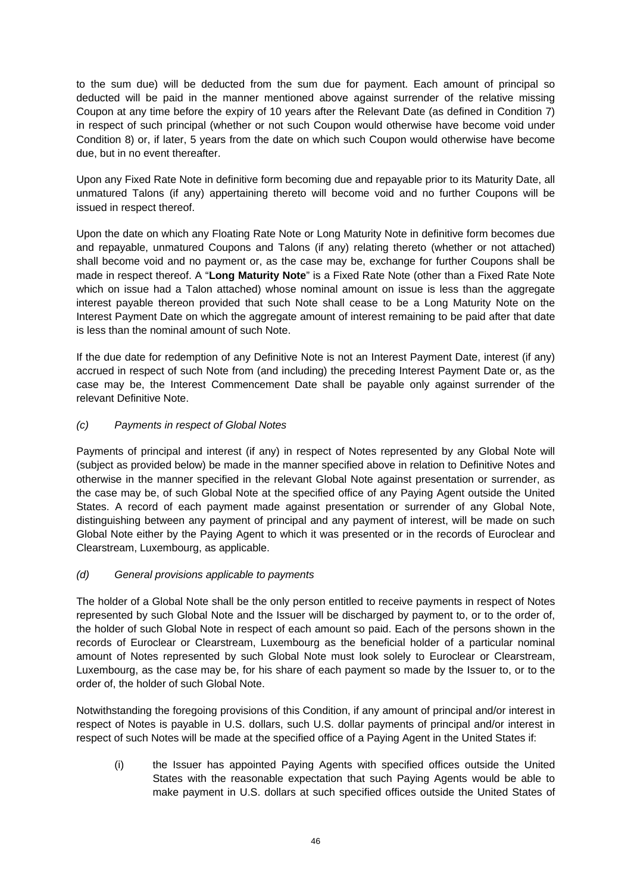to the sum due) will be deducted from the sum due for payment. Each amount of principal so deducted will be paid in the manner mentioned above against surrender of the relative missing Coupon at any time before the expiry of 10 years after the Relevant Date (as defined in Condition 7) in respect of such principal (whether or not such Coupon would otherwise have become void under Condition 8) or, if later, 5 years from the date on which such Coupon would otherwise have become due, but in no event thereafter.

Upon any Fixed Rate Note in definitive form becoming due and repayable prior to its Maturity Date, all unmatured Talons (if any) appertaining thereto will become void and no further Coupons will be issued in respect thereof.

Upon the date on which any Floating Rate Note or Long Maturity Note in definitive form becomes due and repayable, unmatured Coupons and Talons (if any) relating thereto (whether or not attached) shall become void and no payment or, as the case may be, exchange for further Coupons shall be made in respect thereof. A "**Long Maturity Note**" is a Fixed Rate Note (other than a Fixed Rate Note which on issue had a Talon attached) whose nominal amount on issue is less than the aggregate interest payable thereon provided that such Note shall cease to be a Long Maturity Note on the Interest Payment Date on which the aggregate amount of interest remaining to be paid after that date is less than the nominal amount of such Note.

If the due date for redemption of any Definitive Note is not an Interest Payment Date, interest (if any) accrued in respect of such Note from (and including) the preceding Interest Payment Date or, as the case may be, the Interest Commencement Date shall be payable only against surrender of the relevant Definitive Note.

*(c) Payments in respect of Global Notes*

Payments of principal and interest (if any) in respect of Notes represented by any Global Note will (subject as provided below) be made in the manner specified above in relation to Definitive Notes and otherwise in the manner specified in the relevant Global Note against presentation or surrender, as the case may be, of such Global Note at the specified office of any Paying Agent outside the United States. A record of each payment made against presentation or surrender of any Global Note, distinguishing between any payment of principal and any payment of interest, will be made on such Global Note either by the Paying Agent to which it was presented or in the records of Euroclear and Clearstream, Luxembourg, as applicable.

*(d) General provisions applicable to payments*

The holder of a Global Note shall be the only person entitled to receive payments in respect of Notes represented by such Global Note and the Issuer will be discharged by payment to, or to the order of, the holder of such Global Note in respect of each amount so paid. Each of the persons shown in the records of Euroclear or Clearstream, Luxembourg as the beneficial holder of a particular nominal amount of Notes represented by such Global Note must look solely to Euroclear or Clearstream, Luxembourg, as the case may be, for his share of each payment so made by the Issuer to, or to the order of, the holder of such Global Note.

Notwithstanding the foregoing provisions of this Condition, if any amount of principal and/or interest in respect of Notes is payable in U.S. dollars, such U.S. dollar payments of principal and/or interest in respect of such Notes will be made at the specified office of a Paying Agent in the United States if:

(i) the Issuer has appointed Paying Agents with specified offices outside the United States with the reasonable expectation that such Paying Agents would be able to make payment in U.S. dollars at such specified offices outside the United States of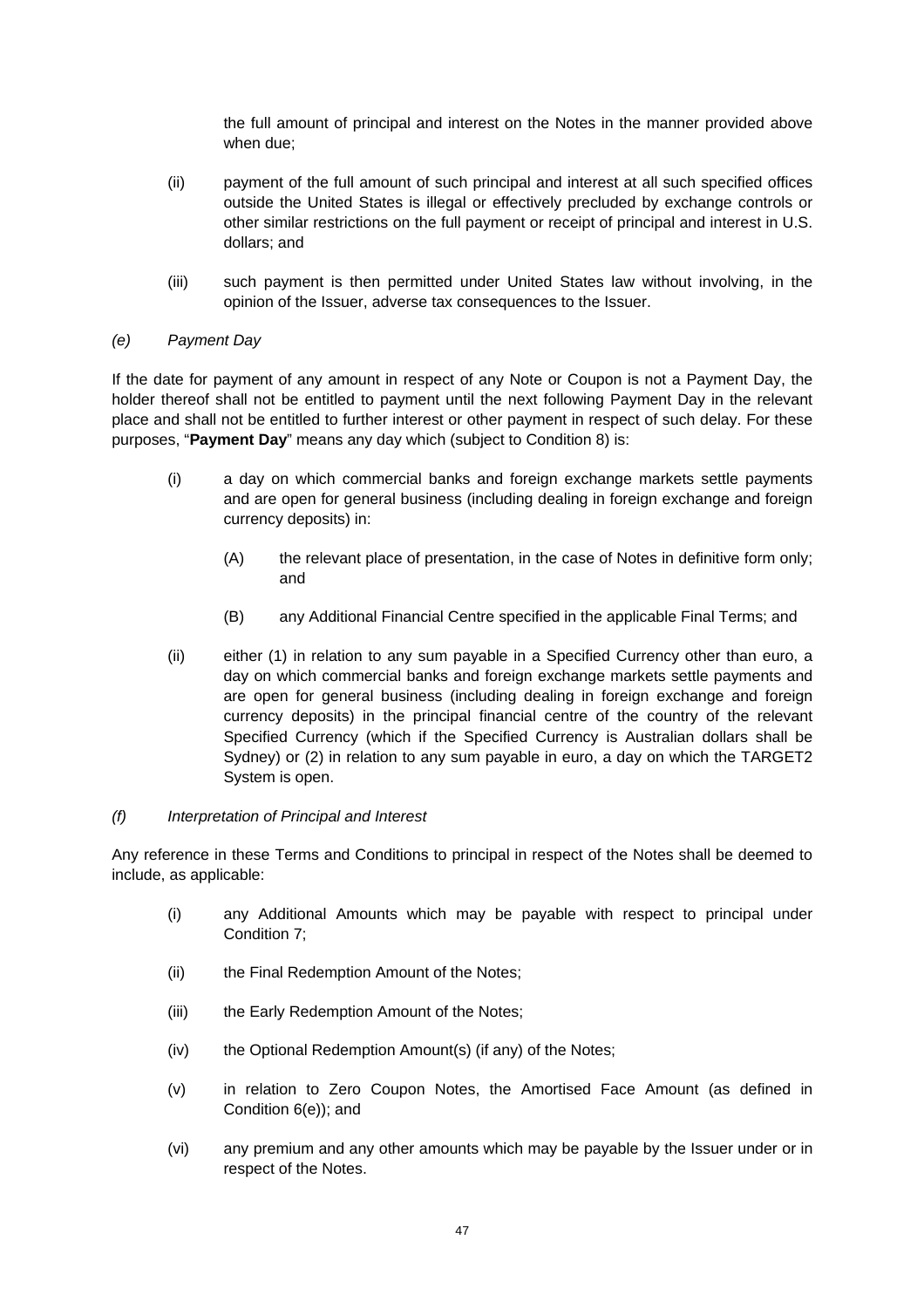the full amount of principal and interest on the Notes in the manner provided above when due;

(ii) payment of the full amount of such principal and interest at all such specified offices outside the United States is illegal or effectively precluded by exchange controls or other similar restrictions on the full payment or receipt of principal and interest in U.S. dollars; and

(iii) such payment is then permitted under United States law without involving, in the opinion of the Issuer, adverse tax consequences to the Issuer.

*(e) Payment Day*

If the date for payment of any amount in respect of any Note or Coupon is not a Payment Day, the holder thereof shall not be entitled to payment until the next following Payment Day in the relevant place and shall not be entitled to further interest or other payment in respect of such delay. For these purposes, "**Payment Day**" means any day which (subject to Condition 8) is:

(i) a day on which commercial banks and foreign exchange markets settle payments and are open for general business (including dealing in foreign exchange and foreign currency deposits) in:

 (A) the relevant place of presentation, in the case of Notes in definitive form only; and

 (B) any Additional Financial Centre specified in the applicable Final Terms; and

(ii) either (1) in relation to any sum payable in a Specified Currency other than euro, a day on which commercial banks and foreign exchange markets settle payments and are open for general business (including dealing in foreign exchange and foreign currency deposits) in the principal financial centre of the country of the relevant Specified Currency (which if the Specified Currency is Australian dollars shall be Sydney) or (2) in relation to any sum payable in euro, a day on which the TARGET2 System is open.

*(f) Interpretation of Principal and Interest*

Any reference in these Terms and Conditions to principal in respect of the Notes shall be deemed to include, as applicable:

(i) any Additional Amounts which may be payable with respect to principal under Condition 7;

(ii) the Final Redemption Amount of the Notes;

(iii) the Early Redemption Amount of the Notes;

(iv) the Optional Redemption Amount(s) (if any) of the Notes;

(v) in relation to Zero Coupon Notes, the Amortised Face Amount (as defined in Condition 6(e)); and

(vi) any premium and any other amounts which may be payable by the Issuer under or in respect of the Notes.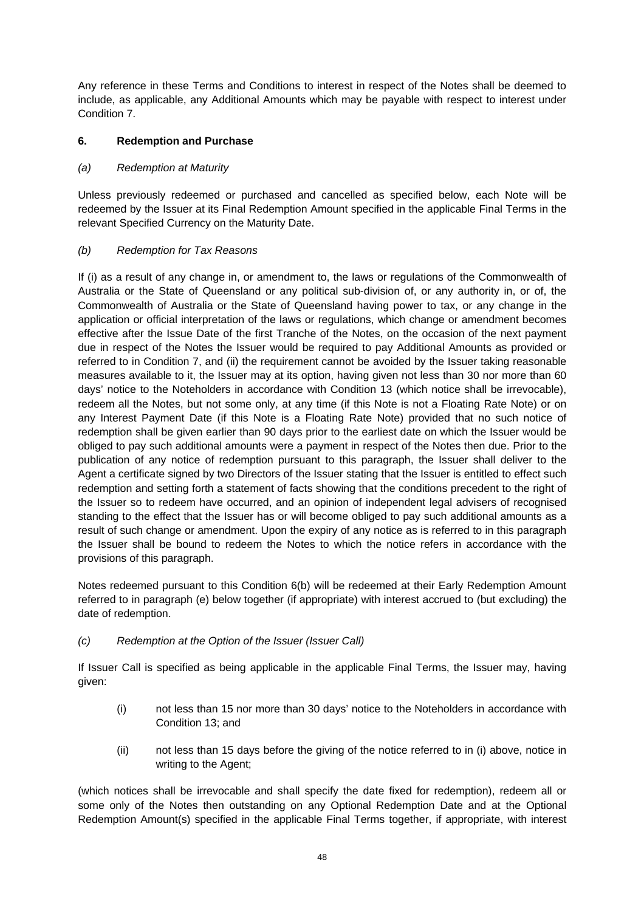Any reference in these Terms and Conditions to interest in respect of the Notes shall be deemed to include, as applicable, any Additional Amounts which may be payable with respect to interest under Condition 7.

## 6. Redemption and Purchase

### *(a) Redemption at Maturity*

Unless previously redeemed or purchased and cancelled as specified below, each Note will be redeemed by the Issuer at its Final Redemption Amount specified in the applicable Final Terms in the relevant Specified Currency on the Maturity Date.

### *(b) Redemption for Tax Reasons*

If (i) as a result of any change in, or amendment to, the laws or regulations of the Commonwealth of Australia or the State of Queensland or any political sub-division of, or any authority in, or of, the Commonwealth of Australia or the State of Queensland having power to tax, or any change in the application or official interpretation of the laws or regulations, which change or amendment becomes effective after the Issue Date of the first Tranche of the Notes, on the occasion of the next payment due in respect of the Notes the Issuer would be required to pay Additional Amounts as provided or referred to in Condition 7, and (ii) the requirement cannot be avoided by the Issuer taking reasonable measures available to it, the Issuer may at its option, having given not less than 30 nor more than 60 days' notice to the Noteholders in accordance with Condition 13 (which notice shall be irrevocable), redeem all the Notes, but not some only, at any time (if this Note is not a Floating Rate Note) or on any Interest Payment Date (if this Note is a Floating Rate Note) provided that no such notice of redemption shall be given earlier than 90 days prior to the earliest date on which the Issuer would be obliged to pay such additional amounts were a payment in respect of the Notes then due. Prior to the publication of any notice of redemption pursuant to this paragraph, the Issuer shall deliver to the Agent a certificate signed by two Directors of the Issuer stating that the Issuer is entitled to effect such redemption and setting forth a statement of facts showing that the conditions precedent to the right of the Issuer so to redeem have occurred, and an opinion of independent legal advisers of recognised standing to the effect that the Issuer has or will become obliged to pay such additional amounts as a result of such change or amendment. Upon the expiry of any notice as is referred to in this paragraph the Issuer shall be bound to redeem the Notes to which the notice refers in accordance with the provisions of this paragraph.

Notes redeemed pursuant to this Condition 6(b) will be redeemed at their Early Redemption Amount referred to in paragraph (e) below together (if appropriate) with interest accrued to (but excluding) the date of redemption.

### *(c) Redemption at the Option of the Issuer (Issuer Call)*

If Issuer Call is specified as being applicable in the applicable Final Terms, the Issuer may, having given:

(i) not less than 15 nor more than 30 days' notice to the Noteholders in accordance with Condition 13; and

(ii) not less than 15 days before the giving of the notice referred to in (i) above, notice in writing to the Agent;

(which notices shall be irrevocable and shall specify the date fixed for redemption), redeem all or some only of the Notes then outstanding on any Optional Redemption Date and at the Optional Redemption Amount(s) specified in the applicable Final Terms together, if appropriate, with interest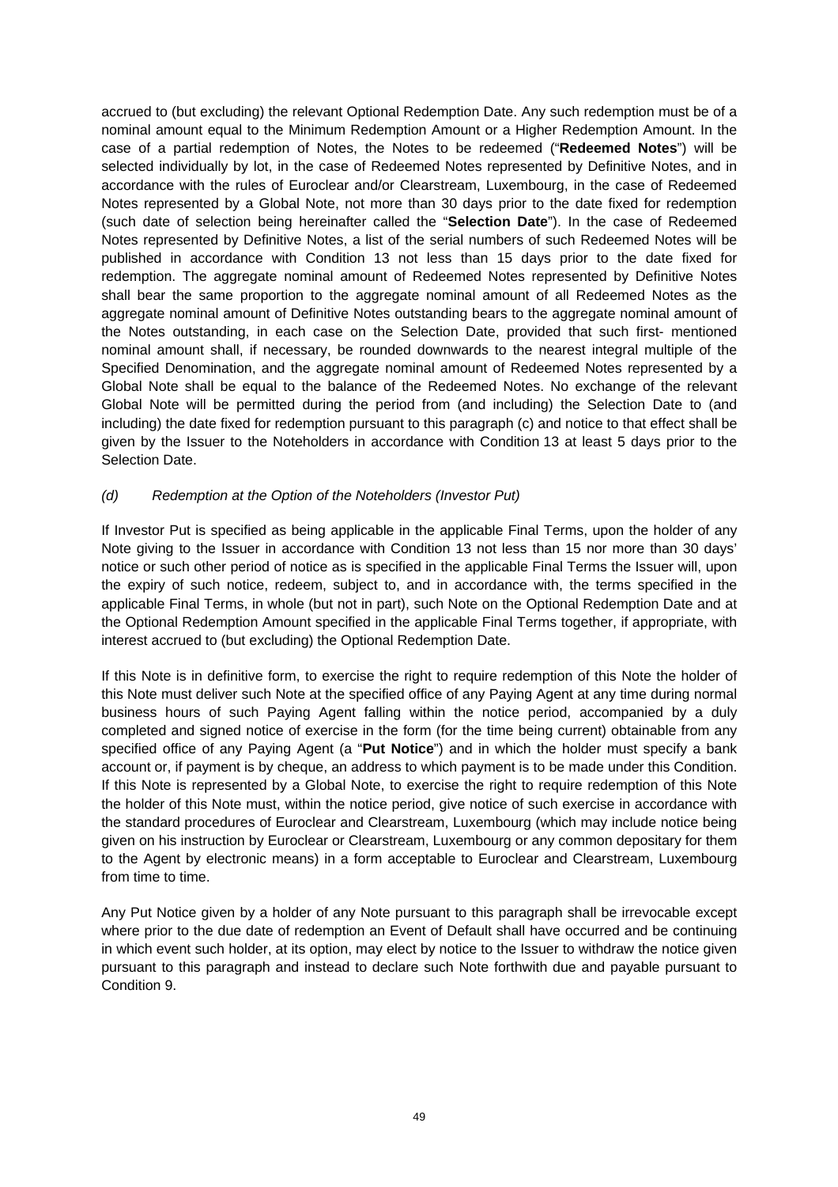accrued to (but excluding) the relevant Optional Redemption Date. Any such redemption must be of a nominal amount equal to the Minimum Redemption Amount or a Higher Redemption Amount. In the case of a partial redemption of Notes, the Notes to be redeemed ("**Redeemed Notes**") will be selected individually by lot, in the case of Redeemed Notes represented by Definitive Notes, and in accordance with the rules of Euroclear and/or Clearstream, Luxembourg, in the case of Redeemed Notes represented by a Global Note, not more than 30 days prior to the date fixed for redemption (such date of selection being hereinafter called the "**Selection Date**"). In the case of Redeemed Notes represented by Definitive Notes, a list of the serial numbers of such Redeemed Notes will be published in accordance with Condition 13 not less than 15 days prior to the date fixed for redemption. The aggregate nominal amount of Redeemed Notes represented by Definitive Notes shall bear the same proportion to the aggregate nominal amount of all Redeemed Notes as the aggregate nominal amount of Definitive Notes outstanding bears to the aggregate nominal amount of the Notes outstanding, in each case on the Selection Date, provided that such first- mentioned nominal amount shall, if necessary, be rounded downwards to the nearest integral multiple of the Specified Denomination, and the aggregate nominal amount of Redeemed Notes represented by a Global Note shall be equal to the balance of the Redeemed Notes. No exchange of the relevant Global Note will be permitted during the period from (and including) the Selection Date to (and including) the date fixed for redemption pursuant to this paragraph (c) and notice to that effect shall be given by the Issuer to the Noteholders in accordance with Condition 13 at least 5 days prior to the Selection Date.

*(d) Redemption at the Option of the Noteholders (Investor Put)*

If Investor Put is specified as being applicable in the applicable Final Terms, upon the holder of any Note giving to the Issuer in accordance with Condition 13 not less than 15 nor more than 30 days' notice or such other period of notice as is specified in the applicable Final Terms the Issuer will, upon the expiry of such notice, redeem, subject to, and in accordance with, the terms specified in the applicable Final Terms, in whole (but not in part), such Note on the Optional Redemption Date and at the Optional Redemption Amount specified in the applicable Final Terms together, if appropriate, with interest accrued to (but excluding) the Optional Redemption Date.

If this Note is in definitive form, to exercise the right to require redemption of this Note the holder of this Note must deliver such Note at the specified office of any Paying Agent at any time during normal business hours of such Paying Agent falling within the notice period, accompanied by a duly completed and signed notice of exercise in the form (for the time being current) obtainable from any specified office of any Paying Agent (a "**Put Notice**") and in which the holder must specify a bank account or, if payment is by cheque, an address to which payment is to be made under this Condition. If this Note is represented by a Global Note, to exercise the right to require redemption of this Note the holder of this Note must, within the notice period, give notice of such exercise in accordance with the standard procedures of Euroclear and Clearstream, Luxembourg (which may include notice being given on his instruction by Euroclear or Clearstream, Luxembourg or any common depositary for them to the Agent by electronic means) in a form acceptable to Euroclear and Clearstream, Luxembourg from time to time.

Any Put Notice given by a holder of any Note pursuant to this paragraph shall be irrevocable except where prior to the due date of redemption an Event of Default shall have occurred and be continuing in which event such holder, at its option, may elect by notice to the Issuer to withdraw the notice given pursuant to this paragraph and instead to declare such Note forthwith due and payable pursuant to Condition 9.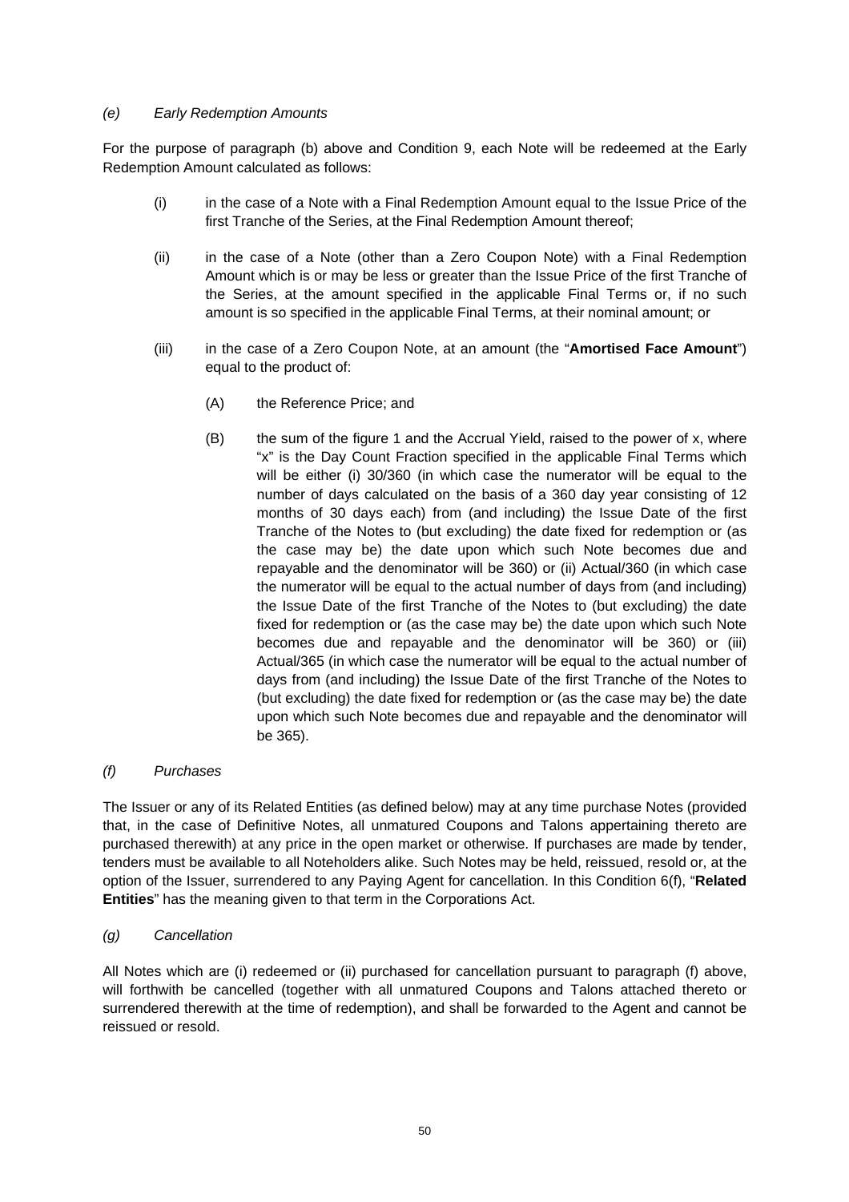*(e) Early Redemption Amounts*

For the purpose of paragraph (b) above and Condition 9, each Note will be redeemed at the Early Redemption Amount calculated as follows:

(i) in the case of a Note with a Final Redemption Amount equal to the Issue Price of the first Tranche of the Series, at the Final Redemption Amount thereof;

(ii) in the case of a Note (other than a Zero Coupon Note) with a Final Redemption Amount which is or may be less or greater than the Issue Price of the first Tranche of the Series, at the amount specified in the applicable Final Terms or, if no such amount is so specified in the applicable Final Terms, at their nominal amount; or

(iii) in the case of a Zero Coupon Note, at an amount (the "**Amortised Face Amount**") equal to the product of:

(A) the Reference Price; and

(B) the sum of the figure 1 and the Accrual Yield, raised to the power of x, where "x" is the Day Count Fraction specified in the applicable Final Terms which will be either (i) 30/360 (in which case the numerator will be equal to the number of days calculated on the basis of a 360 day year consisting of 12 months of 30 days each) from (and including) the Issue Date of the first Tranche of the Notes to (but excluding) the date fixed for redemption or (as the case may be) the date upon which such Note becomes due and repayable and the denominator will be 360) or (ii) Actual/360 (in which case the numerator will be equal to the actual number of days from (and including) the Issue Date of the first Tranche of the Notes to (but excluding) the date fixed for redemption or (as the case may be) the date upon which such Note becomes due and repayable and the denominator will be 360) or (iii) Actual/365 (in which case the numerator will be equal to the actual number of days from (and including) the Issue Date of the first Tranche of the Notes to (but excluding) the date fixed for redemption or (as the case may be) the date upon which such Note becomes due and repayable and the denominator will be 365).

*(f) Purchases*

The Issuer or any of its Related Entities (as defined below) may at any time purchase Notes (provided that, in the case of Definitive Notes, all unmatured Coupons and Talons appertaining thereto are purchased therewith) at any price in the open market or otherwise. If purchases are made by tender, tenders must be available to all Noteholders alike. Such Notes may be held, reissued, resold or, at the option of the Issuer, surrendered to any Paying Agent for cancellation. In this Condition 6(f), "**Related Entities**" has the meaning given to that term in the Corporations Act.

*(g) Cancellation*

All Notes which are (i) redeemed or (ii) purchased for cancellation pursuant to paragraph (f) above, will forthwith be cancelled (together with all unmatured Coupons and Talons attached thereto or surrendered therewith at the time of redemption), and shall be forwarded to the Agent and cannot be reissued or resold.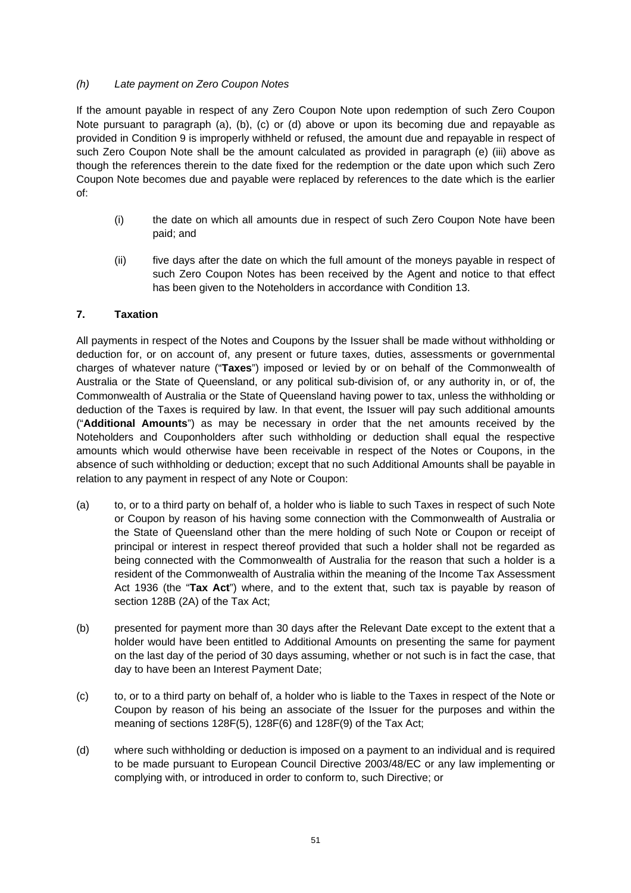*(h) Late payment on Zero Coupon Notes*

If the amount payable in respect of any Zero Coupon Note upon redemption of such Zero Coupon Note pursuant to paragraph (a), (b), (c) or (d) above or upon its becoming due and repayable as provided in Condition 9 is improperly withheld or refused, the amount due and repayable in respect of such Zero Coupon Note shall be the amount calculated as provided in paragraph (e) (iii) above as though the references therein to the date fixed for the redemption or the date upon which such Zero Coupon Note becomes due and payable were replaced by references to the date which is the earlier of:

(i) the date on which all amounts due in respect of such Zero Coupon Note have been paid; and

(ii) five days after the date on which the full amount of the moneys payable in respect of such Zero Coupon Notes has been received by the Agent and notice to that effect has been given to the Noteholders in accordance with Condition 13.

**7. Taxation**

All payments in respect of the Notes and Coupons by the Issuer shall be made without withholding or deduction for, or on account of, any present or future taxes, duties, assessments or governmental charges of whatever nature ("**Taxes**") imposed or levied by or on behalf of the Commonwealth of Australia or the State of Queensland, or any political sub-division of, or any authority in, or of, the Commonwealth of Australia or the State of Queensland having power to tax, unless the withholding or deduction of the Taxes is required by law. In that event, the Issuer will pay such additional amounts ("**Additional Amounts**") as may be necessary in order that the net amounts received by the Noteholders and Couponholders after such withholding or deduction shall equal the respective amounts which would otherwise have been receivable in respect of the Notes or Coupons, in the absence of such withholding or deduction; except that no such Additional Amounts shall be payable in relation to any payment in respect of any Note or Coupon:

(a) to, or to a third party on behalf of, a holder who is liable to such Taxes in respect of such Note or Coupon by reason of his having some connection with the Commonwealth of Australia or the State of Queensland other than the mere holding of such Note or Coupon or receipt of principal or interest in respect thereof provided that such a holder shall not be regarded as being connected with the Commonwealth of Australia for the reason that such a holder is a resident of the Commonwealth of Australia within the meaning of the Income Tax Assessment Act 1936 (the "**Tax Act**") where, and to the extent that, such tax is payable by reason of section 128B (2A) of the Tax Act;

(b) presented for payment more than 30 days after the Relevant Date except to the extent that a holder would have been entitled to Additional Amounts on presenting the same for payment on the last day of the period of 30 days assuming, whether or not such is in fact the case, that day to have been an Interest Payment Date;

(c) to, or to a third party on behalf of, a holder who is liable to the Taxes in respect of the Note or Coupon by reason of his being an associate of the Issuer for the purposes and within the meaning of sections 128F(5), 128F(6) and 128F(9) of the Tax Act;

(d) where such withholding or deduction is imposed on a payment to an individual and is required to be made pursuant to European Council Directive 2003/48/EC or any law implementing or complying with, or introduced in order to conform to, such Directive; or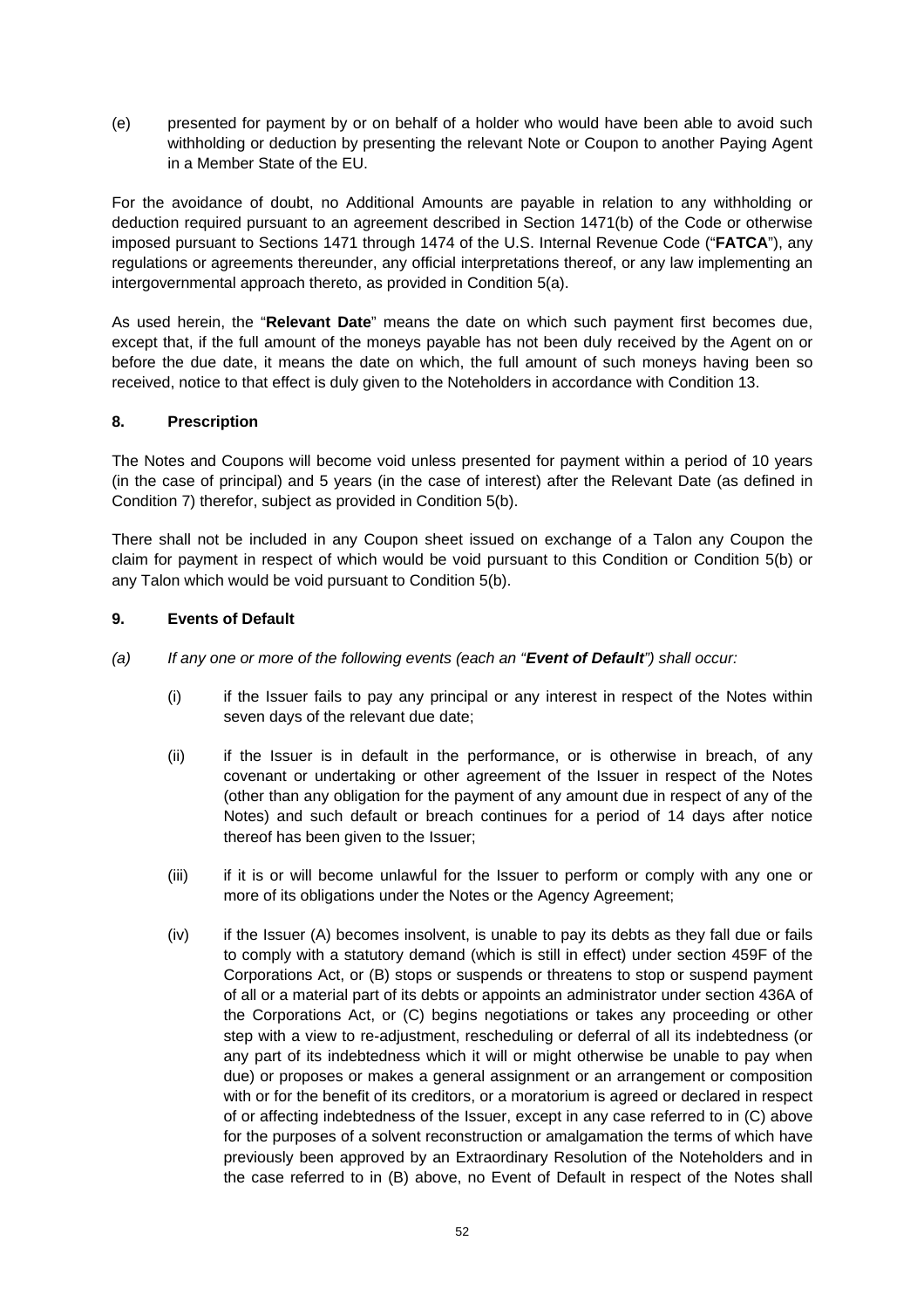(e) presented for payment by or on behalf of a holder who would have been able to avoid such withholding or deduction by presenting the relevant Note or Coupon to another Paying Agent in a Member State of the EU.

For the avoidance of doubt, no Additional Amounts are payable in relation to any withholding or deduction required pursuant to an agreement described in Section 1471(b) of the Code or otherwise imposed pursuant to Sections 1471 through 1474 of the U.S. Internal Revenue Code ("**FATCA**"), any regulations or agreements thereunder, any official interpretations thereof, or any law implementing an intergovernmental approach thereto, as provided in Condition 5(a).

As used herein, the "**Relevant Date**" means the date on which such payment first becomes due, except that, if the full amount of the moneys payable has not been duly received by the Agent on or before the due date, it means the date on which, the full amount of such moneys having been so received, notice to that effect is duly given to the Noteholders in accordance with Condition 13.

## 8. Prescription

The Notes and Coupons will become void unless presented for payment within a period of 10 years (in the case of principal) and 5 years (in the case of interest) after the Relevant Date (as defined in Condition 7) therefor, subject as provided in Condition 5(b).

There shall not be included in any Coupon sheet issued on exchange of a Talon any Coupon the claim for payment in respect of which would be void pursuant to this Condition or Condition 5(b) or any Talon which would be void pursuant to Condition 5(b).

## 9. Events of Default

*(a) If any one or more of the following events (each an "**Event of Default**") shall occur:*

(i) if the Issuer fails to pay any principal or any interest in respect of the Notes within seven days of the relevant due date;

(ii) if the Issuer is in default in the performance, or is otherwise in breach, of any covenant or undertaking or other agreement of the Issuer in respect of the Notes (other than any obligation for the payment of any amount due in respect of any of the Notes) and such default or breach continues for a period of 14 days after notice thereof has been given to the Issuer;

(iii) if it is or will become unlawful for the Issuer to perform or comply with any one or more of its obligations under the Notes or the Agency Agreement;

(iv) if the Issuer (A) becomes insolvent, is unable to pay its debts as they fall due or fails to comply with a statutory demand (which is still in effect) under section 459F of the Corporations Act, or (B) stops or suspends or threatens to stop or suspend payment of all or a material part of its debts or appoints an administrator under section 436A of the Corporations Act, or (C) begins negotiations or takes any proceeding or other step with a view to re-adjustment, rescheduling or deferral of all its indebtedness (or any part of its indebtedness which it will or might otherwise be unable to pay when due) or proposes or makes a general assignment or an arrangement or composition with or for the benefit of its creditors, or a moratorium is agreed or declared in respect of or affecting indebtedness of the Issuer, except in any case referred to in (C) above for the purposes of a solvent reconstruction or amalgamation the terms of which have previously been approved by an Extraordinary Resolution of the Noteholders and in the case referred to in (B) above, no Event of Default in respect of the Notes shall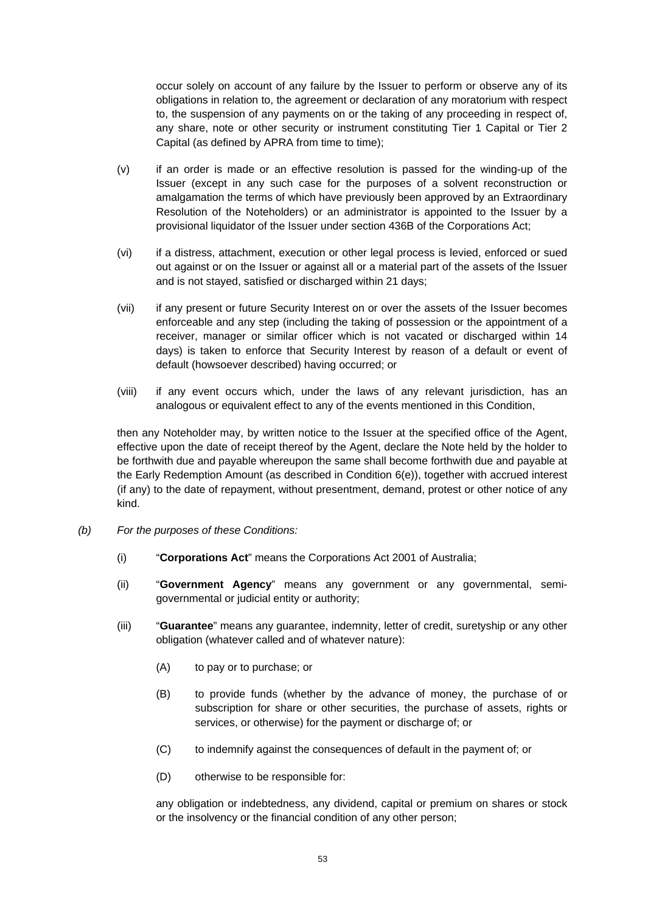occur solely on account of any failure by the Issuer to perform or observe any of its obligations in relation to, the agreement or declaration of any moratorium with respect to, the suspension of any payments on or the taking of any proceeding in respect of, any share, note or other security or instrument constituting Tier 1 Capital or Tier 2 Capital (as defined by APRA from time to time);

(v) if an order is made or an effective resolution is passed for the winding-up of the Issuer (except in any such case for the purposes of a solvent reconstruction or amalgamation the terms of which have previously been approved by an Extraordinary Resolution of the Noteholders) or an administrator is appointed to the Issuer by a provisional liquidator of the Issuer under section 436B of the Corporations Act;

(vi) if a distress, attachment, execution or other legal process is levied, enforced or sued out against or on the Issuer or against all or a material part of the assets of the Issuer and is not stayed, satisfied or discharged within 21 days;

(vii) if any present or future Security Interest on or over the assets of the Issuer becomes enforceable and any step (including the taking of possession or the appointment of a receiver, manager or similar officer which is not vacated or discharged within 14 days) is taken to enforce that Security Interest by reason of a default or event of default (howsoever described) having occurred; or

(viii) if any event occurs which, under the laws of any relevant jurisdiction, has an analogous or equivalent effect to any of the events mentioned in this Condition,

then any Noteholder may, by written notice to the Issuer at the specified office of the Agent, effective upon the date of receipt thereof by the Agent, declare the Note held by the holder to be forthwith due and payable whereupon the same shall become forthwith due and payable at the Early Redemption Amount (as described in Condition 6(e)), together with accrued interest (if any) to the date of repayment, without presentment, demand, protest or other notice of any kind.

*(b) For the purposes of these Conditions:*

(i) "**Corporations Act**" means the Corporations Act 2001 of Australia;

(ii) "**Government Agency**" means any government or any governmental, semi-governmental or judicial entity or authority;

(iii) "**Guarantee**" means any guarantee, indemnity, letter of credit, suretyship or any other obligation (whatever called and of whatever nature):

(A) to pay or to purchase; or

(B) to provide funds (whether by the advance of money, the purchase of or subscription for share or other securities, the purchase of assets, rights or services, or otherwise) for the payment or discharge of; or

(C) to indemnify against the consequences of default in the payment of; or

(D) otherwise to be responsible for:

any obligation or indebtedness, any dividend, capital or premium on shares or stock or the insolvency or the financial condition of any other person;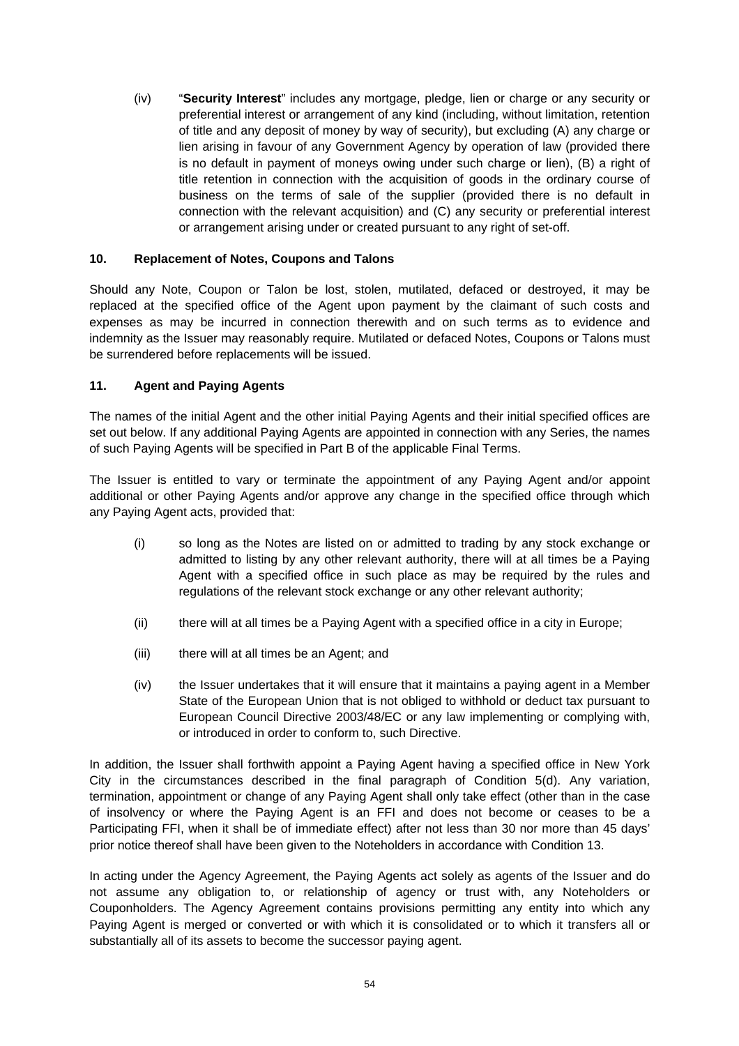(iv) "**Security Interest**" includes any mortgage, pledge, lien or charge or any security or preferential interest or arrangement of any kind (including, without limitation, retention of title and any deposit of money by way of security), but excluding (A) any charge or lien arising in favour of any Government Agency by operation of law (provided there is no default in payment of moneys owing under such charge or lien), (B) a right of title retention in connection with the acquisition of goods in the ordinary course of business on the terms of sale of the supplier (provided there is no default in connection with the relevant acquisition) and (C) any security or preferential interest or arrangement arising under or created pursuant to any right of set-off.

## 10. Replacement of Notes, Coupons and Talons

Should any Note, Coupon or Talon be lost, stolen, mutilated, defaced or destroyed, it may be replaced at the specified office of the Agent upon payment by the claimant of such costs and expenses as may be incurred in connection therewith and on such terms as to evidence and indemnity as the Issuer may reasonably require. Mutilated or defaced Notes, Coupons or Talons must be surrendered before replacements will be issued.

## 11. Agent and Paying Agents

The names of the initial Agent and the other initial Paying Agents and their initial specified offices are set out below. If any additional Paying Agents are appointed in connection with any Series, the names of such Paying Agents will be specified in Part B of the applicable Final Terms.

The Issuer is entitled to vary or terminate the appointment of any Paying Agent and/or appoint additional or other Paying Agents and/or approve any change in the specified office through which any Paying Agent acts, provided that:

(i) so long as the Notes are listed on or admitted to trading by any stock exchange or admitted to listing by any other relevant authority, there will at all times be a Paying Agent with a specified office in such place as may be required by the rules and regulations of the relevant stock exchange or any other relevant authority;

(ii) there will at all times be a Paying Agent with a specified office in a city in Europe;

(iii) there will at all times be an Agent; and

(iv) the Issuer undertakes that it will ensure that it maintains a paying agent in a Member State of the European Union that is not obliged to withhold or deduct tax pursuant to European Council Directive 2003/48/EC or any law implementing or complying with, or introduced in order to conform to, such Directive.

In addition, the Issuer shall forthwith appoint a Paying Agent having a specified office in New York City in the circumstances described in the final paragraph of Condition 5(d). Any variation, termination, appointment or change of any Paying Agent shall only take effect (other than in the case of insolvency or where the Paying Agent is an FFI and does not become or ceases to be a Participating FFI, when it shall be of immediate effect) after not less than 30 nor more than 45 days' prior notice thereof shall have been given to the Noteholders in accordance with Condition 13.

In acting under the Agency Agreement, the Paying Agents act solely as agents of the Issuer and do not assume any obligation to, or relationship of agency or trust with, any Noteholders or Couponholders. The Agency Agreement contains provisions permitting any entity into which any Paying Agent is merged or converted or with which it is consolidated or to which it transfers all or substantially all of its assets to become the successor paying agent.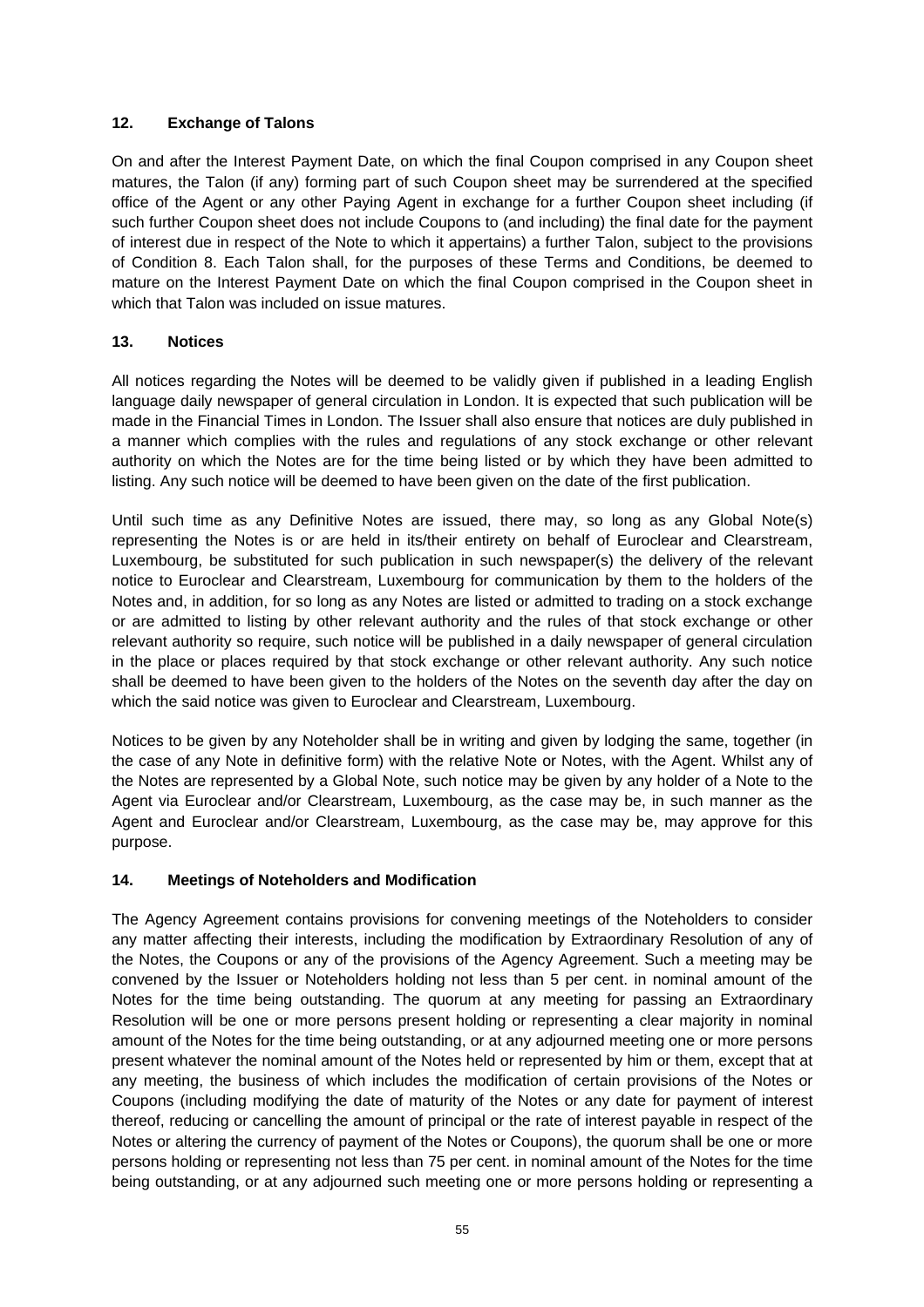## 12. Exchange of Talons

On and after the Interest Payment Date, on which the final Coupon comprised in any Coupon sheet matures, the Talon (if any) forming part of such Coupon sheet may be surrendered at the specified office of the Agent or any other Paying Agent in exchange for a further Coupon sheet including (if such further Coupon sheet does not include Coupons to (and including) the final date for the payment of interest due in respect of the Note to which it appertains) a further Talon, subject to the provisions of Condition 8. Each Talon shall, for the purposes of these Terms and Conditions, be deemed to mature on the Interest Payment Date on which the final Coupon comprised in the Coupon sheet in which that Talon was included on issue matures.

## 13. Notices

All notices regarding the Notes will be deemed to be validly given if published in a leading English language daily newspaper of general circulation in London. It is expected that such publication will be made in the Financial Times in London. The Issuer shall also ensure that notices are duly published in a manner which complies with the rules and regulations of any stock exchange or other relevant authority on which the Notes are for the time being listed or by which they have been admitted to listing. Any such notice will be deemed to have been given on the date of the first publication.

Until such time as any Definitive Notes are issued, there may, so long as any Global Note(s) representing the Notes is or are held in its/their entirety on behalf of Euroclear and Clearstream, Luxembourg, be substituted for such publication in such newspaper(s) the delivery of the relevant notice to Euroclear and Clearstream, Luxembourg for communication by them to the holders of the Notes and, in addition, for so long as any Notes are listed or admitted to trading on a stock exchange or are admitted to listing by other relevant authority and the rules of that stock exchange or other relevant authority so require, such notice will be published in a daily newspaper of general circulation in the place or places required by that stock exchange or other relevant authority. Any such notice shall be deemed to have been given to the holders of the Notes on the seventh day after the day on which the said notice was given to Euroclear and Clearstream, Luxembourg.

Notices to be given by any Noteholder shall be in writing and given by lodging the same, together (in the case of any Note in definitive form) with the relative Note or Notes, with the Agent. Whilst any of the Notes are represented by a Global Note, such notice may be given by any holder of a Note to the Agent via Euroclear and/or Clearstream, Luxembourg, as the case may be, in such manner as the Agent and Euroclear and/or Clearstream, Luxembourg, as the case may be, may approve for this purpose.

## 14. Meetings of Noteholders and Modification

The Agency Agreement contains provisions for convening meetings of the Noteholders to consider any matter affecting their interests, including the modification by Extraordinary Resolution of any of the Notes, the Coupons or any of the provisions of the Agency Agreement. Such a meeting may be convened by the Issuer or Noteholders holding not less than 5 per cent. in nominal amount of the Notes for the time being outstanding. The quorum at any meeting for passing an Extraordinary Resolution will be one or more persons present holding or representing a clear majority in nominal amount of the Notes for the time being outstanding, or at any adjourned meeting one or more persons present whatever the nominal amount of the Notes held or represented by him or them, except that at any meeting, the business of which includes the modification of certain provisions of the Notes or Coupons (including modifying the date of maturity of the Notes or any date for payment of interest thereof, reducing or cancelling the amount of principal or the rate of interest payable in respect of the Notes or altering the currency of payment of the Notes or Coupons), the quorum shall be one or more persons holding or representing not less than 75 per cent. in nominal amount of the Notes for the time being outstanding, or at any adjourned such meeting one or more persons holding or representing a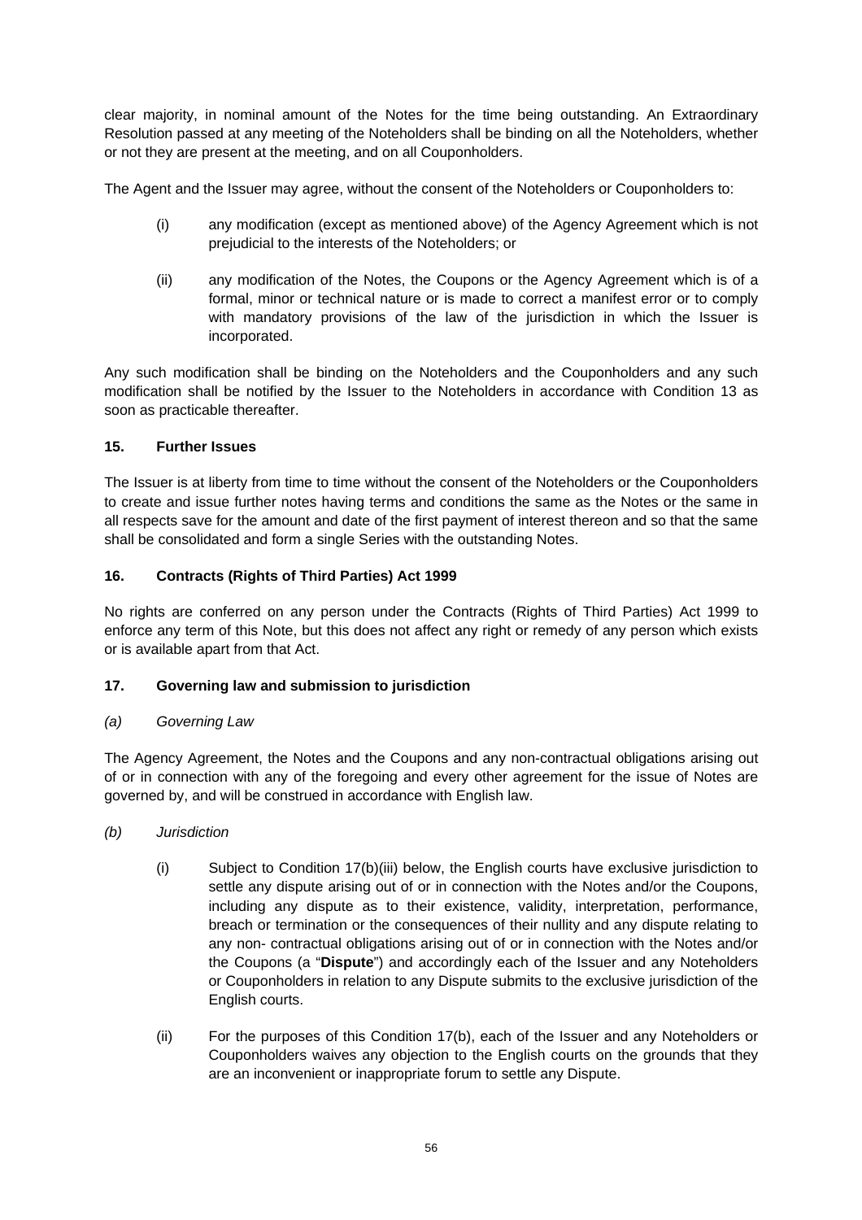clear majority, in nominal amount of the Notes for the time being outstanding. An Extraordinary Resolution passed at any meeting of the Noteholders shall be binding on all the Noteholders, whether or not they are present at the meeting, and on all Couponholders.

The Agent and the Issuer may agree, without the consent of the Noteholders or Couponholders to:

(i) any modification (except as mentioned above) of the Agency Agreement which is not prejudicial to the interests of the Noteholders; or

(ii) any modification of the Notes, the Coupons or the Agency Agreement which is of a formal, minor or technical nature or is made to correct a manifest error or to comply with mandatory provisions of the law of the jurisdiction in which the Issuer is incorporated.

Any such modification shall be binding on the Noteholders and the Couponholders and any such modification shall be notified by the Issuer to the Noteholders in accordance with Condition 13 as soon as practicable thereafter.

### 15. Further Issues

The Issuer is at liberty from time to time without the consent of the Noteholders or the Couponholders to create and issue further notes having terms and conditions the same as the Notes or the same in all respects save for the amount and date of the first payment of interest thereon and so that the same shall be consolidated and form a single Series with the outstanding Notes.

### 16. Contracts (Rights of Third Parties) Act 1999

No rights are conferred on any person under the Contracts (Rights of Third Parties) Act 1999 to enforce any term of this Note, but this does not affect any right or remedy of any person which exists or is available apart from that Act.

### 17. Governing law and submission to jurisdiction

*(a) Governing Law*

The Agency Agreement, the Notes and the Coupons and any non-contractual obligations arising out of or in connection with any of the foregoing and every other agreement for the issue of Notes are governed by, and will be construed in accordance with English law.

*(b) Jurisdiction*

(i) Subject to Condition 17(b)(iii) below, the English courts have exclusive jurisdiction to settle any dispute arising out of or in connection with the Notes and/or the Coupons, including any dispute as to their existence, validity, interpretation, performance, breach or termination or the consequences of their nullity and any dispute relating to any non- contractual obligations arising out of or in connection with the Notes and/or the Coupons (a "**Dispute**") and accordingly each of the Issuer and any Noteholders or Couponholders in relation to any Dispute submits to the exclusive jurisdiction of the English courts.

(ii) For the purposes of this Condition 17(b), each of the Issuer and any Noteholders or Couponholders waives any objection to the English courts on the grounds that they are an inconvenient or inappropriate forum to settle any Dispute.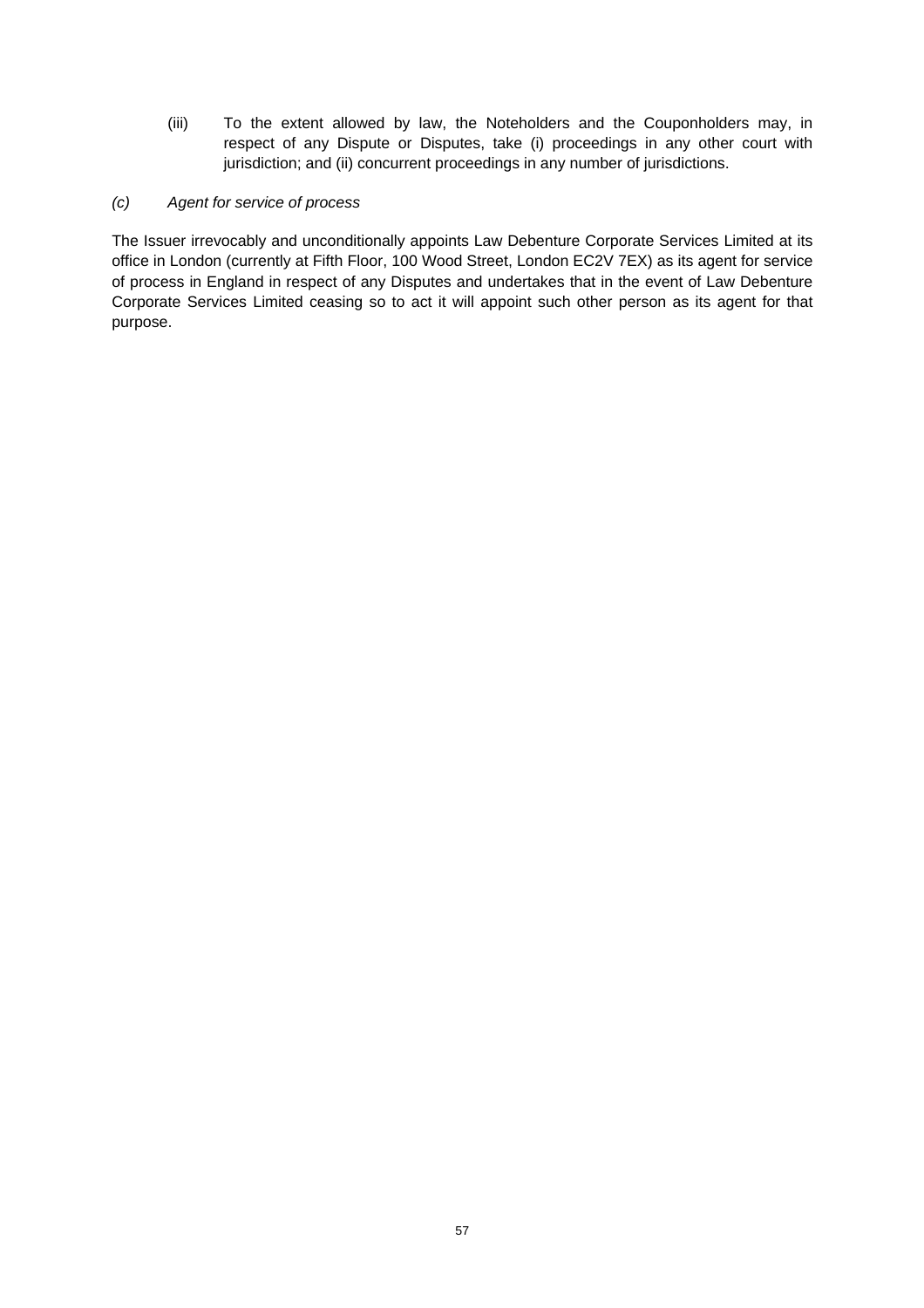(iii) To the extent allowed by law, the Noteholders and the Couponholders may, in respect of any Dispute or Disputes, take (i) proceedings in any other court with jurisdiction; and (ii) concurrent proceedings in any number of jurisdictions.

*(c) Agent for service of process*

The Issuer irrevocably and unconditionally appoints Law Debenture Corporate Services Limited at its office in London (currently at Fifth Floor, 100 Wood Street, London EC2V 7EX) as its agent for service of process in England in respect of any Disputes and undertakes that in the event of Law Debenture Corporate Services Limited ceasing so to act it will appoint such other person as its agent for that purpose.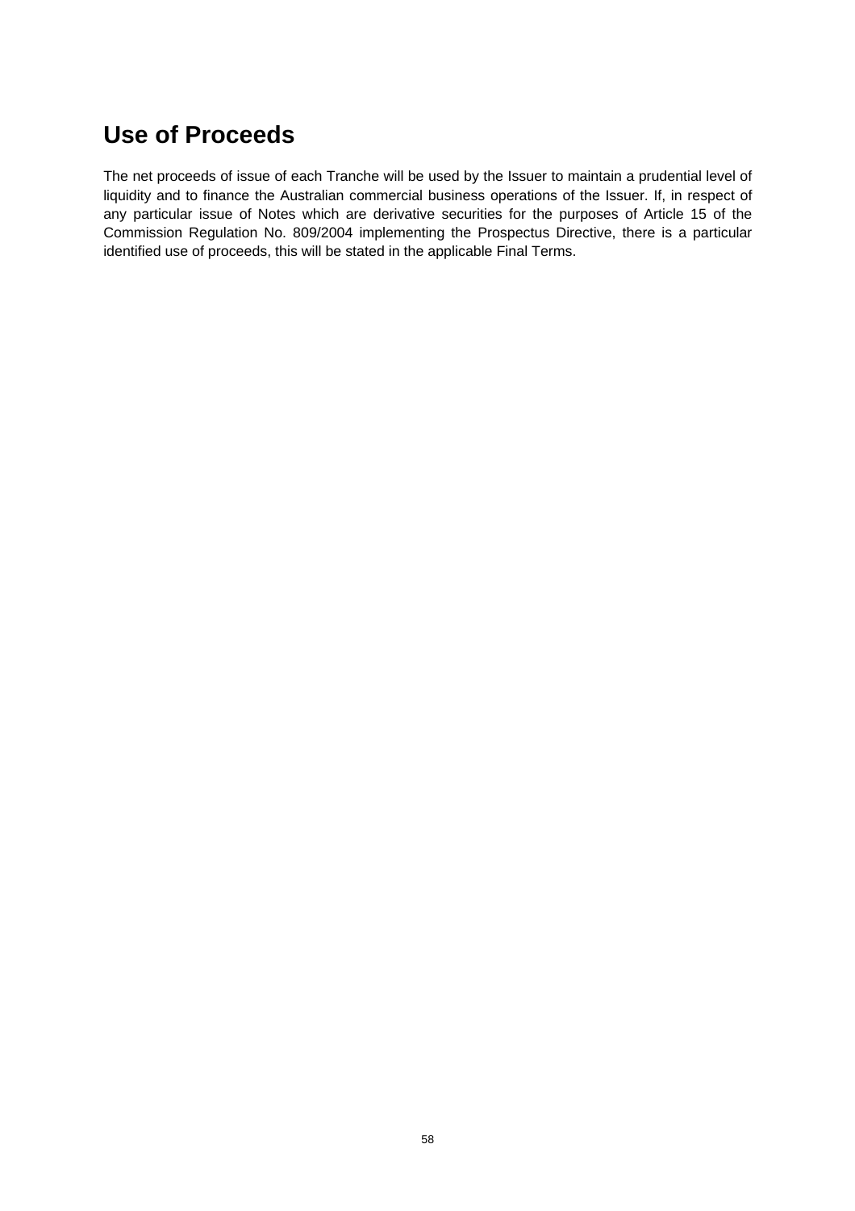# Use of Proceeds

The net proceeds of issue of each Tranche will be used by the Issuer to maintain a prudential level of liquidity and to finance the Australian commercial business operations of the Issuer. If, in respect of any particular issue of Notes which are derivative securities for the purposes of Article 15 of the Commission Regulation No. 809/2004 implementing the Prospectus Directive, there is a particular identified use of proceeds, this will be stated in the applicable Final Terms.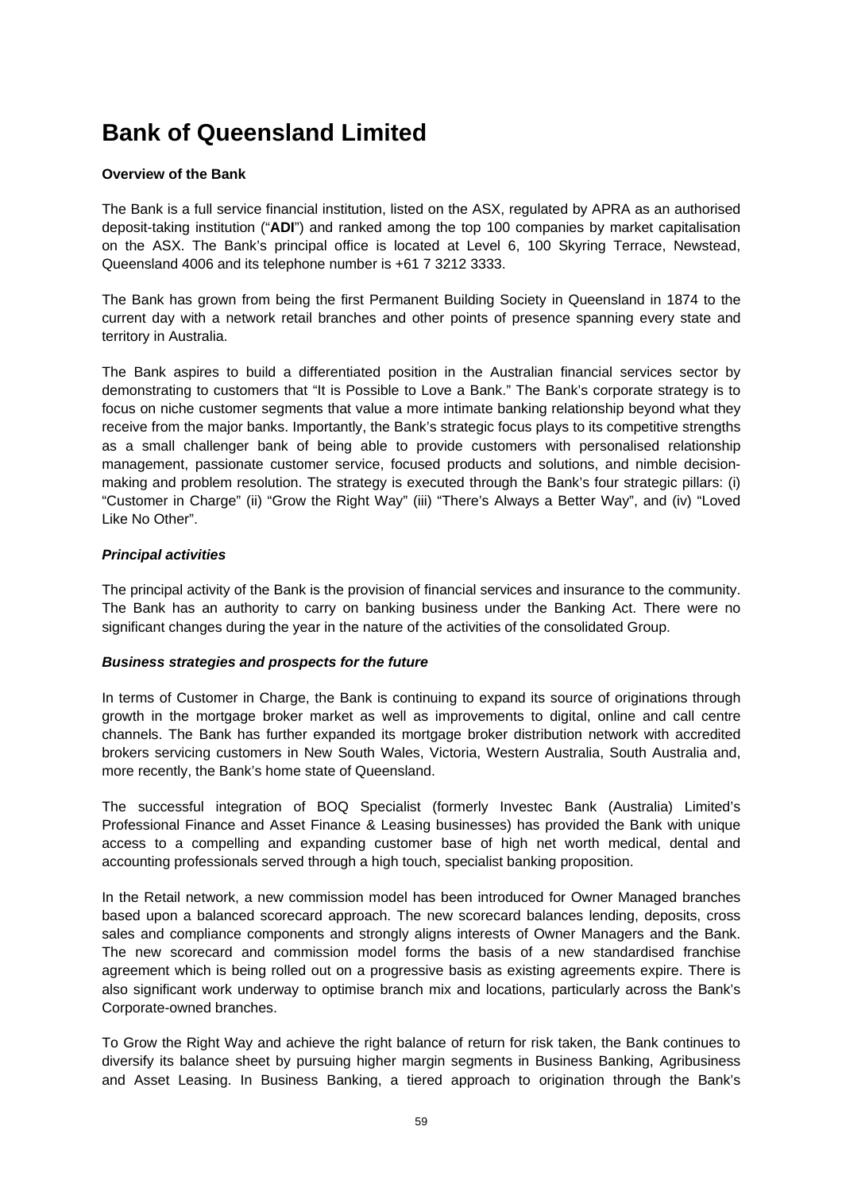# Bank of Queensland Limited

**Overview of the Bank**

The Bank is a full service financial institution, listed on the ASX, regulated by APRA as an authorised deposit-taking institution ("**ADI**") and ranked among the top 100 companies by market capitalisation on the ASX. The Bank's principal office is located at Level 6, 100 Skyring Terrace, Newstead, Queensland 4006 and its telephone number is +61 7 3212 3333.

The Bank has grown from being the first Permanent Building Society in Queensland in 1874 to the current day with a network retail branches and other points of presence spanning every state and territory in Australia.

The Bank aspires to build a differentiated position in the Australian financial services sector by demonstrating to customers that "It is Possible to Love a Bank." The Bank's corporate strategy is to focus on niche customer segments that value a more intimate banking relationship beyond what they receive from the major banks. Importantly, the Bank's strategic focus plays to its competitive strengths as a small challenger bank of being able to provide customers with personalised relationship management, passionate customer service, focused products and solutions, and nimble decision-making and problem resolution. The strategy is executed through the Bank's four strategic pillars: (i) "Customer in Charge" (ii) "Grow the Right Way" (iii) "There's Always a Better Way", and (iv) "Loved Like No Other".

***Principal activities***

The principal activity of the Bank is the provision of financial services and insurance to the community. The Bank has an authority to carry on banking business under the Banking Act. There were no significant changes during the year in the nature of the activities of the consolidated Group.

***Business strategies and prospects for the future***

In terms of Customer in Charge, the Bank is continuing to expand its source of originations through growth in the mortgage broker market as well as improvements to digital, online and call centre channels. The Bank has further expanded its mortgage broker distribution network with accredited brokers servicing customers in New South Wales, Victoria, Western Australia, South Australia and, more recently, the Bank's home state of Queensland.

The successful integration of BOQ Specialist (formerly Investec Bank (Australia) Limited's Professional Finance and Asset Finance & Leasing businesses) has provided the Bank with unique access to a compelling and expanding customer base of high net worth medical, dental and accounting professionals served through a high touch, specialist banking proposition.

In the Retail network, a new commission model has been introduced for Owner Managed branches based upon a balanced scorecard approach. The new scorecard balances lending, deposits, cross sales and compliance components and strongly aligns interests of Owner Managers and the Bank. The new scorecard and commission model forms the basis of a new standardised franchise agreement which is being rolled out on a progressive basis as existing agreements expire. There is also significant work underway to optimise branch mix and locations, particularly across the Bank's Corporate-owned branches.

To Grow the Right Way and achieve the right balance of return for risk taken, the Bank continues to diversify its balance sheet by pursuing higher margin segments in Business Banking, Agribusiness and Asset Leasing. In Business Banking, a tiered approach to origination through the Bank's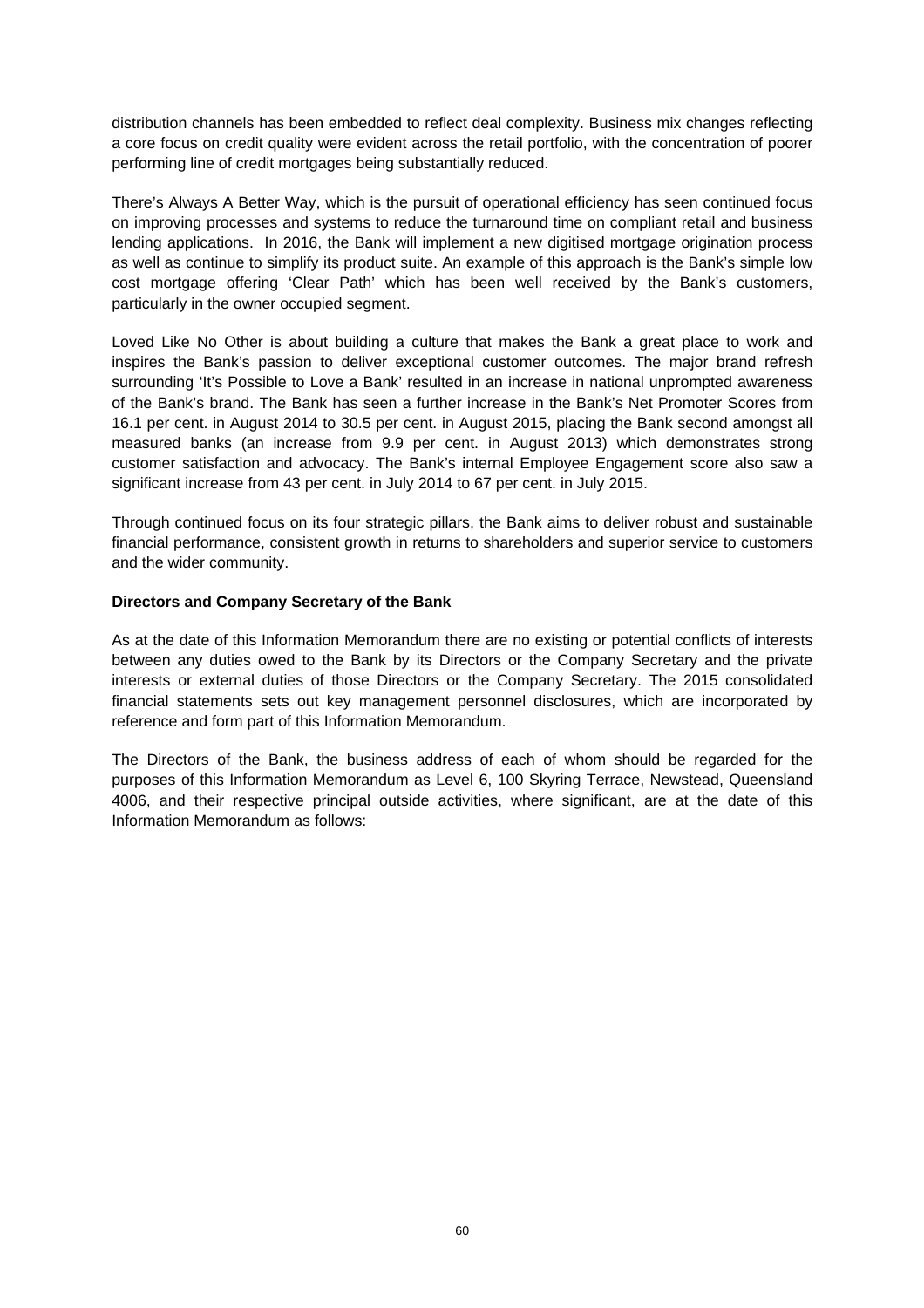distribution channels has been embedded to reflect deal complexity. Business mix changes reflecting a core focus on credit quality were evident across the retail portfolio, with the concentration of poorer performing line of credit mortgages being substantially reduced.

There's Always A Better Way, which is the pursuit of operational efficiency has seen continued focus on improving processes and systems to reduce the turnaround time on compliant retail and business lending applications. In 2016, the Bank will implement a new digitised mortgage origination process as well as continue to simplify its product suite. An example of this approach is the Bank's simple low cost mortgage offering 'Clear Path' which has been well received by the Bank's customers, particularly in the owner occupied segment.

Loved Like No Other is about building a culture that makes the Bank a great place to work and inspires the Bank's passion to deliver exceptional customer outcomes. The major brand refresh surrounding 'It's Possible to Love a Bank' resulted in an increase in national unprompted awareness of the Bank's brand. The Bank has seen a further increase in the Bank's Net Promoter Scores from 16.1 per cent. in August 2014 to 30.5 per cent. in August 2015, placing the Bank second amongst all measured banks (an increase from 9.9 per cent. in August 2013) which demonstrates strong customer satisfaction and advocacy. The Bank's internal Employee Engagement score also saw a significant increase from 43 per cent. in July 2014 to 67 per cent. in July 2015.

Through continued focus on its four strategic pillars, the Bank aims to deliver robust and sustainable financial performance, consistent growth in returns to shareholders and superior service to customers and the wider community.

**Directors and Company Secretary of the Bank**

As at the date of this Information Memorandum there are no existing or potential conflicts of interests between any duties owed to the Bank by its Directors or the Company Secretary and the private interests or external duties of those Directors or the Company Secretary. The 2015 consolidated financial statements sets out key management personnel disclosures, which are incorporated by reference and form part of this Information Memorandum.

The Directors of the Bank, the business address of each of whom should be regarded for the purposes of this Information Memorandum as Level 6, 100 Skyring Terrace, Newstead, Queensland 4006, and their respective principal outside activities, where significant, are at the date of this Information Memorandum as follows: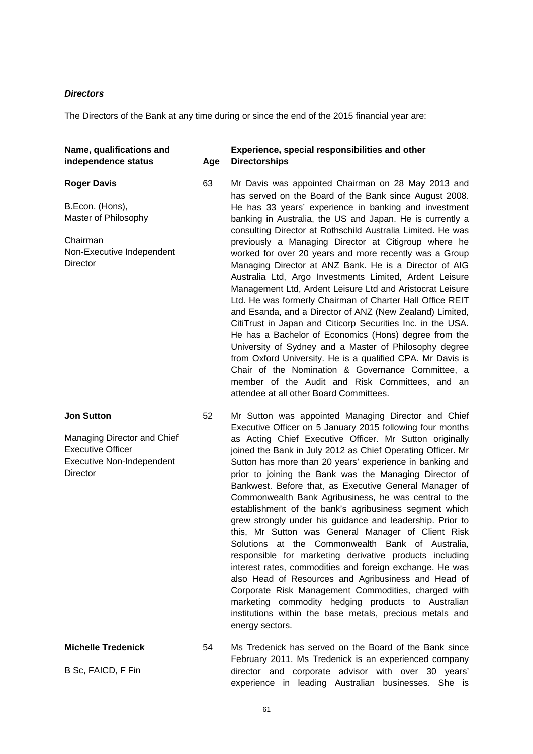***Directors***

The Directors of the Bank at any time during or since the end of the 2015 financial year are:

| Name, qualifications and independence status | Age | Experience, special responsibilities and other Directorships |
|---|---|---|
| **Roger Davis**<br><br>B.Econ. (Hons),<br>Master of Philosophy<br><br>Chairman<br>Non-Executive Independent Director | 63 | Mr Davis was appointed Chairman on 28 May 2013 and has served on the Board of the Bank since August 2008. He has 33 years' experience in banking and investment banking in Australia, the US and Japan. He is currently a consulting Director at Rothschild Australia Limited. He was previously a Managing Director at Citigroup where he worked for over 20 years and more recently was a Group Managing Director at ANZ Bank. He is a Director of AIG Australia Ltd, Argo Investments Limited, Ardent Leisure Management Ltd, Ardent Leisure Ltd and Aristocrat Leisure Ltd. He was formerly Chairman of Charter Hall Office REIT and Esanda, and a Director of ANZ (New Zealand) Limited, CitiTrust in Japan and Citicorp Securities Inc. in the USA. He has a Bachelor of Economics (Hons) degree from the University of Sydney and a Master of Philosophy degree from Oxford University. He is a qualified CPA. Mr Davis is Chair of the Nomination & Governance Committee, a member of the Audit and Risk Committees, and an attendee at all other Board Committees. |
| **Jon Sutton**<br><br>Managing Director and Chief Executive Officer<br>Executive Non-Independent Director | 52 | Mr Sutton was appointed Managing Director and Chief Executive Officer on 5 January 2015 following four months as Acting Chief Executive Officer. Mr Sutton originally joined the Bank in July 2012 as Chief Operating Officer. Mr Sutton has more than 20 years' experience in banking and prior to joining the Bank was the Managing Director of Bankwest. Before that, as Executive General Manager of Commonwealth Bank Agribusiness, he was central to the establishment of the bank's agribusiness segment which grew strongly under his guidance and leadership. Prior to this, Mr Sutton was General Manager of Client Risk Solutions at the Commonwealth Bank of Australia, responsible for marketing derivative products including interest rates, commodities and foreign exchange. He was also Head of Resources and Agribusiness and Head of Corporate Risk Management Commodities, charged with marketing commodity hedging products to Australian institutions within the base metals, precious metals and energy sectors. |
| **Michelle Tredenick**<br><br>B Sc, FAICD, F Fin | 54 | Ms Tredenick has served on the Board of the Bank since February 2011. Ms Tredenick is an experienced company director and corporate advisor with over 30 years' experience in leading Australian businesses. She is |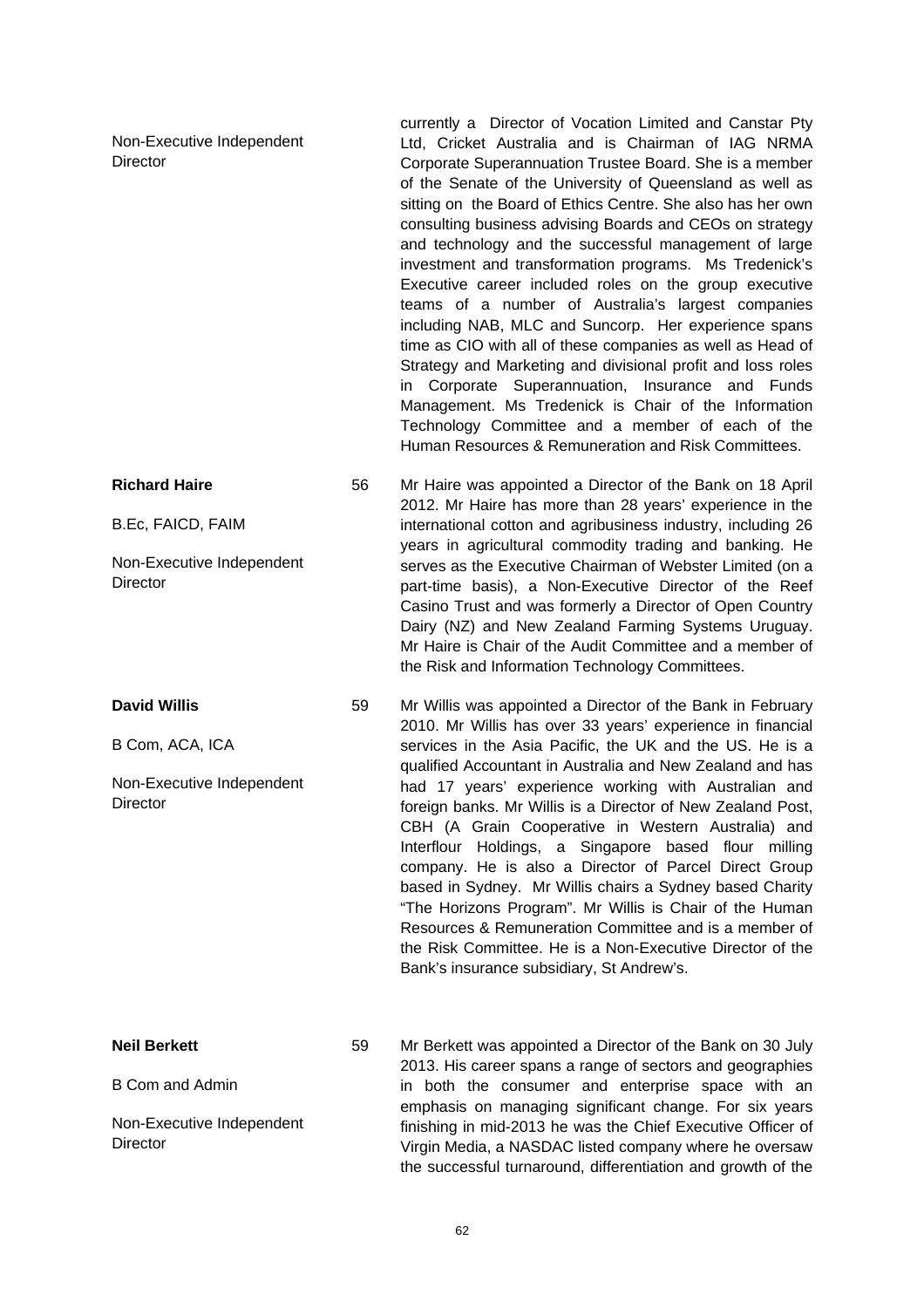| | | |
|---|---|---|
| Non-Executive Independent Director | | currently a Director of Vocation Limited and Canstar Pty Ltd, Cricket Australia and is Chairman of IAG NRMA Corporate Superannuation Trustee Board. She is a member of the Senate of the University of Queensland as well as sitting on the Board of Ethics Centre. She also has her own consulting business advising Boards and CEOs on strategy and technology and the successful management of large investment and transformation programs. Ms Tredenick's Executive career included roles on the group executive teams of a number of Australia's largest companies including NAB, MLC and Suncorp. Her experience spans time as CIO with all of these companies as well as Head of Strategy and Marketing and divisional profit and loss roles in Corporate Superannuation, Insurance and Funds Management. Ms Tredenick is Chair of the Information Technology Committee and a member of each of the Human Resources & Remuneration and Risk Committees. |
| **Richard Haire**<br><br>B.Ec, FAICD, FAIM<br><br>Non-Executive Independent Director | 56 | Mr Haire was appointed a Director of the Bank on 18 April 2012. Mr Haire has more than 28 years' experience in the international cotton and agribusiness industry, including 26 years in agricultural commodity trading and banking. He serves as the Executive Chairman of Webster Limited (on a part-time basis), a Non-Executive Director of the Reef Casino Trust and was formerly a Director of Open Country Dairy (NZ) and New Zealand Farming Systems Uruguay. Mr Haire is Chair of the Audit Committee and a member of the Risk and Information Technology Committees. |
| **David Willis**<br><br>B Com, ACA, ICA<br><br>Non-Executive Independent Director | 59 | Mr Willis was appointed a Director of the Bank in February 2010. Mr Willis has over 33 years' experience in financial services in the Asia Pacific, the UK and the US. He is a qualified Accountant in Australia and New Zealand and has had 17 years' experience working with Australian and foreign banks. Mr Willis is a Director of New Zealand Post, CBH (A Grain Cooperative in Western Australia) and Interflour Holdings, a Singapore based flour milling company. He is also a Director of Parcel Direct Group based in Sydney. Mr Willis chairs a Sydney based Charity "The Horizons Program". Mr Willis is Chair of the Human Resources & Remuneration Committee and is a member of the Risk Committee. He is a Non-Executive Director of the Bank's insurance subsidiary, St Andrew's. |
| **Neil Berkett**<br><br>B Com and Admin<br><br>Non-Executive Independent Director | 59 | Mr Berkett was appointed a Director of the Bank on 30 July 2013. His career spans a range of sectors and geographies in both the consumer and enterprise space with an emphasis on managing significant change. For six years finishing in mid-2013 he was the Chief Executive Officer of Virgin Media, a NASDAC listed company where he oversaw the successful turnaround, differentiation and growth of the |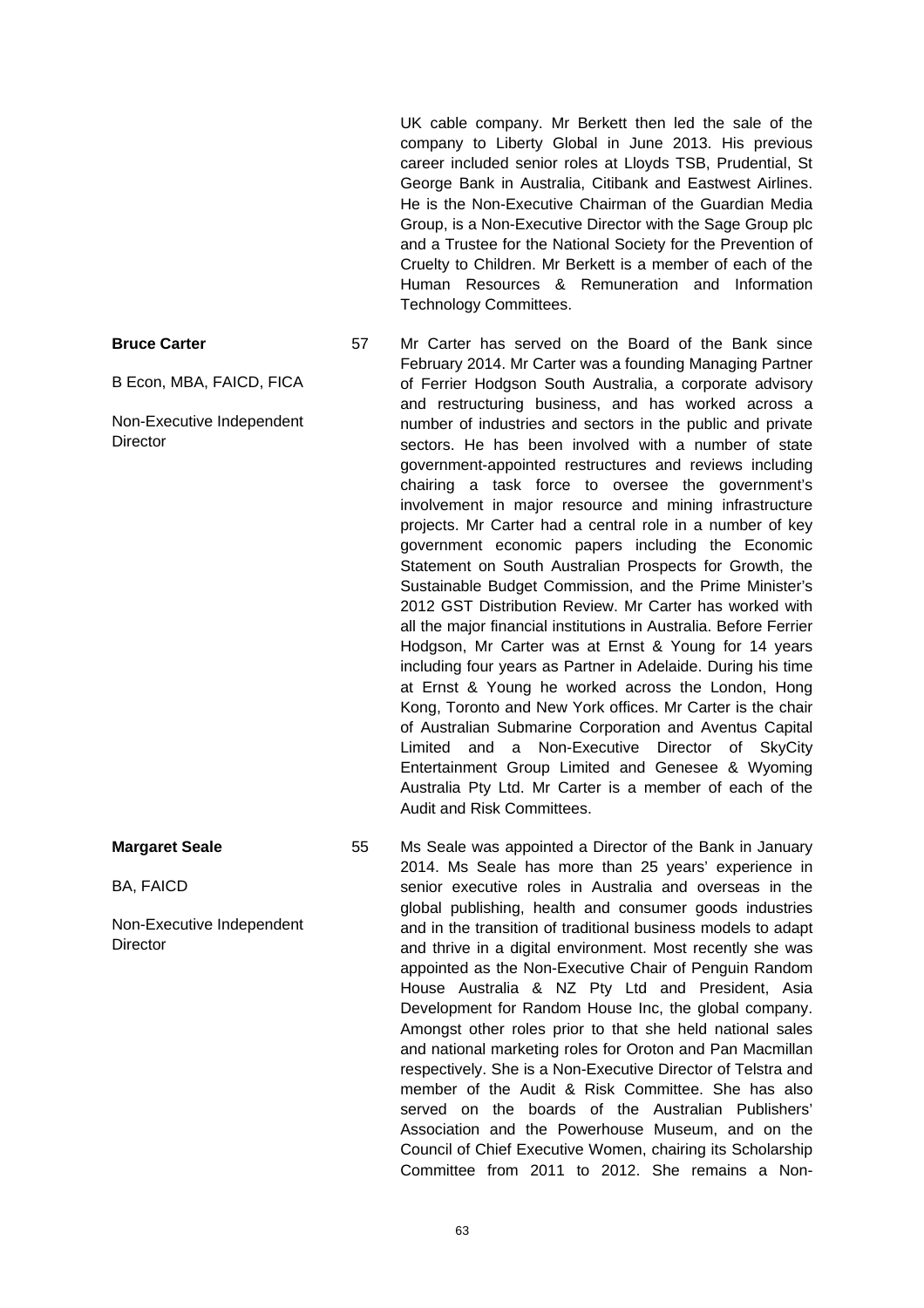UK cable company. Mr Berkett then led the sale of the company to Liberty Global in June 2013. His previous career included senior roles at Lloyds TSB, Prudential, St George Bank in Australia, Citibank and Eastwest Airlines. He is the Non-Executive Chairman of the Guardian Media Group, is a Non-Executive Director with the Sage Group plc and a Trustee for the National Society for the Prevention of Cruelty to Children. Mr Berkett is a member of each of the Human Resources & Remuneration and Information Technology Committees.

| | | |
|---|---|---|
| **Bruce Carter**<br><br>B Econ, MBA, FAICD, FICA<br><br>Non-Executive Independent Director | 57 | Mr Carter has served on the Board of the Bank since February 2014. Mr Carter was a founding Managing Partner of Ferrier Hodgson South Australia, a corporate advisory and restructuring business, and has worked across a number of industries and sectors in the public and private sectors. He has been involved with a number of state government-appointed restructures and reviews including chairing a task force to oversee the government's involvement in major resource and mining infrastructure projects. Mr Carter had a central role in a number of key government economic papers including the Economic Statement on South Australian Prospects for Growth, the Sustainable Budget Commission, and the Prime Minister's 2012 GST Distribution Review. Mr Carter has worked with all the major financial institutions in Australia. Before Ferrier Hodgson, Mr Carter was at Ernst & Young for 14 years including four years as Partner in Adelaide. During his time at Ernst & Young he worked across the London, Hong Kong, Toronto and New York offices. Mr Carter is the chair of Australian Submarine Corporation and Aventus Capital Limited and a Non-Executive Director of SkyCity Entertainment Group Limited and Genesee & Wyoming Australia Pty Ltd. Mr Carter is a member of each of the Audit and Risk Committees. |
| **Margaret Seale**<br><br>BA, FAICD<br><br>Non-Executive Independent Director | 55 | Ms Seale was appointed a Director of the Bank in January 2014. Ms Seale has more than 25 years' experience in senior executive roles in Australia and overseas in the global publishing, health and consumer goods industries and in the transition of traditional business models to adapt and thrive in a digital environment. Most recently she was appointed as the Non-Executive Chair of Penguin Random House Australia & NZ Pty Ltd and President, Asia Development for Random House Inc, the global company. Amongst other roles prior to that she held national sales and national marketing roles for Oroton and Pan Macmillan respectively. She is a Non-Executive Director of Telstra and member of the Audit & Risk Committee. She has also served on the boards of the Australian Publishers' Association and the Powerhouse Museum, and on the Council of Chief Executive Women, chairing its Scholarship Committee from 2011 to 2012. She remains a Non- |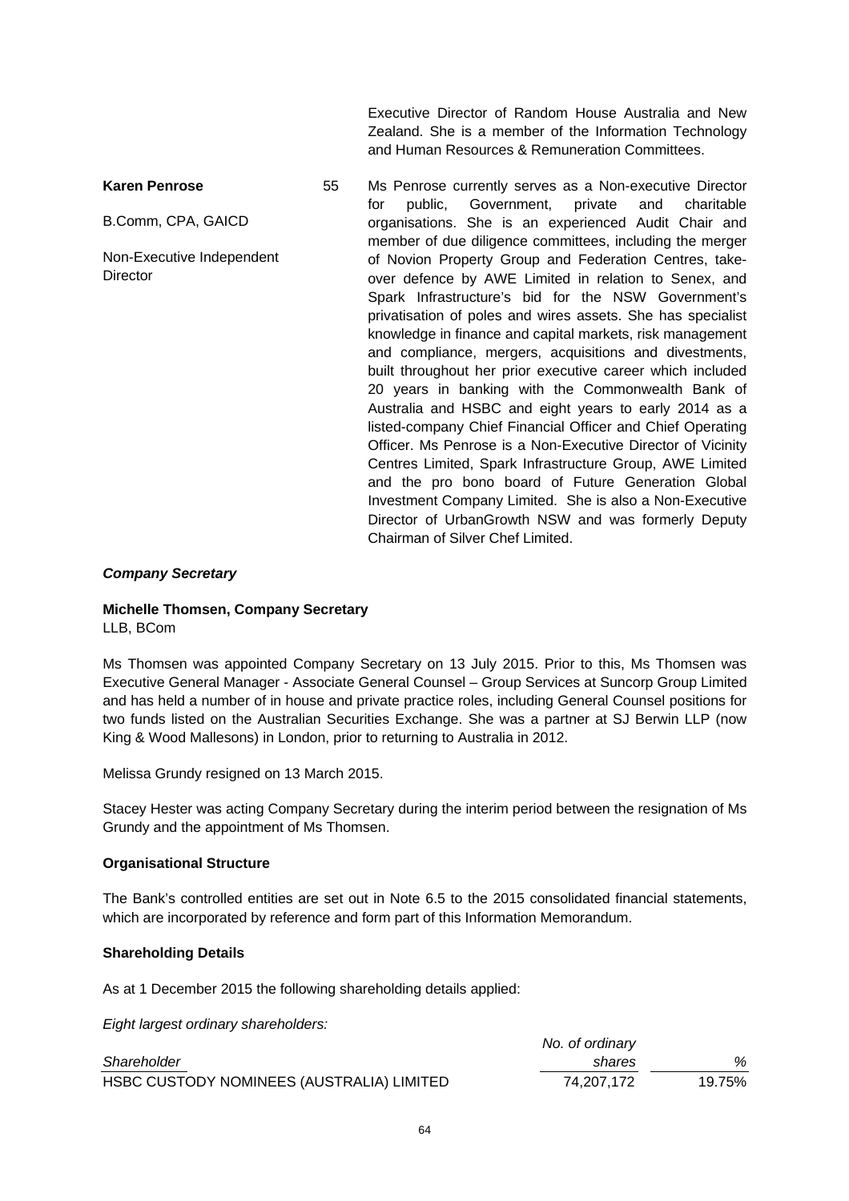Executive Director of Random House Australia and New Zealand. She is a member of the Information Technology and Human Resources & Remuneration Committees.

| | | |
|---|---|---|
| **Karen Penrose**<br><br>B.Comm, CPA, GAICD<br><br>Non-Executive Independent Director | 55 | Ms Penrose currently serves as a Non-executive Director for public, Government, private and charitable organisations. She is an experienced Audit Chair and member of due diligence committees, including the merger of Novion Property Group and Federation Centres, take-over defence by AWE Limited in relation to Senex, and Spark Infrastructure's bid for the NSW Government's privatisation of poles and wires assets. She has specialist knowledge in finance and capital markets, risk management and compliance, mergers, acquisitions and divestments, built throughout her prior executive career which included 20 years in banking with the Commonwealth Bank of Australia and HSBC and eight years to early 2014 as a listed-company Chief Financial Officer and Chief Operating Officer. Ms Penrose is a Non-Executive Director of Vicinity Centres Limited, Spark Infrastructure Group, AWE Limited and the pro bono board of Future Generation Global Investment Company Limited. She is also a Non-Executive Director of UrbanGrowth NSW and was formerly Deputy Chairman of Silver Chef Limited. |

***Company Secretary***

**Michelle Thomsen, Company Secretary**
LLB, BCom

Ms Thomsen was appointed Company Secretary on 13 July 2015. Prior to this, Ms Thomsen was Executive General Manager - Associate General Counsel – Group Services at Suncorp Group Limited and has held a number of in house and private practice roles, including General Counsel positions for two funds listed on the Australian Securities Exchange. She was a partner at SJ Berwin LLP (now King & Wood Mallesons) in London, prior to returning to Australia in 2012.

Melissa Grundy resigned on 13 March 2015.

Stacey Hester was acting Company Secretary during the interim period between the resignation of Ms Grundy and the appointment of Ms Thomsen.

**Organisational Structure**

The Bank's controlled entities are set out in Note 6.5 to the 2015 consolidated financial statements, which are incorporated by reference and form part of this Information Memorandum.

**Shareholding Details**

As at 1 December 2015 the following shareholding details applied:

*Eight largest ordinary shareholders:*

| *Shareholder* | *No. of ordinary shares* | *%* |
|---|---|---|
| HSBC CUSTODY NOMINEES (AUSTRALIA) LIMITED | 74,207,172 | 19.75% |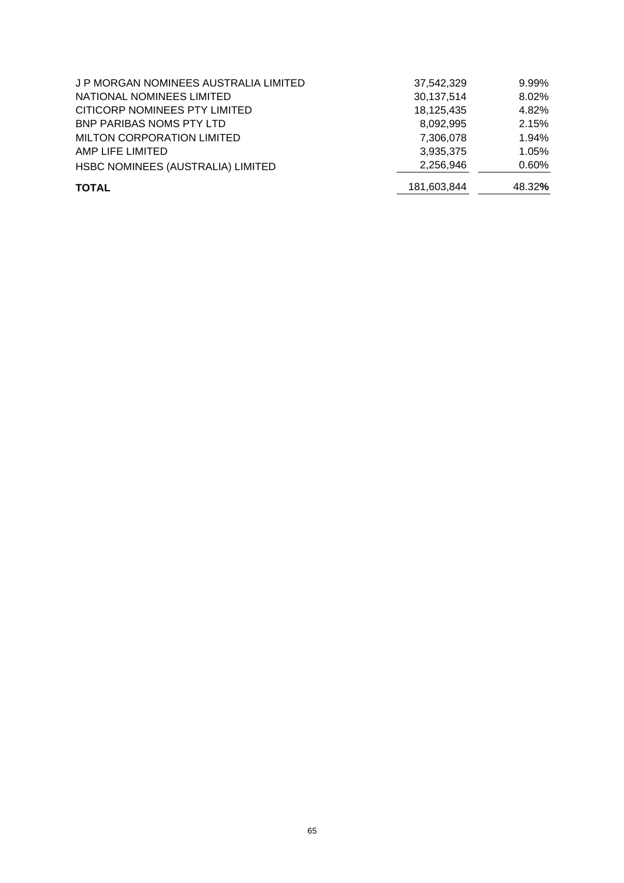| | | |
|---|---|---|
| J P MORGAN NOMINEES AUSTRALIA LIMITED | 37,542,329 | 9.99% |
| NATIONAL NOMINEES LIMITED | 30,137,514 | 8.02% |
| CITICORP NOMINEES PTY LIMITED | 18,125,435 | 4.82% |
| BNP PARIBAS NOMS PTY LTD | 8,092,995 | 2.15% |
| MILTON CORPORATION LIMITED | 7,306,078 | 1.94% |
| AMP LIFE LIMITED | 3,935,375 | 1.05% |
| HSBC NOMINEES (AUSTRALIA) LIMITED | 2,256,946 | 0.60% |
| **TOTAL** | 181,603,844 | 48.32% |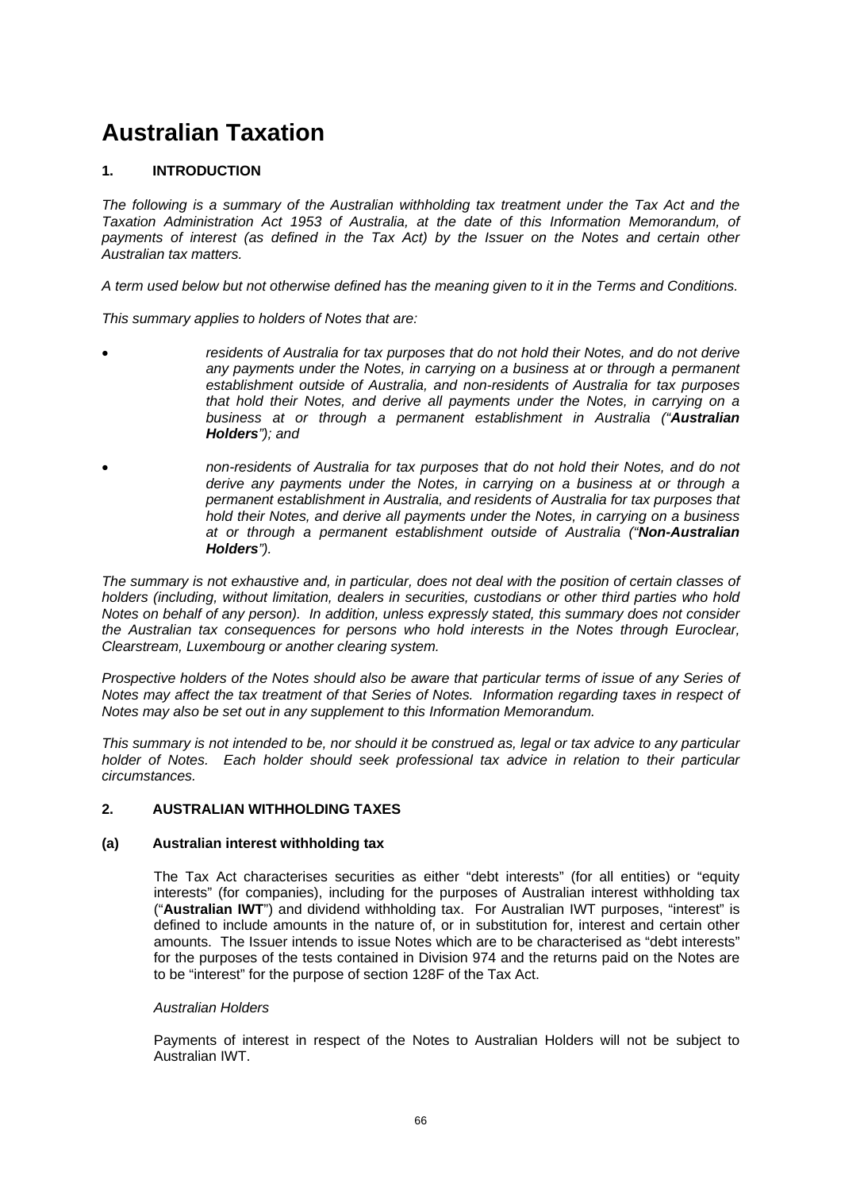# Australian Taxation

## 1. INTRODUCTION

*The following is a summary of the Australian withholding tax treatment under the Tax Act and the Taxation Administration Act 1953 of Australia, at the date of this Information Memorandum, of payments of interest (as defined in the Tax Act) by the Issuer on the Notes and certain other Australian tax matters.*

*A term used below but not otherwise defined has the meaning given to it in the Terms and Conditions.*

*This summary applies to holders of Notes that are:*

- *residents of Australia for tax purposes that do not hold their Notes, and do not derive any payments under the Notes, in carrying on a business at or through a permanent establishment outside of Australia, and non-residents of Australia for tax purposes that hold their Notes, and derive all payments under the Notes, in carrying on a business at or through a permanent establishment in Australia ("**Australian Holders**"); and*
- *non-residents of Australia for tax purposes that do not hold their Notes, and do not derive any payments under the Notes, in carrying on a business at or through a permanent establishment in Australia, and residents of Australia for tax purposes that hold their Notes, and derive all payments under the Notes, in carrying on a business at or through a permanent establishment outside of Australia ("**Non-Australian Holders**").*

*The summary is not exhaustive and, in particular, does not deal with the position of certain classes of holders (including, without limitation, dealers in securities, custodians or other third parties who hold Notes on behalf of any person). In addition, unless expressly stated, this summary does not consider the Australian tax consequences for persons who hold interests in the Notes through Euroclear, Clearstream, Luxembourg or another clearing system.*

*Prospective holders of the Notes should also be aware that particular terms of issue of any Series of Notes may affect the tax treatment of that Series of Notes. Information regarding taxes in respect of Notes may also be set out in any supplement to this Information Memorandum.*

*This summary is not intended to be, nor should it be construed as, legal or tax advice to any particular holder of Notes. Each holder should seek professional tax advice in relation to their particular circumstances.*

## 2. AUSTRALIAN WITHHOLDING TAXES

### (a) Australian interest withholding tax

The Tax Act characterises securities as either "debt interests" (for all entities) or "equity interests" (for companies), including for the purposes of Australian interest withholding tax ("**Australian IWT**") and dividend withholding tax. For Australian IWT purposes, "interest" is defined to include amounts in the nature of, or in substitution for, interest and certain other amounts. The Issuer intends to issue Notes which are to be characterised as "debt interests" for the purposes of the tests contained in Division 974 and the returns paid on the Notes are to be "interest" for the purpose of section 128F of the Tax Act.

*Australian Holders*

Payments of interest in respect of the Notes to Australian Holders will not be subject to Australian IWT.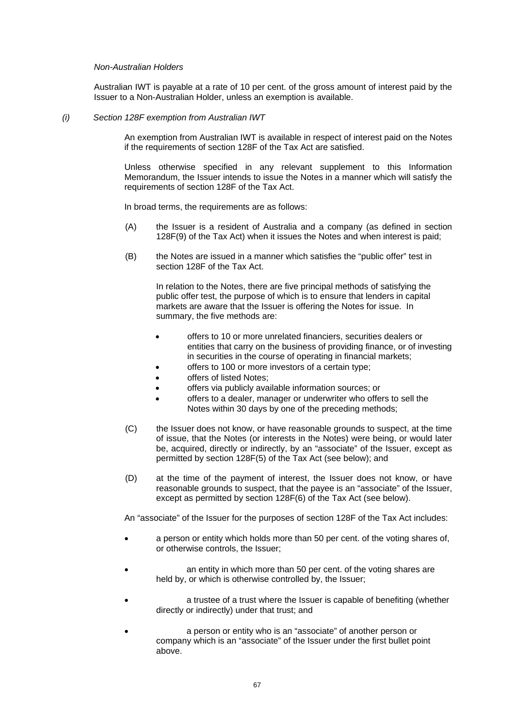*Non-Australian Holders*

Australian IWT is payable at a rate of 10 per cent. of the gross amount of interest paid by the Issuer to a Non-Australian Holder, unless an exemption is available.

*(i) Section 128F exemption from Australian IWT*

An exemption from Australian IWT is available in respect of interest paid on the Notes if the requirements of section 128F of the Tax Act are satisfied.

Unless otherwise specified in any relevant supplement to this Information Memorandum, the Issuer intends to issue the Notes in a manner which will satisfy the requirements of section 128F of the Tax Act.

In broad terms, the requirements are as follows:

(A) the Issuer is a resident of Australia and a company (as defined in section 128F(9) of the Tax Act) when it issues the Notes and when interest is paid;

(B) the Notes are issued in a manner which satisfies the "public offer" test in section 128F of the Tax Act.

In relation to the Notes, there are five principal methods of satisfying the public offer test, the purpose of which is to ensure that lenders in capital markets are aware that the Issuer is offering the Notes for issue. In summary, the five methods are:

- offers to 10 or more unrelated financiers, securities dealers or entities that carry on the business of providing finance, or of investing in securities in the course of operating in financial markets;
- offers to 100 or more investors of a certain type;
- offers of listed Notes;
- offers via publicly available information sources; or
- offers to a dealer, manager or underwriter who offers to sell the Notes within 30 days by one of the preceding methods;

(C) the Issuer does not know, or have reasonable grounds to suspect, at the time of issue, that the Notes (or interests in the Notes) were being, or would later be, acquired, directly or indirectly, by an "associate" of the Issuer, except as permitted by section 128F(5) of the Tax Act (see below); and

(D) at the time of the payment of interest, the Issuer does not know, or have reasonable grounds to suspect, that the payee is an "associate" of the Issuer, except as permitted by section 128F(6) of the Tax Act (see below).

An "associate" of the Issuer for the purposes of section 128F of the Tax Act includes:

- a person or entity which holds more than 50 per cent. of the voting shares of, or otherwise controls, the Issuer;
- an entity in which more than 50 per cent. of the voting shares are held by, or which is otherwise controlled by, the Issuer;
- a trustee of a trust where the Issuer is capable of benefiting (whether directly or indirectly) under that trust; and
- a person or entity who is an "associate" of another person or company which is an "associate" of the Issuer under the first bullet point above.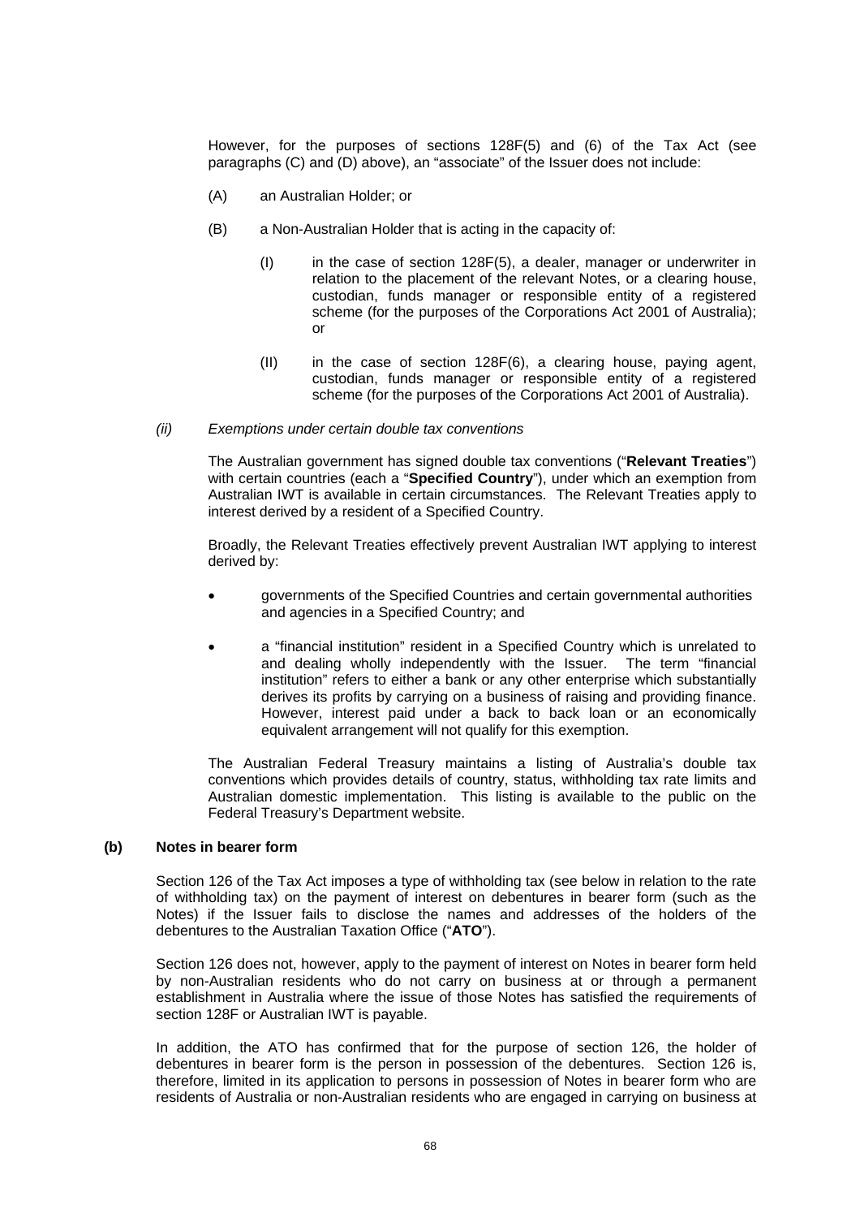However, for the purposes of sections 128F(5) and (6) of the Tax Act (see paragraphs (C) and (D) above), an "associate" of the Issuer does not include:

(A) an Australian Holder; or

(B) a Non-Australian Holder that is acting in the capacity of:

(I) in the case of section 128F(5), a dealer, manager or underwriter in relation to the placement of the relevant Notes, or a clearing house, custodian, funds manager or responsible entity of a registered scheme (for the purposes of the Corporations Act 2001 of Australia); or

(II) in the case of section 128F(6), a clearing house, paying agent, custodian, funds manager or responsible entity of a registered scheme (for the purposes of the Corporations Act 2001 of Australia).

*(ii) Exemptions under certain double tax conventions*

The Australian government has signed double tax conventions ("**Relevant Treaties**") with certain countries (each a "**Specified Country**"), under which an exemption from Australian IWT is available in certain circumstances. The Relevant Treaties apply to interest derived by a resident of a Specified Country.

Broadly, the Relevant Treaties effectively prevent Australian IWT applying to interest derived by:

- governments of the Specified Countries and certain governmental authorities and agencies in a Specified Country; and
- a "financial institution" resident in a Specified Country which is unrelated to and dealing wholly independently with the Issuer. The term "financial institution" refers to either a bank or any other enterprise which substantially derives its profits by carrying on a business of raising and providing finance. However, interest paid under a back to back loan or an economically equivalent arrangement will not qualify for this exemption.

The Australian Federal Treasury maintains a listing of Australia's double tax conventions which provides details of country, status, withholding tax rate limits and Australian domestic implementation. This listing is available to the public on the Federal Treasury's Department website.

**(b) Notes in bearer form**

Section 126 of the Tax Act imposes a type of withholding tax (see below in relation to the rate of withholding tax) on the payment of interest on debentures in bearer form (such as the Notes) if the Issuer fails to disclose the names and addresses of the holders of the debentures to the Australian Taxation Office ("**ATO**").

Section 126 does not, however, apply to the payment of interest on Notes in bearer form held by non-Australian residents who do not carry on business at or through a permanent establishment in Australia where the issue of those Notes has satisfied the requirements of section 128F or Australian IWT is payable.

In addition, the ATO has confirmed that for the purpose of section 126, the holder of debentures in bearer form is the person in possession of the debentures. Section 126 is, therefore, limited in its application to persons in possession of Notes in bearer form who are residents of Australia or non-Australian residents who are engaged in carrying on business at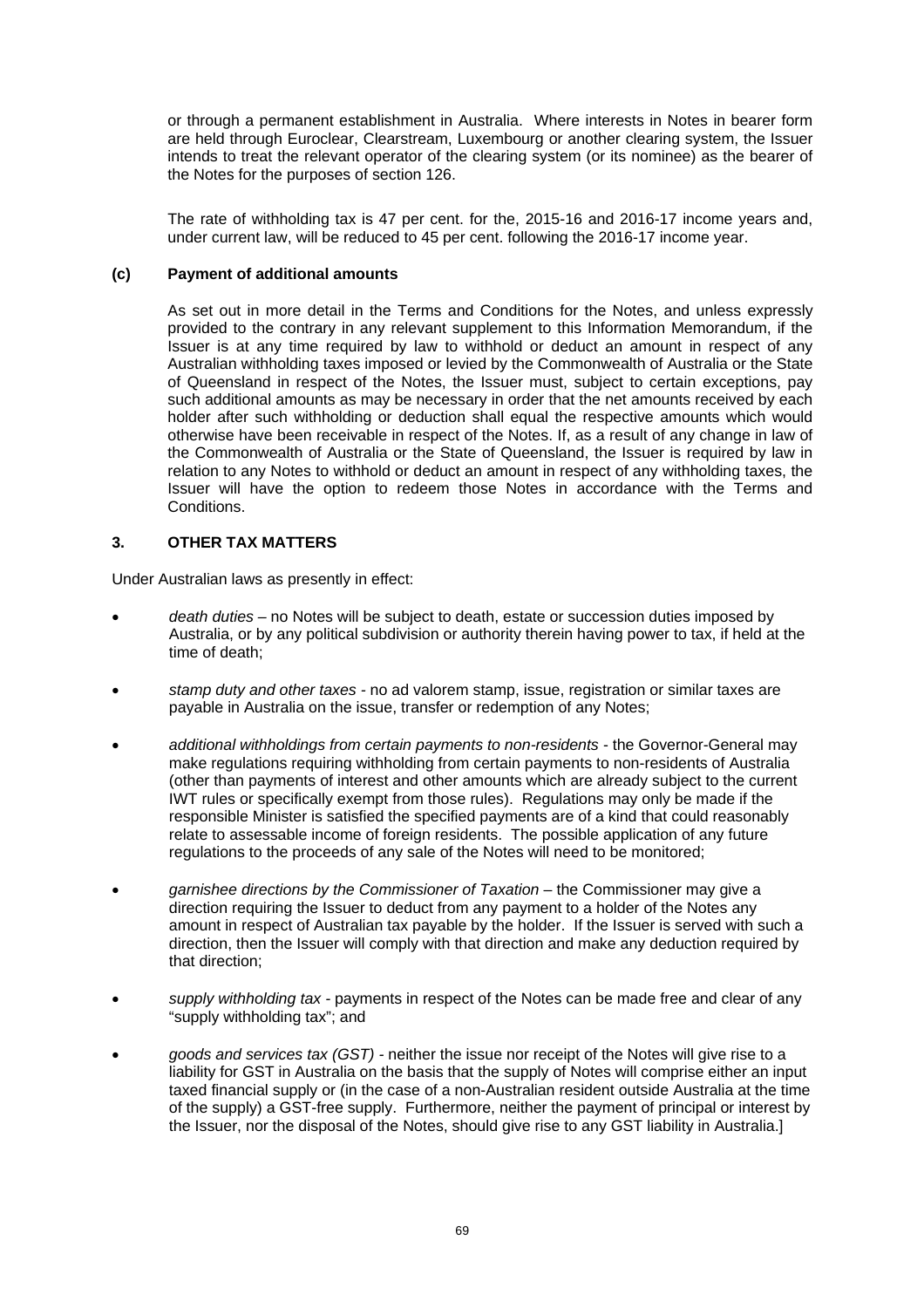or through a permanent establishment in Australia. Where interests in Notes in bearer form are held through Euroclear, Clearstream, Luxembourg or another clearing system, the Issuer intends to treat the relevant operator of the clearing system (or its nominee) as the bearer of the Notes for the purposes of section 126.

The rate of withholding tax is 47 per cent. for the, 2015-16 and 2016-17 income years and, under current law, will be reduced to 45 per cent. following the 2016-17 income year.

**(c) Payment of additional amounts**

As set out in more detail in the Terms and Conditions for the Notes, and unless expressly provided to the contrary in any relevant supplement to this Information Memorandum, if the Issuer is at any time required by law to withhold or deduct an amount in respect of any Australian withholding taxes imposed or levied by the Commonwealth of Australia or the State of Queensland in respect of the Notes, the Issuer must, subject to certain exceptions, pay such additional amounts as may be necessary in order that the net amounts received by each holder after such withholding or deduction shall equal the respective amounts which would otherwise have been receivable in respect of the Notes. If, as a result of any change in law of the Commonwealth of Australia or the State of Queensland, the Issuer is required by law in relation to any Notes to withhold or deduct an amount in respect of any withholding taxes, the Issuer will have the option to redeem those Notes in accordance with the Terms and Conditions.

## 3. OTHER TAX MATTERS

Under Australian laws as presently in effect:

- *death duties* – no Notes will be subject to death, estate or succession duties imposed by Australia, or by any political subdivision or authority therein having power to tax, if held at the time of death;
- *stamp duty and other taxes* - no ad valorem stamp, issue, registration or similar taxes are payable in Australia on the issue, transfer or redemption of any Notes;
- *additional withholdings from certain payments to non-residents* - the Governor-General may make regulations requiring withholding from certain payments to non-residents of Australia (other than payments of interest and other amounts which are already subject to the current IWT rules or specifically exempt from those rules). Regulations may only be made if the responsible Minister is satisfied the specified payments are of a kind that could reasonably relate to assessable income of foreign residents. The possible application of any future regulations to the proceeds of any sale of the Notes will need to be monitored;
- *garnishee directions by the Commissioner of Taxation* – the Commissioner may give a direction requiring the Issuer to deduct from any payment to a holder of the Notes any amount in respect of Australian tax payable by the holder. If the Issuer is served with such a direction, then the Issuer will comply with that direction and make any deduction required by that direction;
- *supply withholding tax* - payments in respect of the Notes can be made free and clear of any "supply withholding tax"; and
- *goods and services tax (GST)* - neither the issue nor receipt of the Notes will give rise to a liability for GST in Australia on the basis that the supply of Notes will comprise either an input taxed financial supply or (in the case of a non-Australian resident outside Australia at the time of the supply) a GST-free supply. Furthermore, neither the payment of principal or interest by the Issuer, nor the disposal of the Notes, should give rise to any GST liability in Australia.]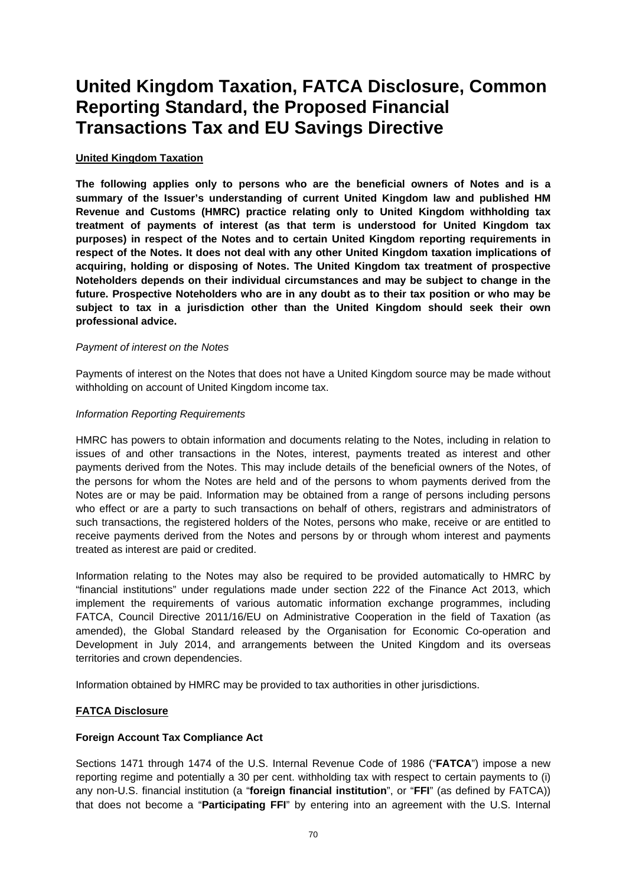# United Kingdom Taxation, FATCA Disclosure, Common Reporting Standard, the Proposed Financial Transactions Tax and EU Savings Directive

## United Kingdom Taxation

**The following applies only to persons who are the beneficial owners of Notes and is a summary of the Issuer's understanding of current United Kingdom law and published HM Revenue and Customs (HMRC) practice relating only to United Kingdom withholding tax treatment of payments of interest (as that term is understood for United Kingdom tax purposes) in respect of the Notes and to certain United Kingdom reporting requirements in respect of the Notes. It does not deal with any other United Kingdom taxation implications of acquiring, holding or disposing of Notes. The United Kingdom tax treatment of prospective Noteholders depends on their individual circumstances and may be subject to change in the future. Prospective Noteholders who are in any doubt as to their tax position or who may be subject to tax in a jurisdiction other than the United Kingdom should seek their own professional advice.**

*Payment of interest on the Notes*

Payments of interest on the Notes that does not have a United Kingdom source may be made without withholding on account of United Kingdom income tax.

*Information Reporting Requirements*

HMRC has powers to obtain information and documents relating to the Notes, including in relation to issues of and other transactions in the Notes, interest, payments treated as interest and other payments derived from the Notes. This may include details of the beneficial owners of the Notes, of the persons for whom the Notes are held and of the persons to whom payments derived from the Notes are or may be paid. Information may be obtained from a range of persons including persons who effect or are a party to such transactions on behalf of others, registrars and administrators of such transactions, the registered holders of the Notes, persons who make, receive or are entitled to receive payments derived from the Notes and persons by or through whom interest and payments treated as interest are paid or credited.

Information relating to the Notes may also be required to be provided automatically to HMRC by "financial institutions" under regulations made under section 222 of the Finance Act 2013, which implement the requirements of various automatic information exchange programmes, including FATCA, Council Directive 2011/16/EU on Administrative Cooperation in the field of Taxation (as amended), the Global Standard released by the Organisation for Economic Co-operation and Development in July 2014, and arrangements between the United Kingdom and its overseas territories and crown dependencies.

Information obtained by HMRC may be provided to tax authorities in other jurisdictions.

## FATCA Disclosure

### Foreign Account Tax Compliance Act

Sections 1471 through 1474 of the U.S. Internal Revenue Code of 1986 ("**FATCA**") impose a new reporting regime and potentially a 30 per cent. withholding tax with respect to certain payments to (i) any non-U.S. financial institution (a "**foreign financial institution**", or "**FFI**" (as defined by FATCA)) that does not become a "**Participating FFI**" by entering into an agreement with the U.S. Internal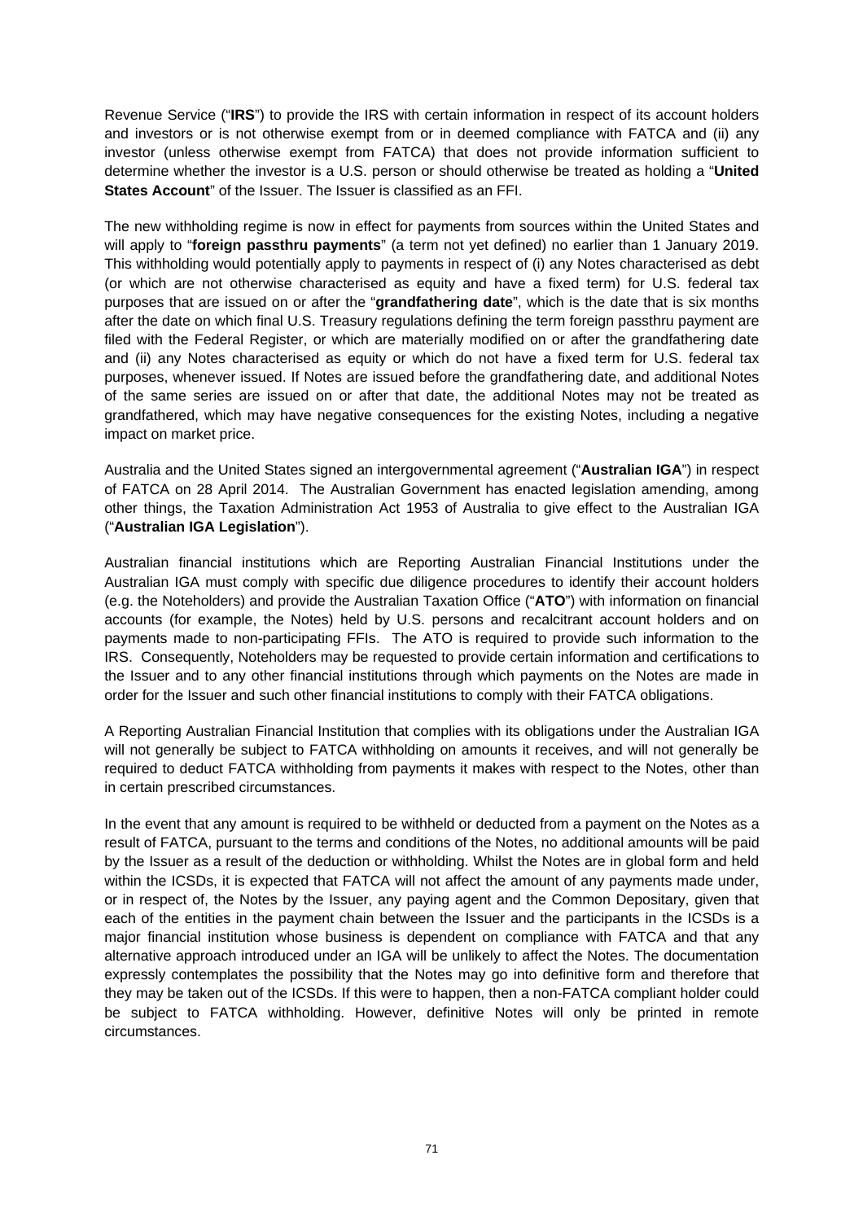Revenue Service ("**IRS**") to provide the IRS with certain information in respect of its account holders and investors or is not otherwise exempt from or in deemed compliance with FATCA and (ii) any investor (unless otherwise exempt from FATCA) that does not provide information sufficient to determine whether the investor is a U.S. person or should otherwise be treated as holding a "**United States Account**" of the Issuer. The Issuer is classified as an FFI.

The new withholding regime is now in effect for payments from sources within the United States and will apply to "**foreign passthru payments**" (a term not yet defined) no earlier than 1 January 2019. This withholding would potentially apply to payments in respect of (i) any Notes characterised as debt (or which are not otherwise characterised as equity and have a fixed term) for U.S. federal tax purposes that are issued on or after the "**grandfathering date**", which is the date that is six months after the date on which final U.S. Treasury regulations defining the term foreign passthru payment are filed with the Federal Register, or which are materially modified on or after the grandfathering date and (ii) any Notes characterised as equity or which do not have a fixed term for U.S. federal tax purposes, whenever issued. If Notes are issued before the grandfathering date, and additional Notes of the same series are issued on or after that date, the additional Notes may not be treated as grandfathered, which may have negative consequences for the existing Notes, including a negative impact on market price.

Australia and the United States signed an intergovernmental agreement ("**Australian IGA**") in respect of FATCA on 28 April 2014. The Australian Government has enacted legislation amending, among other things, the Taxation Administration Act 1953 of Australia to give effect to the Australian IGA ("**Australian IGA Legislation**").

Australian financial institutions which are Reporting Australian Financial Institutions under the Australian IGA must comply with specific due diligence procedures to identify their account holders (e.g. the Noteholders) and provide the Australian Taxation Office ("**ATO**") with information on financial accounts (for example, the Notes) held by U.S. persons and recalcitrant account holders and on payments made to non-participating FFIs. The ATO is required to provide such information to the IRS. Consequently, Noteholders may be requested to provide certain information and certifications to the Issuer and to any other financial institutions through which payments on the Notes are made in order for the Issuer and such other financial institutions to comply with their FATCA obligations.

A Reporting Australian Financial Institution that complies with its obligations under the Australian IGA will not generally be subject to FATCA withholding on amounts it receives, and will not generally be required to deduct FATCA withholding from payments it makes with respect to the Notes, other than in certain prescribed circumstances.

In the event that any amount is required to be withheld or deducted from a payment on the Notes as a result of FATCA, pursuant to the terms and conditions of the Notes, no additional amounts will be paid by the Issuer as a result of the deduction or withholding. Whilst the Notes are in global form and held within the ICSDs, it is expected that FATCA will not affect the amount of any payments made under, or in respect of, the Notes by the Issuer, any paying agent and the Common Depositary, given that each of the entities in the payment chain between the Issuer and the participants in the ICSDs is a major financial institution whose business is dependent on compliance with FATCA and that any alternative approach introduced under an IGA will be unlikely to affect the Notes. The documentation expressly contemplates the possibility that the Notes may go into definitive form and therefore that they may be taken out of the ICSDs. If this were to happen, then a non-FATCA compliant holder could be subject to FATCA withholding. However, definitive Notes will only be printed in remote circumstances.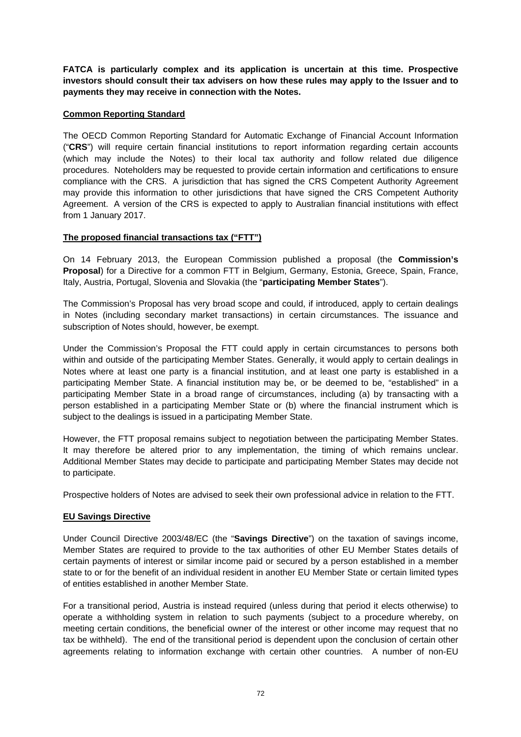**FATCA is particularly complex and its application is uncertain at this time. Prospective investors should consult their tax advisers on how these rules may apply to the Issuer and to payments they may receive in connection with the Notes.**

**Common Reporting Standard**

The OECD Common Reporting Standard for Automatic Exchange of Financial Account Information ("**CRS**") will require certain financial institutions to report information regarding certain accounts (which may include the Notes) to their local tax authority and follow related due diligence procedures. Noteholders may be requested to provide certain information and certifications to ensure compliance with the CRS. A jurisdiction that has signed the CRS Competent Authority Agreement may provide this information to other jurisdictions that have signed the CRS Competent Authority Agreement. A version of the CRS is expected to apply to Australian financial institutions with effect from 1 January 2017.

**The proposed financial transactions tax ("FTT")**

On 14 February 2013, the European Commission published a proposal (the **Commission's Proposal**) for a Directive for a common FTT in Belgium, Germany, Estonia, Greece, Spain, France, Italy, Austria, Portugal, Slovenia and Slovakia (the "**participating Member States**").

The Commission's Proposal has very broad scope and could, if introduced, apply to certain dealings in Notes (including secondary market transactions) in certain circumstances. The issuance and subscription of Notes should, however, be exempt.

Under the Commission's Proposal the FTT could apply in certain circumstances to persons both within and outside of the participating Member States. Generally, it would apply to certain dealings in Notes where at least one party is a financial institution, and at least one party is established in a participating Member State. A financial institution may be, or be deemed to be, "established" in a participating Member State in a broad range of circumstances, including (a) by transacting with a person established in a participating Member State or (b) where the financial instrument which is subject to the dealings is issued in a participating Member State.

However, the FTT proposal remains subject to negotiation between the participating Member States. It may therefore be altered prior to any implementation, the timing of which remains unclear. Additional Member States may decide to participate and participating Member States may decide not to participate.

Prospective holders of Notes are advised to seek their own professional advice in relation to the FTT.

**EU Savings Directive**

Under Council Directive 2003/48/EC (the "**Savings Directive**") on the taxation of savings income, Member States are required to provide to the tax authorities of other EU Member States details of certain payments of interest or similar income paid or secured by a person established in a member state to or for the benefit of an individual resident in another EU Member State or certain limited types of entities established in another Member State.

For a transitional period, Austria is instead required (unless during that period it elects otherwise) to operate a withholding system in relation to such payments (subject to a procedure whereby, on meeting certain conditions, the beneficial owner of the interest or other income may request that no tax be withheld). The end of the transitional period is dependent upon the conclusion of certain other agreements relating to information exchange with certain other countries. A number of non-EU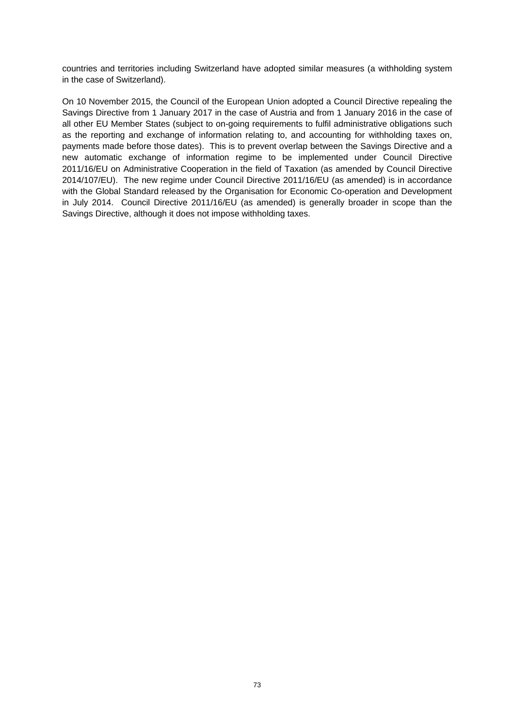countries and territories including Switzerland have adopted similar measures (a withholding system in the case of Switzerland).

On 10 November 2015, the Council of the European Union adopted a Council Directive repealing the Savings Directive from 1 January 2017 in the case of Austria and from 1 January 2016 in the case of all other EU Member States (subject to on-going requirements to fulfil administrative obligations such as the reporting and exchange of information relating to, and accounting for withholding taxes on, payments made before those dates). This is to prevent overlap between the Savings Directive and a new automatic exchange of information regime to be implemented under Council Directive 2011/16/EU on Administrative Cooperation in the field of Taxation (as amended by Council Directive 2014/107/EU). The new regime under Council Directive 2011/16/EU (as amended) is in accordance with the Global Standard released by the Organisation for Economic Co-operation and Development in July 2014. Council Directive 2011/16/EU (as amended) is generally broader in scope than the Savings Directive, although it does not impose withholding taxes.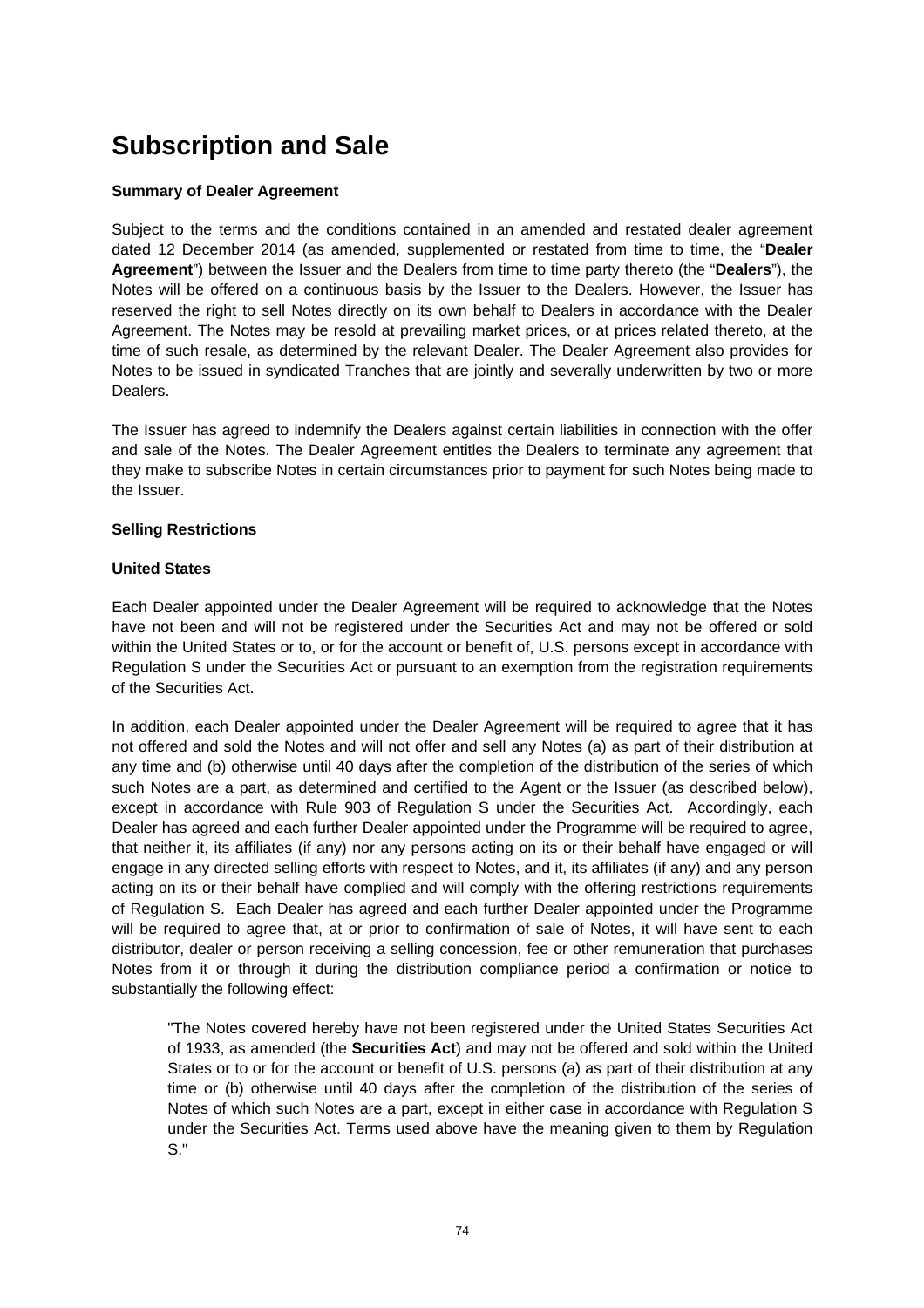# Subscription and Sale

**Summary of Dealer Agreement**

Subject to the terms and the conditions contained in an amended and restated dealer agreement dated 12 December 2014 (as amended, supplemented or restated from time to time, the "**Dealer Agreement**") between the Issuer and the Dealers from time to time party thereto (the "**Dealers**"), the Notes will be offered on a continuous basis by the Issuer to the Dealers. However, the Issuer has reserved the right to sell Notes directly on its own behalf to Dealers in accordance with the Dealer Agreement. The Notes may be resold at prevailing market prices, or at prices related thereto, at the time of such resale, as determined by the relevant Dealer. The Dealer Agreement also provides for Notes to be issued in syndicated Tranches that are jointly and severally underwritten by two or more Dealers.

The Issuer has agreed to indemnify the Dealers against certain liabilities in connection with the offer and sale of the Notes. The Dealer Agreement entitles the Dealers to terminate any agreement that they make to subscribe Notes in certain circumstances prior to payment for such Notes being made to the Issuer.

**Selling Restrictions**

**United States**

Each Dealer appointed under the Dealer Agreement will be required to acknowledge that the Notes have not been and will not be registered under the Securities Act and may not be offered or sold within the United States or to, or for the account or benefit of, U.S. persons except in accordance with Regulation S under the Securities Act or pursuant to an exemption from the registration requirements of the Securities Act.

In addition, each Dealer appointed under the Dealer Agreement will be required to agree that it has not offered and sold the Notes and will not offer and sell any Notes (a) as part of their distribution at any time and (b) otherwise until 40 days after the completion of the distribution of the series of which such Notes are a part, as determined and certified to the Agent or the Issuer (as described below), except in accordance with Rule 903 of Regulation S under the Securities Act. Accordingly, each Dealer has agreed and each further Dealer appointed under the Programme will be required to agree, that neither it, its affiliates (if any) nor any persons acting on its or their behalf have engaged or will engage in any directed selling efforts with respect to Notes, and it, its affiliates (if any) and any person acting on its or their behalf have complied and will comply with the offering restrictions requirements of Regulation S. Each Dealer has agreed and each further Dealer appointed under the Programme will be required to agree that, at or prior to confirmation of sale of Notes, it will have sent to each distributor, dealer or person receiving a selling concession, fee or other remuneration that purchases Notes from it or through it during the distribution compliance period a confirmation or notice to substantially the following effect:

> "The Notes covered hereby have not been registered under the United States Securities Act of 1933, as amended (the **Securities Act**) and may not be offered and sold within the United States or to or for the account or benefit of U.S. persons (a) as part of their distribution at any time or (b) otherwise until 40 days after the completion of the distribution of the series of Notes of which such Notes are a part, except in either case in accordance with Regulation S under the Securities Act. Terms used above have the meaning given to them by Regulation S."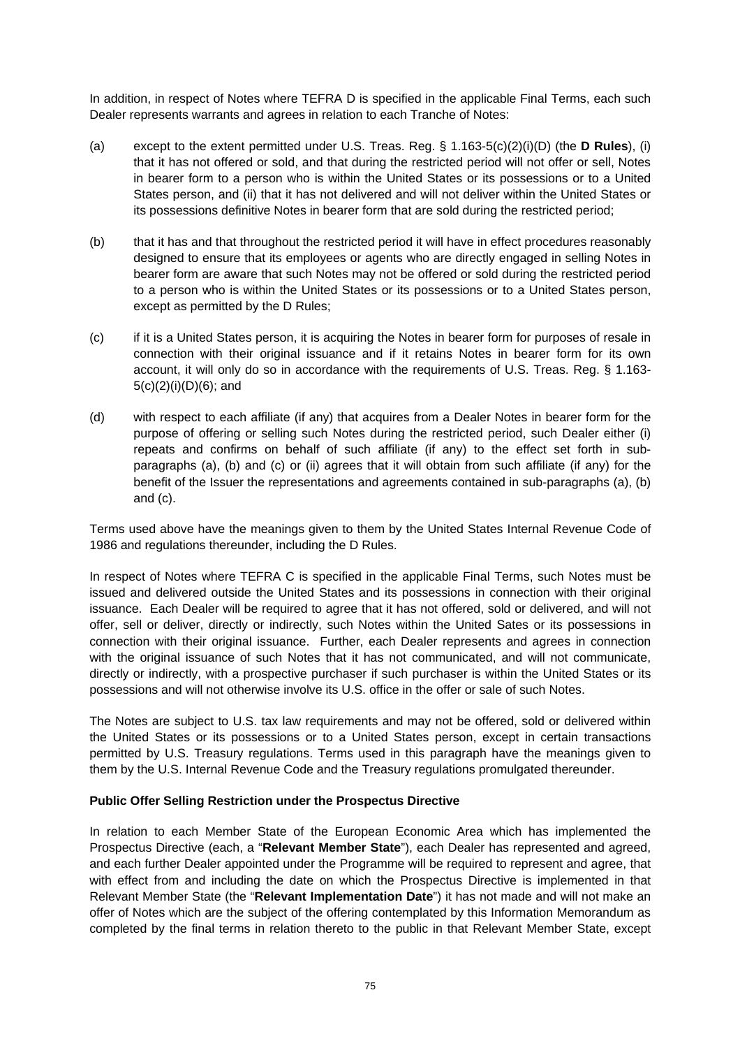In addition, in respect of Notes where TEFRA D is specified in the applicable Final Terms, each such Dealer represents warrants and agrees in relation to each Tranche of Notes:

(a) except to the extent permitted under U.S. Treas. Reg. § 1.163-5(c)(2)(i)(D) (the **D Rules**), (i) that it has not offered or sold, and that during the restricted period will not offer or sell, Notes in bearer form to a person who is within the United States or its possessions or to a United States person, and (ii) that it has not delivered and will not deliver within the United States or its possessions definitive Notes in bearer form that are sold during the restricted period;

(b) that it has and that throughout the restricted period it will have in effect procedures reasonably designed to ensure that its employees or agents who are directly engaged in selling Notes in bearer form are aware that such Notes may not be offered or sold during the restricted period to a person who is within the United States or its possessions or to a United States person, except as permitted by the D Rules;

(c) if it is a United States person, it is acquiring the Notes in bearer form for purposes of resale in connection with their original issuance and if it retains Notes in bearer form for its own account, it will only do so in accordance with the requirements of U.S. Treas. Reg. § 1.163-5(c)(2)(i)(D)(6); and

(d) with respect to each affiliate (if any) that acquires from a Dealer Notes in bearer form for the purpose of offering or selling such Notes during the restricted period, such Dealer either (i) repeats and confirms on behalf of such affiliate (if any) to the effect set forth in sub-paragraphs (a), (b) and (c) or (ii) agrees that it will obtain from such affiliate (if any) for the benefit of the Issuer the representations and agreements contained in sub-paragraphs (a), (b) and (c).

Terms used above have the meanings given to them by the United States Internal Revenue Code of 1986 and regulations thereunder, including the D Rules.

In respect of Notes where TEFRA C is specified in the applicable Final Terms, such Notes must be issued and delivered outside the United States and its possessions in connection with their original issuance. Each Dealer will be required to agree that it has not offered, sold or delivered, and will not offer, sell or deliver, directly or indirectly, such Notes within the United Sates or its possessions in connection with their original issuance. Further, each Dealer represents and agrees in connection with the original issuance of such Notes that it has not communicated, and will not communicate, directly or indirectly, with a prospective purchaser if such purchaser is within the United States or its possessions and will not otherwise involve its U.S. office in the offer or sale of such Notes.

The Notes are subject to U.S. tax law requirements and may not be offered, sold or delivered within the United States or its possessions or to a United States person, except in certain transactions permitted by U.S. Treasury regulations. Terms used in this paragraph have the meanings given to them by the U.S. Internal Revenue Code and the Treasury regulations promulgated thereunder.

**Public Offer Selling Restriction under the Prospectus Directive**

In relation to each Member State of the European Economic Area which has implemented the Prospectus Directive (each, a "**Relevant Member State**"), each Dealer has represented and agreed, and each further Dealer appointed under the Programme will be required to represent and agree, that with effect from and including the date on which the Prospectus Directive is implemented in that Relevant Member State (the "**Relevant Implementation Date**") it has not made and will not make an offer of Notes which are the subject of the offering contemplated by this Information Memorandum as completed by the final terms in relation thereto to the public in that Relevant Member State, except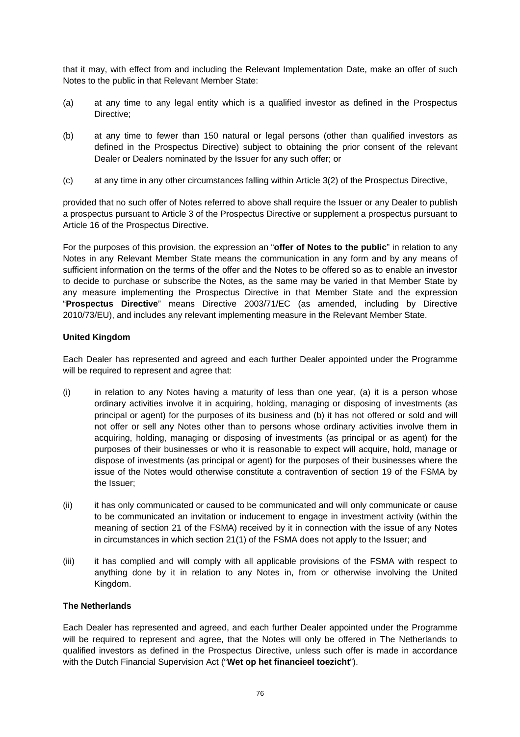that it may, with effect from and including the Relevant Implementation Date, make an offer of such Notes to the public in that Relevant Member State:

(a) at any time to any legal entity which is a qualified investor as defined in the Prospectus Directive;

(b) at any time to fewer than 150 natural or legal persons (other than qualified investors as defined in the Prospectus Directive) subject to obtaining the prior consent of the relevant Dealer or Dealers nominated by the Issuer for any such offer; or

(c) at any time in any other circumstances falling within Article 3(2) of the Prospectus Directive,

provided that no such offer of Notes referred to above shall require the Issuer or any Dealer to publish a prospectus pursuant to Article 3 of the Prospectus Directive or supplement a prospectus pursuant to Article 16 of the Prospectus Directive.

For the purposes of this provision, the expression an "**offer of Notes to the public**" in relation to any Notes in any Relevant Member State means the communication in any form and by any means of sufficient information on the terms of the offer and the Notes to be offered so as to enable an investor to decide to purchase or subscribe the Notes, as the same may be varied in that Member State by any measure implementing the Prospectus Directive in that Member State and the expression "**Prospectus Directive**" means Directive 2003/71/EC (as amended, including by Directive 2010/73/EU), and includes any relevant implementing measure in the Relevant Member State.

**United Kingdom**

Each Dealer has represented and agreed and each further Dealer appointed under the Programme will be required to represent and agree that:

(i) in relation to any Notes having a maturity of less than one year, (a) it is a person whose ordinary activities involve it in acquiring, holding, managing or disposing of investments (as principal or agent) for the purposes of its business and (b) it has not offered or sold and will not offer or sell any Notes other than to persons whose ordinary activities involve them in acquiring, holding, managing or disposing of investments (as principal or as agent) for the purposes of their businesses or who it is reasonable to expect will acquire, hold, manage or dispose of investments (as principal or agent) for the purposes of their businesses where the issue of the Notes would otherwise constitute a contravention of section 19 of the FSMA by the Issuer;

(ii) it has only communicated or caused to be communicated and will only communicate or cause to be communicated an invitation or inducement to engage in investment activity (within the meaning of section 21 of the FSMA) received by it in connection with the issue of any Notes in circumstances in which section 21(1) of the FSMA does not apply to the Issuer; and

(iii) it has complied and will comply with all applicable provisions of the FSMA with respect to anything done by it in relation to any Notes in, from or otherwise involving the United Kingdom.

**The Netherlands**

Each Dealer has represented and agreed, and each further Dealer appointed under the Programme will be required to represent and agree, that the Notes will only be offered in The Netherlands to qualified investors as defined in the Prospectus Directive, unless such offer is made in accordance with the Dutch Financial Supervision Act ("**Wet op het financieel toezicht**").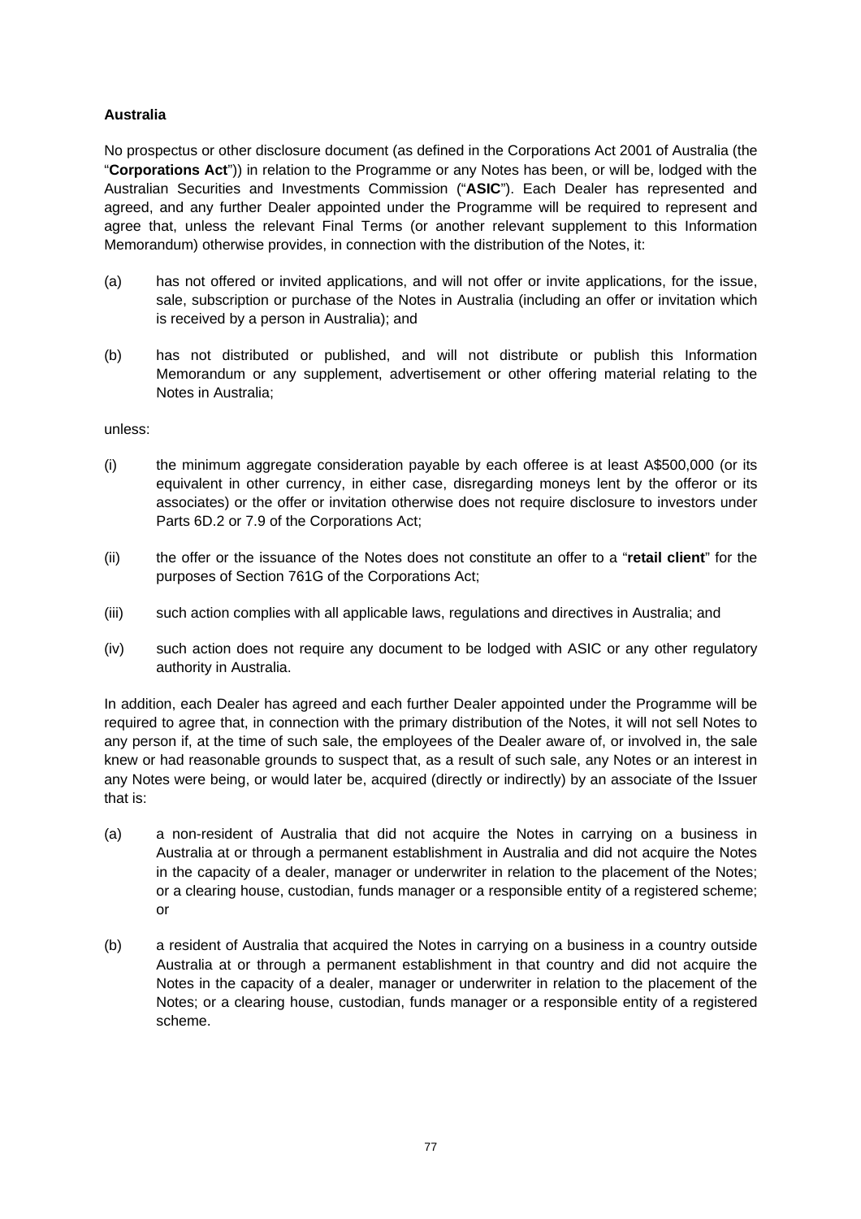**Australia**

No prospectus or other disclosure document (as defined in the Corporations Act 2001 of Australia (the "**Corporations Act**")) in relation to the Programme or any Notes has been, or will be, lodged with the Australian Securities and Investments Commission ("**ASIC**"). Each Dealer has represented and agreed, and any further Dealer appointed under the Programme will be required to represent and agree that, unless the relevant Final Terms (or another relevant supplement to this Information Memorandum) otherwise provides, in connection with the distribution of the Notes, it:

(a) has not offered or invited applications, and will not offer or invite applications, for the issue, sale, subscription or purchase of the Notes in Australia (including an offer or invitation which is received by a person in Australia); and

(b) has not distributed or published, and will not distribute or publish this Information Memorandum or any supplement, advertisement or other offering material relating to the Notes in Australia;

unless:

(i) the minimum aggregate consideration payable by each offeree is at least A$500,000 (or its equivalent in other currency, in either case, disregarding moneys lent by the offeror or its associates) or the offer or invitation otherwise does not require disclosure to investors under Parts 6D.2 or 7.9 of the Corporations Act;

(ii) the offer or the issuance of the Notes does not constitute an offer to a "**retail client**" for the purposes of Section 761G of the Corporations Act;

(iii) such action complies with all applicable laws, regulations and directives in Australia; and

(iv) such action does not require any document to be lodged with ASIC or any other regulatory authority in Australia.

In addition, each Dealer has agreed and each further Dealer appointed under the Programme will be required to agree that, in connection with the primary distribution of the Notes, it will not sell Notes to any person if, at the time of such sale, the employees of the Dealer aware of, or involved in, the sale knew or had reasonable grounds to suspect that, as a result of such sale, any Notes or an interest in any Notes were being, or would later be, acquired (directly or indirectly) by an associate of the Issuer that is:

(a) a non-resident of Australia that did not acquire the Notes in carrying on a business in Australia at or through a permanent establishment in Australia and did not acquire the Notes in the capacity of a dealer, manager or underwriter in relation to the placement of the Notes; or a clearing house, custodian, funds manager or a responsible entity of a registered scheme; or

(b) a resident of Australia that acquired the Notes in carrying on a business in a country outside Australia at or through a permanent establishment in that country and did not acquire the Notes in the capacity of a dealer, manager or underwriter in relation to the placement of the Notes; or a clearing house, custodian, funds manager or a responsible entity of a registered scheme.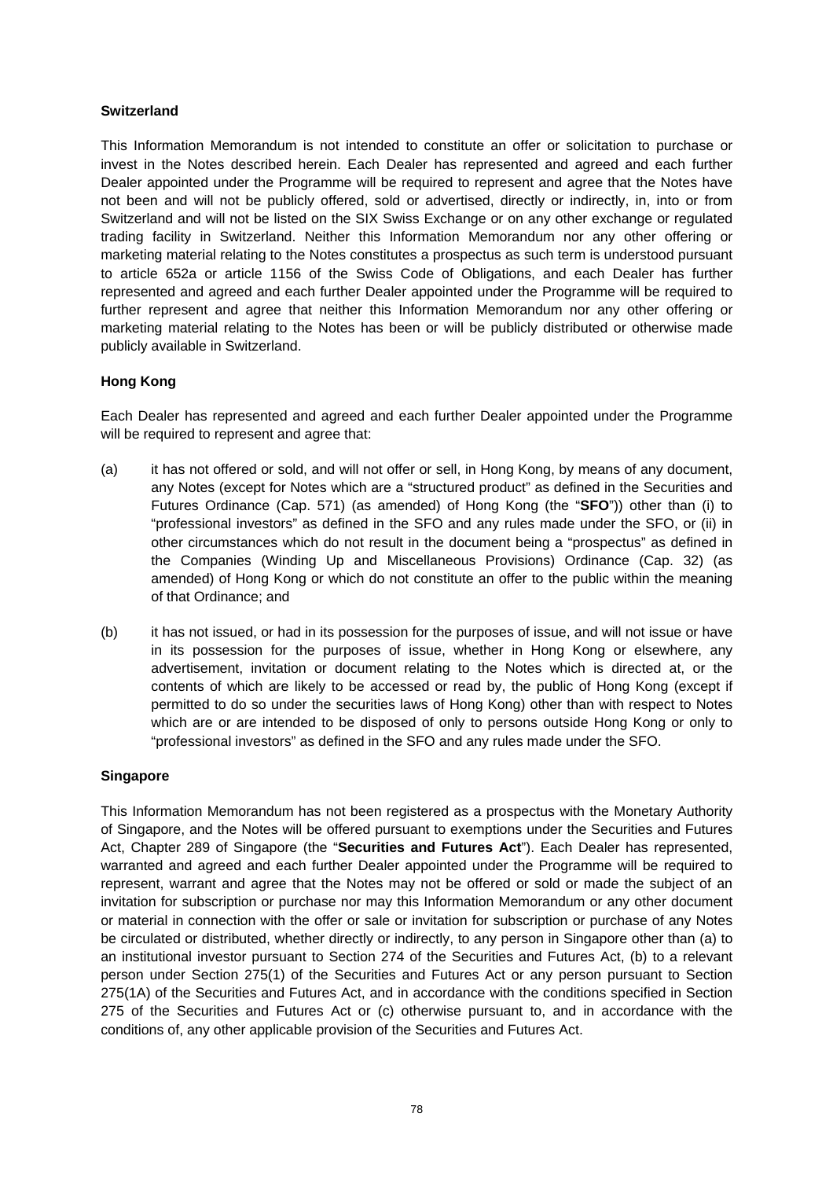**Switzerland**

This Information Memorandum is not intended to constitute an offer or solicitation to purchase or invest in the Notes described herein. Each Dealer has represented and agreed and each further Dealer appointed under the Programme will be required to represent and agree that the Notes have not been and will not be publicly offered, sold or advertised, directly or indirectly, in, into or from Switzerland and will not be listed on the SIX Swiss Exchange or on any other exchange or regulated trading facility in Switzerland. Neither this Information Memorandum nor any other offering or marketing material relating to the Notes constitutes a prospectus as such term is understood pursuant to article 652a or article 1156 of the Swiss Code of Obligations, and each Dealer has further represented and agreed and each further Dealer appointed under the Programme will be required to further represent and agree that neither this Information Memorandum nor any other offering or marketing material relating to the Notes has been or will be publicly distributed or otherwise made publicly available in Switzerland.

**Hong Kong**

Each Dealer has represented and agreed and each further Dealer appointed under the Programme will be required to represent and agree that:

(a) it has not offered or sold, and will not offer or sell, in Hong Kong, by means of any document, any Notes (except for Notes which are a "structured product" as defined in the Securities and Futures Ordinance (Cap. 571) (as amended) of Hong Kong (the "**SFO**")) other than (i) to "professional investors" as defined in the SFO and any rules made under the SFO, or (ii) in other circumstances which do not result in the document being a "prospectus" as defined in the Companies (Winding Up and Miscellaneous Provisions) Ordinance (Cap. 32) (as amended) of Hong Kong or which do not constitute an offer to the public within the meaning of that Ordinance; and

(b) it has not issued, or had in its possession for the purposes of issue, and will not issue or have in its possession for the purposes of issue, whether in Hong Kong or elsewhere, any advertisement, invitation or document relating to the Notes which is directed at, or the contents of which are likely to be accessed or read by, the public of Hong Kong (except if permitted to do so under the securities laws of Hong Kong) other than with respect to Notes which are or are intended to be disposed of only to persons outside Hong Kong or only to "professional investors" as defined in the SFO and any rules made under the SFO.

**Singapore**

This Information Memorandum has not been registered as a prospectus with the Monetary Authority of Singapore, and the Notes will be offered pursuant to exemptions under the Securities and Futures Act, Chapter 289 of Singapore (the "**Securities and Futures Act**"). Each Dealer has represented, warranted and agreed and each further Dealer appointed under the Programme will be required to represent, warrant and agree that the Notes may not be offered or sold or made the subject of an invitation for subscription or purchase nor may this Information Memorandum or any other document or material in connection with the offer or sale or invitation for subscription or purchase of any Notes be circulated or distributed, whether directly or indirectly, to any person in Singapore other than (a) to an institutional investor pursuant to Section 274 of the Securities and Futures Act, (b) to a relevant person under Section 275(1) of the Securities and Futures Act or any person pursuant to Section 275(1A) of the Securities and Futures Act, and in accordance with the conditions specified in Section 275 of the Securities and Futures Act or (c) otherwise pursuant to, and in accordance with the conditions of, any other applicable provision of the Securities and Futures Act.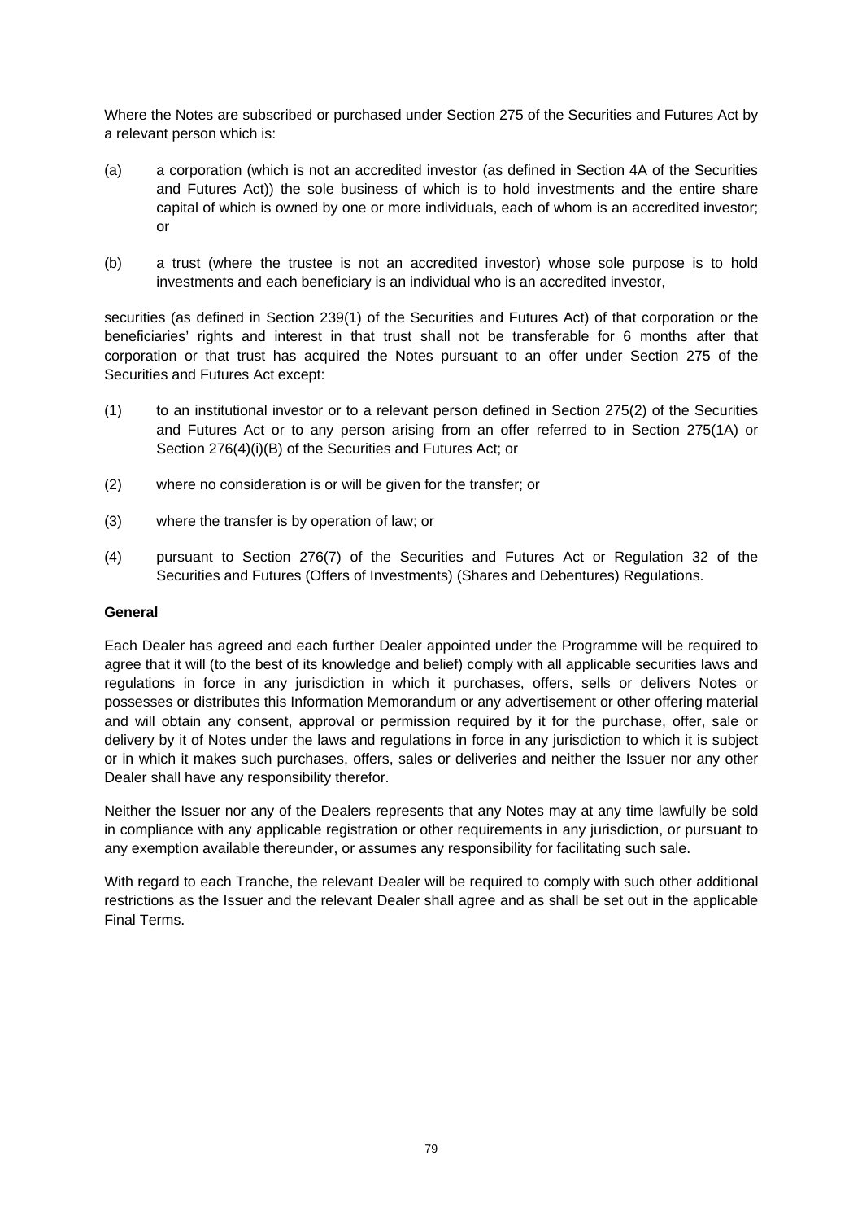Where the Notes are subscribed or purchased under Section 275 of the Securities and Futures Act by a relevant person which is:

(a) a corporation (which is not an accredited investor (as defined in Section 4A of the Securities and Futures Act)) the sole business of which is to hold investments and the entire share capital of which is owned by one or more individuals, each of whom is an accredited investor; or

(b) a trust (where the trustee is not an accredited investor) whose sole purpose is to hold investments and each beneficiary is an individual who is an accredited investor,

securities (as defined in Section 239(1) of the Securities and Futures Act) of that corporation or the beneficiaries' rights and interest in that trust shall not be transferable for 6 months after that corporation or that trust has acquired the Notes pursuant to an offer under Section 275 of the Securities and Futures Act except:

(1) to an institutional investor or to a relevant person defined in Section 275(2) of the Securities and Futures Act or to any person arising from an offer referred to in Section 275(1A) or Section 276(4)(i)(B) of the Securities and Futures Act; or

(2) where no consideration is or will be given for the transfer; or

(3) where the transfer is by operation of law; or

(4) pursuant to Section 276(7) of the Securities and Futures Act or Regulation 32 of the Securities and Futures (Offers of Investments) (Shares and Debentures) Regulations.

**General**

Each Dealer has agreed and each further Dealer appointed under the Programme will be required to agree that it will (to the best of its knowledge and belief) comply with all applicable securities laws and regulations in force in any jurisdiction in which it purchases, offers, sells or delivers Notes or possesses or distributes this Information Memorandum or any advertisement or other offering material and will obtain any consent, approval or permission required by it for the purchase, offer, sale or delivery by it of Notes under the laws and regulations in force in any jurisdiction to which it is subject or in which it makes such purchases, offers, sales or deliveries and neither the Issuer nor any other Dealer shall have any responsibility therefor.

Neither the Issuer nor any of the Dealers represents that any Notes may at any time lawfully be sold in compliance with any applicable registration or other requirements in any jurisdiction, or pursuant to any exemption available thereunder, or assumes any responsibility for facilitating such sale.

With regard to each Tranche, the relevant Dealer will be required to comply with such other additional restrictions as the Issuer and the relevant Dealer shall agree and as shall be set out in the applicable Final Terms.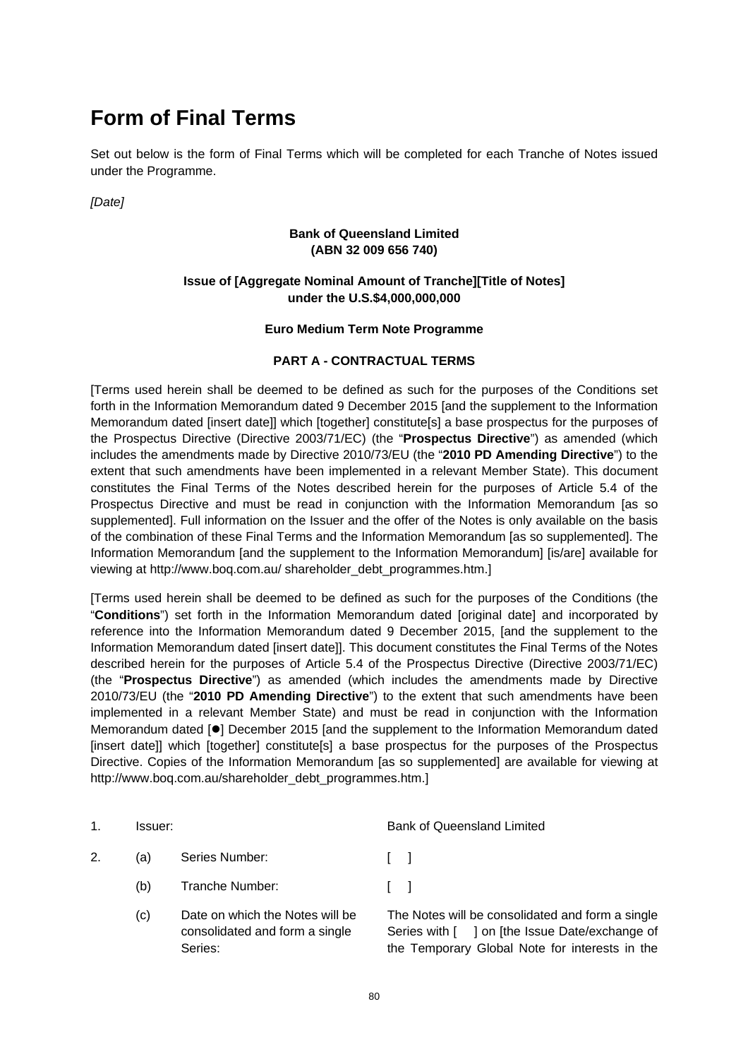# Form of Final Terms

Set out below is the form of Final Terms which will be completed for each Tranche of Notes issued under the Programme.

*[Date]*

**Bank of Queensland Limited**
**(ABN 32 009 656 740)**

**Issue of [Aggregate Nominal Amount of Tranche][Title of Notes]**
**under the U.S.$4,000,000,000**

**Euro Medium Term Note Programme**

**PART A - CONTRACTUAL TERMS**

[Terms used herein shall be deemed to be defined as such for the purposes of the Conditions set forth in the Information Memorandum dated 9 December 2015 [and the supplement to the Information Memorandum dated [insert date]] which [together] constitute[s] a base prospectus for the purposes of the Prospectus Directive (Directive 2003/71/EC) (the "**Prospectus Directive**") as amended (which includes the amendments made by Directive 2010/73/EU (the "**2010 PD Amending Directive**") to the extent that such amendments have been implemented in a relevant Member State). This document constitutes the Final Terms of the Notes described herein for the purposes of Article 5.4 of the Prospectus Directive and must be read in conjunction with the Information Memorandum [as so supplemented]. Full information on the Issuer and the offer of the Notes is only available on the basis of the combination of these Final Terms and the Information Memorandum [as so supplemented]. The Information Memorandum [and the supplement to the Information Memorandum] [is/are] available for viewing at http://www.boq.com.au/ shareholder_debt_programmes.htm.]

[Terms used herein shall be deemed to be defined as such for the purposes of the Conditions (the "**Conditions**") set forth in the Information Memorandum dated [original date] and incorporated by reference into the Information Memorandum dated 9 December 2015, [and the supplement to the Information Memorandum dated [insert date]]. This document constitutes the Final Terms of the Notes described herein for the purposes of Article 5.4 of the Prospectus Directive (Directive 2003/71/EC) (the "**Prospectus Directive**") as amended (which includes the amendments made by Directive 2010/73/EU (the "**2010 PD Amending Directive**") to the extent that such amendments have been implemented in a relevant Member State) and must be read in conjunction with the Information Memorandum dated [●] December 2015 [and the supplement to the Information Memorandum dated [insert date]] which [together] constitute[s] a base prospectus for the purposes of the Prospectus Directive. Copies of the Information Memorandum [as so supplemented] are available for viewing at http://www.boq.com.au/shareholder_debt_programmes.htm.]

| | | | |
|---|---|---|---|
| 1. | Issuer: | | Bank of Queensland Limited |
| 2. | (a) | Series Number: | [ ] |
| | (b) | Tranche Number: | [ ] |
| | (c) | Date on which the Notes will be consolidated and form a single Series: | The Notes will be consolidated and form a single Series with [ ] on [the Issue Date/exchange of the Temporary Global Note for interests in the |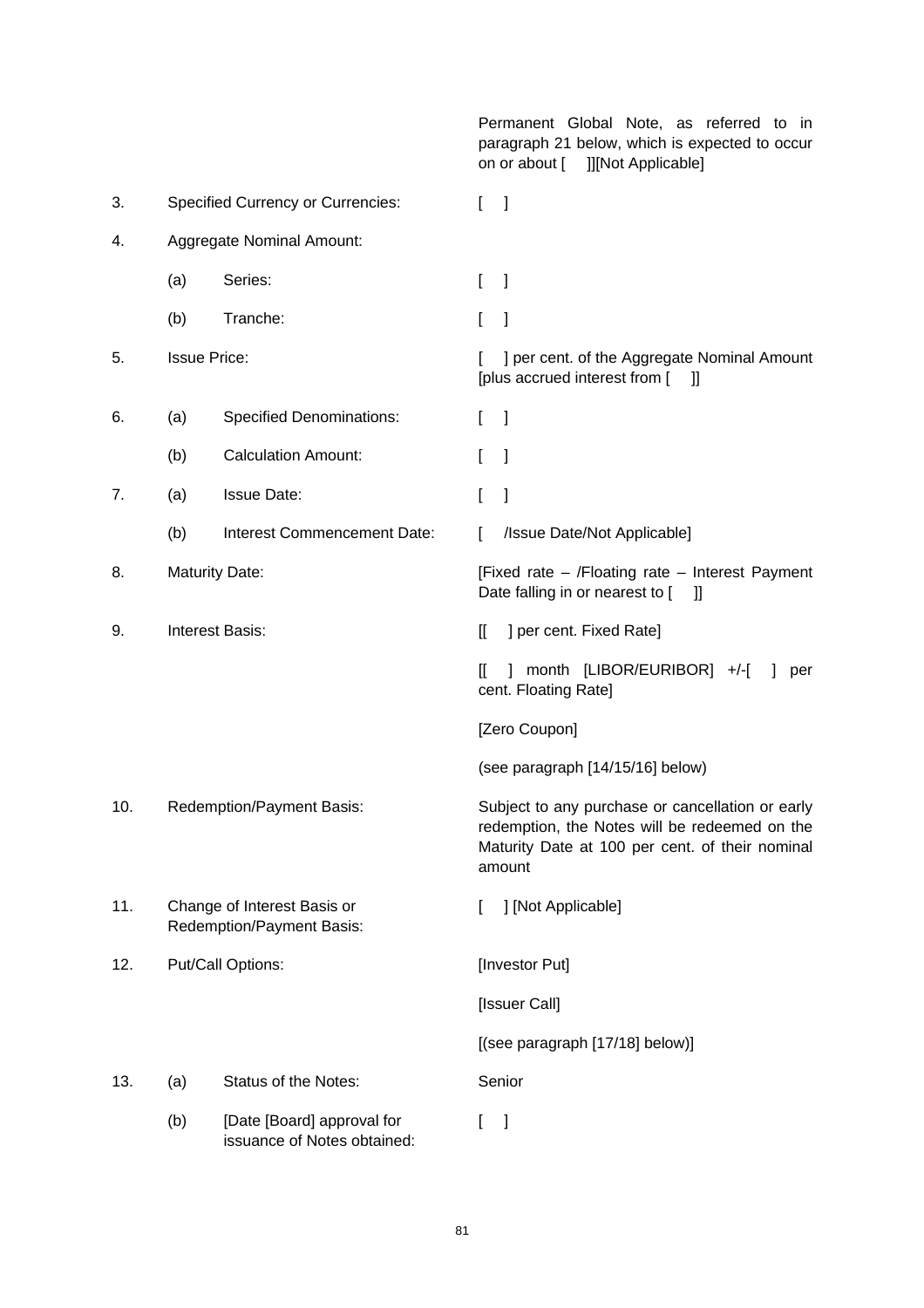| | | | |
|---|---|---|---|
| | | | Permanent Global Note, as referred to in paragraph 21 below, which is expected to occur on or about [ ]][Not Applicable] |
| 3. | Specified Currency or Currencies: | | [ ] |
| 4. | Aggregate Nominal Amount: | | |
| | (a) | Series: | [ ] |
| | (b) | Tranche: | [ ] |
| 5. | Issue Price: | | [ ] per cent. of the Aggregate Nominal Amount [plus accrued interest from [ ]] |
| 6. | (a) | Specified Denominations: | [ ] |
| | (b) | Calculation Amount: | [ ] |
| 7. | (a) | Issue Date: | [ ] |
| | (b) | Interest Commencement Date: | [ /Issue Date/Not Applicable] |
| 8. | Maturity Date: | | [Fixed rate – /Floating rate – Interest Payment Date falling in or nearest to [ ]] |
| 9. | Interest Basis: | | [[ ] per cent. Fixed Rate]<br><br>[[ ] month [LIBOR/EURIBOR] +/-[ ] per cent. Floating Rate]<br><br>[Zero Coupon]<br><br>(see paragraph [14/15/16] below) |
| 10. | Redemption/Payment Basis: | | Subject to any purchase or cancellation or early redemption, the Notes will be redeemed on the Maturity Date at 100 per cent. of their nominal amount |
| 11. | Change of Interest Basis or Redemption/Payment Basis: | | [ ] [Not Applicable] |
| 12. | Put/Call Options: | | [Investor Put]<br><br>[Issuer Call]<br><br>[(see paragraph [17/18] below)] |
| 13. | (a) | Status of the Notes: | Senior |
| | (b) | [Date [Board] approval for issuance of Notes obtained: | [ ] |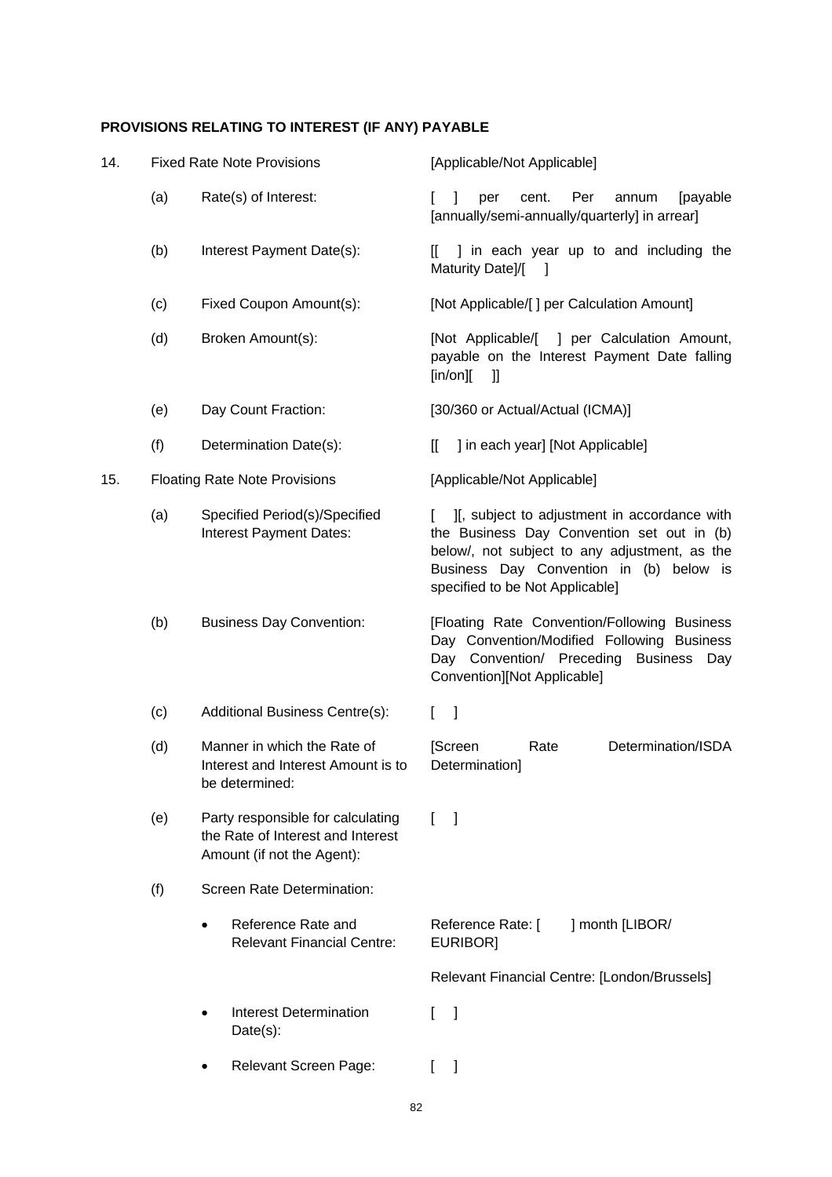**PROVISIONS RELATING TO INTEREST (IF ANY) PAYABLE**

| | | | |
|---|---|---|---|
| 14. | Fixed Rate Note Provisions | | [Applicable/Not Applicable] |
| | (a) | Rate(s) of Interest: | [ ] per cent. Per annum [payable [annually/semi-annually/quarterly] in arrear] |
| | (b) | Interest Payment Date(s): | [[ ] in each year up to and including the Maturity Date]/[ ] |
| | (c) | Fixed Coupon Amount(s): | [Not Applicable/[ ] per Calculation Amount] |
| | (d) | Broken Amount(s): | [Not Applicable/[ ] per Calculation Amount, payable on the Interest Payment Date falling [in/on][ ]] |
| | (e) | Day Count Fraction: | [30/360 or Actual/Actual (ICMA)] |
| | (f) | Determination Date(s): | [[ ] in each year] [Not Applicable] |
| 15. | Floating Rate Note Provisions | | [Applicable/Not Applicable] |
| | (a) | Specified Period(s)/Specified Interest Payment Dates: | [ ][, subject to adjustment in accordance with the Business Day Convention set out in (b) below/, not subject to any adjustment, as the Business Day Convention in (b) below is specified to be Not Applicable] |
| | (b) | Business Day Convention: | [Floating Rate Convention/Following Business Day Convention/Modified Following Business Day Convention/ Preceding Business Day Convention][Not Applicable] |
| | (c) | Additional Business Centre(s): | [ ] |
| | (d) | Manner in which the Rate of Interest and Interest Amount is to be determined: | [Screen Rate Determination/ISDA Determination] |
| | (e) | Party responsible for calculating the Rate of Interest and Interest Amount (if not the Agent): | [ ] |
| | (f) | Screen Rate Determination: | |
| | | • Reference Rate and Relevant Financial Centre: | Reference Rate: [ ] month [LIBOR/ EURIBOR]<br><br>Relevant Financial Centre: [London/Brussels] |
| | | • Interest Determination Date(s): | [ ] |
| | | • Relevant Screen Page: | [ ] |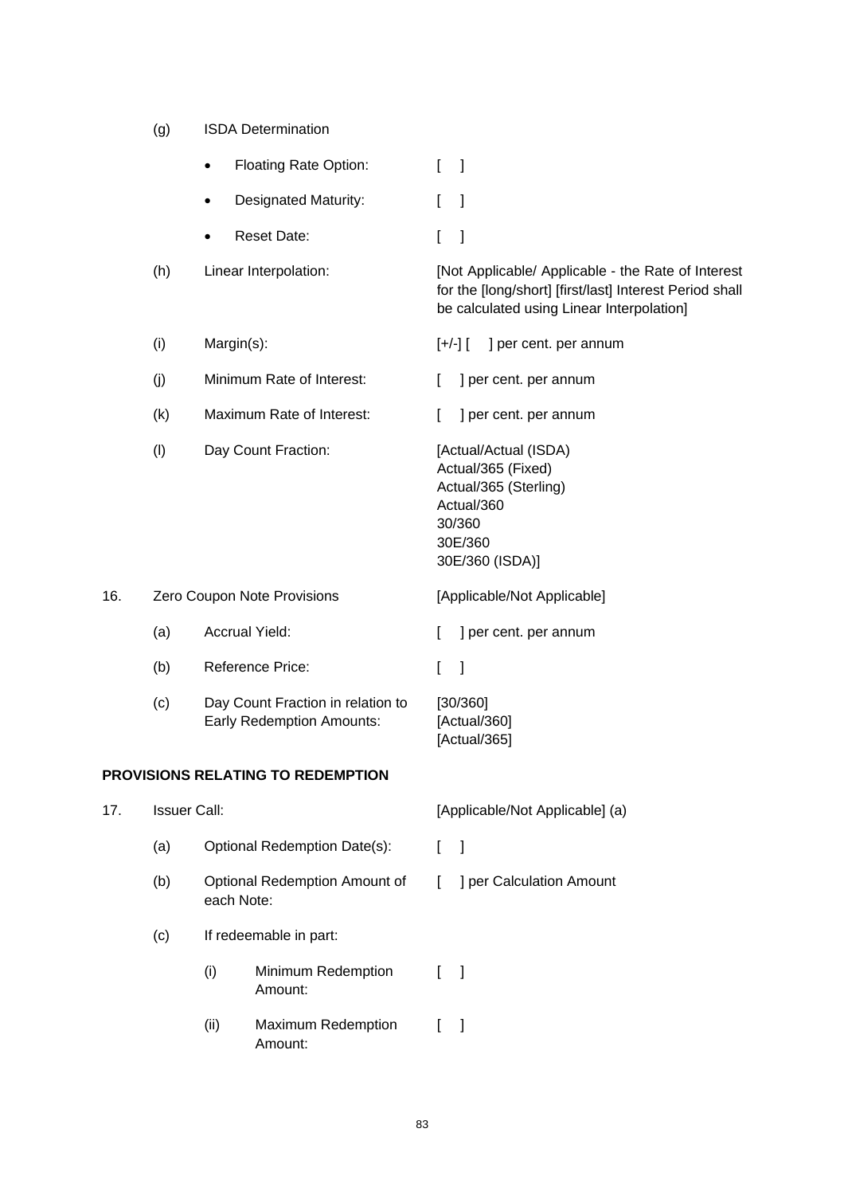| | | | |
|---|---|---|---|
| | (g) | ISDA Determination | |
| | | • Floating Rate Option: | [ ] |
| | | • Designated Maturity: | [ ] |
| | | • Reset Date: | [ ] |
| | (h) | Linear Interpolation: | [Not Applicable/ Applicable - the Rate of Interest for the [long/short] [first/last] Interest Period shall be calculated using Linear Interpolation] |
| | (i) | Margin(s): | [+/-] [ ] per cent. per annum |
| | (j) | Minimum Rate of Interest: | [ ] per cent. per annum |
| | (k) | Maximum Rate of Interest: | [ ] per cent. per annum |
| | (l) | Day Count Fraction: | [Actual/Actual (ISDA)<br>Actual/365 (Fixed)<br>Actual/365 (Sterling)<br>Actual/360<br>30/360<br>30E/360<br>30E/360 (ISDA)] |
| 16. | Zero Coupon Note Provisions | | [Applicable/Not Applicable] |
| | (a) | Accrual Yield: | [ ] per cent. per annum |
| | (b) | Reference Price: | [ ] |
| | (c) | Day Count Fraction in relation to Early Redemption Amounts: | [30/360]<br>[Actual/360]<br>[Actual/365] |

**PROVISIONS RELATING TO REDEMPTION**

| | | | |
|---|---|---|---|
| 17. | Issuer Call: | | [Applicable/Not Applicable] (a) |
| | (a) | Optional Redemption Date(s): | [ ] |
| | (b) | Optional Redemption Amount of each Note: | [ ] per Calculation Amount |
| | (c) | If redeemable in part: | |
| | | (i) Minimum Redemption Amount: | [ ] |
| | | (ii) Maximum Redemption Amount: | [ ] |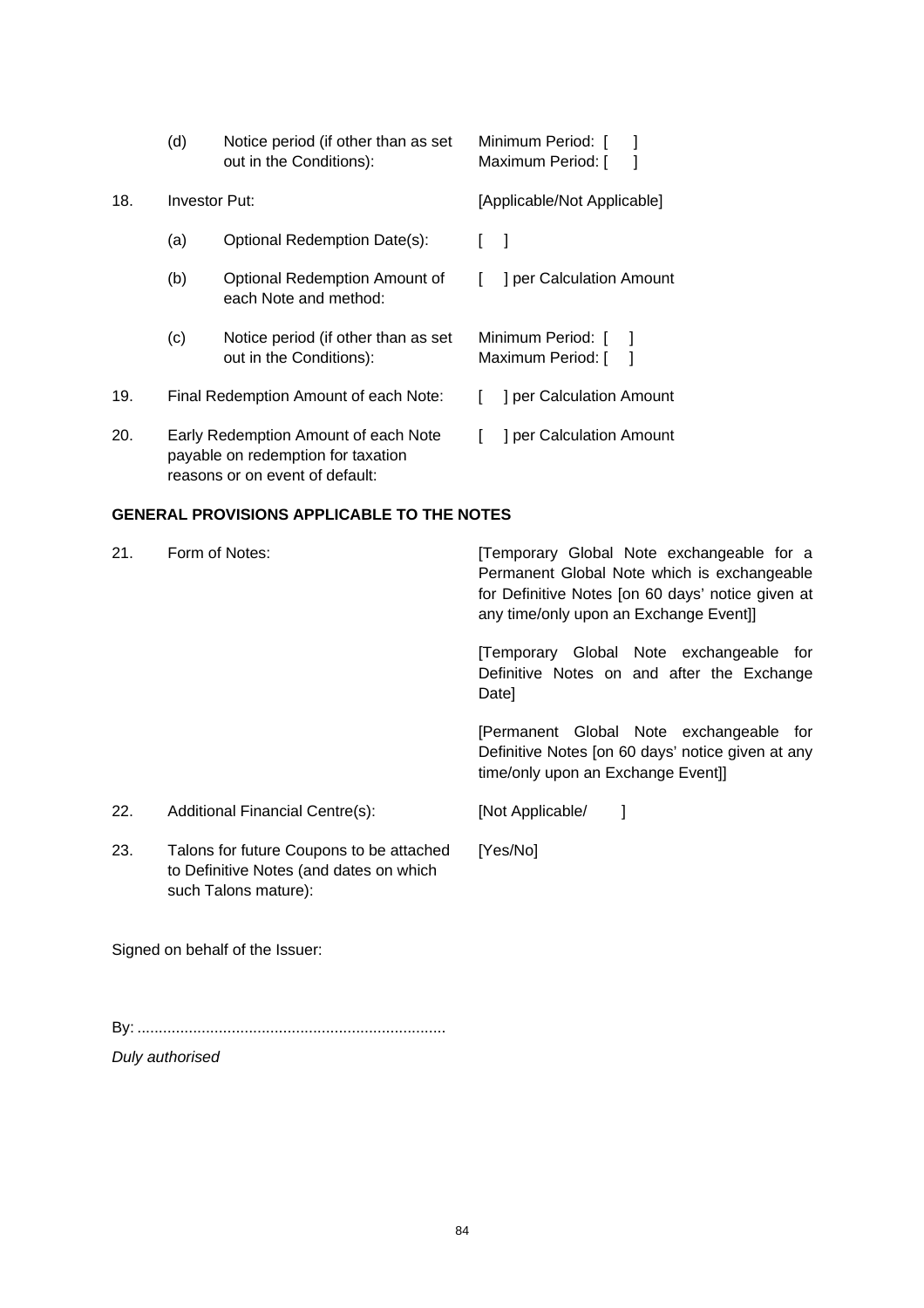| | | | |
|---|---|---|---|
| | (d) | Notice period (if other than as set out in the Conditions): | Minimum Period: [ ]<br>Maximum Period: [ ] |
| 18. | Investor Put: | | [Applicable/Not Applicable] |
| | (a) | Optional Redemption Date(s): | [ ] |
| | (b) | Optional Redemption Amount of each Note and method: | [ ] per Calculation Amount |
| | (c) | Notice period (if other than as set out in the Conditions): | Minimum Period: [ ]<br>Maximum Period: [ ] |
| 19. | Final Redemption Amount of each Note: | | [ ] per Calculation Amount |
| 20. | Early Redemption Amount of each Note payable on redemption for taxation reasons or on event of default: | | [ ] per Calculation Amount |

**GENERAL PROVISIONS APPLICABLE TO THE NOTES**

| | | |
|---|---|---|
| 21. | Form of Notes: | [Temporary Global Note exchangeable for a Permanent Global Note which is exchangeable for Definitive Notes [on 60 days' notice given at any time/only upon an Exchange Event]]<br><br>[Temporary Global Note exchangeable for Definitive Notes on and after the Exchange Date]<br><br>[Permanent Global Note exchangeable for Definitive Notes [on 60 days' notice given at any time/only upon an Exchange Event]] |
| 22. | Additional Financial Centre(s): | [Not Applicable/ ] |
| 23. | Talons for future Coupons to be attached to Definitive Notes (and dates on which such Talons mature): | [Yes/No] |

Signed on behalf of the Issuer:

By: .......................................................................

*Duly authorised*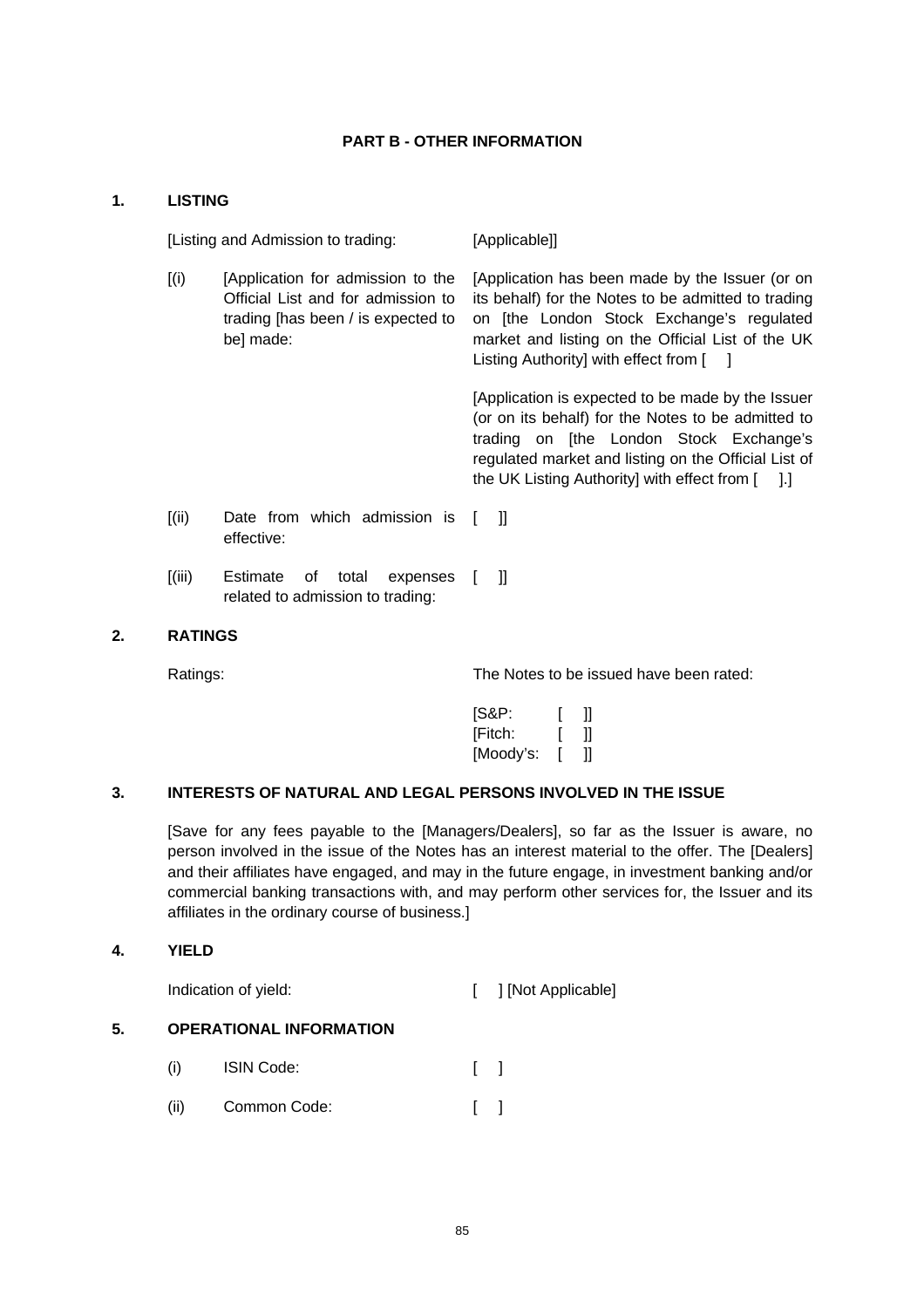## PART B - OTHER INFORMATION

### 1. LISTING

| | |
|---|---|
| [Listing and Admission to trading: | [Applicable]] |
| [(i) [Application for admission to the Official List and for admission to trading [has been / is expected to be] made: | [Application has been made by the Issuer (or on its behalf) for the Notes to be admitted to trading on [the London Stock Exchange's regulated market and listing on the Official List of the UK Listing Authority] with effect from [ ]<br><br>[Application is expected to be made by the Issuer (or on its behalf) for the Notes to be admitted to trading on [the London Stock Exchange's regulated market and listing on the Official List of the UK Listing Authority] with effect from [ ].] |
| [(ii) Date from which admission is effective: | [ ]] |
| [(iii) Estimate of total expenses related to admission to trading: | [ ]] |

### 2. RATINGS

| | |
|---|---|
| Ratings: | The Notes to be issued have been rated:<br><br>[S&P: [ ]]<br>[Fitch: [ ]]<br>[Moody's: [ ]] |

### 3. INTERESTS OF NATURAL AND LEGAL PERSONS INVOLVED IN THE ISSUE

[Save for any fees payable to the [Managers/Dealers], so far as the Issuer is aware, no person involved in the issue of the Notes has an interest material to the offer. The [Dealers] and their affiliates have engaged, and may in the future engage, in investment banking and/or commercial banking transactions with, and may perform other services for, the Issuer and its affiliates in the ordinary course of business.]

### 4. YIELD

| | |
|---|---|
| Indication of yield: | [ ] [Not Applicable] |

### 5. OPERATIONAL INFORMATION

| | |
|---|---|
| (i) ISIN Code: | [ ] |
| (ii) Common Code: | [ ] |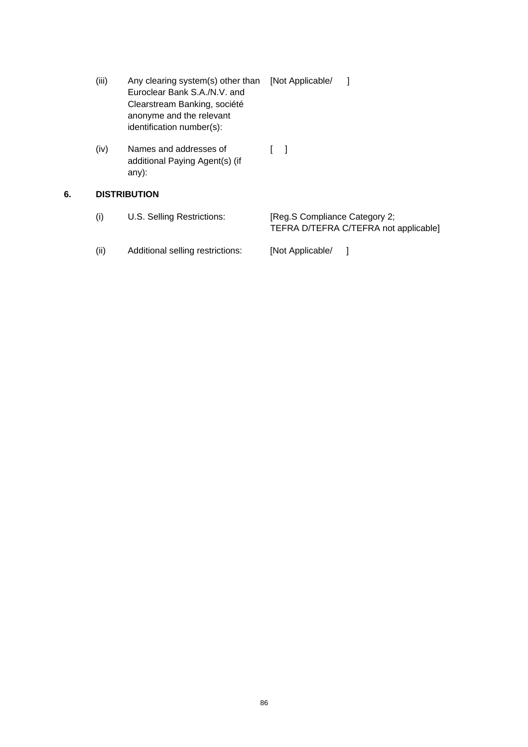| | | |
|---|---|---|
| (iii) | Any clearing system(s) other than Euroclear Bank S.A./N.V. and Clearstream Banking, société anonyme and the relevant identification number(s): | [Not Applicable/ ] |
| (iv) | Names and addresses of additional Paying Agent(s) (if any): | [ ] |

## 6. DISTRIBUTION

| | | |
|---|---|---|
| (i) | U.S. Selling Restrictions: | [Reg.S Compliance Category 2; TEFRA D/TEFRA C/TEFRA not applicable] |
| (ii) | Additional selling restrictions: | [Not Applicable/ ] |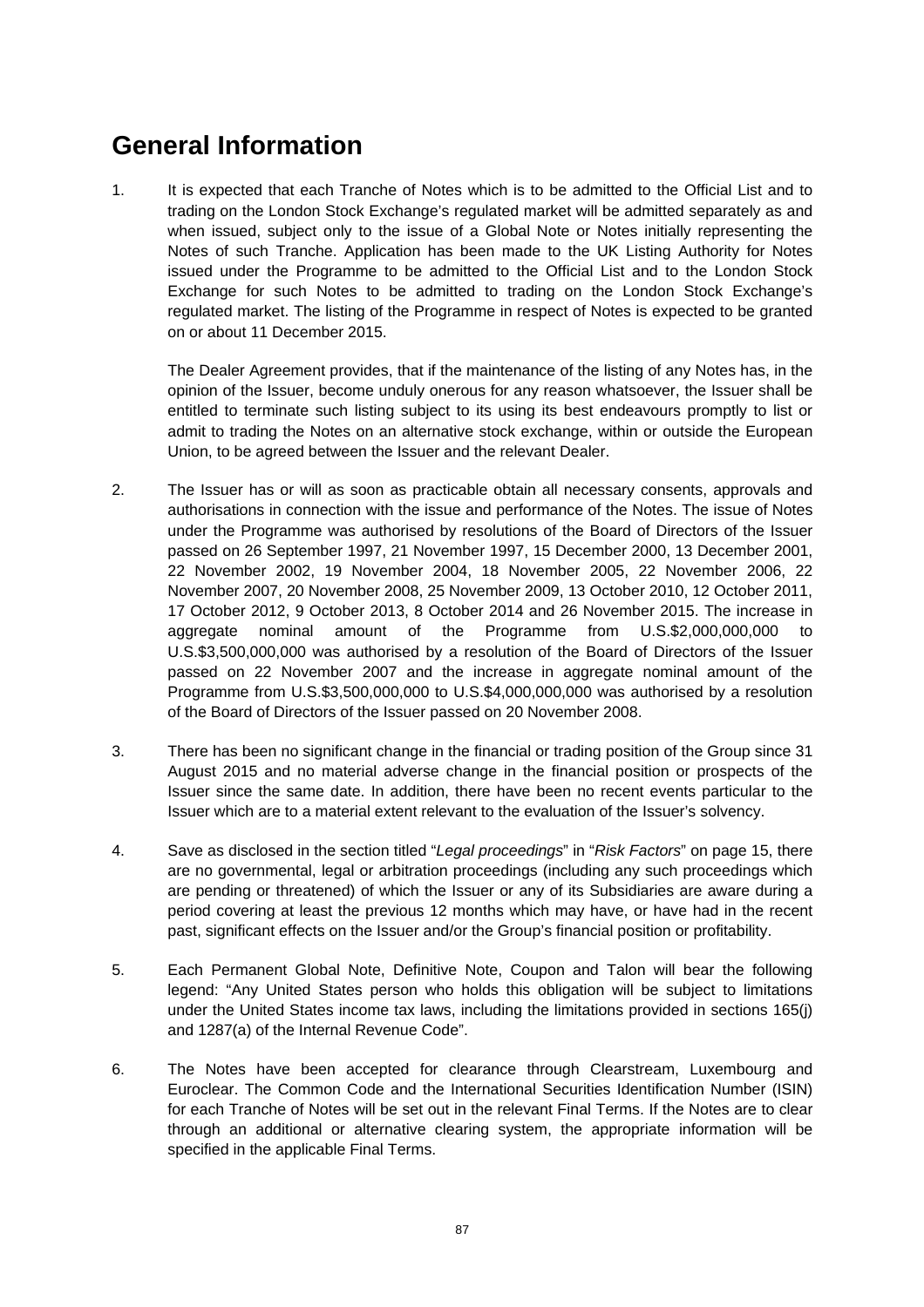# General Information

1. It is expected that each Tranche of Notes which is to be admitted to the Official List and to trading on the London Stock Exchange's regulated market will be admitted separately as and when issued, subject only to the issue of a Global Note or Notes initially representing the Notes of such Tranche. Application has been made to the UK Listing Authority for Notes issued under the Programme to be admitted to the Official List and to the London Stock Exchange for such Notes to be admitted to trading on the London Stock Exchange's regulated market. The listing of the Programme in respect of Notes is expected to be granted on or about 11 December 2015.

   The Dealer Agreement provides, that if the maintenance of the listing of any Notes has, in the opinion of the Issuer, become unduly onerous for any reason whatsoever, the Issuer shall be entitled to terminate such listing subject to its using its best endeavours promptly to list or admit to trading the Notes on an alternative stock exchange, within or outside the European Union, to be agreed between the Issuer and the relevant Dealer.

2. The Issuer has or will as soon as practicable obtain all necessary consents, approvals and authorisations in connection with the issue and performance of the Notes. The issue of Notes under the Programme was authorised by resolutions of the Board of Directors of the Issuer passed on 26 September 1997, 21 November 1997, 15 December 2000, 13 December 2001, 22 November 2002, 19 November 2004, 18 November 2005, 22 November 2006, 22 November 2007, 20 November 2008, 25 November 2009, 13 October 2010, 12 October 2011, 17 October 2012, 9 October 2013, 8 October 2014 and 26 November 2015. The increase in aggregate nominal amount of the Programme from U.S.$2,000,000,000 to U.S.$3,500,000,000 was authorised by a resolution of the Board of Directors of the Issuer passed on 22 November 2007 and the increase in aggregate nominal amount of the Programme from U.S.$3,500,000,000 to U.S.$4,000,000,000 was authorised by a resolution of the Board of Directors of the Issuer passed on 20 November 2008.

3. There has been no significant change in the financial or trading position of the Group since 31 August 2015 and no material adverse change in the financial position or prospects of the Issuer since the same date. In addition, there have been no recent events particular to the Issuer which are to a material extent relevant to the evaluation of the Issuer's solvency.

4. Save as disclosed in the section titled "*Legal proceedings*" in "*Risk Factors*" on page 15, there are no governmental, legal or arbitration proceedings (including any such proceedings which are pending or threatened) of which the Issuer or any of its Subsidiaries are aware during a period covering at least the previous 12 months which may have, or have had in the recent past, significant effects on the Issuer and/or the Group's financial position or profitability.

5. Each Permanent Global Note, Definitive Note, Coupon and Talon will bear the following legend: "Any United States person who holds this obligation will be subject to limitations under the United States income tax laws, including the limitations provided in sections 165(j) and 1287(a) of the Internal Revenue Code".

6. The Notes have been accepted for clearance through Clearstream, Luxembourg and Euroclear. The Common Code and the International Securities Identification Number (ISIN) for each Tranche of Notes will be set out in the relevant Final Terms. If the Notes are to clear through an additional or alternative clearing system, the appropriate information will be specified in the applicable Final Terms.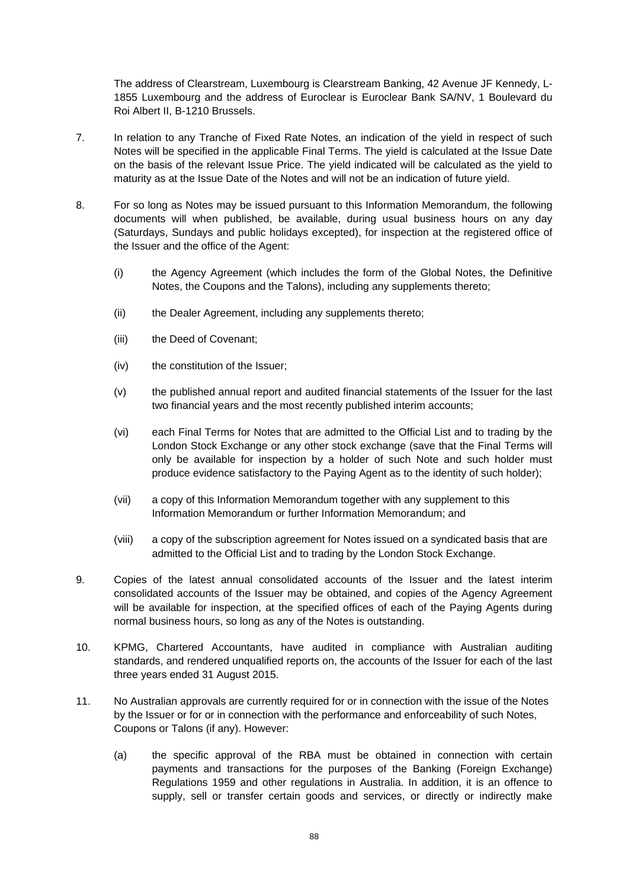The address of Clearstream, Luxembourg is Clearstream Banking, 42 Avenue JF Kennedy, L-1855 Luxembourg and the address of Euroclear is Euroclear Bank SA/NV, 1 Boulevard du Roi Albert II, B-1210 Brussels.

7. In relation to any Tranche of Fixed Rate Notes, an indication of the yield in respect of such Notes will be specified in the applicable Final Terms. The yield is calculated at the Issue Date on the basis of the relevant Issue Price. The yield indicated will be calculated as the yield to maturity as at the Issue Date of the Notes and will not be an indication of future yield.

8. For so long as Notes may be issued pursuant to this Information Memorandum, the following documents will when published, be available, during usual business hours on any day (Saturdays, Sundays and public holidays excepted), for inspection at the registered office of the Issuer and the office of the Agent:

   (i) the Agency Agreement (which includes the form of the Global Notes, the Definitive Notes, the Coupons and the Talons), including any supplements thereto;

   (ii) the Dealer Agreement, including any supplements thereto;

   (iii) the Deed of Covenant;

   (iv) the constitution of the Issuer;

   (v) the published annual report and audited financial statements of the Issuer for the last two financial years and the most recently published interim accounts;

   (vi) each Final Terms for Notes that are admitted to the Official List and to trading by the London Stock Exchange or any other stock exchange (save that the Final Terms will only be available for inspection by a holder of such Note and such holder must produce evidence satisfactory to the Paying Agent as to the identity of such holder);

   (vii) a copy of this Information Memorandum together with any supplement to this Information Memorandum or further Information Memorandum; and

   (viii) a copy of the subscription agreement for Notes issued on a syndicated basis that are admitted to the Official List and to trading by the London Stock Exchange.

9. Copies of the latest annual consolidated accounts of the Issuer and the latest interim consolidated accounts of the Issuer may be obtained, and copies of the Agency Agreement will be available for inspection, at the specified offices of each of the Paying Agents during normal business hours, so long as any of the Notes is outstanding.

10. KPMG, Chartered Accountants, have audited in compliance with Australian auditing standards, and rendered unqualified reports on, the accounts of the Issuer for each of the last three years ended 31 August 2015.

11. No Australian approvals are currently required for or in connection with the issue of the Notes by the Issuer or for or in connection with the performance and enforceability of such Notes, Coupons or Talons (if any). However:

   (a) the specific approval of the RBA must be obtained in connection with certain payments and transactions for the purposes of the Banking (Foreign Exchange) Regulations 1959 and other regulations in Australia. In addition, it is an offence to supply, sell or transfer certain goods and services, or directly or indirectly make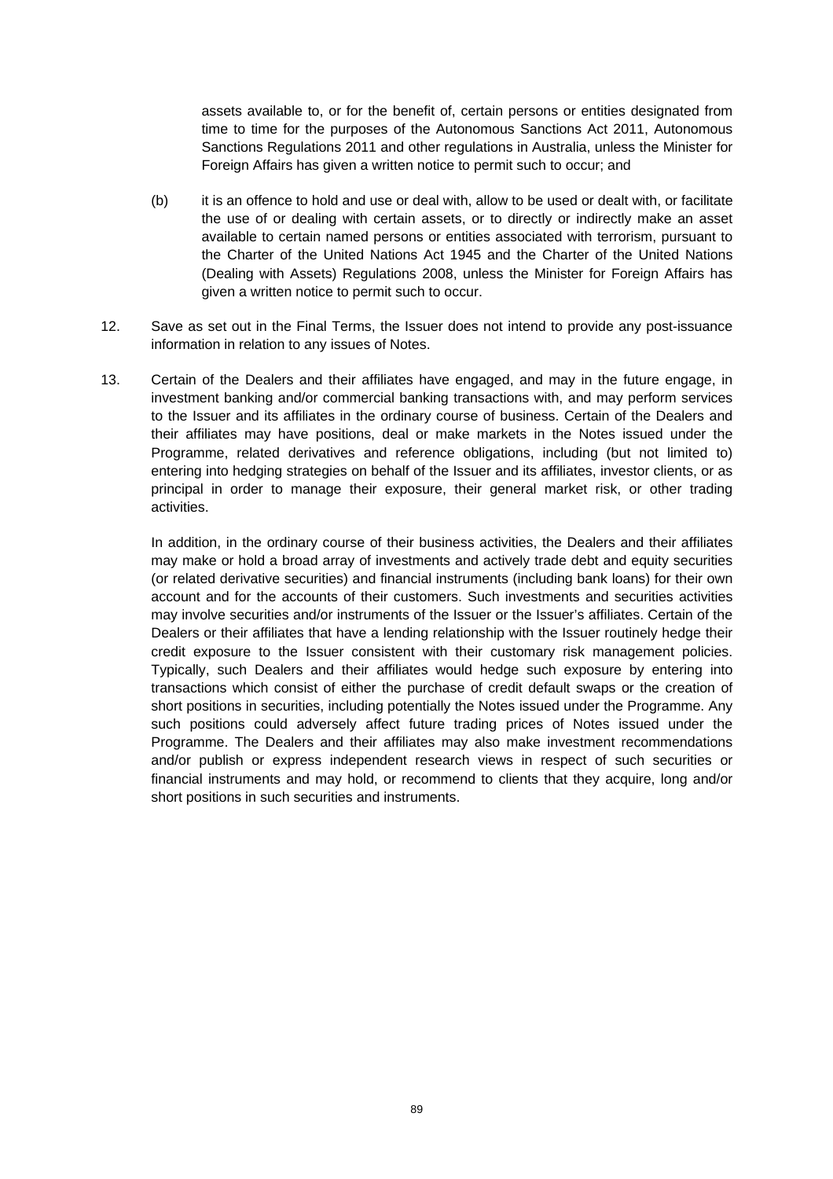assets available to, or for the benefit of, certain persons or entities designated from time to time for the purposes of the Autonomous Sanctions Act 2011, Autonomous Sanctions Regulations 2011 and other regulations in Australia, unless the Minister for Foreign Affairs has given a written notice to permit such to occur; and

(b) it is an offence to hold and use or deal with, allow to be used or dealt with, or facilitate the use of or dealing with certain assets, or to directly or indirectly make an asset available to certain named persons or entities associated with terrorism, pursuant to the Charter of the United Nations Act 1945 and the Charter of the United Nations (Dealing with Assets) Regulations 2008, unless the Minister for Foreign Affairs has given a written notice to permit such to occur.

12. Save as set out in the Final Terms, the Issuer does not intend to provide any post-issuance information in relation to any issues of Notes.

13. Certain of the Dealers and their affiliates have engaged, and may in the future engage, in investment banking and/or commercial banking transactions with, and may perform services to the Issuer and its affiliates in the ordinary course of business. Certain of the Dealers and their affiliates may have positions, deal or make markets in the Notes issued under the Programme, related derivatives and reference obligations, including (but not limited to) entering into hedging strategies on behalf of the Issuer and its affiliates, investor clients, or as principal in order to manage their exposure, their general market risk, or other trading activities.

In addition, in the ordinary course of their business activities, the Dealers and their affiliates may make or hold a broad array of investments and actively trade debt and equity securities (or related derivative securities) and financial instruments (including bank loans) for their own account and for the accounts of their customers. Such investments and securities activities may involve securities and/or instruments of the Issuer or the Issuer's affiliates. Certain of the Dealers or their affiliates that have a lending relationship with the Issuer routinely hedge their credit exposure to the Issuer consistent with their customary risk management policies. Typically, such Dealers and their affiliates would hedge such exposure by entering into transactions which consist of either the purchase of credit default swaps or the creation of short positions in securities, including potentially the Notes issued under the Programme. Any such positions could adversely affect future trading prices of Notes issued under the Programme. The Dealers and their affiliates may also make investment recommendations and/or publish or express independent research views in respect of such securities or financial instruments and may hold, or recommend to clients that they acquire, long and/or short positions in such securities and instruments.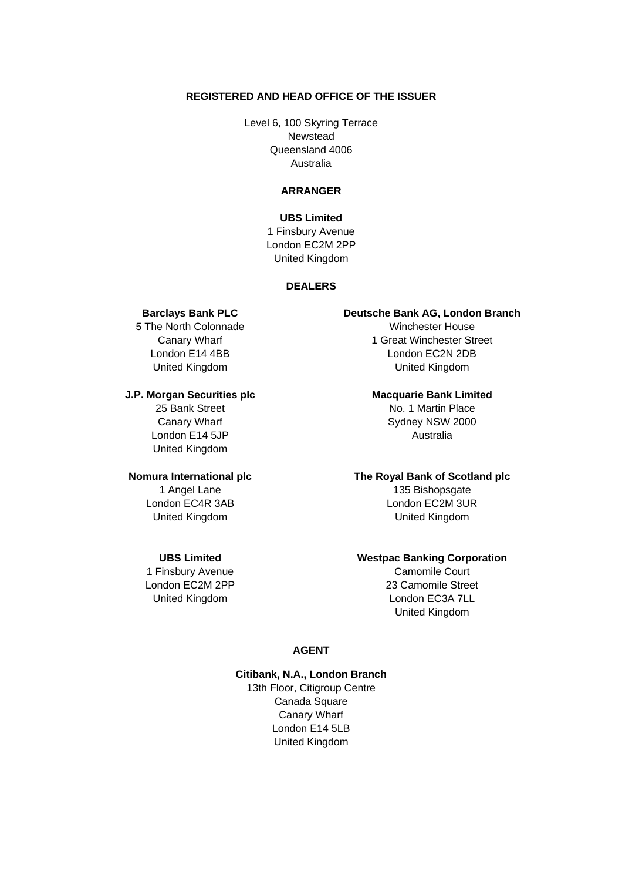## REGISTERED AND HEAD OFFICE OF THE ISSUER

Level 6, 100 Skyring Terrace
Newstead
Queensland 4006
Australia

## ARRANGER

**UBS Limited**
1 Finsbury Avenue
London EC2M 2PP
United Kingdom

## DEALERS

**Barclays Bank PLC**
5 The North Colonnade
Canary Wharf
London E14 4BB
United Kingdom

**Deutsche Bank AG, London Branch**
Winchester House
1 Great Winchester Street
London EC2N 2DB
United Kingdom

**J.P. Morgan Securities plc**
25 Bank Street
Canary Wharf
London E14 5JP
United Kingdom

**Macquarie Bank Limited**
No. 1 Martin Place
Sydney NSW 2000
Australia

**Nomura International plc**
1 Angel Lane
London EC4R 3AB
United Kingdom

**The Royal Bank of Scotland plc**
135 Bishopsgate
London EC2M 3UR
United Kingdom

**UBS Limited**
1 Finsbury Avenue
London EC2M 2PP
United Kingdom

**Westpac Banking Corporation**
Camomile Court
23 Camomile Street
London EC3A 7LL
United Kingdom

## AGENT

**Citibank, N.A., London Branch**
13th Floor, Citigroup Centre
Canada Square
Canary Wharf
London E14 5LB
United Kingdom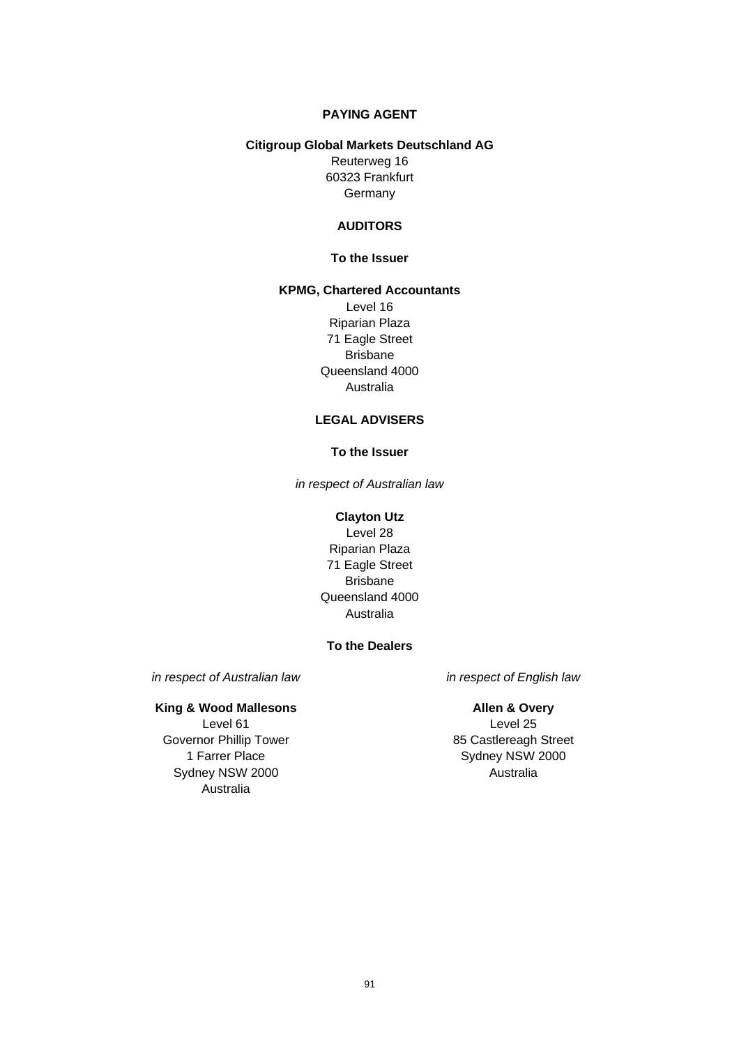## PAYING AGENT

**Citigroup Global Markets Deutschland AG**
Reuterweg 16
60323 Frankfurt
Germany

## AUDITORS

### To the Issuer

**KPMG, Chartered Accountants**
Level 16
Riparian Plaza
71 Eagle Street
Brisbane
Queensland 4000
Australia

## LEGAL ADVISERS

### To the Issuer

*in respect of Australian law*

**Clayton Utz**
Level 28
Riparian Plaza
71 Eagle Street
Brisbane
Queensland 4000
Australia

### To the Dealers

*in respect of Australian law*

**King & Wood Mallesons**
Level 61
Governor Phillip Tower
1 Farrer Place
Sydney NSW 2000
Australia

*in respect of English law*

**Allen & Overy**
Level 25
85 Castlereagh Street
Sydney NSW 2000
Australia